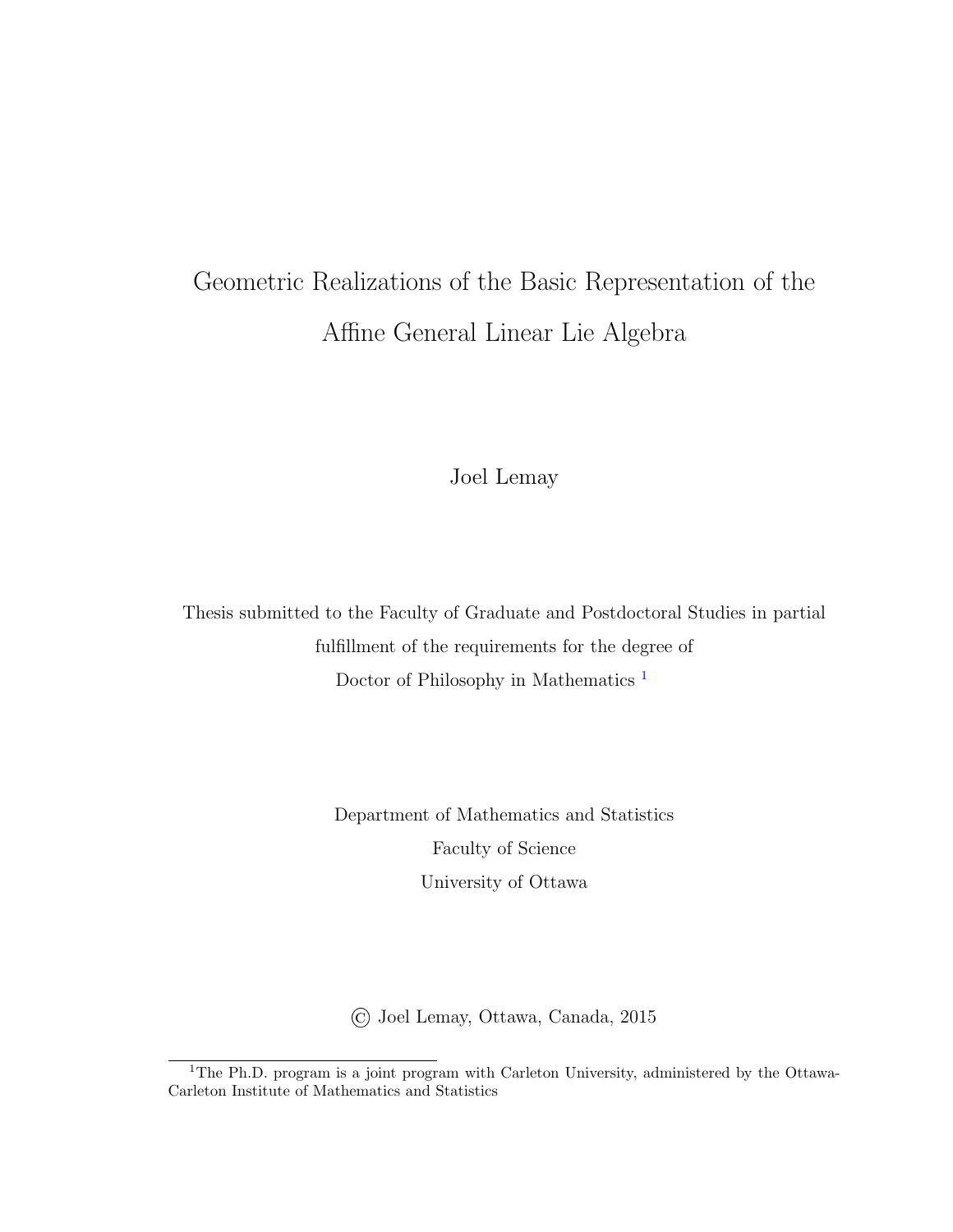# Geometric Realizations of the Basic Representation of the Affine General Linear Lie Algebra

Joel Lemay

Thesis submitted to the Faculty of Graduate and Postdoctoral Studies in partial fulfillment of the requirements for the degree of Doctor of Philosophy in Mathematics [1]

Department of Mathematics and Statistics
Faculty of Science
University of Ottawa

© Joel Lemay, Ottawa, Canada, 2015

[1] The Ph.D. program is a joint program with Carleton University, administered by the Ottawa-Carleton Institute of Mathematics and Statistics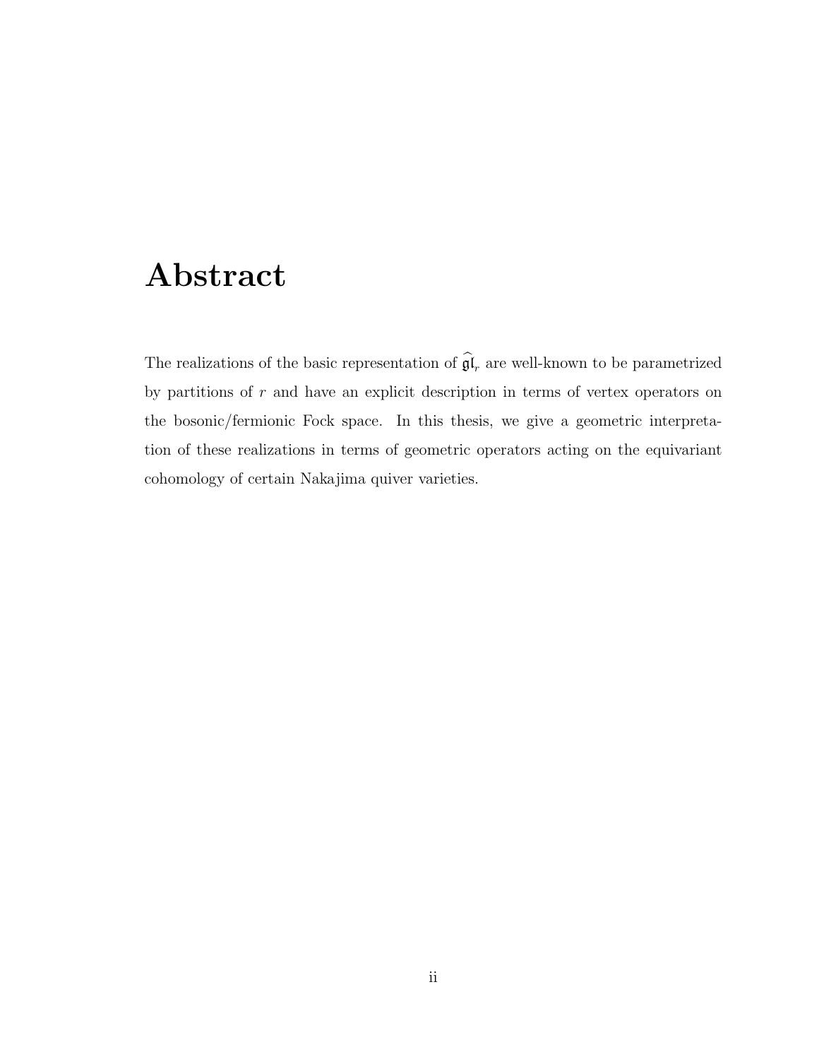# Abstract

The realizations of the basic representation of $\widehat{\mathfrak{gl}}_r$ are well-known to be parametrized by partitions of $r$ and have an explicit description in terms of vertex operators on the bosonic/fermionic Fock space. In this thesis, we give a geometric interpretation of these realizations in terms of geometric operators acting on the equivariant cohomology of certain Nakajima quiver varieties.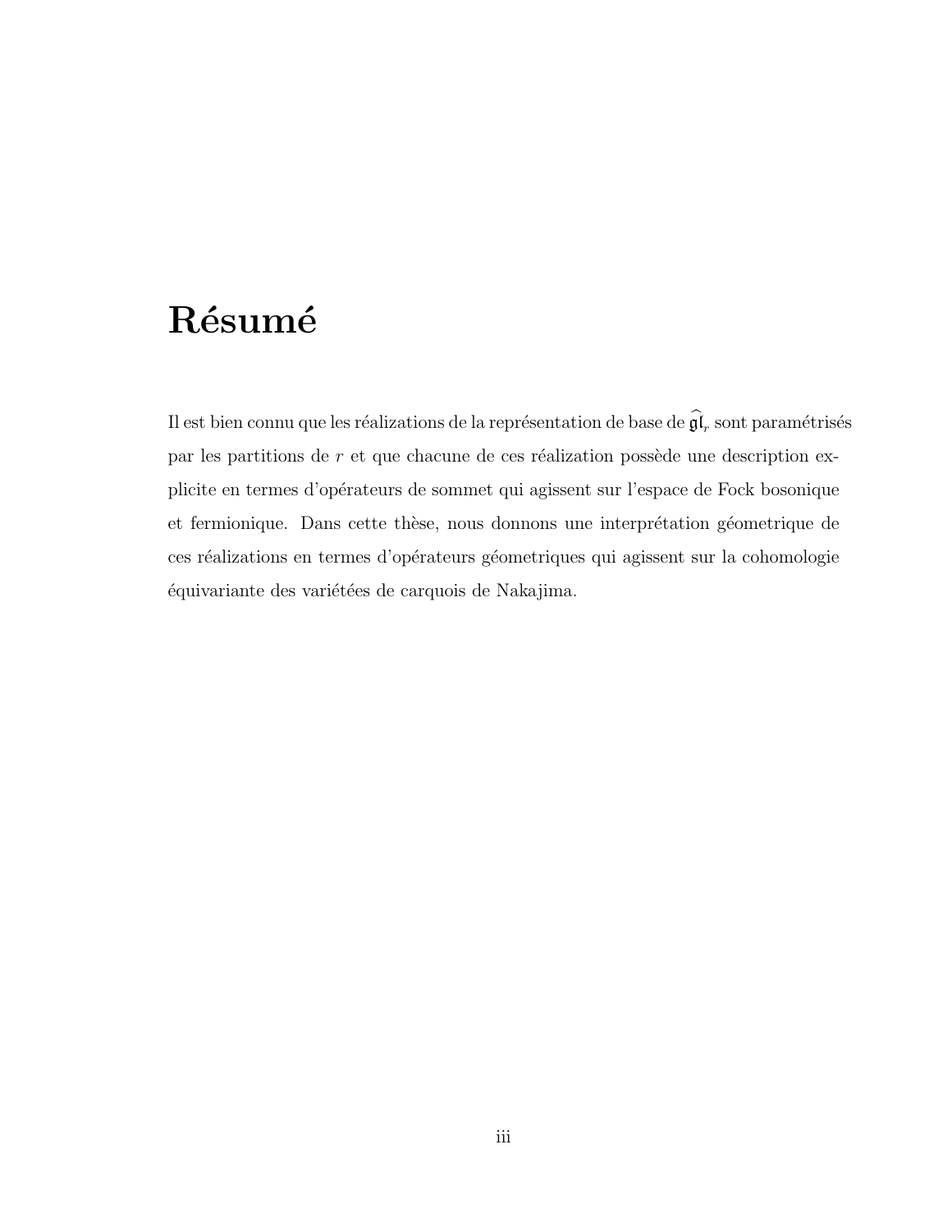# Résumé

Il est bien connu que les réalizations de la représentation de base de $\widehat{\mathfrak{gl}}_r$ sont paramétrisés par les partitions de $r$ et que chacune de ces réalization possède une description explicite en termes d'opérateurs de sommet qui agissent sur l'espace de Fock bosonique et fermionique. Dans cette thèse, nous donnons une interprétation géometrique de ces réalizations en termes d'opérateurs géometriques qui agissent sur la cohomologie équivariante des variétées de carquois de Nakajima.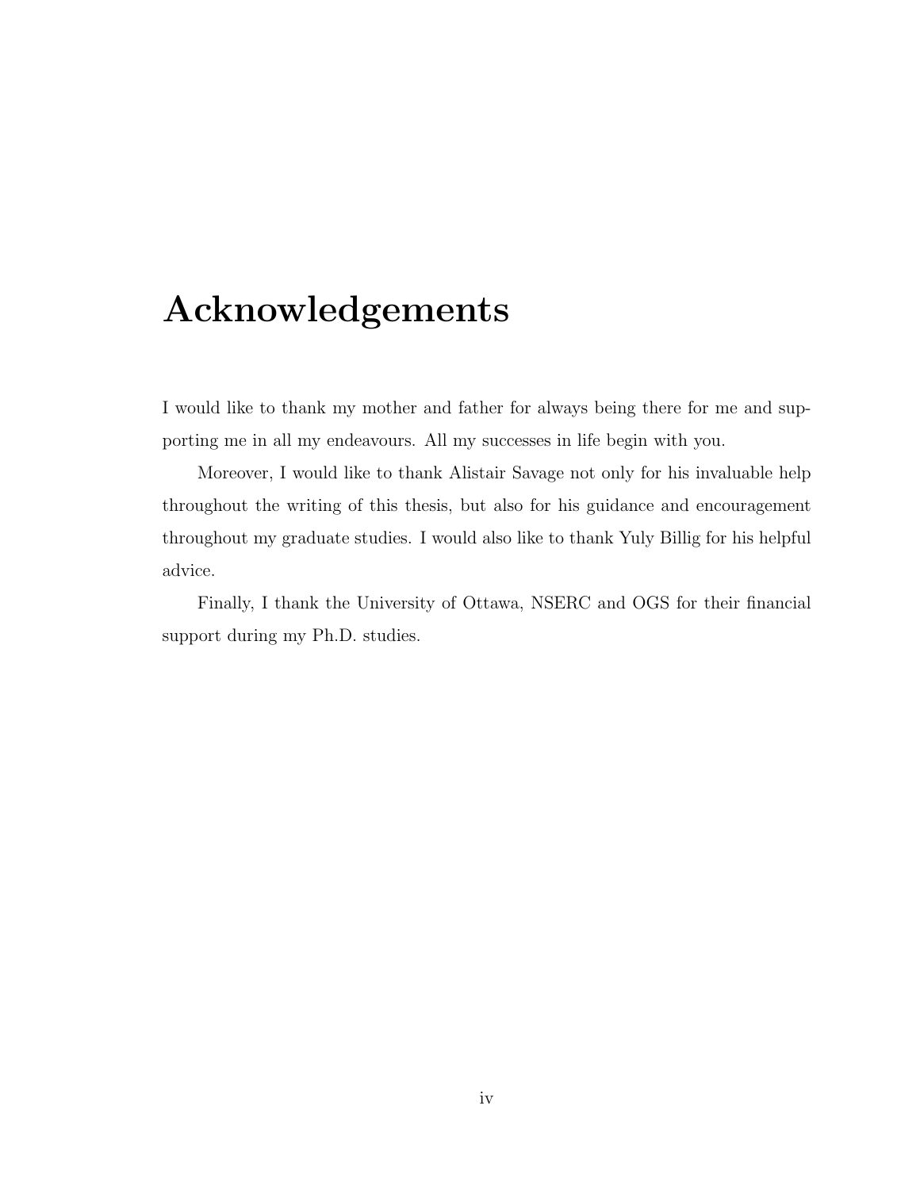# Acknowledgements

I would like to thank my mother and father for always being there for me and supporting me in all my endeavours. All my successes in life begin with you.

Moreover, I would like to thank Alistair Savage not only for his invaluable help throughout the writing of this thesis, but also for his guidance and encouragement throughout my graduate studies. I would also like to thank Yuly Billig for his helpful advice.

Finally, I thank the University of Ottawa, NSERC and OGS for their financial support during my Ph.D. studies.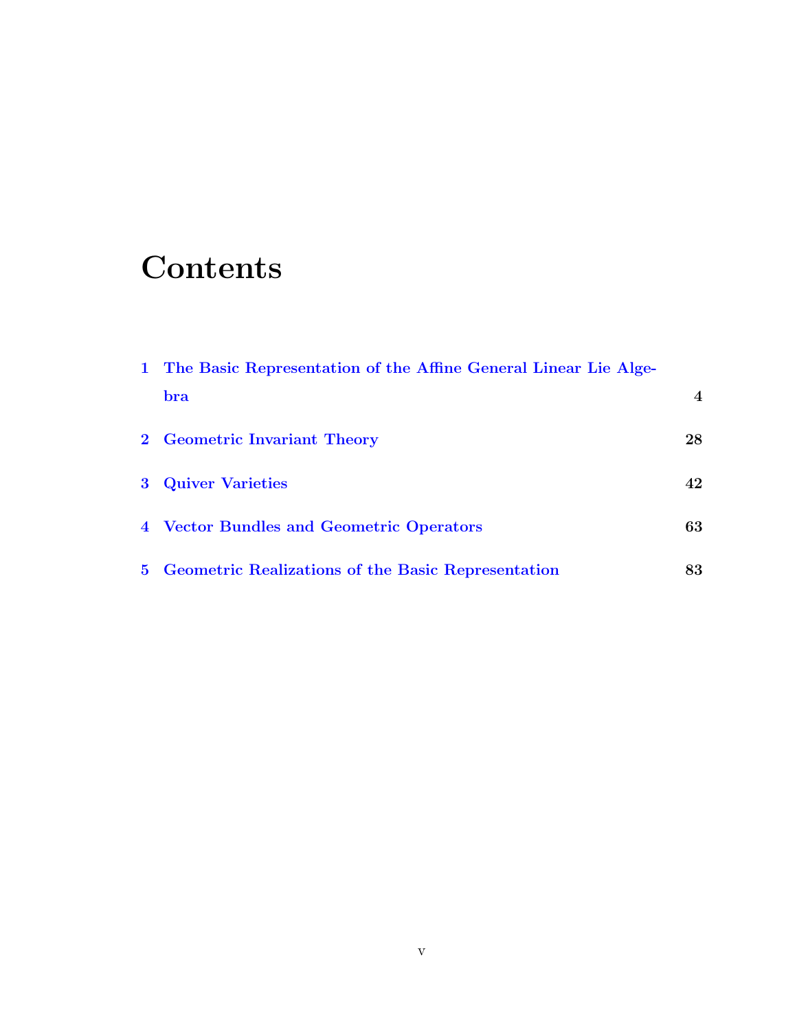# Contents

1 The Basic Representation of the Affine General Linear Lie Algebra — 4

2 Geometric Invariant Theory — 28

3 Quiver Varieties — 42

4 Vector Bundles and Geometric Operators — 63

5 Geometric Realizations of the Basic Representation — 83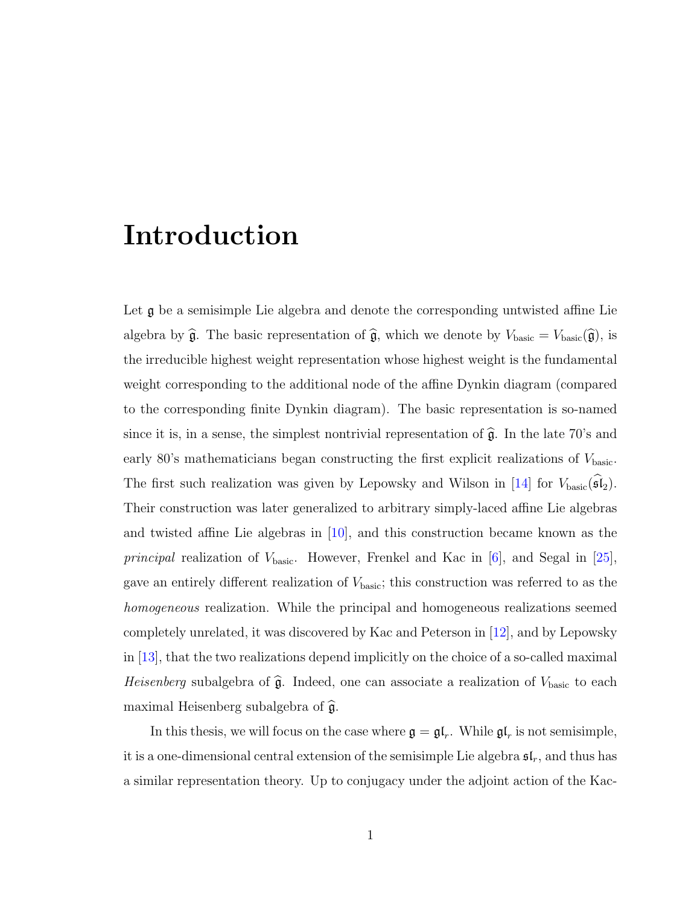# Introduction

Let $\mathfrak{g}$ be a semisimple Lie algebra and denote the corresponding untwisted affine Lie algebra by $\widehat{\mathfrak{g}}$. The basic representation of $\widehat{\mathfrak{g}}$, which we denote by $V_{\text{basic}} = V_{\text{basic}}(\widehat{\mathfrak{g}})$, is the irreducible highest weight representation whose highest weight is the fundamental weight corresponding to the additional node of the affine Dynkin diagram (compared to the corresponding finite Dynkin diagram). The basic representation is so-named since it is, in a sense, the simplest nontrivial representation of $\widehat{\mathfrak{g}}$. In the late 70's and early 80's mathematicians began constructing the first explicit realizations of $V_{\text{basic}}$. The first such realization was given by Lepowsky and Wilson in [14] for $V_{\text{basic}}(\widehat{\mathfrak{sl}}_2)$. Their construction was later generalized to arbitrary simply-laced affine Lie algebras and twisted affine Lie algebras in [10], and this construction became known as the *principal* realization of $V_{\text{basic}}$. However, Frenkel and Kac in [6], and Segal in [25], gave an entirely different realization of $V_{\text{basic}}$; this construction was referred to as the *homogeneous* realization. While the principal and homogeneous realizations seemed completely unrelated, it was discovered by Kac and Peterson in [12], and by Lepowsky in [13], that the two realizations depend implicitly on the choice of a so-called maximal *Heisenberg* subalgebra of $\widehat{\mathfrak{g}}$. Indeed, one can associate a realization of $V_{\text{basic}}$ to each maximal Heisenberg subalgebra of $\widehat{\mathfrak{g}}$.

In this thesis, we will focus on the case where $\mathfrak{g} = \mathfrak{gl}_r$. While $\mathfrak{gl}_r$ is not semisimple, it is a one-dimensional central extension of the semisimple Lie algebra $\mathfrak{sl}_r$, and thus has a similar representation theory. Up to conjugacy under the adjoint action of the Kac-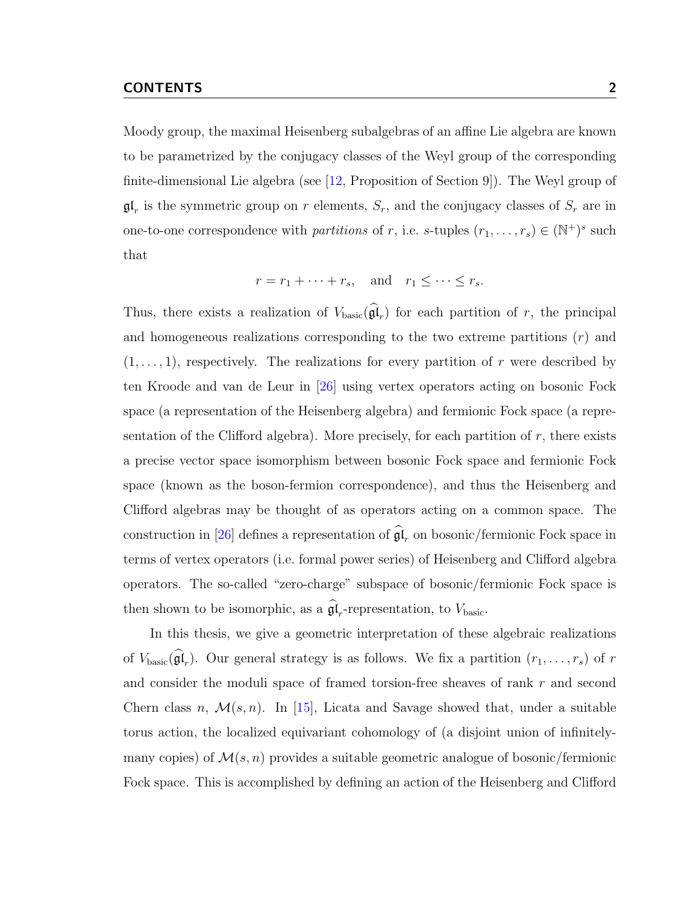Moody group, the maximal Heisenberg subalgebras of an affine Lie algebra are known to be parametrized by the conjugacy classes of the Weyl group of the corresponding finite-dimensional Lie algebra (see [12, Proposition of Section 9]). The Weyl group of $\mathfrak{gl}_r$ is the symmetric group on $r$ elements, $S_r$, and the conjugacy classes of $S_r$ are in one-to-one correspondence with *partitions* of $r$, i.e. $s$-tuples $(r_1, \ldots, r_s) \in (\mathbb{N}^+)^s$ such that

$$r = r_1 + \cdots + r_s, \quad \text{and} \quad r_1 \leq \cdots \leq r_s.$$

Thus, there exists a realization of $V_{\text{basic}}(\widehat{\mathfrak{gl}}_r)$ for each partition of $r$, the principal and homogeneous realizations corresponding to the two extreme partitions $(r)$ and $(1, \ldots, 1)$, respectively. The realizations for every partition of $r$ were described by ten Kroode and van de Leur in [26] using vertex operators acting on bosonic Fock space (a representation of the Heisenberg algebra) and fermionic Fock space (a representation of the Clifford algebra). More precisely, for each partition of $r$, there exists a precise vector space isomorphism between bosonic Fock space and fermionic Fock space (known as the boson-fermion correspondence), and thus the Heisenberg and Clifford algebras may be thought of as operators acting on a common space. The construction in [26] defines a representation of $\widehat{\mathfrak{gl}}_r$ on bosonic/fermionic Fock space in terms of vertex operators (i.e. formal power series) of Heisenberg and Clifford algebra operators. The so-called "zero-charge" subspace of bosonic/fermionic Fock space is then shown to be isomorphic, as a $\widehat{\mathfrak{gl}}_r$-representation, to $V_{\text{basic}}$.

In this thesis, we give a geometric interpretation of these algebraic realizations of $V_{\text{basic}}(\widehat{\mathfrak{gl}}_r)$. Our general strategy is as follows. We fix a partition $(r_1, \ldots, r_s)$ of $r$ and consider the moduli space of framed torsion-free sheaves of rank $r$ and second Chern class $n$, $\mathcal{M}(s, n)$. In [15], Licata and Savage showed that, under a suitable torus action, the localized equivariant cohomology of (a disjoint union of infinitely-many copies) of $\mathcal{M}(s, n)$ provides a suitable geometric analogue of bosonic/fermionic Fock space. This is accomplished by defining an action of the Heisenberg and Clifford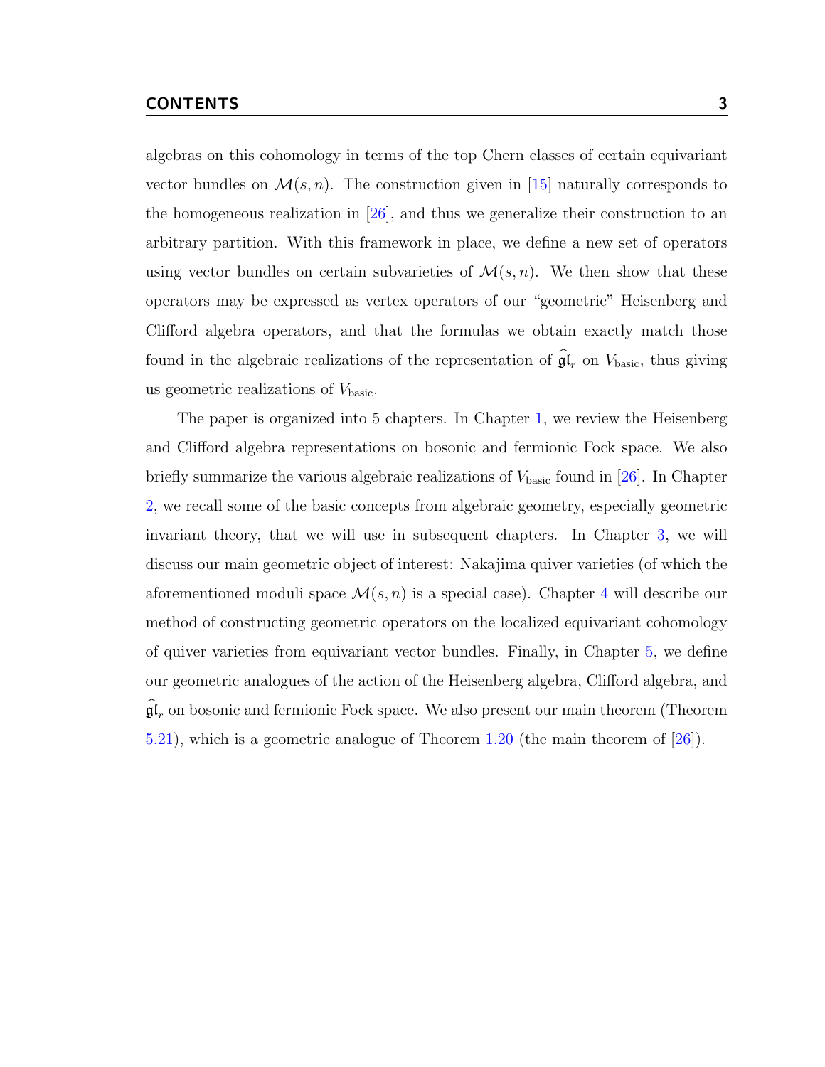algebras on this cohomology in terms of the top Chern classes of certain equivariant vector bundles on $\mathcal{M}(s,n)$. The construction given in [15] naturally corresponds to the homogeneous realization in [26], and thus we generalize their construction to an arbitrary partition. With this framework in place, we define a new set of operators using vector bundles on certain subvarieties of $\mathcal{M}(s,n)$. We then show that these operators may be expressed as vertex operators of our "geometric" Heisenberg and Clifford algebra operators, and that the formulas we obtain exactly match those found in the algebraic realizations of the representation of $\widehat{\mathfrak{gl}}_r$ on $V_{\text{basic}}$, thus giving us geometric realizations of $V_{\text{basic}}$.

The paper is organized into 5 chapters. In Chapter 1, we review the Heisenberg and Clifford algebra representations on bosonic and fermionic Fock space. We also briefly summarize the various algebraic realizations of $V_{\text{basic}}$ found in [26]. In Chapter 2, we recall some of the basic concepts from algebraic geometry, especially geometric invariant theory, that we will use in subsequent chapters. In Chapter 3, we will discuss our main geometric object of interest: Nakajima quiver varieties (of which the aforementioned moduli space $\mathcal{M}(s,n)$ is a special case). Chapter 4 will describe our method of constructing geometric operators on the localized equivariant cohomology of quiver varieties from equivariant vector bundles. Finally, in Chapter 5, we define our geometric analogues of the action of the Heisenberg algebra, Clifford algebra, and $\widehat{\mathfrak{gl}}_r$ on bosonic and fermionic Fock space. We also present our main theorem (Theorem 5.21), which is a geometric analogue of Theorem 1.20 (the main theorem of [26]).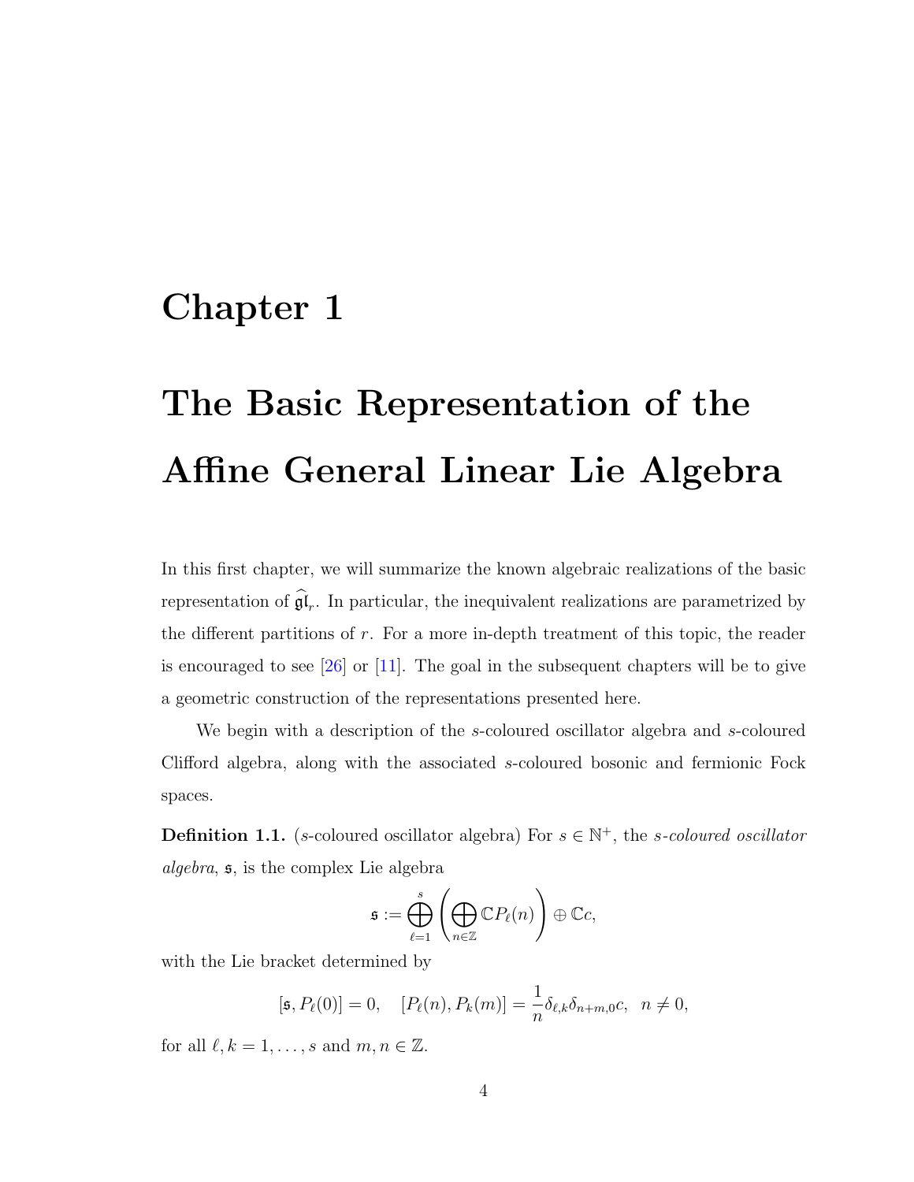# Chapter 1

# The Basic Representation of the Affine General Linear Lie Algebra

In this first chapter, we will summarize the known algebraic realizations of the basic representation of $\widehat{\mathfrak{gl}}_r$. In particular, the inequivalent realizations are parametrized by the different partitions of $r$. For a more in-depth treatment of this topic, the reader is encouraged to see [26] or [11]. The goal in the subsequent chapters will be to give a geometric construction of the representations presented here.

We begin with a description of the $s$-coloured oscillator algebra and $s$-coloured Clifford algebra, along with the associated $s$-coloured bosonic and fermionic Fock spaces.

**Definition 1.1.** ($s$-coloured oscillator algebra) For $s \in \mathbb{N}^+$, the *$s$-coloured oscillator algebra*, $\mathfrak{s}$, is the complex Lie algebra

$$\mathfrak{s} := \bigoplus_{\ell=1}^{s} \left( \bigoplus_{n \in \mathbb{Z}} \mathbb{C} P_\ell(n) \right) \oplus \mathbb{C} c,$$

with the Lie bracket determined by

$$[\mathfrak{s}, P_\ell(0)] = 0, \quad [P_\ell(n), P_k(m)] = \frac{1}{n} \delta_{\ell,k} \delta_{n+m,0} c, \ \ n \neq 0,$$

for all $\ell, k = 1, \dots, s$ and $m, n \in \mathbb{Z}$.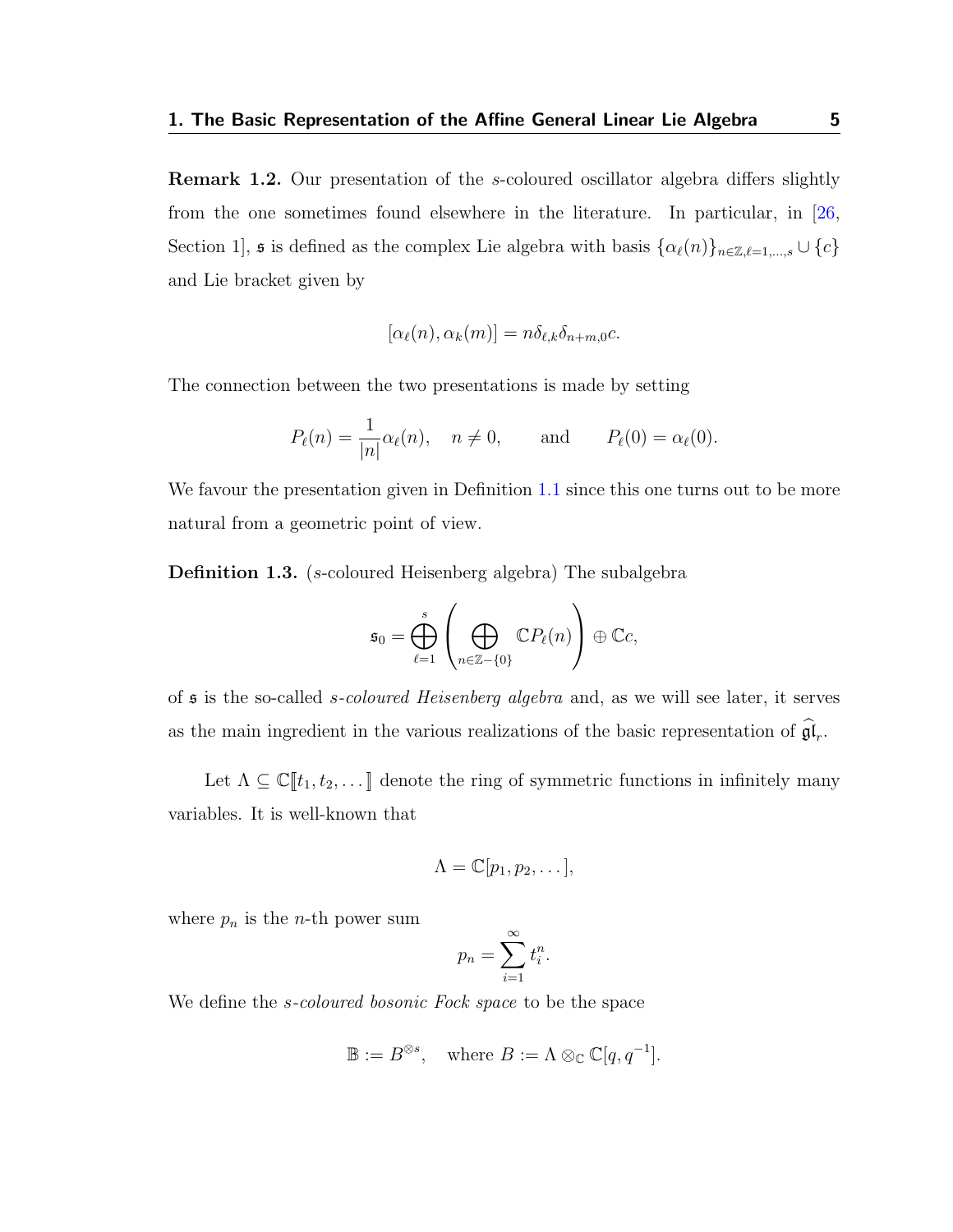**Remark 1.2.** Our presentation of the $s$-coloured oscillator algebra differs slightly from the one sometimes found elsewhere in the literature. In particular, in [26, Section 1], $\mathfrak{s}$ is defined as the complex Lie algebra with basis $\{\alpha_\ell(n)\}_{n\in\mathbb{Z},\ell=1,\ldots,s} \cup \{c\}$ and Lie bracket given by

$$[\alpha_\ell(n), \alpha_k(m)] = n\delta_{\ell,k}\delta_{n+m,0}c.$$

The connection between the two presentations is made by setting

$$P_\ell(n) = \frac{1}{|n|}\alpha_\ell(n), \quad n \neq 0, \qquad \text{and} \qquad P_\ell(0) = \alpha_\ell(0).$$

We favour the presentation given in Definition 1.1 since this one turns out to be more natural from a geometric point of view.

**Definition 1.3.** ($s$-coloured Heisenberg algebra) The subalgebra

$$\mathfrak{s}_0 = \bigoplus_{\ell=1}^{s} \left( \bigoplus_{n\in\mathbb{Z}-\{0\}} \mathbb{C}P_\ell(n) \right) \oplus \mathbb{C}c,$$

of $\mathfrak{s}$ is the so-called *$s$-coloured Heisenberg algebra* and, as we will see later, it serves as the main ingredient in the various realizations of the basic representation of $\widehat{\mathfrak{gl}}_r$.

Let $\Lambda \subseteq \mathbb{C}[\![t_1, t_2, \ldots]\!]$ denote the ring of symmetric functions in infinitely many variables. It is well-known that

$$\Lambda = \mathbb{C}[p_1, p_2, \ldots],$$

where $p_n$ is the $n$-th power sum

$$p_n = \sum_{i=1}^{\infty} t_i^n.$$

We define the *$s$-coloured bosonic Fock space* to be the space

$$\mathbb{B} := B^{\otimes s}, \quad \text{where } B := \Lambda \otimes_{\mathbb{C}} \mathbb{C}[q, q^{-1}].$$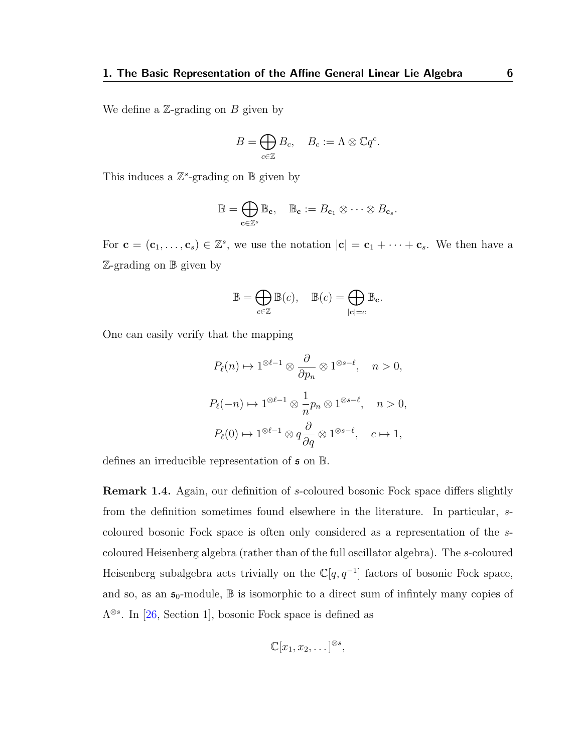We define a $\mathbb{Z}$-grading on $B$ given by

$$B = \bigoplus_{c \in \mathbb{Z}} B_c, \quad B_c := \Lambda \otimes \mathbb{C}q^c.$$

This induces a $\mathbb{Z}^s$-grading on $\mathbb{B}$ given by

$$\mathbb{B} = \bigoplus_{\mathbf{c} \in \mathbb{Z}^s} \mathbb{B}_{\mathbf{c}}, \quad \mathbb{B}_{\mathbf{c}} := B_{\mathbf{c}_1} \otimes \cdots \otimes B_{\mathbf{c}_s}.$$

For $\mathbf{c} = (\mathbf{c}_1, \ldots, \mathbf{c}_s) \in \mathbb{Z}^s$, we use the notation $|\mathbf{c}| = \mathbf{c}_1 + \cdots + \mathbf{c}_s$. We then have a $\mathbb{Z}$-grading on $\mathbb{B}$ given by

$$\mathbb{B} = \bigoplus_{c \in \mathbb{Z}} \mathbb{B}(c), \quad \mathbb{B}(c) = \bigoplus_{|\mathbf{c}| = c} \mathbb{B}_{\mathbf{c}}.$$

One can easily verify that the mapping

$$P_\ell(n) \mapsto 1^{\otimes \ell - 1} \otimes \frac{\partial}{\partial p_n} \otimes 1^{\otimes s - \ell}, \quad n > 0,$$

$$P_\ell(-n) \mapsto 1^{\otimes \ell - 1} \otimes \frac{1}{n} p_n \otimes 1^{\otimes s - \ell}, \quad n > 0,$$

$$P_\ell(0) \mapsto 1^{\otimes \ell - 1} \otimes q \frac{\partial}{\partial q} \otimes 1^{\otimes s - \ell}, \quad c \mapsto 1,$$

defines an irreducible representation of $\mathfrak{s}$ on $\mathbb{B}$.

**Remark 1.4.** Again, our definition of $s$-coloured bosonic Fock space differs slightly from the definition sometimes found elsewhere in the literature. In particular, $s$-coloured bosonic Fock space is often only considered as a representation of the $s$-coloured Heisenberg algebra (rather than of the full oscillator algebra). The $s$-coloured Heisenberg subalgebra acts trivially on the $\mathbb{C}[q, q^{-1}]$ factors of bosonic Fock space, and so, as an $\mathfrak{s}_0$-module, $\mathbb{B}$ is isomorphic to a direct sum of infintely many copies of $\Lambda^{\otimes s}$. In [26, Section 1], bosonic Fock space is defined as

$$\mathbb{C}[x_1, x_2, \ldots]^{\otimes s},$$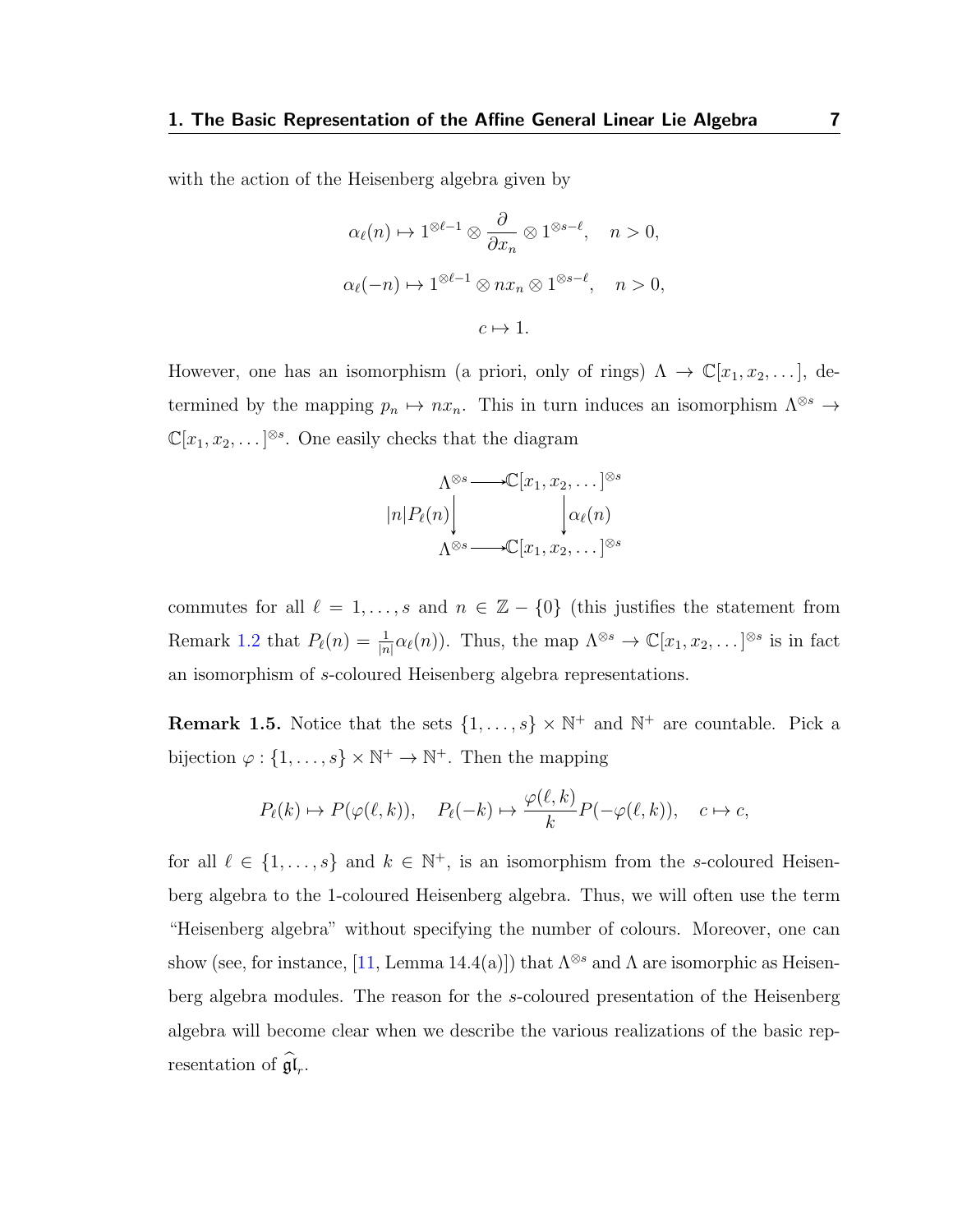with the action of the Heisenberg algebra given by

$$\alpha_\ell(n) \mapsto 1^{\otimes \ell-1} \otimes \frac{\partial}{\partial x_n} \otimes 1^{\otimes s-\ell}, \quad n > 0,$$

$$\alpha_\ell(-n) \mapsto 1^{\otimes \ell-1} \otimes n x_n \otimes 1^{\otimes s-\ell}, \quad n > 0,$$

$$c \mapsto 1.$$

However, one has an isomorphism (a priori, only of rings) $\Lambda \to \mathbb{C}[x_1, x_2, \dots]$, determined by the mapping $p_n \mapsto n x_n$. This in turn induces an isomorphism $\Lambda^{\otimes s} \to \mathbb{C}[x_1, x_2, \dots]^{\otimes s}$. One easily checks that the diagram

$$\begin{array}{ccc}
\Lambda^{\otimes s} & \longrightarrow & \mathbb{C}[x_1, x_2, \dots]^{\otimes s} \\
{\scriptstyle |n| P_\ell(n)} \downarrow & & \downarrow {\scriptstyle \alpha_\ell(n)} \\
\Lambda^{\otimes s} & \longrightarrow & \mathbb{C}[x_1, x_2, \dots]^{\otimes s}
\end{array}$$

commutes for all $\ell = 1, \dots, s$ and $n \in \mathbb{Z} - \{0\}$ (this justifies the statement from Remark 1.2 that $P_\ell(n) = \frac{1}{|n|}\alpha_\ell(n)$). Thus, the map $\Lambda^{\otimes s} \to \mathbb{C}[x_1, x_2, \dots]^{\otimes s}$ is in fact an isomorphism of $s$-coloured Heisenberg algebra representations.

**Remark 1.5.** Notice that the sets $\{1, \dots, s\} \times \mathbb{N}^+$ and $\mathbb{N}^+$ are countable. Pick a bijection $\varphi : \{1, \dots, s\} \times \mathbb{N}^+ \to \mathbb{N}^+$. Then the mapping

$$P_\ell(k) \mapsto P(\varphi(\ell, k)), \quad P_\ell(-k) \mapsto \frac{\varphi(\ell, k)}{k} P(-\varphi(\ell, k)), \quad c \mapsto c,$$

for all $\ell \in \{1, \dots, s\}$ and $k \in \mathbb{N}^+$, is an isomorphism from the $s$-coloured Heisenberg algebra to the 1-coloured Heisenberg algebra. Thus, we will often use the term "Heisenberg algebra" without specifying the number of colours. Moreover, one can show (see, for instance, [11, Lemma 14.4(a)]) that $\Lambda^{\otimes s}$ and $\Lambda$ are isomorphic as Heisenberg algebra modules. The reason for the $s$-coloured presentation of the Heisenberg algebra will become clear when we describe the various realizations of the basic representation of $\widehat{\mathfrak{gl}}_r$.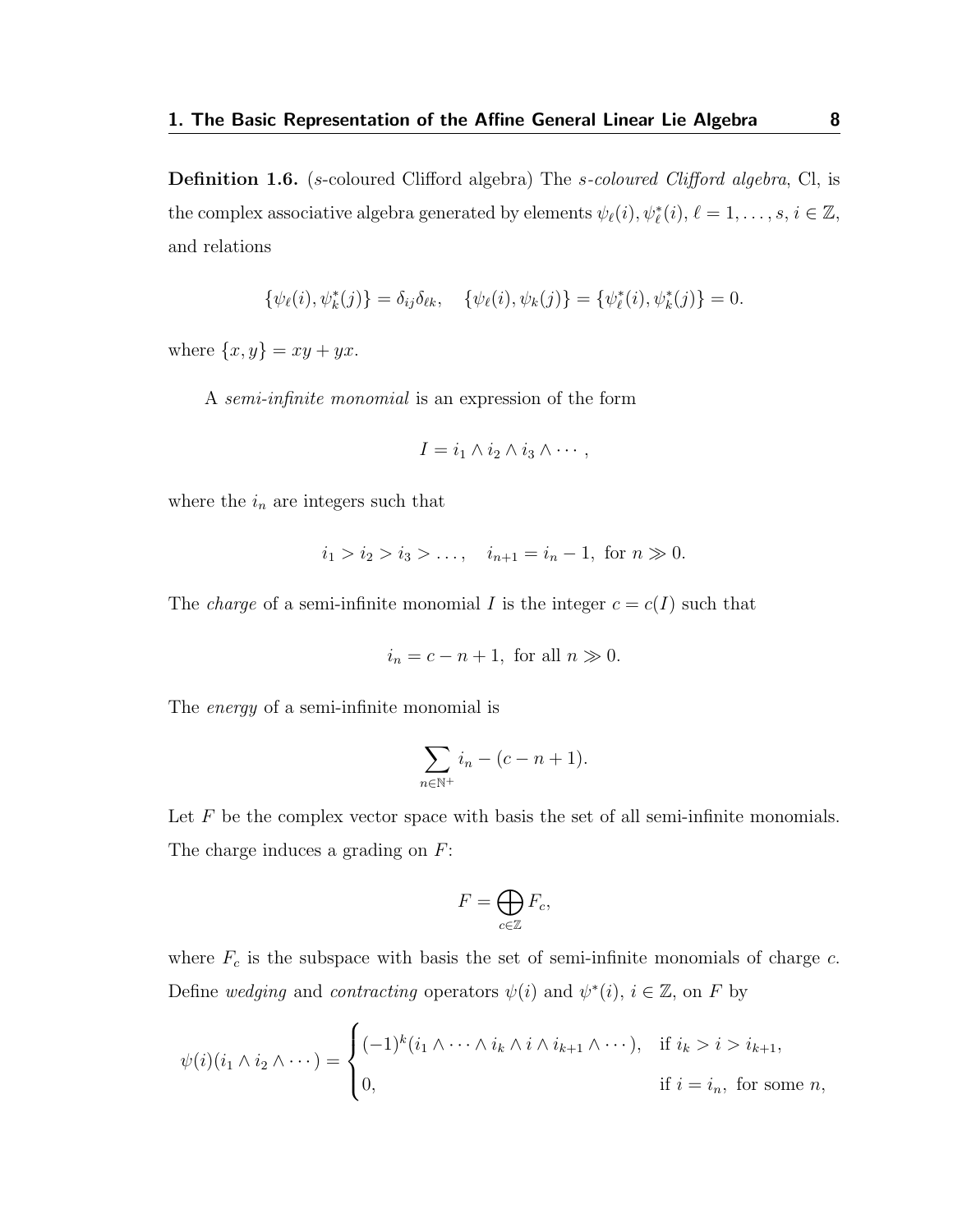**Definition 1.6.** ($s$-coloured Clifford algebra) The *$s$-coloured Clifford algebra*, Cl, is the complex associative algebra generated by elements $\psi_\ell(i), \psi^*_\ell(i)$, $\ell = 1, \ldots, s$, $i \in \mathbb{Z}$, and relations

$$\{\psi_\ell(i), \psi^*_k(j)\} = \delta_{ij}\delta_{\ell k}, \quad \{\psi_\ell(i), \psi_k(j)\} = \{\psi^*_\ell(i), \psi^*_k(j)\} = 0.$$

where $\{x, y\} = xy + yx$.

A *semi-infinite monomial* is an expression of the form

$$I = i_1 \wedge i_2 \wedge i_3 \wedge \cdots,$$

where the $i_n$ are integers such that

$$i_1 > i_2 > i_3 > \ldots, \quad i_{n+1} = i_n - 1, \text{ for } n \gg 0.$$

The *charge* of a semi-infinite monomial $I$ is the integer $c = c(I)$ such that

$$i_n = c - n + 1, \text{ for all } n \gg 0.$$

The *energy* of a semi-infinite monomial is

$$\sum_{n \in \mathbb{N}^+} i_n - (c - n + 1).$$

Let $F$ be the complex vector space with basis the set of all semi-infinite monomials. The charge induces a grading on $F$:

$$F = \bigoplus_{c \in \mathbb{Z}} F_c,$$

where $F_c$ is the subspace with basis the set of semi-infinite monomials of charge $c$. Define *wedging* and *contracting* operators $\psi(i)$ and $\psi^*(i)$, $i \in \mathbb{Z}$, on $F$ by

$$\psi(i)(i_1 \wedge i_2 \wedge \cdots) = \begin{cases} (-1)^k(i_1 \wedge \cdots \wedge i_k \wedge i \wedge i_{k+1} \wedge \cdots), & \text{if } i_k > i > i_{k+1}, \\ 0, & \text{if } i = i_n, \text{ for some } n, \end{cases}$$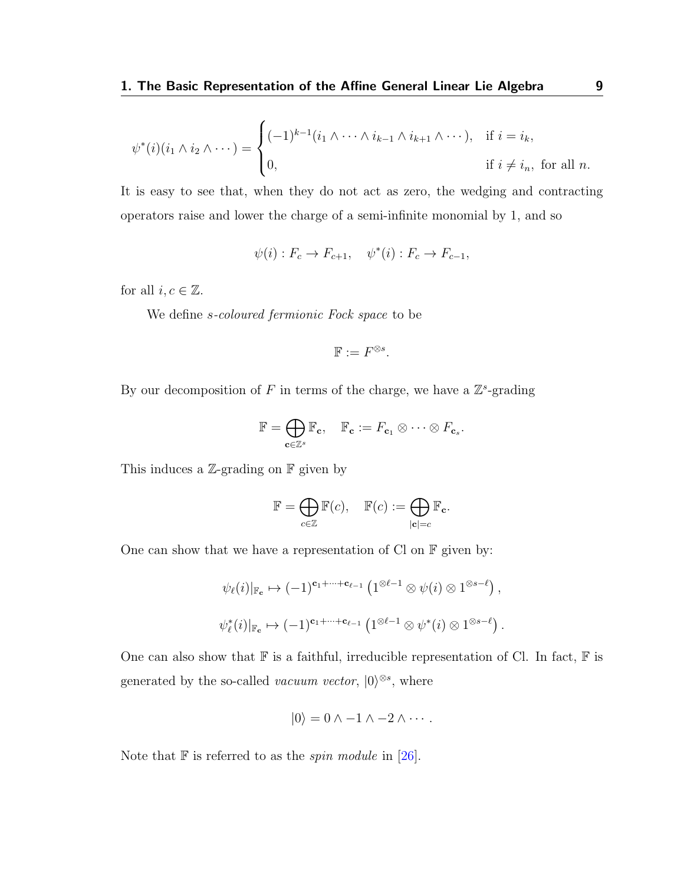$$\psi^*(i)(i_1 \wedge i_2 \wedge \cdots) = \begin{cases} (-1)^{k-1}(i_1 \wedge \cdots \wedge i_{k-1} \wedge i_{k+1} \wedge \cdots), & \text{if } i = i_k, \\ 0, & \text{if } i \neq i_n, \text{ for all } n. \end{cases}$$

It is easy to see that, when they do not act as zero, the wedging and contracting operators raise and lower the charge of a semi-infinite monomial by 1, and so

$$\psi(i) : F_c \to F_{c+1}, \quad \psi^*(i) : F_c \to F_{c-1},$$

for all $i, c \in \mathbb{Z}$.

We define *s-coloured fermionic Fock space* to be

$$\mathbb{F} := F^{\otimes s}.$$

By our decomposition of $F$ in terms of the charge, we have a $\mathbb{Z}^s$-grading

$$\mathbb{F} = \bigoplus_{\mathbf{c} \in \mathbb{Z}^s} \mathbb{F}_{\mathbf{c}}, \quad \mathbb{F}_{\mathbf{c}} := F_{\mathbf{c}_1} \otimes \cdots \otimes F_{\mathbf{c}_s}.$$

This induces a $\mathbb{Z}$-grading on $\mathbb{F}$ given by

$$\mathbb{F} = \bigoplus_{c \in \mathbb{Z}} \mathbb{F}(c), \quad \mathbb{F}(c) := \bigoplus_{|\mathbf{c}| = c} \mathbb{F}_{\mathbf{c}}.$$

One can show that we have a representation of Cl on $\mathbb{F}$ given by:

$$\psi_\ell(i)|_{\mathbb{F}_{\mathbf{c}}} \mapsto (-1)^{\mathbf{c}_1 + \cdots + \mathbf{c}_{\ell-1}} \left(1^{\otimes \ell - 1} \otimes \psi(i) \otimes 1^{\otimes s - \ell}\right),$$

$$\psi_\ell^*(i)|_{\mathbb{F}_{\mathbf{c}}} \mapsto (-1)^{\mathbf{c}_1 + \cdots + \mathbf{c}_{\ell-1}} \left(1^{\otimes \ell - 1} \otimes \psi^*(i) \otimes 1^{\otimes s - \ell}\right).$$

One can also show that $\mathbb{F}$ is a faithful, irreducible representation of Cl. In fact, $\mathbb{F}$ is generated by the so-called *vacuum vector*, $|0\rangle^{\otimes s}$, where

$$|0\rangle = 0 \wedge -1 \wedge -2 \wedge \cdots.$$

Note that $\mathbb{F}$ is referred to as the *spin module* in [26].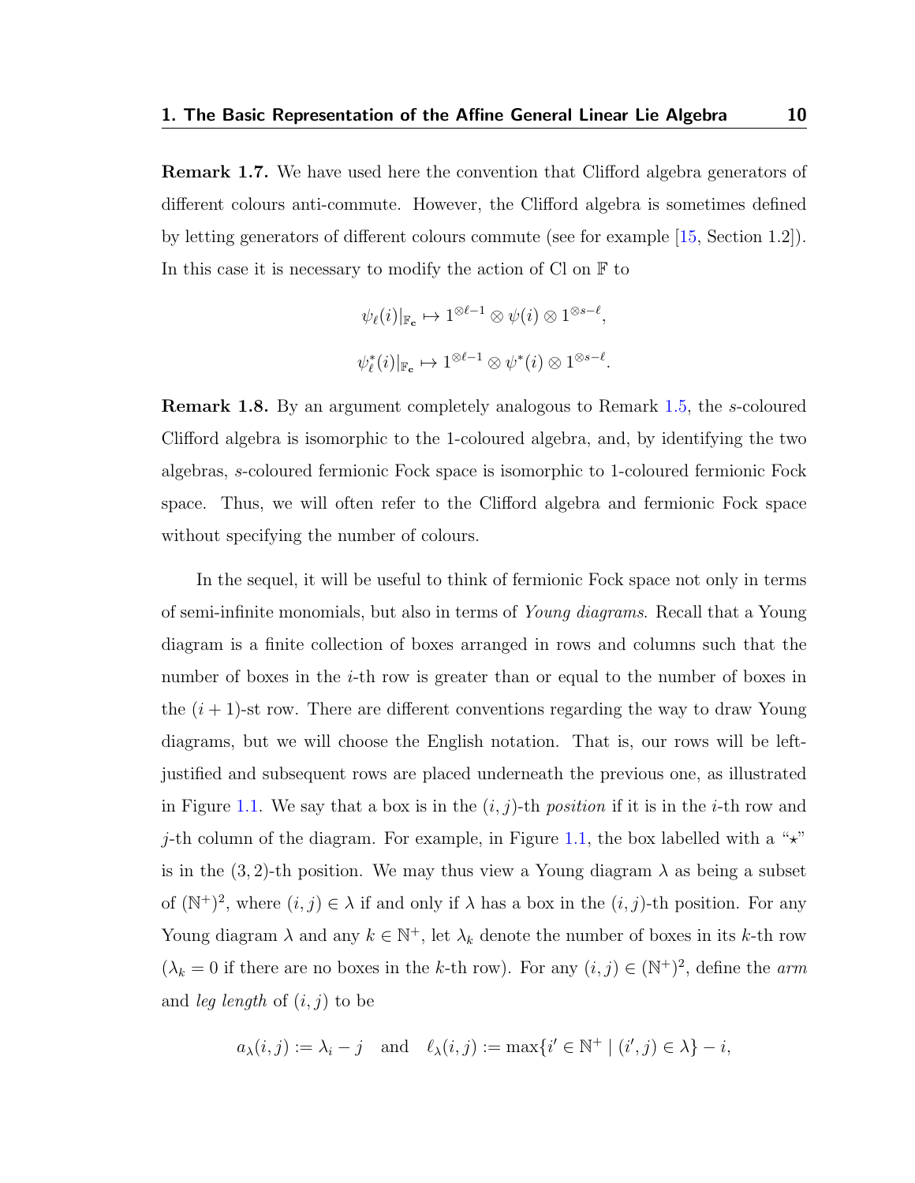**Remark 1.7.** We have used here the convention that Clifford algebra generators of different colours anti-commute. However, the Clifford algebra is sometimes defined by letting generators of different colours commute (see for example [15, Section 1.2]). In this case it is necessary to modify the action of Cl on $\mathbb{F}$ to

$$\psi_\ell(i)|_{\mathbb{F}_\mathbf{c}} \mapsto 1^{\otimes \ell-1} \otimes \psi(i) \otimes 1^{\otimes s-\ell},$$

$$\psi^*_\ell(i)|_{\mathbb{F}_\mathbf{c}} \mapsto 1^{\otimes \ell-1} \otimes \psi^*(i) \otimes 1^{\otimes s-\ell}.$$

**Remark 1.8.** By an argument completely analogous to Remark 1.5, the $s$-coloured Clifford algebra is isomorphic to the 1-coloured algebra, and, by identifying the two algebras, $s$-coloured fermionic Fock space is isomorphic to 1-coloured fermionic Fock space. Thus, we will often refer to the Clifford algebra and fermionic Fock space without specifying the number of colours.

In the sequel, it will be useful to think of fermionic Fock space not only in terms of semi-infinite monomials, but also in terms of *Young diagrams*. Recall that a Young diagram is a finite collection of boxes arranged in rows and columns such that the number of boxes in the $i$-th row is greater than or equal to the number of boxes in the $(i+1)$-st row. There are different conventions regarding the way to draw Young diagrams, but we will choose the English notation. That is, our rows will be left-justified and subsequent rows are placed underneath the previous one, as illustrated in Figure 1.1. We say that a box is in the $(i, j)$-th *position* if it is in the $i$-th row and $j$-th column of the diagram. For example, in Figure 1.1, the box labelled with a "$\star$" is in the $(3, 2)$-th position. We may thus view a Young diagram $\lambda$ as being a subset of $(\mathbb{N}^+)^2$, where $(i, j) \in \lambda$ if and only if $\lambda$ has a box in the $(i, j)$-th position. For any Young diagram $\lambda$ and any $k \in \mathbb{N}^+$, let $\lambda_k$ denote the number of boxes in its $k$-th row ($\lambda_k = 0$ if there are no boxes in the $k$-th row). For any $(i, j) \in (\mathbb{N}^+)^2$, define the *arm* and *leg length* of $(i, j)$ to be

$$a_\lambda(i, j) := \lambda_i - j \quad \text{and} \quad \ell_\lambda(i, j) := \max\{i' \in \mathbb{N}^+ \mid (i', j) \in \lambda\} - i,$$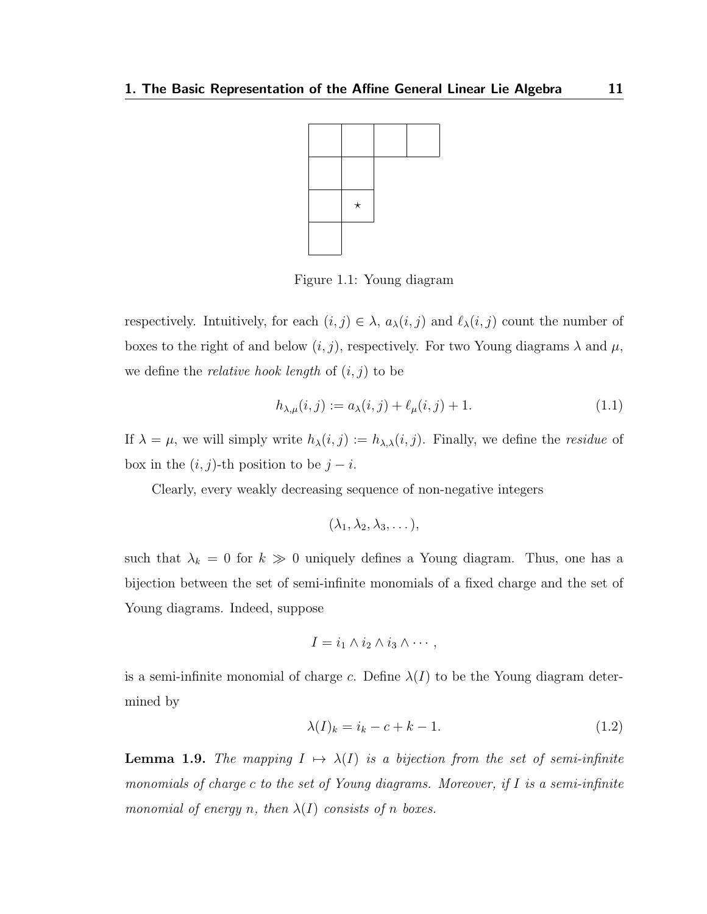Figure 1.1: Young diagram

respectively. Intuitively, for each $(i,j) \in \lambda$, $a_\lambda(i,j)$ and $\ell_\lambda(i,j)$ count the number of boxes to the right of and below $(i,j)$, respectively. For two Young diagrams $\lambda$ and $\mu$, we define the *relative hook length* of $(i,j)$ to be

$$h_{\lambda,\mu}(i,j) := a_\lambda(i,j) + \ell_\mu(i,j) + 1. \tag{1.1}$$

If $\lambda = \mu$, we will simply write $h_\lambda(i,j) := h_{\lambda,\lambda}(i,j)$. Finally, we define the *residue* of box in the $(i,j)$-th position to be $j - i$.

Clearly, every weakly decreasing sequence of non-negative integers

$$(\lambda_1, \lambda_2, \lambda_3, \dots),$$

such that $\lambda_k = 0$ for $k \gg 0$ uniquely defines a Young diagram. Thus, one has a bijection between the set of semi-infinite monomials of a fixed charge and the set of Young diagrams. Indeed, suppose

$$I = i_1 \wedge i_2 \wedge i_3 \wedge \cdots,$$

is a semi-infinite monomial of charge $c$. Define $\lambda(I)$ to be the Young diagram determined by

$$\lambda(I)_k = i_k - c + k - 1. \tag{1.2}$$

**Lemma 1.9.** *The mapping $I \mapsto \lambda(I)$ is a bijection from the set of semi-infinite monomials of charge $c$ to the set of Young diagrams. Moreover, if $I$ is a semi-infinite monomial of energy $n$, then $\lambda(I)$ consists of $n$ boxes.*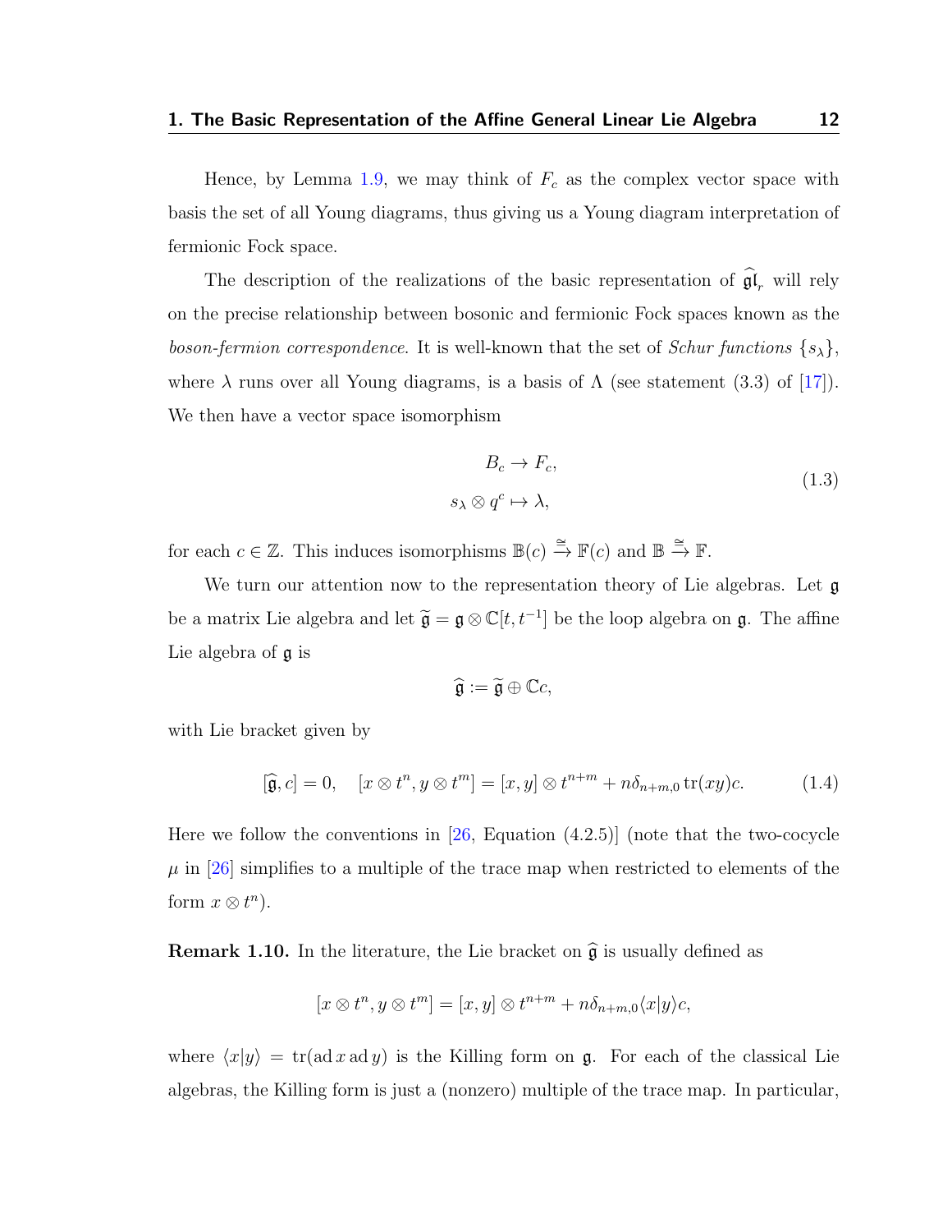Hence, by Lemma 1.9, we may think of $F_c$ as the complex vector space with basis the set of all Young diagrams, thus giving us a Young diagram interpretation of fermionic Fock space.

The description of the realizations of the basic representation of $\widehat{\mathfrak{gl}}_r$ will rely on the precise relationship between bosonic and fermionic Fock spaces known as the *boson-fermion correspondence*. It is well-known that the set of *Schur functions* $\{s_\lambda\}$, where $\lambda$ runs over all Young diagrams, is a basis of $\Lambda$ (see statement (3.3) of [17]). We then have a vector space isomorphism

$$
\begin{aligned}
B_c &\to F_c, \\
s_\lambda \otimes q^c &\mapsto \lambda,
\end{aligned}
\tag{1.3}
$$

for each $c \in \mathbb{Z}$. This induces isomorphisms $\mathbb{B}(c) \xrightarrow{\cong} \mathbb{F}(c)$ and $\mathbb{B} \xrightarrow{\cong} \mathbb{F}$.

We turn our attention now to the representation theory of Lie algebras. Let $\mathfrak{g}$ be a matrix Lie algebra and let $\widetilde{\mathfrak{g}} = \mathfrak{g} \otimes \mathbb{C}[t, t^{-1}]$ be the loop algebra on $\mathfrak{g}$. The affine Lie algebra of $\mathfrak{g}$ is

$$
\widehat{\mathfrak{g}} := \widetilde{\mathfrak{g}} \oplus \mathbb{C}c,
$$

with Lie bracket given by

$$
[\widehat{\mathfrak{g}}, c] = 0, \quad [x \otimes t^n, y \otimes t^m] = [x, y] \otimes t^{n+m} + n\delta_{n+m,0} \operatorname{tr}(xy)c. \tag{1.4}
$$

Here we follow the conventions in [26, Equation (4.2.5)] (note that the two-cocycle $\mu$ in [26] simplifies to a multiple of the trace map when restricted to elements of the form $x \otimes t^n$).

**Remark 1.10.** In the literature, the Lie bracket on $\widehat{\mathfrak{g}}$ is usually defined as

$$
[x \otimes t^n, y \otimes t^m] = [x, y] \otimes t^{n+m} + n\delta_{n+m,0}\langle x|y\rangle c,
$$

where $\langle x|y\rangle = \operatorname{tr}(\operatorname{ad} x \operatorname{ad} y)$ is the Killing form on $\mathfrak{g}$. For each of the classical Lie algebras, the Killing form is just a (nonzero) multiple of the trace map. In particular,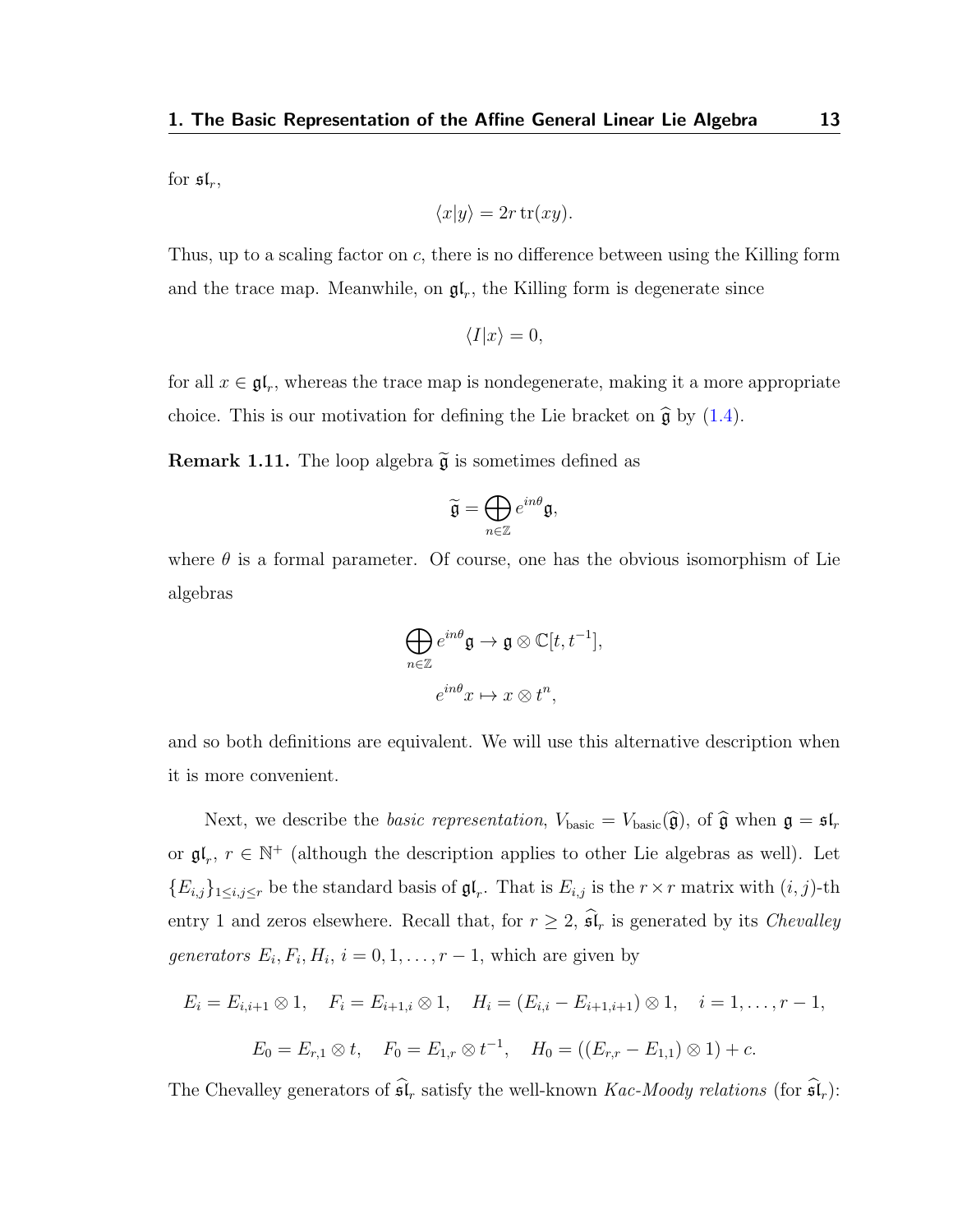for $\mathfrak{sl}_r$,

$$\langle x|y\rangle = 2r\,\mathrm{tr}(xy).$$

Thus, up to a scaling factor on $c$, there is no difference between using the Killing form and the trace map. Meanwhile, on $\mathfrak{gl}_r$, the Killing form is degenerate since

$$\langle I|x\rangle = 0,$$

for all $x \in \mathfrak{gl}_r$, whereas the trace map is nondegenerate, making it a more appropriate choice. This is our motivation for defining the Lie bracket on $\widehat{\mathfrak{g}}$ by (1.4).

**Remark 1.11.** The loop algebra $\widetilde{\mathfrak{g}}$ is sometimes defined as

$$\widetilde{\mathfrak{g}} = \bigoplus_{n\in\mathbb{Z}} e^{in\theta}\mathfrak{g},$$

where $\theta$ is a formal parameter. Of course, one has the obvious isomorphism of Lie algebras

$$\bigoplus_{n\in\mathbb{Z}} e^{in\theta}\mathfrak{g} \to \mathfrak{g}\otimes\mathbb{C}[t,t^{-1}],$$
$$e^{in\theta}x \mapsto x\otimes t^n,$$

and so both definitions are equivalent. We will use this alternative description when it is more convenient.

Next, we describe the *basic representation*, $V_{\text{basic}} = V_{\text{basic}}(\widehat{\mathfrak{g}})$, of $\widehat{\mathfrak{g}}$ when $\mathfrak{g} = \mathfrak{sl}_r$ or $\mathfrak{gl}_r$, $r \in \mathbb{N}^+$ (although the description applies to other Lie algebras as well). Let $\{E_{i,j}\}_{1\le i,j\le r}$ be the standard basis of $\mathfrak{gl}_r$. That is $E_{i,j}$ is the $r\times r$ matrix with $(i,j)$-th entry 1 and zeros elsewhere. Recall that, for $r \geq 2$, $\widehat{\mathfrak{sl}}_r$ is generated by its *Chevalley generators* $E_i, F_i, H_i$, $i = 0, 1, \ldots, r-1$, which are given by

$$E_i = E_{i,i+1}\otimes 1, \quad F_i = E_{i+1,i}\otimes 1, \quad H_i = (E_{i,i} - E_{i+1,i+1})\otimes 1, \quad i = 1,\ldots,r-1,$$

$$E_0 = E_{r,1}\otimes t, \quad F_0 = E_{1,r}\otimes t^{-1}, \quad H_0 = ((E_{r,r} - E_{1,1})\otimes 1) + c.$$

The Chevalley generators of $\widehat{\mathfrak{sl}}_r$ satisfy the well-known *Kac-Moody relations* (for $\widehat{\mathfrak{sl}}_r$):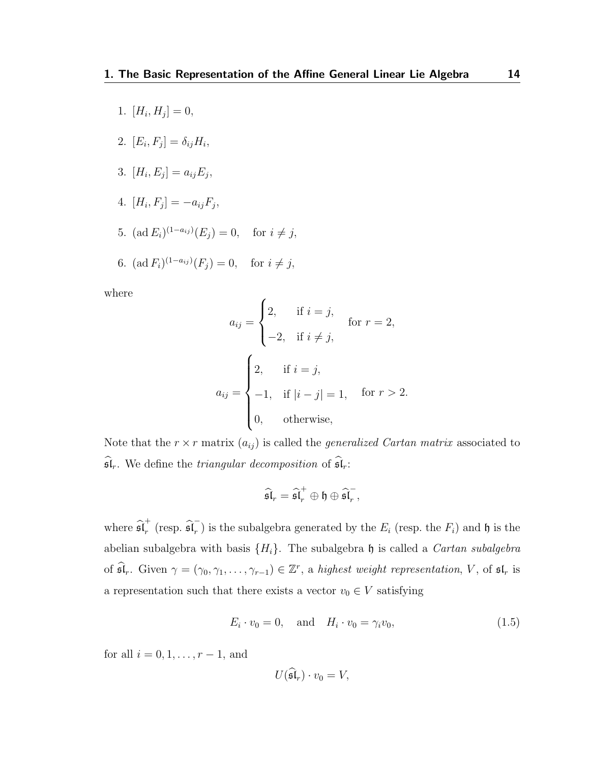1. $[H_i, H_j] = 0$,
2. $[E_i, F_j] = \delta_{ij} H_i$,
3. $[H_i, E_j] = a_{ij} E_j$,
4. $[H_i, F_j] = -a_{ij} F_j$,
5. $(\operatorname{ad} E_i)^{(1-a_{ij})}(E_j) = 0, \quad \text{for } i \neq j$,
6. $(\operatorname{ad} F_i)^{(1-a_{ij})}(F_j) = 0, \quad \text{for } i \neq j$,

where

$$a_{ij} = \begin{cases} 2, & \text{if } i = j, \\ -2, & \text{if } i \neq j, \end{cases} \quad \text{for } r = 2,$$

$$a_{ij} = \begin{cases} 2, & \text{if } i = j, \\ -1, & \text{if } |i - j| = 1, \\ 0, & \text{otherwise,} \end{cases} \quad \text{for } r > 2.$$

Note that the $r \times r$ matrix $(a_{ij})$ is called the *generalized Cartan matrix* associated to $\widehat{\mathfrak{sl}}_r$. We define the *triangular decomposition* of $\widehat{\mathfrak{sl}}_r$:

$$\widehat{\mathfrak{sl}}_r = \widehat{\mathfrak{sl}}_r^+ \oplus \mathfrak{h} \oplus \widehat{\mathfrak{sl}}_r^-,$$

where $\widehat{\mathfrak{sl}}_r^+$ (resp. $\widehat{\mathfrak{sl}}_r^-$) is the subalgebra generated by the $E_i$ (resp. the $F_i$) and $\mathfrak{h}$ is the abelian subalgebra with basis $\{H_i\}$. The subalgebra $\mathfrak{h}$ is called a *Cartan subalgebra* of $\widehat{\mathfrak{sl}}_r$. Given $\gamma = (\gamma_0, \gamma_1, \dots, \gamma_{r-1}) \in \mathbb{Z}^r$, a *highest weight representation*, $V$, of $\mathfrak{sl}_r$ is a representation such that there exists a vector $v_0 \in V$ satisfying

$$E_i \cdot v_0 = 0, \quad \text{and} \quad H_i \cdot v_0 = \gamma_i v_0, \tag{1.5}$$

for all $i = 0, 1, \dots, r-1$, and

$$U(\widehat{\mathfrak{sl}}_r) \cdot v_0 = V,$$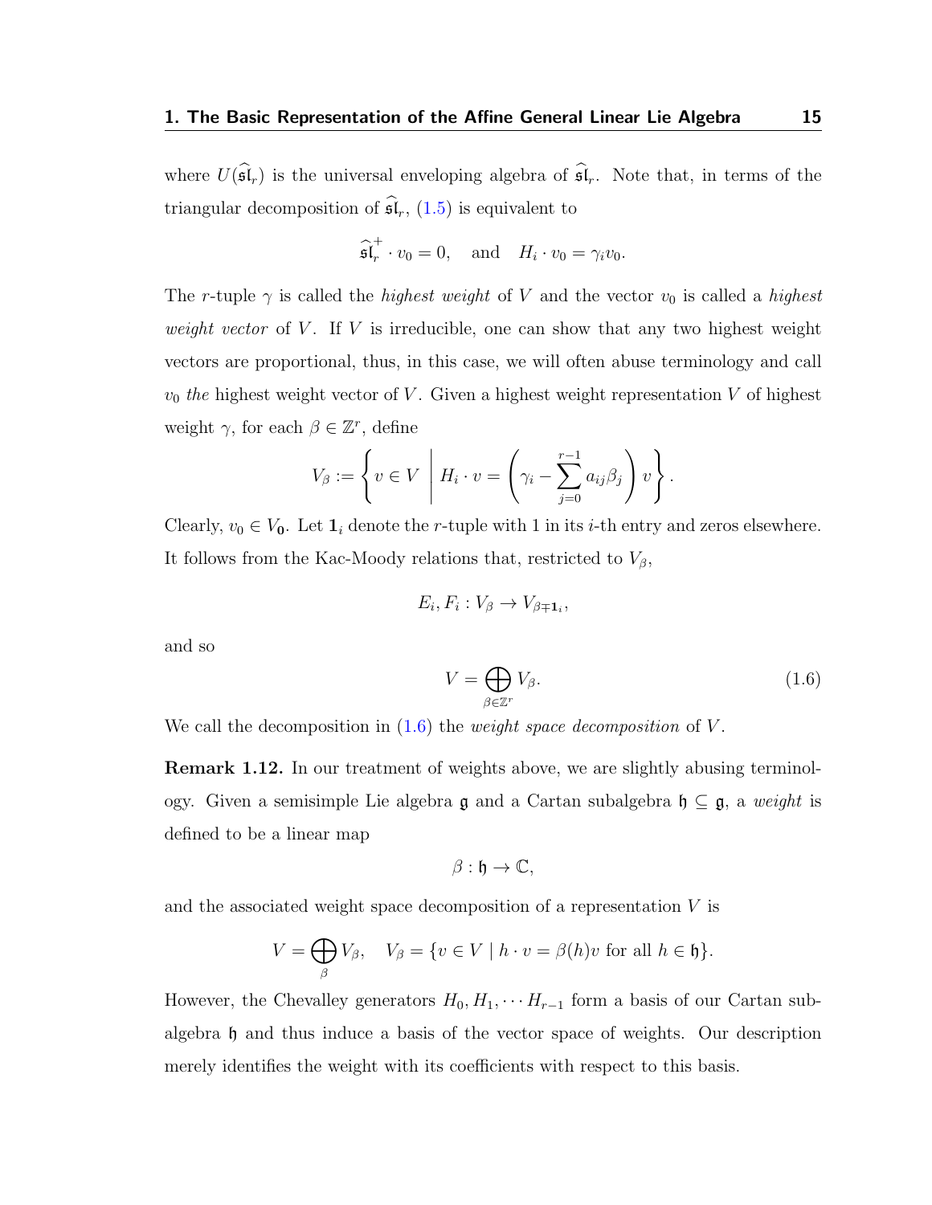where $U(\widehat{\mathfrak{sl}}_r)$ is the universal enveloping algebra of $\widehat{\mathfrak{sl}}_r$. Note that, in terms of the triangular decomposition of $\widehat{\mathfrak{sl}}_r$, (1.5) is equivalent to

$$\widehat{\mathfrak{sl}}_r^+ \cdot v_0 = 0, \quad \text{and} \quad H_i \cdot v_0 = \gamma_i v_0.$$

The $r$-tuple $\gamma$ is called the *highest weight* of $V$ and the vector $v_0$ is called a *highest weight vector* of $V$. If $V$ is irreducible, one can show that any two highest weight vectors are proportional, thus, in this case, we will often abuse terminology and call $v_0$ *the* highest weight vector of $V$. Given a highest weight representation $V$ of highest weight $\gamma$, for each $\beta \in \mathbb{Z}^r$, define

$$V_\beta := \left\{ v \in V \;\middle|\; H_i \cdot v = \left( \gamma_i - \sum_{j=0}^{r-1} a_{ij}\beta_j \right) v \right\}.$$

Clearly, $v_0 \in V_{\mathbf{0}}$. Let $\mathbf{1}_i$ denote the $r$-tuple with 1 in its $i$-th entry and zeros elsewhere. It follows from the Kac-Moody relations that, restricted to $V_\beta$,

$$E_i, F_i : V_\beta \to V_{\beta \mp \mathbf{1}_i},$$

and so

$$V = \bigoplus_{\beta \in \mathbb{Z}^r} V_\beta. \tag{1.6}$$

We call the decomposition in (1.6) the *weight space decomposition* of $V$.

**Remark 1.12.** In our treatment of weights above, we are slightly abusing terminology. Given a semisimple Lie algebra $\mathfrak{g}$ and a Cartan subalgebra $\mathfrak{h} \subseteq \mathfrak{g}$, a *weight* is defined to be a linear map

$$\beta : \mathfrak{h} \to \mathbb{C},$$

and the associated weight space decomposition of a representation $V$ is

$$V = \bigoplus_\beta V_\beta, \quad V_\beta = \{v \in V \mid h \cdot v = \beta(h)v \text{ for all } h \in \mathfrak{h}\}.$$

However, the Chevalley generators $H_0, H_1, \cdots H_{r-1}$ form a basis of our Cartan subalgebra $\mathfrak{h}$ and thus induce a basis of the vector space of weights. Our description merely identifies the weight with its coefficients with respect to this basis.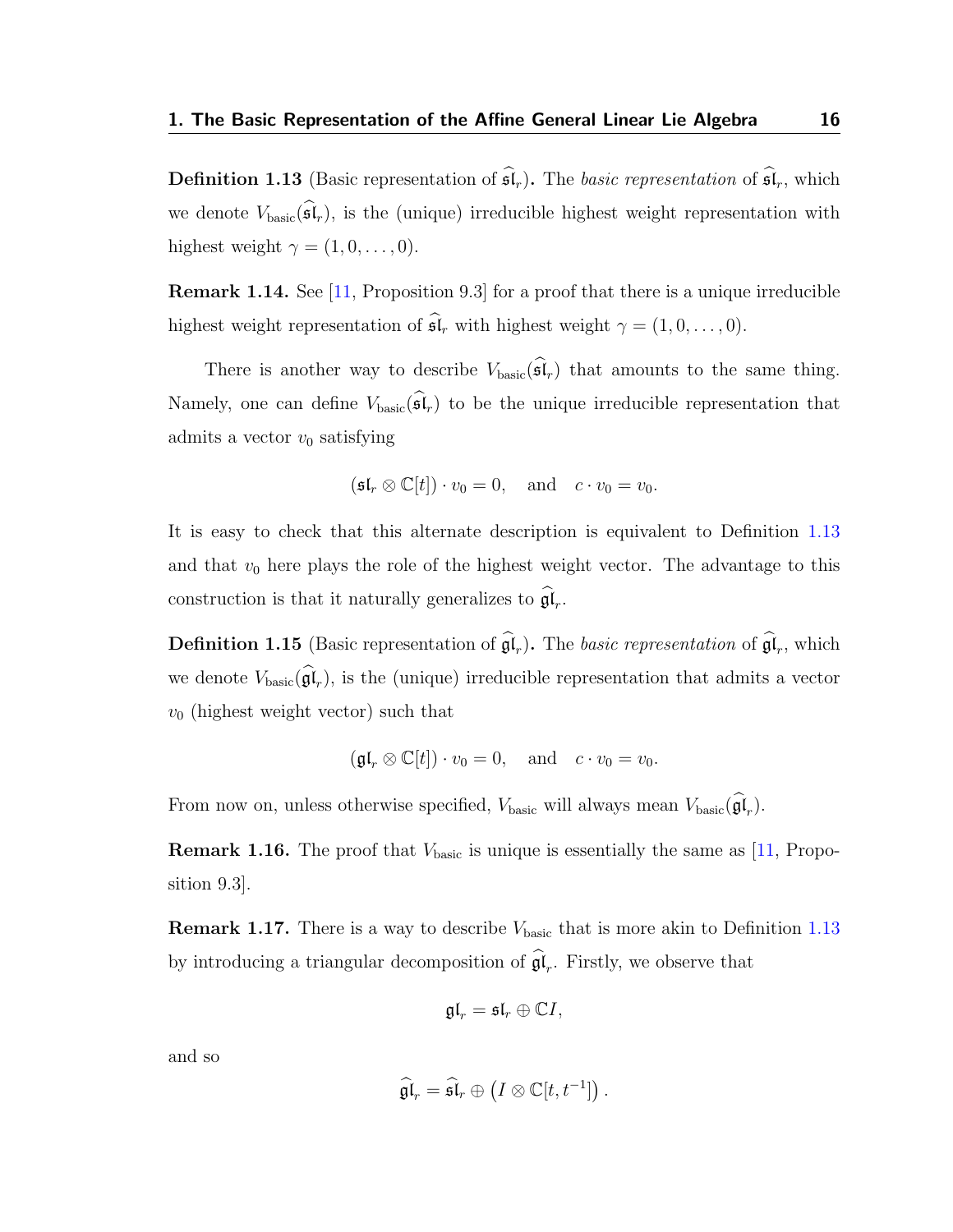**Definition 1.13** (Basic representation of $\widehat{\mathfrak{sl}}_r$)**.** The *basic representation* of $\widehat{\mathfrak{sl}}_r$, which we denote $V_{\text{basic}}(\widehat{\mathfrak{sl}}_r)$, is the (unique) irreducible highest weight representation with highest weight $\gamma = (1, 0, \ldots, 0)$.

**Remark 1.14.** See [11, Proposition 9.3] for a proof that there is a unique irreducible highest weight representation of $\widehat{\mathfrak{sl}}_r$ with highest weight $\gamma = (1, 0, \ldots, 0)$.

There is another way to describe $V_{\text{basic}}(\widehat{\mathfrak{sl}}_r)$ that amounts to the same thing. Namely, one can define $V_{\text{basic}}(\widehat{\mathfrak{sl}}_r)$ to be the unique irreducible representation that admits a vector $v_0$ satisfying

$$(\mathfrak{sl}_r \otimes \mathbb{C}[t]) \cdot v_0 = 0, \quad \text{and} \quad c \cdot v_0 = v_0.$$

It is easy to check that this alternate description is equivalent to Definition 1.13 and that $v_0$ here plays the role of the highest weight vector. The advantage to this construction is that it naturally generalizes to $\widehat{\mathfrak{gl}}_r$.

**Definition 1.15** (Basic representation of $\widehat{\mathfrak{gl}}_r$)**.** The *basic representation* of $\widehat{\mathfrak{gl}}_r$, which we denote $V_{\text{basic}}(\widehat{\mathfrak{gl}}_r)$, is the (unique) irreducible representation that admits a vector $v_0$ (highest weight vector) such that

$$(\mathfrak{gl}_r \otimes \mathbb{C}[t]) \cdot v_0 = 0, \quad \text{and} \quad c \cdot v_0 = v_0.$$

From now on, unless otherwise specified, $V_{\text{basic}}$ will always mean $V_{\text{basic}}(\widehat{\mathfrak{gl}}_r)$.

**Remark 1.16.** The proof that $V_{\text{basic}}$ is unique is essentially the same as [11, Proposition 9.3].

**Remark 1.17.** There is a way to describe $V_{\text{basic}}$ that is more akin to Definition 1.13 by introducing a triangular decomposition of $\widehat{\mathfrak{gl}}_r$. Firstly, we observe that

$$\mathfrak{gl}_r = \mathfrak{sl}_r \oplus \mathbb{C}I,$$

and so

$$\widehat{\mathfrak{gl}}_r = \widehat{\mathfrak{sl}}_r \oplus \left( I \otimes \mathbb{C}[t, t^{-1}] \right).$$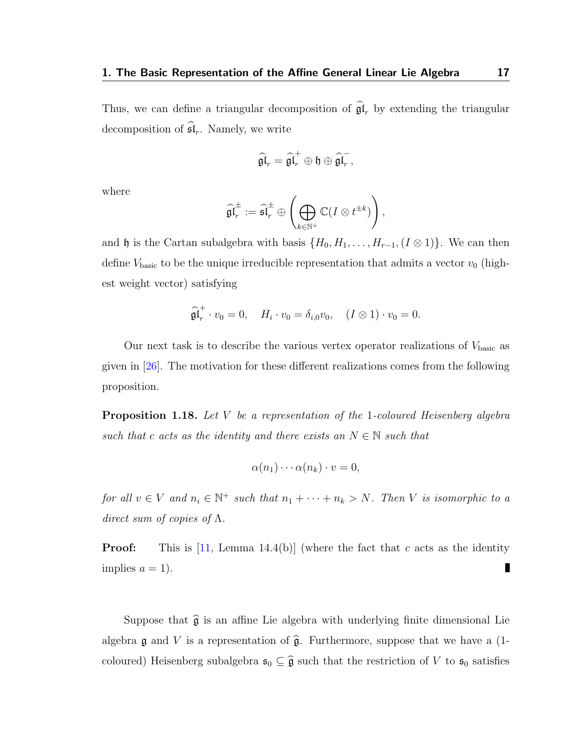Thus, we can define a triangular decomposition of $\widehat{\mathfrak{gl}}_r$ by extending the triangular decomposition of $\widehat{\mathfrak{sl}}_r$. Namely, we write

$$\widehat{\mathfrak{gl}}_r = \widehat{\mathfrak{gl}}_r^+ \oplus \mathfrak{h} \oplus \widehat{\mathfrak{gl}}_r^-,$$

where

$$\widehat{\mathfrak{gl}}_r^\pm := \widehat{\mathfrak{sl}}_r^\pm \oplus \left( \bigoplus_{k \in \mathbb{N}^+} \mathbb{C}(I \otimes t^{\pm k}) \right),$$

and $\mathfrak{h}$ is the Cartan subalgebra with basis $\{H_0, H_1, \ldots, H_{r-1}, (I \otimes 1)\}$. We can then define $V_{\text{basic}}$ to be the unique irreducible representation that admits a vector $v_0$ (highest weight vector) satisfying

$$\widehat{\mathfrak{gl}}_r^+ \cdot v_0 = 0, \quad H_i \cdot v_0 = \delta_{i,0} v_0, \quad (I \otimes 1) \cdot v_0 = 0.$$

Our next task is to describe the various vertex operator realizations of $V_{\text{basic}}$ as given in [26]. The motivation for these different realizations comes from the following proposition.

**Proposition 1.18.** *Let $V$ be a representation of the 1-coloured Heisenberg algebra such that $c$ acts as the identity and there exists an $N \in \mathbb{N}$ such that*

$$\alpha(n_1) \cdots \alpha(n_k) \cdot v = 0,$$

*for all $v \in V$ and $n_i \in \mathbb{N}^+$ such that $n_1 + \cdots + n_k > N$. Then $V$ is isomorphic to a direct sum of copies of $\Lambda$.*

**Proof:** This is [11, Lemma 14.4(b)] (where the fact that $c$ acts as the identity implies $a = 1$). ∎

Suppose that $\widehat{\mathfrak{g}}$ is an affine Lie algebra with underlying finite dimensional Lie algebra $\mathfrak{g}$ and $V$ is a representation of $\widehat{\mathfrak{g}}$. Furthermore, suppose that we have a (1-coloured) Heisenberg subalgebra $\mathfrak{s}_0 \subseteq \widehat{\mathfrak{g}}$ such that the restriction of $V$ to $\mathfrak{s}_0$ satisfies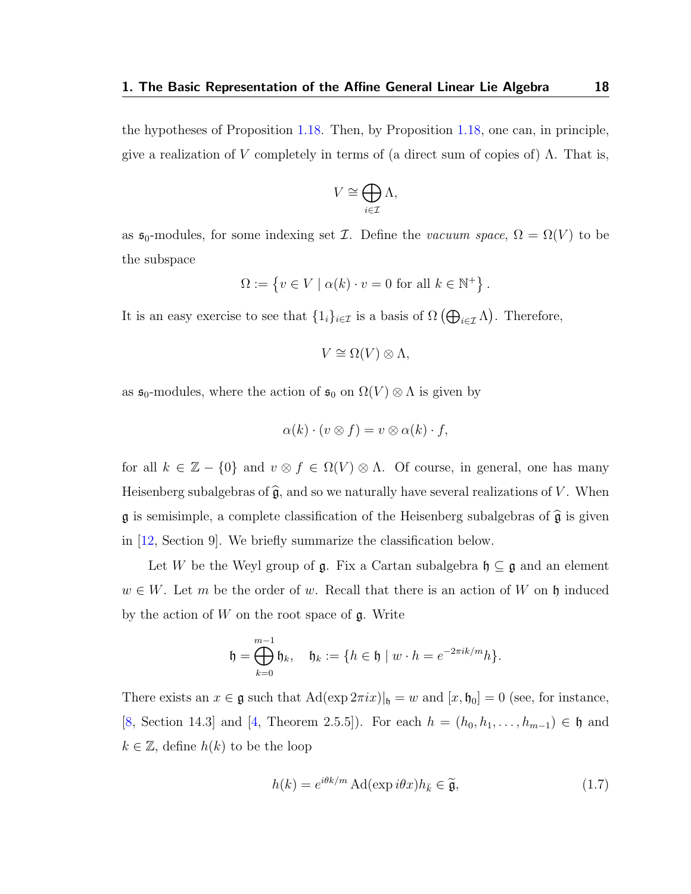the hypotheses of Proposition 1.18. Then, by Proposition 1.18, one can, in principle, give a realization of $V$ completely in terms of (a direct sum of copies of) $\Lambda$. That is,

$$V \cong \bigoplus_{i \in \mathcal{I}} \Lambda,$$

as $\mathfrak{s}_0$-modules, for some indexing set $\mathcal{I}$. Define the *vacuum space*, $\Omega = \Omega(V)$ to be the subspace

$$\Omega := \left\{ v \in V \mid \alpha(k) \cdot v = 0 \text{ for all } k \in \mathbb{N}^+ \right\}.$$

It is an easy exercise to see that $\{1_i\}_{i \in \mathcal{I}}$ is a basis of $\Omega\left(\bigoplus_{i \in \mathcal{I}} \Lambda\right)$. Therefore,

$$V \cong \Omega(V) \otimes \Lambda,$$

as $\mathfrak{s}_0$-modules, where the action of $\mathfrak{s}_0$ on $\Omega(V) \otimes \Lambda$ is given by

$$\alpha(k) \cdot (v \otimes f) = v \otimes \alpha(k) \cdot f,$$

for all $k \in \mathbb{Z} - \{0\}$ and $v \otimes f \in \Omega(V) \otimes \Lambda$. Of course, in general, one has many Heisenberg subalgebras of $\widehat{\mathfrak{g}}$, and so we naturally have several realizations of $V$. When $\mathfrak{g}$ is semisimple, a complete classification of the Heisenberg subalgebras of $\widehat{\mathfrak{g}}$ is given in [12, Section 9]. We briefly summarize the classification below.

Let $W$ be the Weyl group of $\mathfrak{g}$. Fix a Cartan subalgebra $\mathfrak{h} \subseteq \mathfrak{g}$ and an element $w \in W$. Let $m$ be the order of $w$. Recall that there is an action of $W$ on $\mathfrak{h}$ induced by the action of $W$ on the root space of $\mathfrak{g}$. Write

$$\mathfrak{h} = \bigoplus_{k=0}^{m-1} \mathfrak{h}_k, \quad \mathfrak{h}_k := \{h \in \mathfrak{h} \mid w \cdot h = e^{-2\pi i k/m} h\}.$$

There exists an $x \in \mathfrak{g}$ such that $\mathrm{Ad}(\exp 2\pi i x)|_{\mathfrak{h}} = w$ and $[x, \mathfrak{h}_0] = 0$ (see, for instance, [8, Section 14.3] and [4, Theorem 2.5.5]). For each $h = (h_0, h_1, \ldots, h_{m-1}) \in \mathfrak{h}$ and $k \in \mathbb{Z}$, define $h(k)$ to be the loop

$$h(k) = e^{i\theta k/m} \,\mathrm{Ad}(\exp i\theta x) h_{\bar{k}} \in \widetilde{\mathfrak{g}}, \tag{1.7}$$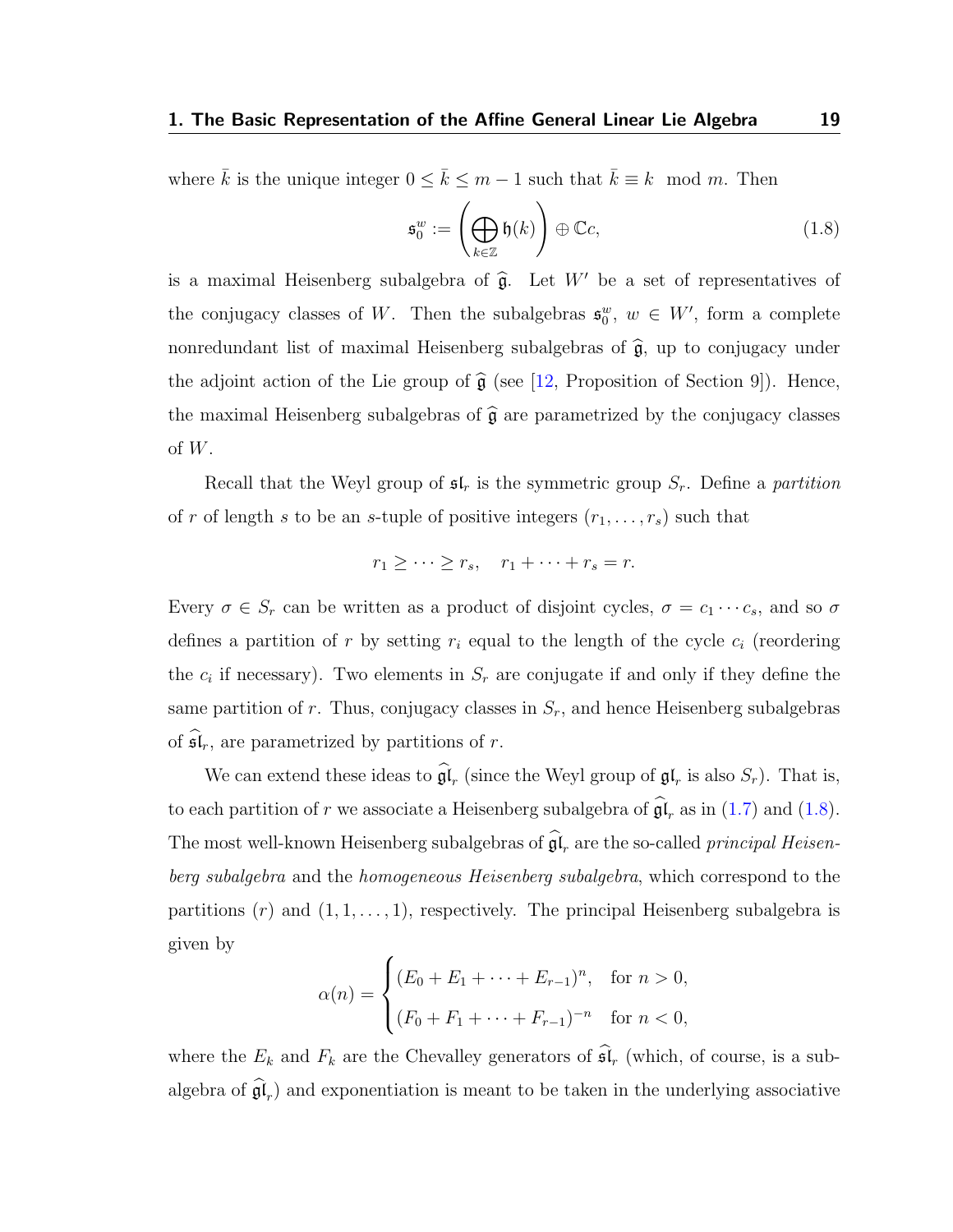where $\bar{k}$ is the unique integer $0 \leq \bar{k} \leq m-1$ such that $\bar{k} \equiv k \mod m$. Then

$$\mathfrak{s}_0^w := \left( \bigoplus_{k \in \mathbb{Z}} \mathfrak{h}(k) \right) \oplus \mathbb{C}c, \tag{1.8}$$

is a maximal Heisenberg subalgebra of $\widehat{\mathfrak{g}}$. Let $W'$ be a set of representatives of the conjugacy classes of $W$. Then the subalgebras $\mathfrak{s}_0^w$, $w \in W'$, form a complete nonredundant list of maximal Heisenberg subalgebras of $\widehat{\mathfrak{g}}$, up to conjugacy under the adjoint action of the Lie group of $\widehat{\mathfrak{g}}$ (see [12, Proposition of Section 9]). Hence, the maximal Heisenberg subalgebras of $\widehat{\mathfrak{g}}$ are parametrized by the conjugacy classes of $W$.

Recall that the Weyl group of $\mathfrak{sl}_r$ is the symmetric group $S_r$. Define a *partition* of $r$ of length $s$ to be an $s$-tuple of positive integers $(r_1, \ldots, r_s)$ such that

$$r_1 \geq \cdots \geq r_s, \quad r_1 + \cdots + r_s = r.$$

Every $\sigma \in S_r$ can be written as a product of disjoint cycles, $\sigma = c_1 \cdots c_s$, and so $\sigma$ defines a partition of $r$ by setting $r_i$ equal to the length of the cycle $c_i$ (reordering the $c_i$ if necessary). Two elements in $S_r$ are conjugate if and only if they define the same partition of $r$. Thus, conjugacy classes in $S_r$, and hence Heisenberg subalgebras of $\widehat{\mathfrak{sl}}_r$, are parametrized by partitions of $r$.

We can extend these ideas to $\widehat{\mathfrak{gl}}_r$ (since the Weyl group of $\mathfrak{gl}_r$ is also $S_r$). That is, to each partition of $r$ we associate a Heisenberg subalgebra of $\widehat{\mathfrak{gl}}_r$ as in (1.7) and (1.8). The most well-known Heisenberg subalgebras of $\widehat{\mathfrak{gl}}_r$ are the so-called *principal Heisenberg subalgebra* and the *homogeneous Heisenberg subalgebra*, which correspond to the partitions $(r)$ and $(1, 1, \ldots, 1)$, respectively. The principal Heisenberg subalgebra is given by

$$\alpha(n) = \begin{cases} (E_0 + E_1 + \cdots + E_{r-1})^n, & \text{for } n > 0, \\ (F_0 + F_1 + \cdots + F_{r-1})^{-n} & \text{for } n < 0, \end{cases}$$

where the $E_k$ and $F_k$ are the Chevalley generators of $\widehat{\mathfrak{sl}}_r$ (which, of course, is a subalgebra of $\widehat{\mathfrak{gl}}_r$) and exponentiation is meant to be taken in the underlying associative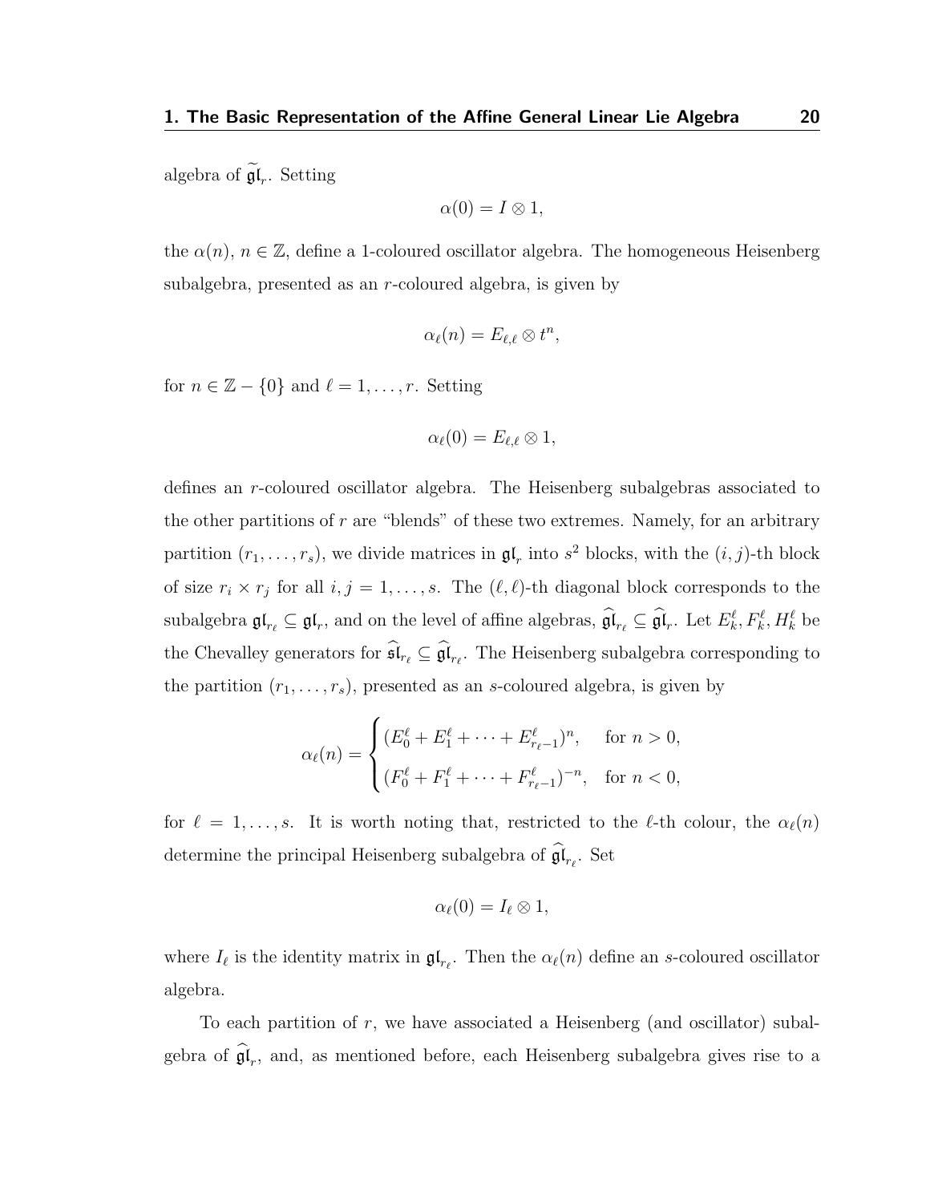algebra of $\widetilde{\mathfrak{gl}}_r$. Setting

$$\alpha(0) = I \otimes 1,$$

the $\alpha(n)$, $n \in \mathbb{Z}$, define a 1-coloured oscillator algebra. The homogeneous Heisenberg subalgebra, presented as an $r$-coloured algebra, is given by

$$\alpha_\ell(n) = E_{\ell,\ell} \otimes t^n,$$

for $n \in \mathbb{Z} - \{0\}$ and $\ell = 1, \ldots, r$. Setting

$$\alpha_\ell(0) = E_{\ell,\ell} \otimes 1,$$

defines an $r$-coloured oscillator algebra. The Heisenberg subalgebras associated to the other partitions of $r$ are "blends" of these two extremes. Namely, for an arbitrary partition $(r_1, \ldots, r_s)$, we divide matrices in $\mathfrak{gl}_r$ into $s^2$ blocks, with the $(i,j)$-th block of size $r_i \times r_j$ for all $i, j = 1, \ldots, s$. The $(\ell,\ell)$-th diagonal block corresponds to the subalgebra $\mathfrak{gl}_{r_\ell} \subseteq \mathfrak{gl}_r$, and on the level of affine algebras, $\widehat{\mathfrak{gl}}_{r_\ell} \subseteq \widehat{\mathfrak{gl}}_r$. Let $E_k^\ell, F_k^\ell, H_k^\ell$ be the Chevalley generators for $\widehat{\mathfrak{sl}}_{r_\ell} \subseteq \widehat{\mathfrak{gl}}_{r_\ell}$. The Heisenberg subalgebra corresponding to the partition $(r_1, \ldots, r_s)$, presented as an $s$-coloured algebra, is given by

$$\alpha_\ell(n) = \begin{cases} (E_0^\ell + E_1^\ell + \cdots + E_{r_\ell - 1}^\ell)^n, & \text{for } n > 0, \\ (F_0^\ell + F_1^\ell + \cdots + F_{r_\ell - 1}^\ell)^{-n}, & \text{for } n < 0, \end{cases}$$

for $\ell = 1, \ldots, s$. It is worth noting that, restricted to the $\ell$-th colour, the $\alpha_\ell(n)$ determine the principal Heisenberg subalgebra of $\widehat{\mathfrak{gl}}_{r_\ell}$. Set

$$\alpha_\ell(0) = I_\ell \otimes 1,$$

where $I_\ell$ is the identity matrix in $\mathfrak{gl}_{r_\ell}$. Then the $\alpha_\ell(n)$ define an $s$-coloured oscillator algebra.

To each partition of $r$, we have associated a Heisenberg (and oscillator) subalgebra of $\widehat{\mathfrak{gl}}_r$, and, as mentioned before, each Heisenberg subalgebra gives rise to a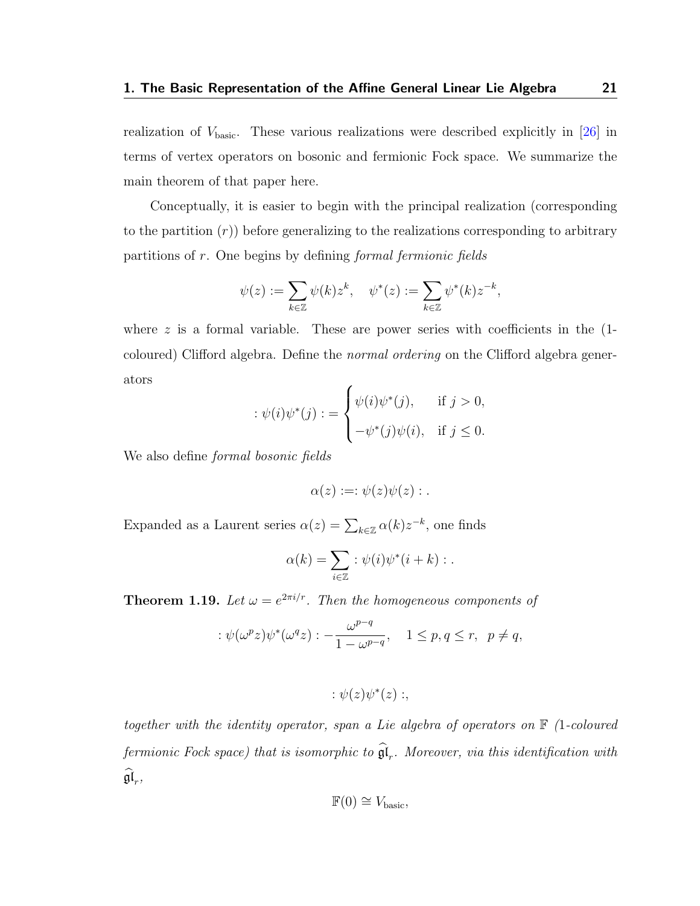realization of $V_{\text{basic}}$. These various realizations were described explicitly in [26] in terms of vertex operators on bosonic and fermionic Fock space. We summarize the main theorem of that paper here.

Conceptually, it is easier to begin with the principal realization (corresponding to the partition $(r)$) before generalizing to the realizations corresponding to arbitrary partitions of $r$. One begins by defining *formal fermionic fields*

$$\psi(z) := \sum_{k\in\mathbb{Z}} \psi(k)z^k, \quad \psi^*(z) := \sum_{k\in\mathbb{Z}} \psi^*(k)z^{-k},$$

where $z$ is a formal variable. These are power series with coefficients in the (1-coloured) Clifford algebra. Define the *normal ordering* on the Clifford algebra generators

$$:\psi(i)\psi^*(j): = \begin{cases} \psi(i)\psi^*(j), & \text{if } j > 0, \\ -\psi^*(j)\psi(i), & \text{if } j \leq 0. \end{cases}$$

We also define *formal bosonic fields*

$$\alpha(z) :=: \psi(z)\psi(z): .$$

Expanded as a Laurent series $\alpha(z) = \sum_{k\in\mathbb{Z}} \alpha(k)z^{-k}$, one finds

$$\alpha(k) = \sum_{i\in\mathbb{Z}} :\psi(i)\psi^*(i+k): .$$

**Theorem 1.19.** *Let $\omega = e^{2\pi i/r}$. Then the homogeneous components of*

$$:\psi(\omega^p z)\psi^*(\omega^q z): - \frac{\omega^{p-q}}{1-\omega^{p-q}}, \quad 1 \leq p,q \leq r, \;\; p \neq q,$$

$$:\psi(z)\psi^*(z):,$$

*together with the identity operator, span a Lie algebra of operators on $\mathbb{F}$ (1-coloured fermionic Fock space) that is isomorphic to $\widehat{\mathfrak{gl}}_r$. Moreover, via this identification with $\widehat{\mathfrak{gl}}_r$,*

$$\mathbb{F}(0) \cong V_{\text{basic}},$$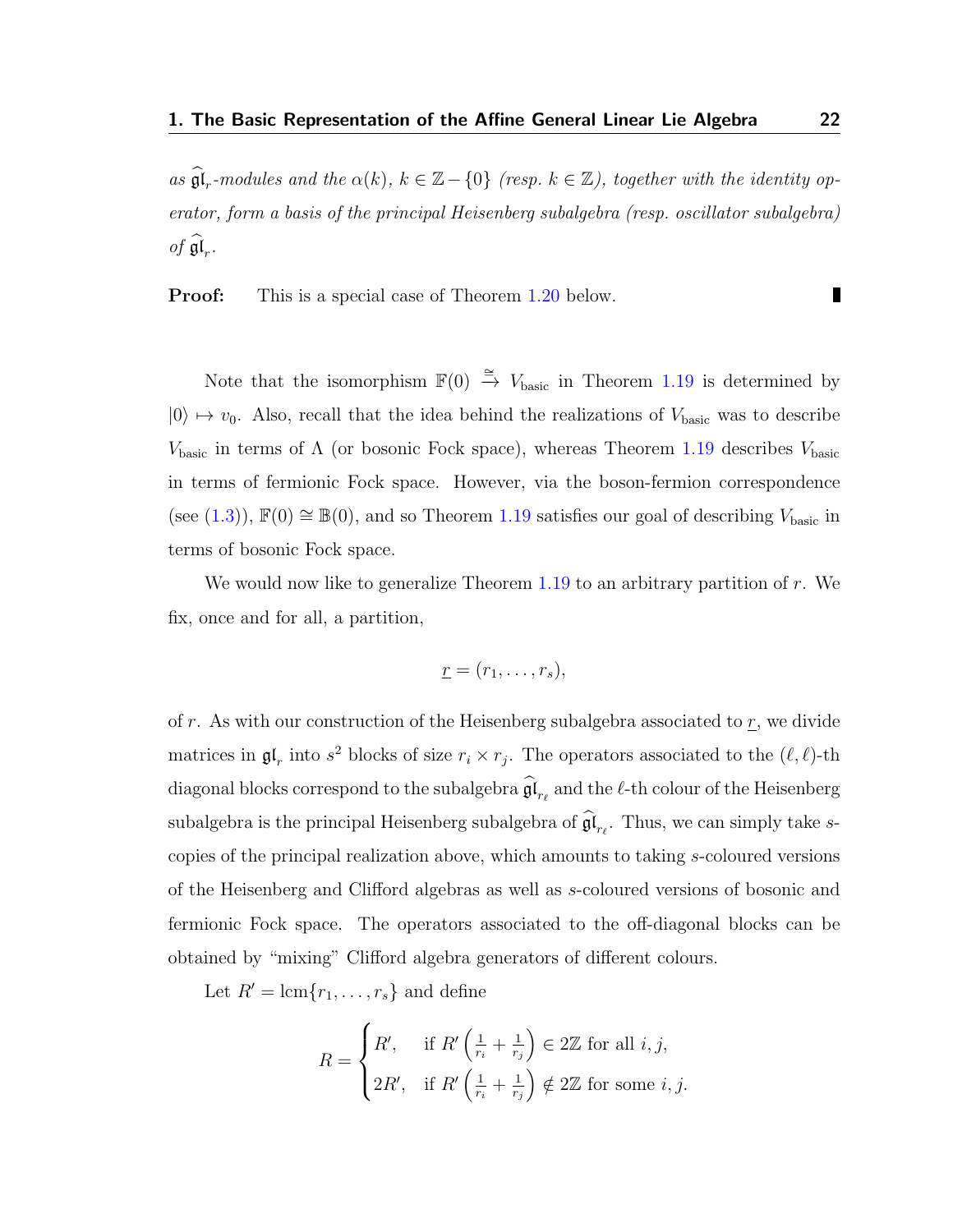*as $\widehat{\mathfrak{gl}}_r$-modules and the $\alpha(k)$, $k \in \mathbb{Z} - \{0\}$ (resp. $k \in \mathbb{Z}$), together with the identity operator, form a basis of the principal Heisenberg subalgebra (resp. oscillator subalgebra) of $\widehat{\mathfrak{gl}}_r$.*

**Proof:** This is a special case of Theorem 1.20 below. ∎

Note that the isomorphism $\mathbb{F}(0) \xrightarrow{\cong} V_{\text{basic}}$ in Theorem 1.19 is determined by $|0\rangle \mapsto v_0$. Also, recall that the idea behind the realizations of $V_{\text{basic}}$ was to describe $V_{\text{basic}}$ in terms of $\Lambda$ (or bosonic Fock space), whereas Theorem 1.19 describes $V_{\text{basic}}$ in terms of fermionic Fock space. However, via the boson-fermion correspondence (see (1.3)), $\mathbb{F}(0) \cong \mathbb{B}(0)$, and so Theorem 1.19 satisfies our goal of describing $V_{\text{basic}}$ in terms of bosonic Fock space.

We would now like to generalize Theorem 1.19 to an arbitrary partition of $r$. We fix, once and for all, a partition,

$$\underline{r} = (r_1, \ldots, r_s),$$

of $r$. As with our construction of the Heisenberg subalgebra associated to $\underline{r}$, we divide matrices in $\mathfrak{gl}_r$ into $s^2$ blocks of size $r_i \times r_j$. The operators associated to the $(\ell, \ell)$-th diagonal blocks correspond to the subalgebra $\widehat{\mathfrak{gl}}_{r_\ell}$ and the $\ell$-th colour of the Heisenberg subalgebra is the principal Heisenberg subalgebra of $\widehat{\mathfrak{gl}}_{r_\ell}$. Thus, we can simply take $s$-copies of the principal realization above, which amounts to taking $s$-coloured versions of the Heisenberg and Clifford algebras as well as $s$-coloured versions of bosonic and fermionic Fock space. The operators associated to the off-diagonal blocks can be obtained by "mixing" Clifford algebra generators of different colours.

Let $R' = \operatorname{lcm}\{r_1, \ldots, r_s\}$ and define

$$R = \begin{cases} R', & \text{if } R'\left(\frac{1}{r_i} + \frac{1}{r_j}\right) \in 2\mathbb{Z} \text{ for all } i, j, \\ 2R', & \text{if } R'\left(\frac{1}{r_i} + \frac{1}{r_j}\right) \notin 2\mathbb{Z} \text{ for some } i, j. \end{cases}$$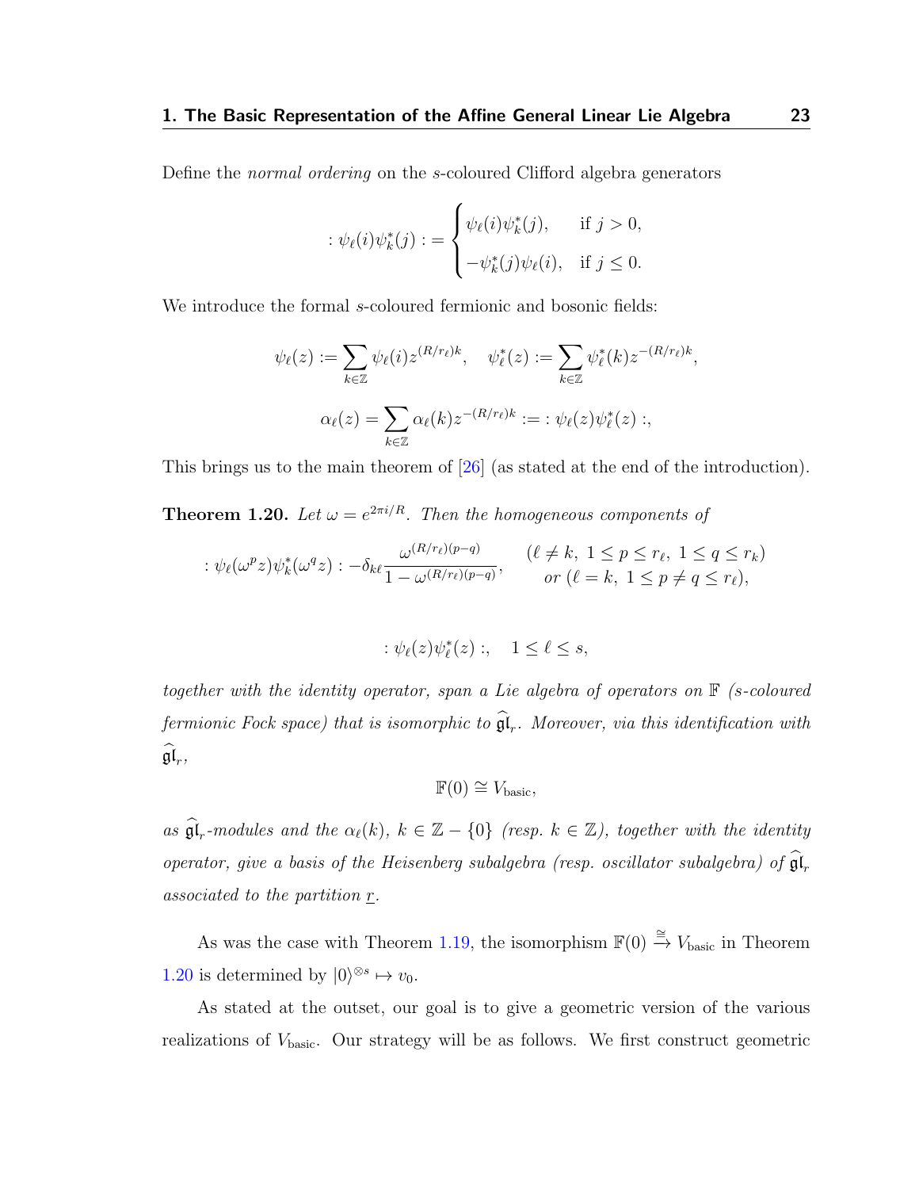Define the *normal ordering* on the $s$-coloured Clifford algebra generators

$$
:\psi_\ell(i)\psi_k^*(j): = \begin{cases} \psi_\ell(i)\psi_k^*(j), & \text{if } j > 0, \\ -\psi_k^*(j)\psi_\ell(i), & \text{if } j \leq 0. \end{cases}
$$

We introduce the formal $s$-coloured fermionic and bosonic fields:

$$
\psi_\ell(z) := \sum_{k\in\mathbb{Z}} \psi_\ell(i) z^{(R/r_\ell)k}, \quad \psi_\ell^*(z) := \sum_{k\in\mathbb{Z}} \psi_\ell^*(k) z^{-(R/r_\ell)k},
$$

$$
\alpha_\ell(z) = \sum_{k\in\mathbb{Z}} \alpha_\ell(k) z^{-(R/r_\ell)k} := :\psi_\ell(z)\psi_\ell^*(z):,
$$

This brings us to the main theorem of [26] (as stated at the end of the introduction).

**Theorem 1.20.** *Let $\omega = e^{2\pi i/R}$. Then the homogeneous components of*

$$
:\psi_\ell(\omega^p z)\psi_k^*(\omega^q z): - \delta_{k\ell}\frac{\omega^{(R/r_\ell)(p-q)}}{1-\omega^{(R/r_\ell)(p-q)}}, \qquad \begin{matrix} (\ell \neq k,\ 1 \leq p \leq r_\ell,\ 1 \leq q \leq r_k) \\ \text{or } (\ell = k,\ 1 \leq p \neq q \leq r_\ell), \end{matrix}
$$

$$
:\psi_\ell(z)\psi_\ell^*(z):, \quad 1 \leq \ell \leq s,
$$

*together with the identity operator, span a Lie algebra of operators on $\mathbb{F}$ ($s$-coloured fermionic Fock space) that is isomorphic to $\widehat{\mathfrak{gl}}_r$. Moreover, via this identification with $\widehat{\mathfrak{gl}}_r$,*

$$
\mathbb{F}(0) \cong V_{\text{basic}},
$$

*as $\widehat{\mathfrak{gl}}_r$-modules and the $\alpha_\ell(k)$, $k \in \mathbb{Z} - \{0\}$ (resp. $k \in \mathbb{Z}$), together with the identity operator, give a basis of the Heisenberg subalgebra (resp. oscillator subalgebra) of $\widehat{\mathfrak{gl}}_r$ associated to the partition $\underline{r}$.*

As was the case with Theorem 1.19, the isomorphism $\mathbb{F}(0) \xrightarrow{\cong} V_{\text{basic}}$ in Theorem 1.20 is determined by $|0\rangle^{\otimes s} \mapsto v_0$.

As stated at the outset, our goal is to give a geometric version of the various realizations of $V_{\text{basic}}$. Our strategy will be as follows. We first construct geometric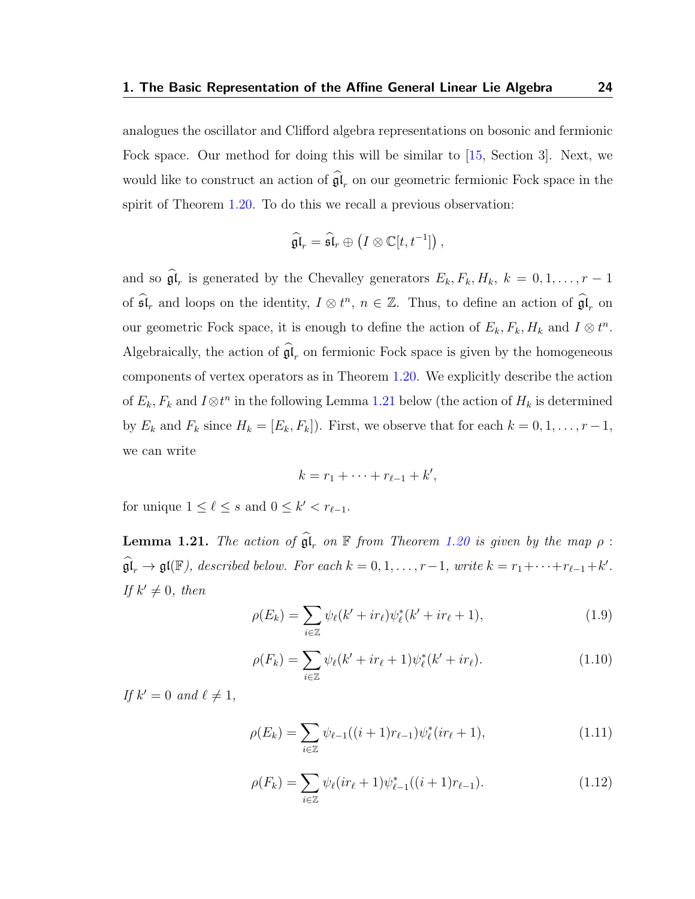analogues the oscillator and Clifford algebra representations on bosonic and fermionic Fock space. Our method for doing this will be similar to [15, Section 3]. Next, we would like to construct an action of $\widehat{\mathfrak{gl}}_r$ on our geometric fermionic Fock space in the spirit of Theorem 1.20. To do this we recall a previous observation:

$$\widehat{\mathfrak{gl}}_r = \widehat{\mathfrak{sl}}_r \oplus \left(I \otimes \mathbb{C}[t, t^{-1}]\right),$$

and so $\widehat{\mathfrak{gl}}_r$ is generated by the Chevalley generators $E_k, F_k, H_k$, $k = 0, 1, \ldots, r-1$ of $\widehat{\mathfrak{sl}}_r$ and loops on the identity, $I \otimes t^n$, $n \in \mathbb{Z}$. Thus, to define an action of $\widehat{\mathfrak{gl}}_r$ on our geometric Fock space, it is enough to define the action of $E_k, F_k, H_k$ and $I \otimes t^n$. Algebraically, the action of $\widehat{\mathfrak{gl}}_r$ on fermionic Fock space is given by the homogeneous components of vertex operators as in Theorem 1.20. We explicitly describe the action of $E_k, F_k$ and $I \otimes t^n$ in the following Lemma 1.21 below (the action of $H_k$ is determined by $E_k$ and $F_k$ since $H_k = [E_k, F_k]$). First, we observe that for each $k = 0, 1, \ldots, r-1$, we can write

$$k = r_1 + \cdots + r_{\ell-1} + k',$$

for unique $1 \leq \ell \leq s$ and $0 \leq k' < r_{\ell-1}$.

**Lemma 1.21.** *The action of $\widehat{\mathfrak{gl}}_r$ on $\mathbb{F}$ from Theorem 1.20 is given by the map $\rho : \widehat{\mathfrak{gl}}_r \to \mathfrak{gl}(\mathbb{F})$, described below. For each $k = 0, 1, \ldots, r-1$, write $k = r_1 + \cdots + r_{\ell-1} + k'$. If $k' \neq 0$, then*

$$\rho(E_k) = \sum_{i \in \mathbb{Z}} \psi_\ell(k' + ir_\ell)\psi_\ell^*(k' + ir_\ell + 1), \tag{1.9}$$

$$\rho(F_k) = \sum_{i \in \mathbb{Z}} \psi_\ell(k' + ir_\ell + 1)\psi_\ell^*(k' + ir_\ell). \tag{1.10}$$

*If $k' = 0$ and $\ell \neq 1$,*

$$\rho(E_k) = \sum_{i \in \mathbb{Z}} \psi_{\ell-1}((i+1)r_{\ell-1})\psi_\ell^*(ir_\ell + 1), \tag{1.11}$$

$$\rho(F_k) = \sum_{i \in \mathbb{Z}} \psi_\ell(ir_\ell + 1)\psi_{\ell-1}^*((i+1)r_{\ell-1}). \tag{1.12}$$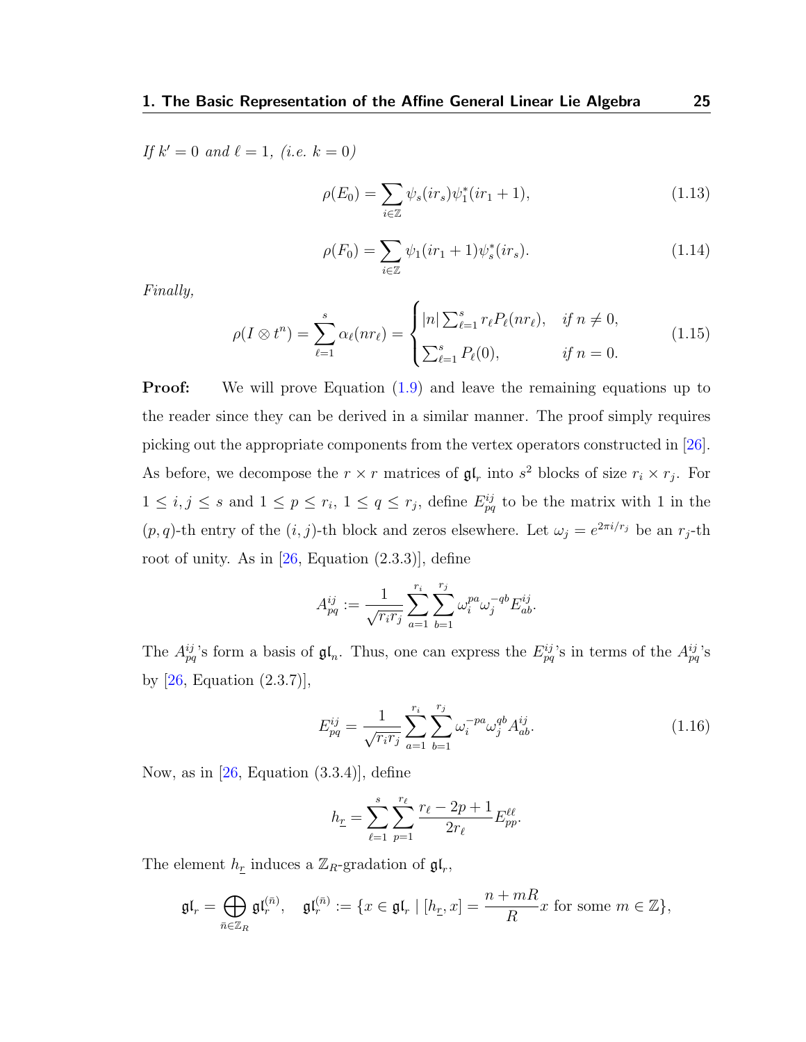*If $k' = 0$ and $\ell = 1$, (i.e. $k = 0$)*

$$\rho(E_0) = \sum_{i \in \mathbb{Z}} \psi_s(ir_s)\psi_1^*(ir_1 + 1), \tag{1.13}$$

$$\rho(F_0) = \sum_{i \in \mathbb{Z}} \psi_1(ir_1 + 1)\psi_s^*(ir_s). \tag{1.14}$$

*Finally,*

$$\rho(I \otimes t^n) = \sum_{\ell=1}^{s} \alpha_\ell(nr_\ell) = \begin{cases} |n| \sum_{\ell=1}^{s} r_\ell P_\ell(nr_\ell), & \text{if } n \neq 0, \\ \sum_{\ell=1}^{s} P_\ell(0), & \text{if } n = 0. \end{cases} \tag{1.15}$$

**Proof:** We will prove Equation (1.9) and leave the remaining equations up to the reader since they can be derived in a similar manner. The proof simply requires picking out the appropriate components from the vertex operators constructed in [26]. As before, we decompose the $r \times r$ matrices of $\mathfrak{gl}_r$ into $s^2$ blocks of size $r_i \times r_j$. For $1 \leq i, j \leq s$ and $1 \leq p \leq r_i$, $1 \leq q \leq r_j$, define $E_{pq}^{ij}$ to be the matrix with 1 in the $(p, q)$-th entry of the $(i, j)$-th block and zeros elsewhere. Let $\omega_j = e^{2\pi i / r_j}$ be an $r_j$-th root of unity. As in [26, Equation (2.3.3)], define

$$A_{pq}^{ij} := \frac{1}{\sqrt{r_i r_j}} \sum_{a=1}^{r_i} \sum_{b=1}^{r_j} \omega_i^{pa} \omega_j^{-qb} E_{ab}^{ij}.$$

The $A_{pq}^{ij}$'s form a basis of $\mathfrak{gl}_n$. Thus, one can express the $E_{pq}^{ij}$'s in terms of the $A_{pq}^{ij}$'s by [26, Equation (2.3.7)],

$$E_{pq}^{ij} = \frac{1}{\sqrt{r_i r_j}} \sum_{a=1}^{r_i} \sum_{b=1}^{r_j} \omega_i^{-pa} \omega_j^{qb} A_{ab}^{ij}. \tag{1.16}$$

Now, as in [26, Equation (3.3.4)], define

$$h_{\underline{r}} = \sum_{\ell=1}^{s} \sum_{p=1}^{r_\ell} \frac{r_\ell - 2p + 1}{2r_\ell} E_{pp}^{\ell\ell}.$$

The element $h_{\underline{r}}$ induces a $\mathbb{Z}_R$-gradation of $\mathfrak{gl}_r$,

$$\mathfrak{gl}_r = \bigoplus_{\bar{n} \in \mathbb{Z}_R} \mathfrak{gl}_r^{(\bar{n})}, \quad \mathfrak{gl}_r^{(\bar{n})} := \{x \in \mathfrak{gl}_r \mid [h_{\underline{r}}, x] = \frac{n + mR}{R} x \text{ for some } m \in \mathbb{Z}\},$$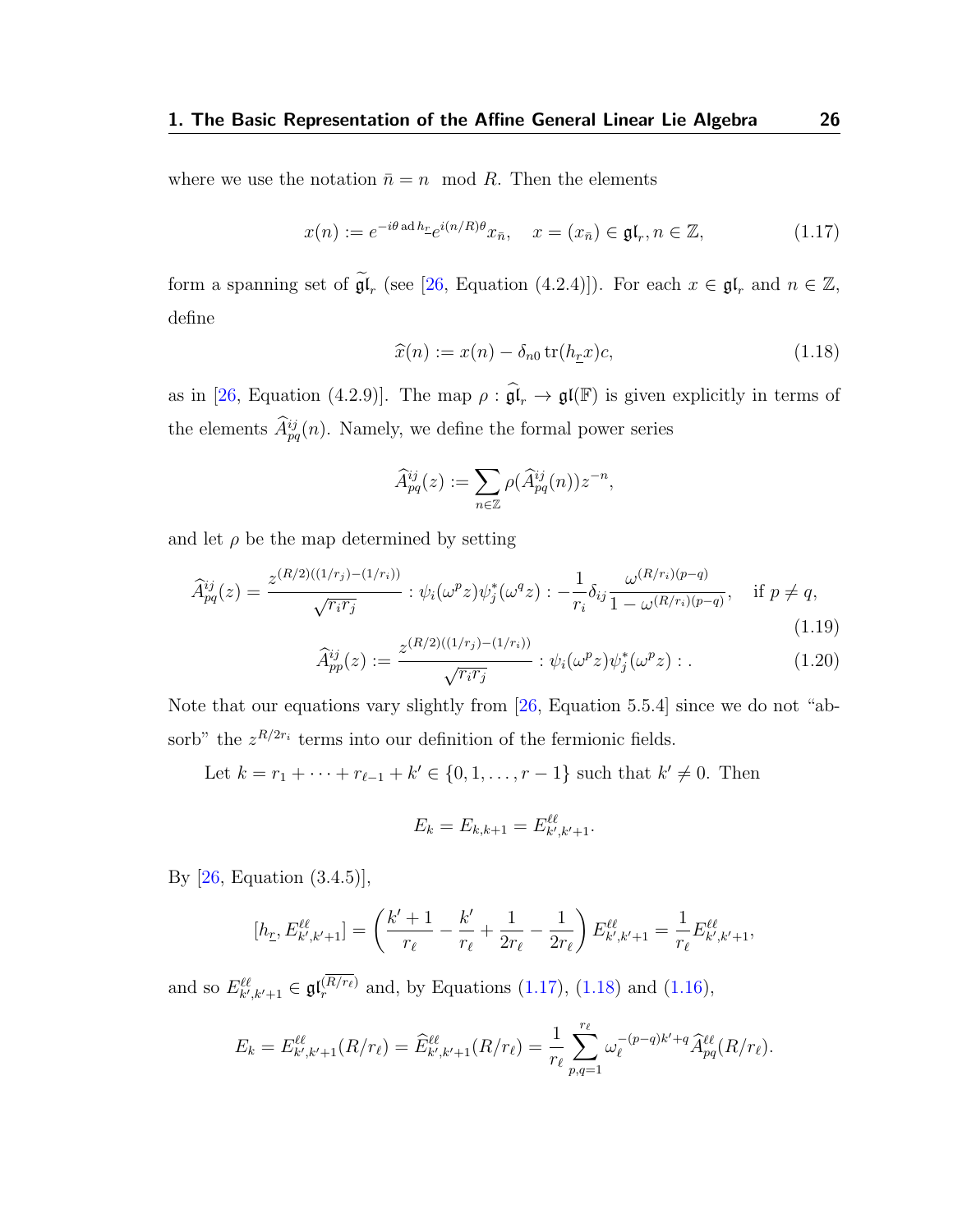where we use the notation $\bar{n} = n \mod R$. Then the elements

$$x(n) := e^{-i\theta \operatorname{ad} h_{\underline{r}}} e^{i(n/R)\theta} x_{\bar{n}}, \quad x = (x_{\bar{n}}) \in \mathfrak{gl}_r, n \in \mathbb{Z}, \tag{1.17}$$

form a spanning set of $\widetilde{\mathfrak{gl}}_r$ (see [26, Equation (4.2.4)]). For each $x \in \mathfrak{gl}_r$ and $n \in \mathbb{Z}$, define

$$\widehat{x}(n) := x(n) - \delta_{n0} \operatorname{tr}(h_{\underline{r}} x) c, \tag{1.18}$$

as in [26, Equation (4.2.9)]. The map $\rho : \widehat{\mathfrak{gl}}_r \to \mathfrak{gl}(\mathbb{F})$ is given explicitly in terms of the elements $\widehat{A}^{ij}_{pq}(n)$. Namely, we define the formal power series

$$\widehat{A}^{ij}_{pq}(z) := \sum_{n \in \mathbb{Z}} \rho(\widehat{A}^{ij}_{pq}(n)) z^{-n},$$

and let $\rho$ be the map determined by setting

$$\widehat{A}^{ij}_{pq}(z) = \frac{z^{(R/2)((1/r_j)-(1/r_i))}}{\sqrt{r_i r_j}} : \psi_i(\omega^p z)\psi^*_j(\omega^q z) : -\frac{1}{r_i}\delta_{ij}\frac{\omega^{(R/r_i)(p-q)}}{1-\omega^{(R/r_i)(p-q)}}, \quad \text{if } p \neq q, \tag{1.19}$$

$$\widehat{A}^{ij}_{pp}(z) := \frac{z^{(R/2)((1/r_j)-(1/r_i))}}{\sqrt{r_i r_j}} : \psi_i(\omega^p z)\psi^*_j(\omega^p z) : . \tag{1.20}$$

Note that our equations vary slightly from [26, Equation 5.5.4] since we do not "absorb" the $z^{R/2r_i}$ terms into our definition of the fermionic fields.

Let $k = r_1 + \cdots + r_{\ell-1} + k' \in \{0, 1, \ldots, r-1\}$ such that $k' \neq 0$. Then

$$E_k = E_{k,k+1} = E^{\ell\ell}_{k',k'+1}.$$

By [26, Equation (3.4.5)],

$$[h_{\underline{r}}, E^{\ell\ell}_{k',k'+1}] = \left(\frac{k'+1}{r_\ell} - \frac{k'}{r_\ell} + \frac{1}{2r_\ell} - \frac{1}{2r_\ell}\right) E^{\ell\ell}_{k',k'+1} = \frac{1}{r_\ell} E^{\ell\ell}_{k',k'+1},$$

and so $E^{\ell\ell}_{k',k'+1} \in \mathfrak{gl}_r^{(\overline{R/r_\ell})}$ and, by Equations (1.17), (1.18) and (1.16),

$$E_k = E^{\ell\ell}_{k',k'+1}(R/r_\ell) = \widehat{E}^{\ell\ell}_{k',k'+1}(R/r_\ell) = \frac{1}{r_\ell}\sum_{p,q=1}^{r_\ell} \omega_\ell^{-(p-q)k'+q} \widehat{A}^{\ell\ell}_{pq}(R/r_\ell).$$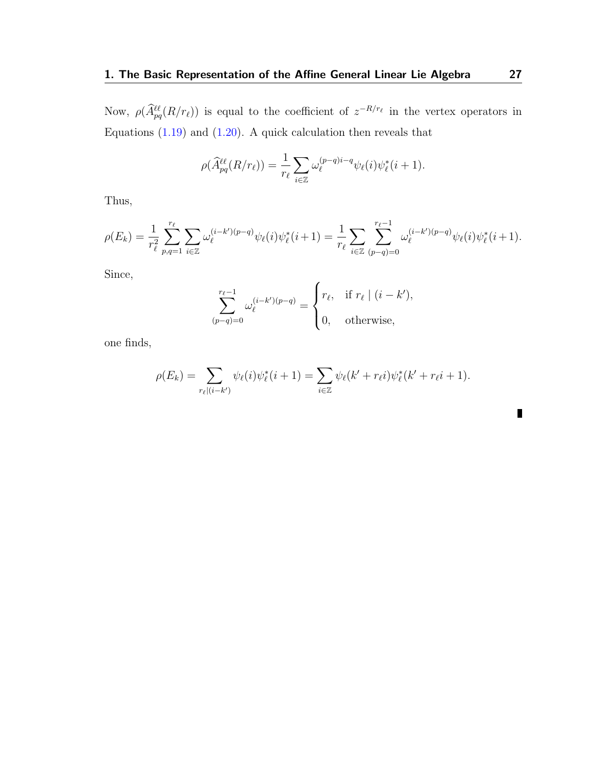Now, $\rho(\widehat{A}_{pq}^{\ell\ell}(R/r_\ell))$ is equal to the coefficient of $z^{-R/r_\ell}$ in the vertex operators in Equations (1.19) and (1.20). A quick calculation then reveals that

$$\rho(\widehat{A}_{pq}^{\ell\ell}(R/r_\ell)) = \frac{1}{r_\ell} \sum_{i\in\mathbb{Z}} \omega_\ell^{(p-q)i-q} \psi_\ell(i)\psi_\ell^*(i+1).$$

Thus,

$$\rho(E_k) = \frac{1}{r_\ell^2} \sum_{p,q=1}^{r_\ell} \sum_{i\in\mathbb{Z}} \omega_\ell^{(i-k')(p-q)} \psi_\ell(i)\psi_\ell^*(i+1) = \frac{1}{r_\ell} \sum_{i\in\mathbb{Z}} \sum_{(p-q)=0}^{r_\ell-1} \omega_\ell^{(i-k')(p-q)} \psi_\ell(i)\psi_\ell^*(i+1).$$

Since,

$$\sum_{(p-q)=0}^{r_\ell-1} \omega_\ell^{(i-k')(p-q)} = \begin{cases} r_\ell, & \text{if } r_\ell \mid (i-k'), \\ 0, & \text{otherwise,} \end{cases}$$

one finds,

$$\rho(E_k) = \sum_{r_\ell|(i-k')} \psi_\ell(i)\psi_\ell^*(i+1) = \sum_{i\in\mathbb{Z}} \psi_\ell(k'+r_\ell i)\psi_\ell^*(k'+r_\ell i+1).$$

∎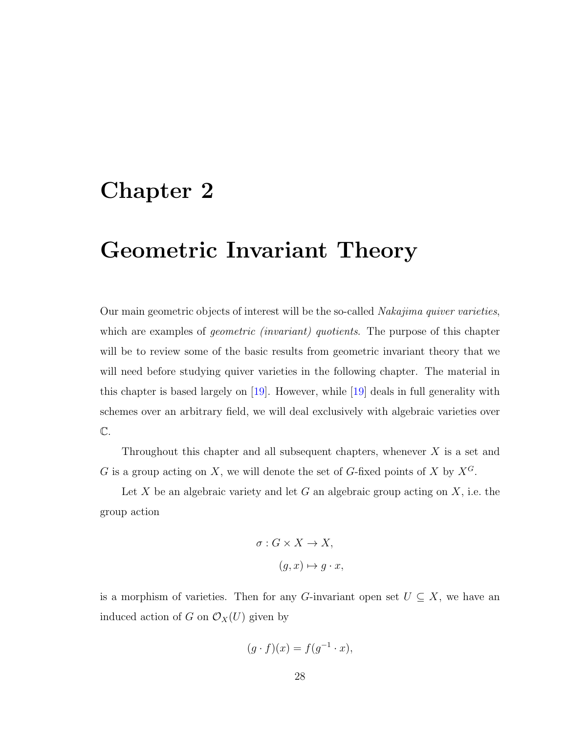# Chapter 2

# Geometric Invariant Theory

Our main geometric objects of interest will be the so-called *Nakajima quiver varieties*, which are examples of *geometric (invariant) quotients*. The purpose of this chapter will be to review some of the basic results from geometric invariant theory that we will need before studying quiver varieties in the following chapter. The material in this chapter is based largely on [19]. However, while [19] deals in full generality with schemes over an arbitrary field, we will deal exclusively with algebraic varieties over $\mathbb{C}$.

Throughout this chapter and all subsequent chapters, whenever $X$ is a set and $G$ is a group acting on $X$, we will denote the set of $G$-fixed points of $X$ by $X^G$.

Let $X$ be an algebraic variety and let $G$ an algebraic group acting on $X$, i.e. the group action

$$\sigma : G \times X \to X,$$
$$(g, x) \mapsto g \cdot x,$$

is a morphism of varieties. Then for any $G$-invariant open set $U \subseteq X$, we have an induced action of $G$ on $\mathcal{O}_X(U)$ given by

$$(g \cdot f)(x) = f(g^{-1} \cdot x),$$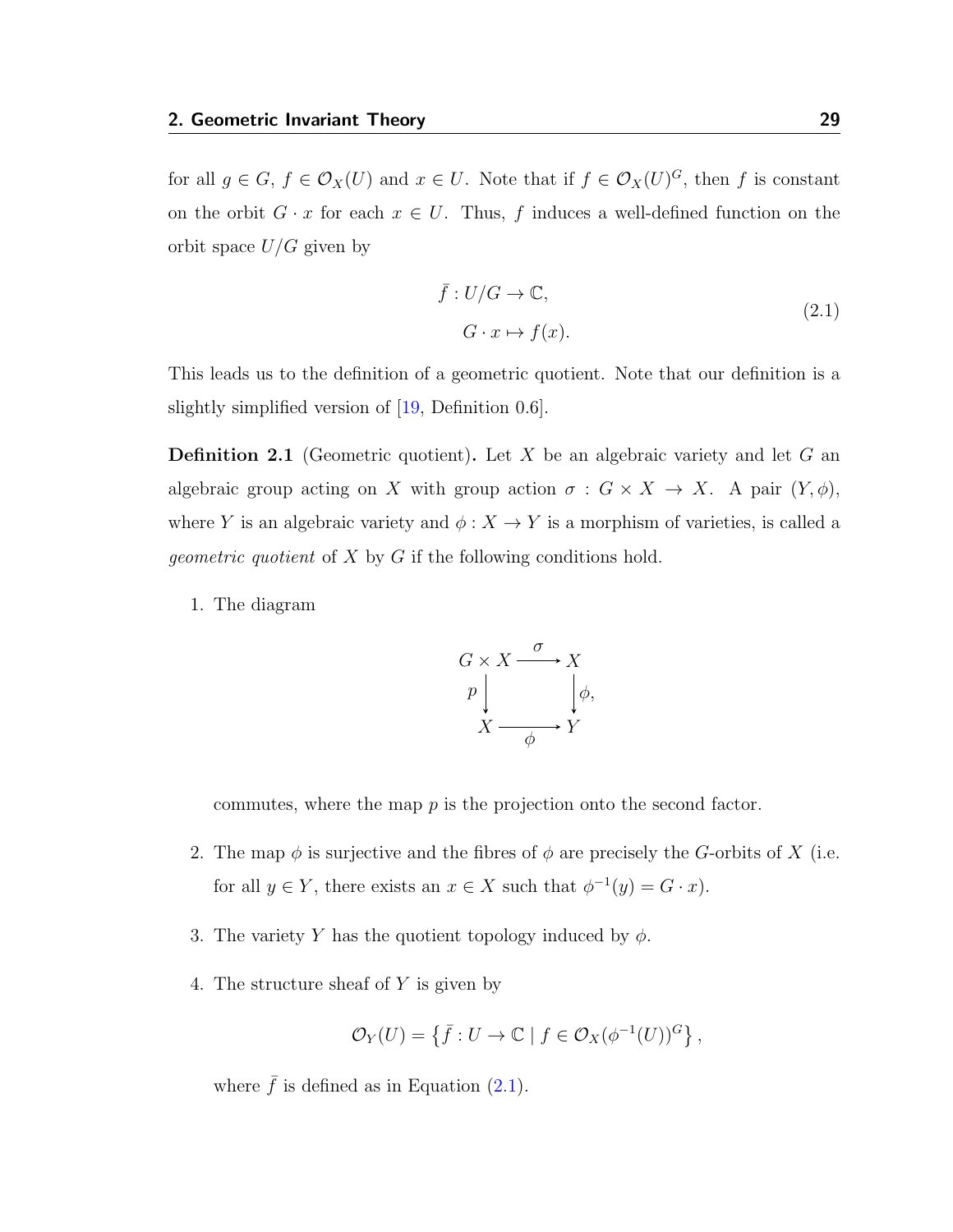for all $g \in G$, $f \in \mathcal{O}_X(U)$ and $x \in U$. Note that if $f \in \mathcal{O}_X(U)^G$, then $f$ is constant on the orbit $G \cdot x$ for each $x \in U$. Thus, $f$ induces a well-defined function on the orbit space $U/G$ given by

$$\begin{aligned} \bar{f} : U/G &\to \mathbb{C}, \\ G \cdot x &\mapsto f(x). \end{aligned} \tag{2.1}$$

This leads us to the definition of a geometric quotient. Note that our definition is a slightly simplified version of [19, Definition 0.6].

**Definition 2.1** (Geometric quotient)**.** Let $X$ be an algebraic variety and let $G$ an algebraic group acting on $X$ with group action $\sigma : G \times X \to X$. A pair $(Y, \phi)$, where $Y$ is an algebraic variety and $\phi : X \to Y$ is a morphism of varieties, is called a *geometric quotient* of $X$ by $G$ if the following conditions hold.

1. The diagram

$$\begin{array}{ccc} G \times X & \xrightarrow{\sigma} & X \\ {\scriptstyle p}\downarrow & & \downarrow{\scriptstyle \phi}, \\ X & \xrightarrow[\phi]{} & Y \end{array}$$

   commutes, where the map $p$ is the projection onto the second factor.

2. The map $\phi$ is surjective and the fibres of $\phi$ are precisely the $G$-orbits of $X$ (i.e. for all $y \in Y$, there exists an $x \in X$ such that $\phi^{-1}(y) = G \cdot x$).

3. The variety $Y$ has the quotient topology induced by $\phi$.

4. The structure sheaf of $Y$ is given by

$$\mathcal{O}_Y(U) = \left\{ \bar{f} : U \to \mathbb{C} \mid f \in \mathcal{O}_X(\phi^{-1}(U))^G \right\},$$

   where $\bar{f}$ is defined as in Equation (2.1).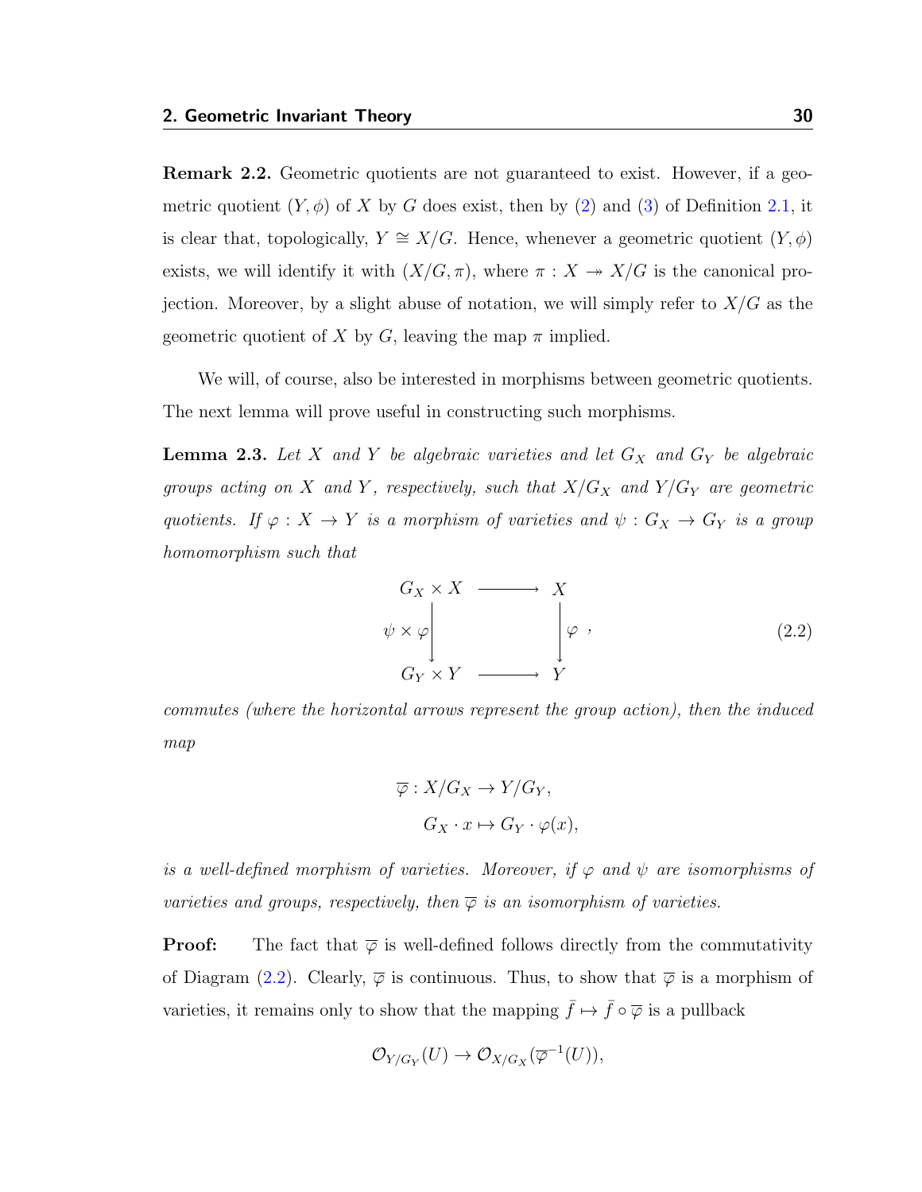**Remark 2.2.** Geometric quotients are not guaranteed to exist. However, if a geometric quotient $(Y, \phi)$ of $X$ by $G$ does exist, then by (2) and (3) of Definition 2.1, it is clear that, topologically, $Y \cong X/G$. Hence, whenever a geometric quotient $(Y, \phi)$ exists, we will identify it with $(X/G, \pi)$, where $\pi : X \twoheadrightarrow X/G$ is the canonical projection. Moreover, by a slight abuse of notation, we will simply refer to $X/G$ as the geometric quotient of $X$ by $G$, leaving the map $\pi$ implied.

We will, of course, also be interested in morphisms between geometric quotients. The next lemma will prove useful in constructing such morphisms.

**Lemma 2.3.** *Let $X$ and $Y$ be algebraic varieties and let $G_X$ and $G_Y$ be algebraic groups acting on $X$ and $Y$, respectively, such that $X/G_X$ and $Y/G_Y$ are geometric quotients. If $\varphi : X \to Y$ is a morphism of varieties and $\psi : G_X \to G_Y$ is a group homomorphism such that*

$$\begin{array}{ccc} G_X \times X & \longrightarrow & X \\ {\scriptstyle \psi \times \varphi}\downarrow & & \downarrow{\scriptstyle \varphi} \\ G_Y \times Y & \longrightarrow & Y \end{array}, \tag{2.2}$$

*commutes (where the horizontal arrows represent the group action), then the induced map*

$$\overline{\varphi} : X/G_X \to Y/G_Y,$$
$$G_X \cdot x \mapsto G_Y \cdot \varphi(x),$$

*is a well-defined morphism of varieties. Moreover, if $\varphi$ and $\psi$ are isomorphisms of varieties and groups, respectively, then $\overline{\varphi}$ is an isomorphism of varieties.*

**Proof:** The fact that $\overline{\varphi}$ is well-defined follows directly from the commutativity of Diagram (2.2). Clearly, $\overline{\varphi}$ is continuous. Thus, to show that $\overline{\varphi}$ is a morphism of varieties, it remains only to show that the mapping $\bar{f} \mapsto \bar{f} \circ \overline{\varphi}$ is a pullback

$$\mathcal{O}_{Y/G_Y}(U) \to \mathcal{O}_{X/G_X}(\overline{\varphi}^{-1}(U)),$$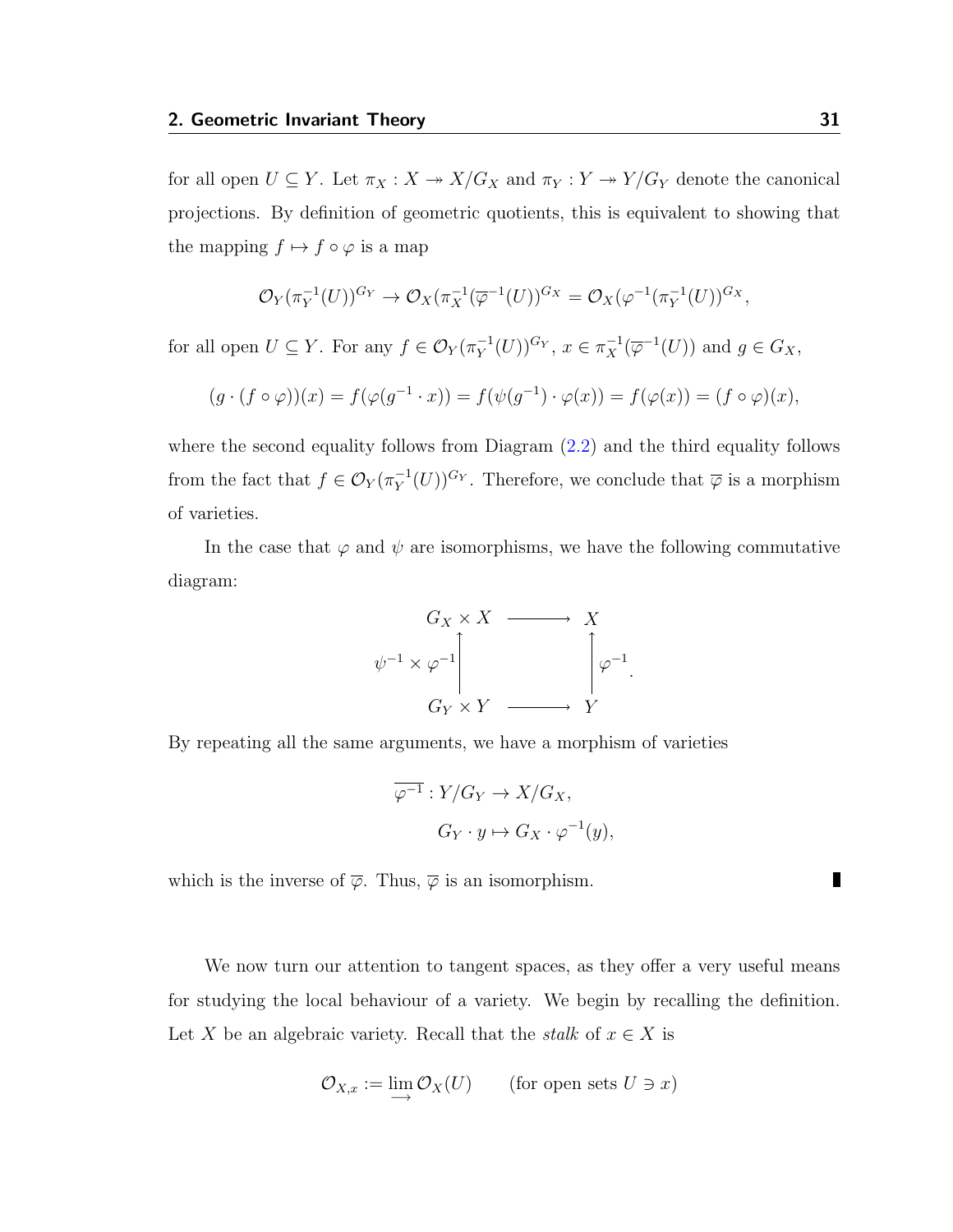for all open $U \subseteq Y$. Let $\pi_X : X \twoheadrightarrow X/G_X$ and $\pi_Y : Y \twoheadrightarrow Y/G_Y$ denote the canonical projections. By definition of geometric quotients, this is equivalent to showing that the mapping $f \mapsto f \circ \varphi$ is a map

$$\mathcal{O}_Y(\pi_Y^{-1}(U))^{G_Y} \to \mathcal{O}_X(\pi_X^{-1}(\overline{\varphi}^{-1}(U))^{G_X} = \mathcal{O}_X(\varphi^{-1}(\pi_Y^{-1}(U))^{G_X},$$

for all open $U \subseteq Y$. For any $f \in \mathcal{O}_Y(\pi_Y^{-1}(U))^{G_Y}$, $x \in \pi_X^{-1}(\overline{\varphi}^{-1}(U))$ and $g \in G_X$,

$$(g \cdot (f \circ \varphi))(x) = f(\varphi(g^{-1} \cdot x)) = f(\psi(g^{-1}) \cdot \varphi(x)) = f(\varphi(x)) = (f \circ \varphi)(x),$$

where the second equality follows from Diagram (2.2) and the third equality follows from the fact that $f \in \mathcal{O}_Y(\pi_Y^{-1}(U))^{G_Y}$. Therefore, we conclude that $\overline{\varphi}$ is a morphism of varieties.

In the case that $\varphi$ and $\psi$ are isomorphisms, we have the following commutative diagram:

$$\begin{array}{ccc} G_X \times X & \longrightarrow & X \\ \Big\uparrow {\scriptstyle \psi^{-1} \times \varphi^{-1}} & & \Big\uparrow {\scriptstyle \varphi^{-1}} \\ G_Y \times Y & \longrightarrow & Y \end{array}.$$

By repeating all the same arguments, we have a morphism of varieties

$$\overline{\varphi^{-1}} : Y/G_Y \to X/G_X,$$
$$G_Y \cdot y \mapsto G_X \cdot \varphi^{-1}(y),$$

which is the inverse of $\overline{\varphi}$. Thus, $\overline{\varphi}$ is an isomorphism. ∎

We now turn our attention to tangent spaces, as they offer a very useful means for studying the local behaviour of a variety. We begin by recalling the definition. Let $X$ be an algebraic variety. Recall that the *stalk* of $x \in X$ is

$$\mathcal{O}_{X,x} := \varinjlim \mathcal{O}_X(U) \qquad \text{(for open sets } U \ni x\text{)}$$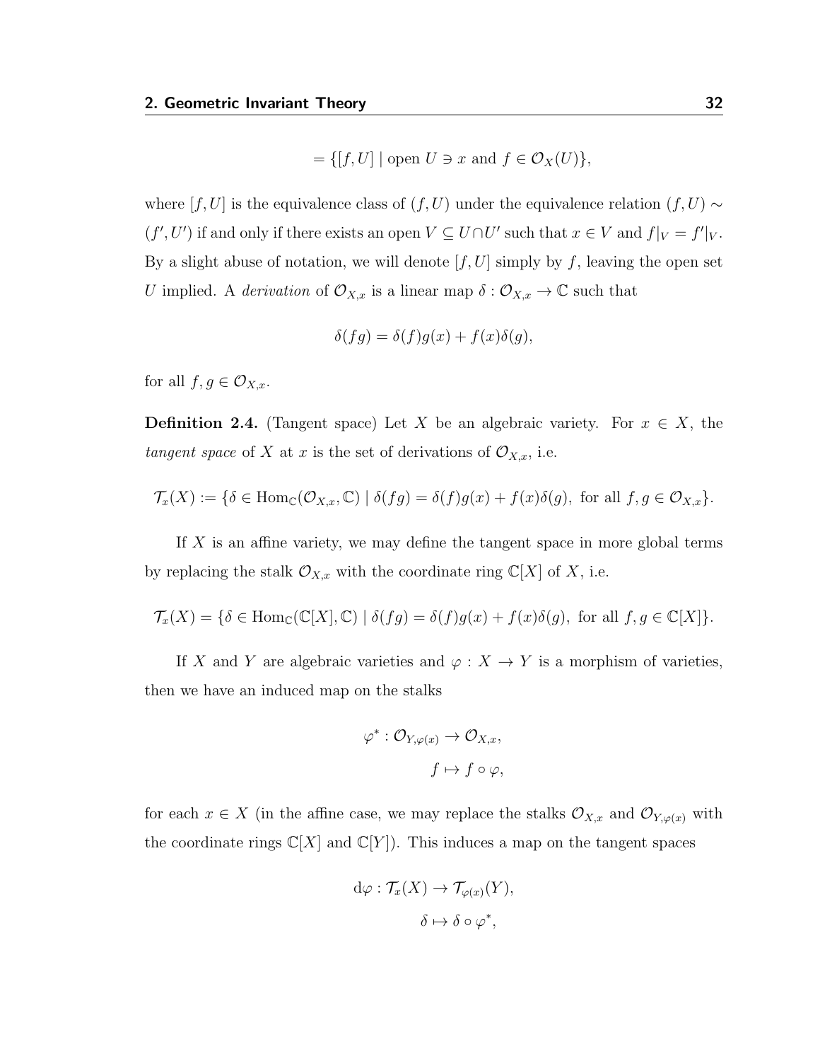$$= \{[f, U] \mid \text{open } U \ni x \text{ and } f \in \mathcal{O}_X(U)\},$$

where $[f, U]$ is the equivalence class of $(f, U)$ under the equivalence relation $(f, U) \sim (f', U')$ if and only if there exists an open $V \subseteq U \cap U'$ such that $x \in V$ and $f|_V = f'|_V$. By a slight abuse of notation, we will denote $[f, U]$ simply by $f$, leaving the open set $U$ implied. A *derivation* of $\mathcal{O}_{X,x}$ is a linear map $\delta : \mathcal{O}_{X,x} \to \mathbb{C}$ such that

$$\delta(fg) = \delta(f)g(x) + f(x)\delta(g),$$

for all $f, g \in \mathcal{O}_{X,x}$.

**Definition 2.4.** (Tangent space) Let $X$ be an algebraic variety. For $x \in X$, the *tangent space* of $X$ at $x$ is the set of derivations of $\mathcal{O}_{X,x}$, i.e.

$$\mathcal{T}_x(X) := \{\delta \in \operatorname{Hom}_{\mathbb{C}}(\mathcal{O}_{X,x}, \mathbb{C}) \mid \delta(fg) = \delta(f)g(x) + f(x)\delta(g), \text{ for all } f, g \in \mathcal{O}_{X,x}\}.$$

If $X$ is an affine variety, we may define the tangent space in more global terms by replacing the stalk $\mathcal{O}_{X,x}$ with the coordinate ring $\mathbb{C}[X]$ of $X$, i.e.

$$\mathcal{T}_x(X) = \{\delta \in \operatorname{Hom}_{\mathbb{C}}(\mathbb{C}[X], \mathbb{C}) \mid \delta(fg) = \delta(f)g(x) + f(x)\delta(g), \text{ for all } f, g \in \mathbb{C}[X]\}.$$

If $X$ and $Y$ are algebraic varieties and $\varphi : X \to Y$ is a morphism of varieties, then we have an induced map on the stalks

$$\varphi^* : \mathcal{O}_{Y,\varphi(x)} \to \mathcal{O}_{X,x},$$
$$f \mapsto f \circ \varphi,$$

for each $x \in X$ (in the affine case, we may replace the stalks $\mathcal{O}_{X,x}$ and $\mathcal{O}_{Y,\varphi(x)}$ with the coordinate rings $\mathbb{C}[X]$ and $\mathbb{C}[Y]$). This induces a map on the tangent spaces

$$\mathrm{d}\varphi : \mathcal{T}_x(X) \to \mathcal{T}_{\varphi(x)}(Y),$$
$$\delta \mapsto \delta \circ \varphi^*,$$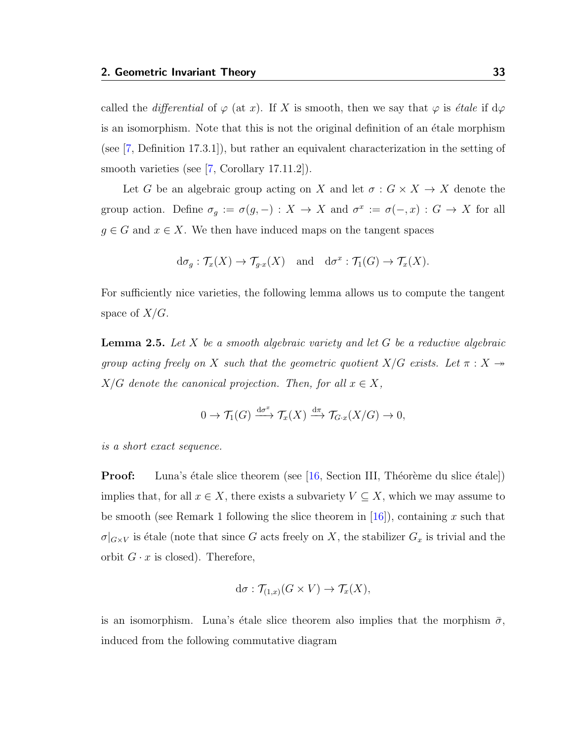called the *differential* of $\varphi$ (at $x$). If $X$ is smooth, then we say that $\varphi$ is *étale* if $\mathrm{d}\varphi$ is an isomorphism. Note that this is not the original definition of an étale morphism (see [7, Definition 17.3.1]), but rather an equivalent characterization in the setting of smooth varieties (see [7, Corollary 17.11.2]).

Let $G$ be an algebraic group acting on $X$ and let $\sigma : G \times X \to X$ denote the group action. Define $\sigma_g := \sigma(g, -) : X \to X$ and $\sigma^x := \sigma(-, x) : G \to X$ for all $g \in G$ and $x \in X$. We then have induced maps on the tangent spaces

$$\mathrm{d}\sigma_g : \mathcal{T}_x(X) \to \mathcal{T}_{g \cdot x}(X) \quad \text{and} \quad \mathrm{d}\sigma^x : \mathcal{T}_1(G) \to \mathcal{T}_x(X).$$

For sufficiently nice varieties, the following lemma allows us to compute the tangent space of $X/G$.

**Lemma 2.5.** *Let $X$ be a smooth algebraic variety and let $G$ be a reductive algebraic group acting freely on $X$ such that the geometric quotient $X/G$ exists. Let $\pi : X \twoheadrightarrow X/G$ denote the canonical projection. Then, for all $x \in X$,*

$$0 \to \mathcal{T}_1(G) \xrightarrow{\mathrm{d}\sigma^x} \mathcal{T}_x(X) \xrightarrow{\mathrm{d}\pi} \mathcal{T}_{G \cdot x}(X/G) \to 0,$$

*is a short exact sequence.*

**Proof:** Luna's étale slice theorem (see [16, Section III, Théorème du slice étale]) implies that, for all $x \in X$, there exists a subvariety $V \subseteq X$, which we may assume to be smooth (see Remark 1 following the slice theorem in [16]), containing $x$ such that $\sigma|_{G \times V}$ is étale (note that since $G$ acts freely on $X$, the stabilizer $G_x$ is trivial and the orbit $G \cdot x$ is closed). Therefore,

$$\mathrm{d}\sigma : \mathcal{T}_{(1,x)}(G \times V) \to \mathcal{T}_x(X),$$

is an isomorphism. Luna's étale slice theorem also implies that the morphism $\bar{\sigma}$, induced from the following commutative diagram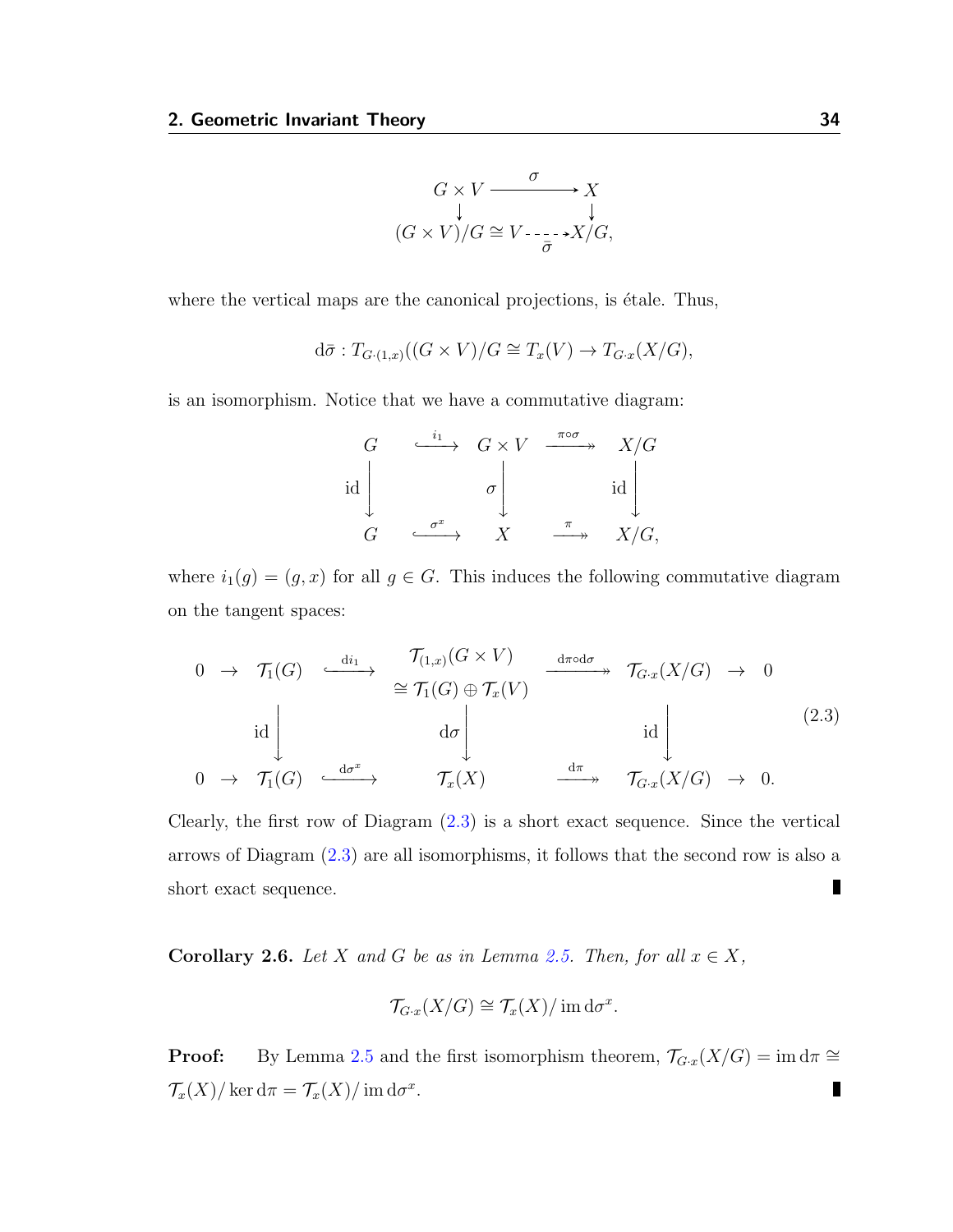$$\begin{array}{ccc}
G \times V & \xrightarrow{\sigma} & X \\
\downarrow & & \downarrow \\
(G \times V)/G \cong V & \xrightarrow[\bar{\sigma}]{} & X/G,
\end{array}$$

where the vertical maps are the canonical projections, is étale. Thus,

$$\mathrm{d}\bar{\sigma} : T_{G\cdot(1,x)}((G \times V)/G \cong T_x(V) \to T_{G\cdot x}(X/G),$$

is an isomorphism. Notice that we have a commutative diagram:

$$\begin{array}{ccccc}
G & \xhookrightarrow{i_1} & G \times V & \xrightarrow{\pi\circ\sigma} & X/G \\
\mathrm{id}\downarrow & & \sigma\downarrow & & \mathrm{id}\downarrow \\
G & \xhookrightarrow{\sigma^x} & X & \xrightarrow{\pi} & X/G,
\end{array}$$

where $i_1(g) = (g, x)$ for all $g \in G$. This induces the following commutative diagram on the tangent spaces:

$$\begin{array}{ccccccccc}
0 & \to & \mathcal{T}_1(G) & \xhookrightarrow{\mathrm{d}i_1} & \begin{array}{c}\mathcal{T}_{(1,x)}(G \times V) \\ \cong \mathcal{T}_1(G) \oplus \mathcal{T}_x(V)\end{array} & \xrightarrow{\mathrm{d}\pi\circ\mathrm{d}\sigma} & \mathcal{T}_{G\cdot x}(X/G) & \to & 0 \\
 & & \mathrm{id}\downarrow & & \mathrm{d}\sigma\downarrow & & \mathrm{id}\downarrow & & \\
0 & \to & \mathcal{T}_1(G) & \xhookrightarrow{\mathrm{d}\sigma^x} & \mathcal{T}_x(X) & \xrightarrow{\mathrm{d}\pi} & \mathcal{T}_{G\cdot x}(X/G) & \to & 0.
\end{array} \tag{2.3}$$

Clearly, the first row of Diagram (2.3) is a short exact sequence. Since the vertical arrows of Diagram (2.3) are all isomorphisms, it follows that the second row is also a short exact sequence. ∎

**Corollary 2.6.** *Let $X$ and $G$ be as in Lemma 2.5. Then, for all $x \in X$,*

$$\mathcal{T}_{G\cdot x}(X/G) \cong \mathcal{T}_x(X)/\operatorname{im}\mathrm{d}\sigma^x.$$

**Proof:** By Lemma 2.5 and the first isomorphism theorem, $\mathcal{T}_{G\cdot x}(X/G) = \operatorname{im}\mathrm{d}\pi \cong \mathcal{T}_x(X)/\ker\mathrm{d}\pi = \mathcal{T}_x(X)/\operatorname{im}\mathrm{d}\sigma^x$. ∎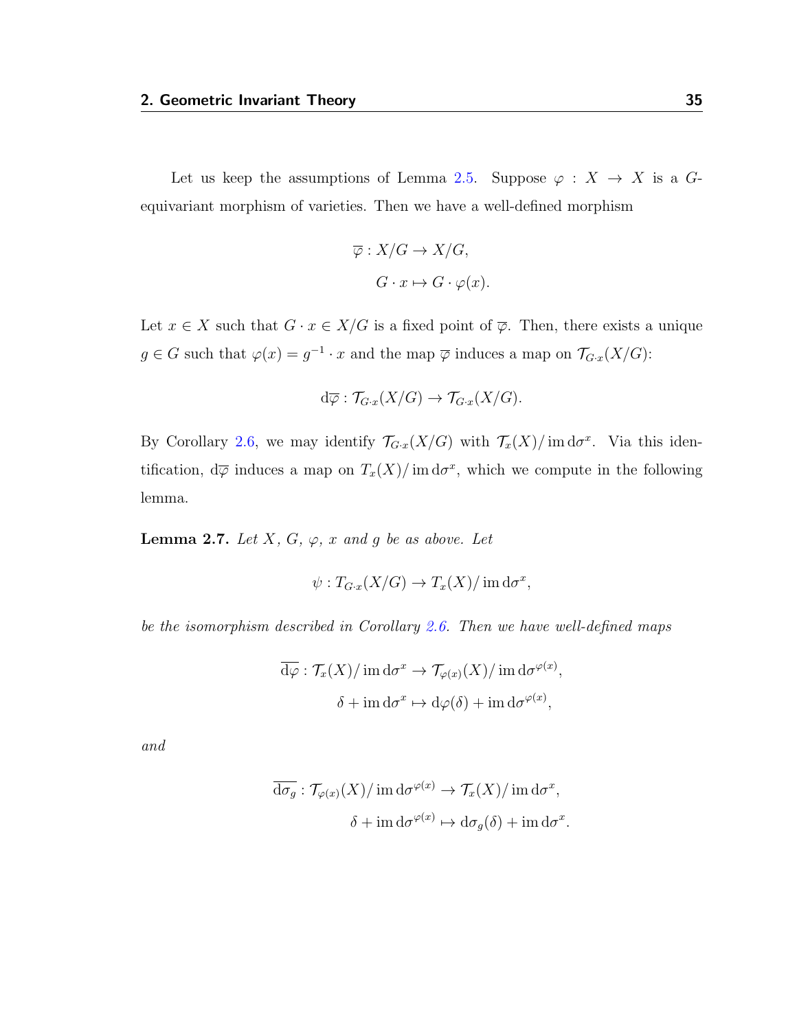Let us keep the assumptions of Lemma 2.5. Suppose $\varphi : X \to X$ is a $G$-equivariant morphism of varieties. Then we have a well-defined morphism

$$\overline{\varphi} : X/G \to X/G,$$
$$G \cdot x \mapsto G \cdot \varphi(x).$$

Let $x \in X$ such that $G \cdot x \in X/G$ is a fixed point of $\overline{\varphi}$. Then, there exists a unique $g \in G$ such that $\varphi(x) = g^{-1} \cdot x$ and the map $\overline{\varphi}$ induces a map on $\mathcal{T}_{G\cdot x}(X/G)$:

$$\mathrm{d}\overline{\varphi} : \mathcal{T}_{G\cdot x}(X/G) \to \mathcal{T}_{G\cdot x}(X/G).$$

By Corollary 2.6, we may identify $\mathcal{T}_{G\cdot x}(X/G)$ with $\mathcal{T}_x(X)/\operatorname{im} \mathrm{d}\sigma^x$. Via this identification, $\mathrm{d}\overline{\varphi}$ induces a map on $T_x(X)/\operatorname{im} \mathrm{d}\sigma^x$, which we compute in the following lemma.

**Lemma 2.7.** *Let $X$, $G$, $\varphi$, $x$ and $g$ be as above. Let*

$$\psi : T_{G\cdot x}(X/G) \to T_x(X)/\operatorname{im} \mathrm{d}\sigma^x,$$

*be the isomorphism described in Corollary 2.6. Then we have well-defined maps*

$$\overline{\mathrm{d}\varphi} : \mathcal{T}_x(X)/\operatorname{im} \mathrm{d}\sigma^x \to \mathcal{T}_{\varphi(x)}(X)/\operatorname{im} \mathrm{d}\sigma^{\varphi(x)},$$
$$\delta + \operatorname{im} \mathrm{d}\sigma^x \mapsto \mathrm{d}\varphi(\delta) + \operatorname{im} \mathrm{d}\sigma^{\varphi(x)},$$

*and*

$$\overline{\mathrm{d}\sigma_g} : \mathcal{T}_{\varphi(x)}(X)/\operatorname{im} \mathrm{d}\sigma^{\varphi(x)} \to \mathcal{T}_x(X)/\operatorname{im} \mathrm{d}\sigma^x,$$
$$\delta + \operatorname{im} \mathrm{d}\sigma^{\varphi(x)} \mapsto \mathrm{d}\sigma_g(\delta) + \operatorname{im} \mathrm{d}\sigma^x.$$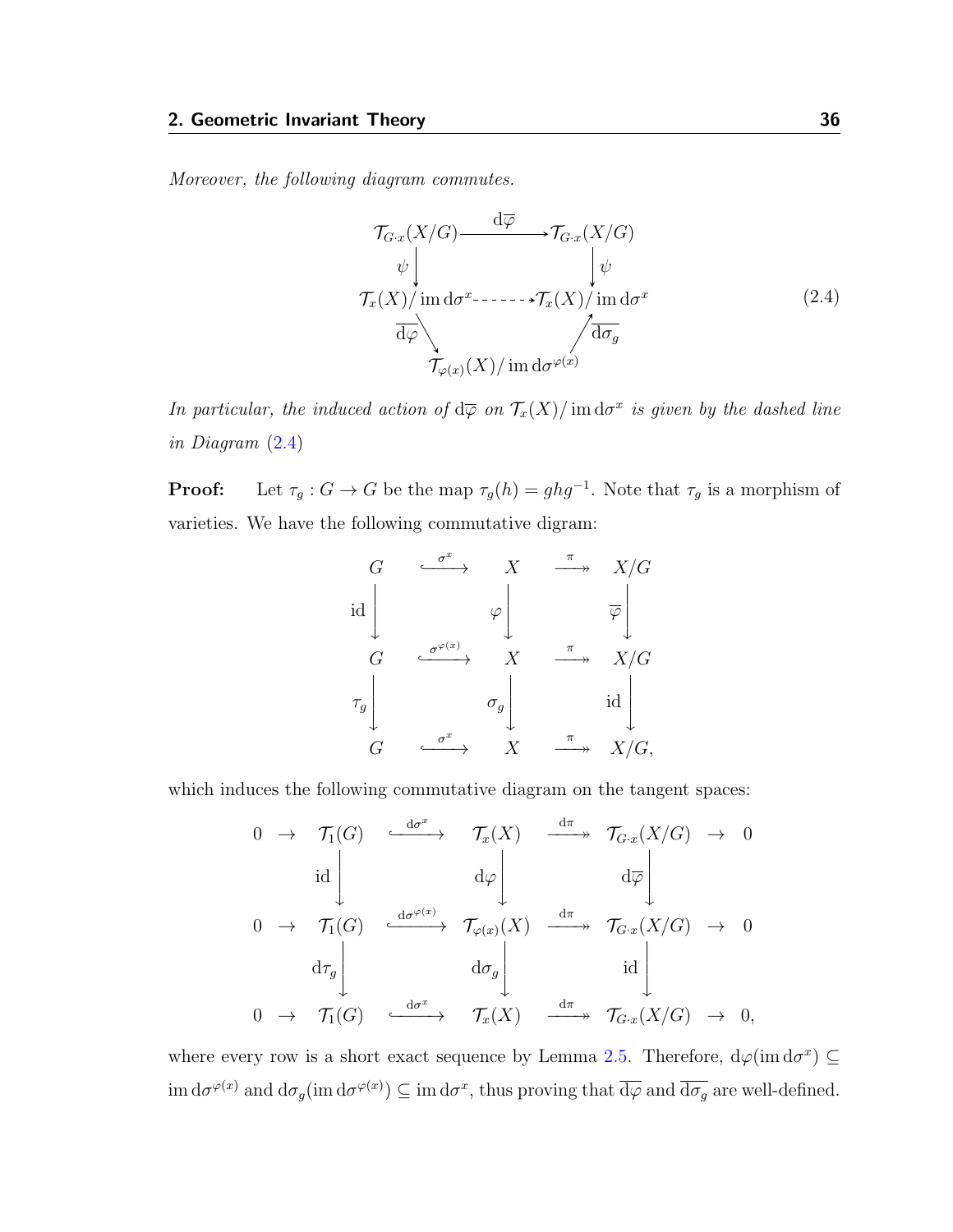*Moreover, the following diagram commutes.*

$$
\begin{array}{ccc}
\mathcal{T}_{G\cdot x}(X/G) & \xrightarrow{\mathrm{d}\overline{\varphi}} & \mathcal{T}_{G\cdot x}(X/G) \\
\psi \downarrow & & \downarrow \psi \\
\mathcal{T}_x(X)/\operatorname{im}\mathrm{d}\sigma^x & \dashrightarrow & \mathcal{T}_x(X)/\operatorname{im}\mathrm{d}\sigma^x \\
 & \overline{\mathrm{d}\varphi} \searrow \quad \nearrow \overline{\mathrm{d}\sigma_g} & \\
 & \mathcal{T}_{\varphi(x)}(X)/\operatorname{im}\mathrm{d}\sigma^{\varphi(x)} &
\end{array}
\tag{2.4}
$$

*In particular, the induced action of* $\mathrm{d}\overline{\varphi}$ *on* $\mathcal{T}_x(X)/\operatorname{im}\mathrm{d}\sigma^x$ *is given by the dashed line in Diagram* (2.4)

**Proof:** Let $\tau_g : G \to G$ be the map $\tau_g(h) = ghg^{-1}$. Note that $\tau_g$ is a morphism of varieties. We have the following commutative digram:

$$
\begin{array}{ccccc}
G & \xhookrightarrow{\sigma^x} & X & \xrightarrow{\pi} & X/G \\
\mathrm{id}\downarrow & & \varphi\downarrow & & \overline{\varphi}\downarrow \\
G & \xhookrightarrow{\sigma^{\varphi(x)}} & X & \xrightarrow{\pi} & X/G \\
\tau_g\downarrow & & \sigma_g\downarrow & & \mathrm{id}\downarrow \\
G & \xhookrightarrow{\sigma^x} & X & \xrightarrow{\pi} & X/G,
\end{array}
$$

which induces the following commutative diagram on the tangent spaces:

$$
\begin{array}{ccccccccc}
0 & \to & \mathcal{T}_1(G) & \xhookrightarrow{\mathrm{d}\sigma^x} & \mathcal{T}_x(X) & \xrightarrow{\mathrm{d}\pi} & \mathcal{T}_{G\cdot x}(X/G) & \to & 0 \\
 & & \mathrm{id}\downarrow & & \mathrm{d}\varphi\downarrow & & \mathrm{d}\overline{\varphi}\downarrow & & \\
0 & \to & \mathcal{T}_1(G) & \xhookrightarrow{\mathrm{d}\sigma^{\varphi(x)}} & \mathcal{T}_{\varphi(x)}(X) & \xrightarrow{\mathrm{d}\pi} & \mathcal{T}_{G\cdot x}(X/G) & \to & 0 \\
 & & \mathrm{d}\tau_g\downarrow & & \mathrm{d}\sigma_g\downarrow & & \mathrm{id}\downarrow & & \\
0 & \to & \mathcal{T}_1(G) & \xhookrightarrow{\mathrm{d}\sigma^x} & \mathcal{T}_x(X) & \xrightarrow{\mathrm{d}\pi} & \mathcal{T}_{G\cdot x}(X/G) & \to & 0,
\end{array}
$$

where every row is a short exact sequence by Lemma 2.5. Therefore, $\mathrm{d}\varphi(\operatorname{im}\mathrm{d}\sigma^x) \subseteq \operatorname{im}\mathrm{d}\sigma^{\varphi(x)}$ and $\mathrm{d}\sigma_g(\operatorname{im}\mathrm{d}\sigma^{\varphi(x)}) \subseteq \operatorname{im}\mathrm{d}\sigma^x$, thus proving that $\overline{\mathrm{d}\varphi}$ and $\overline{\mathrm{d}\sigma_g}$ are well-defined.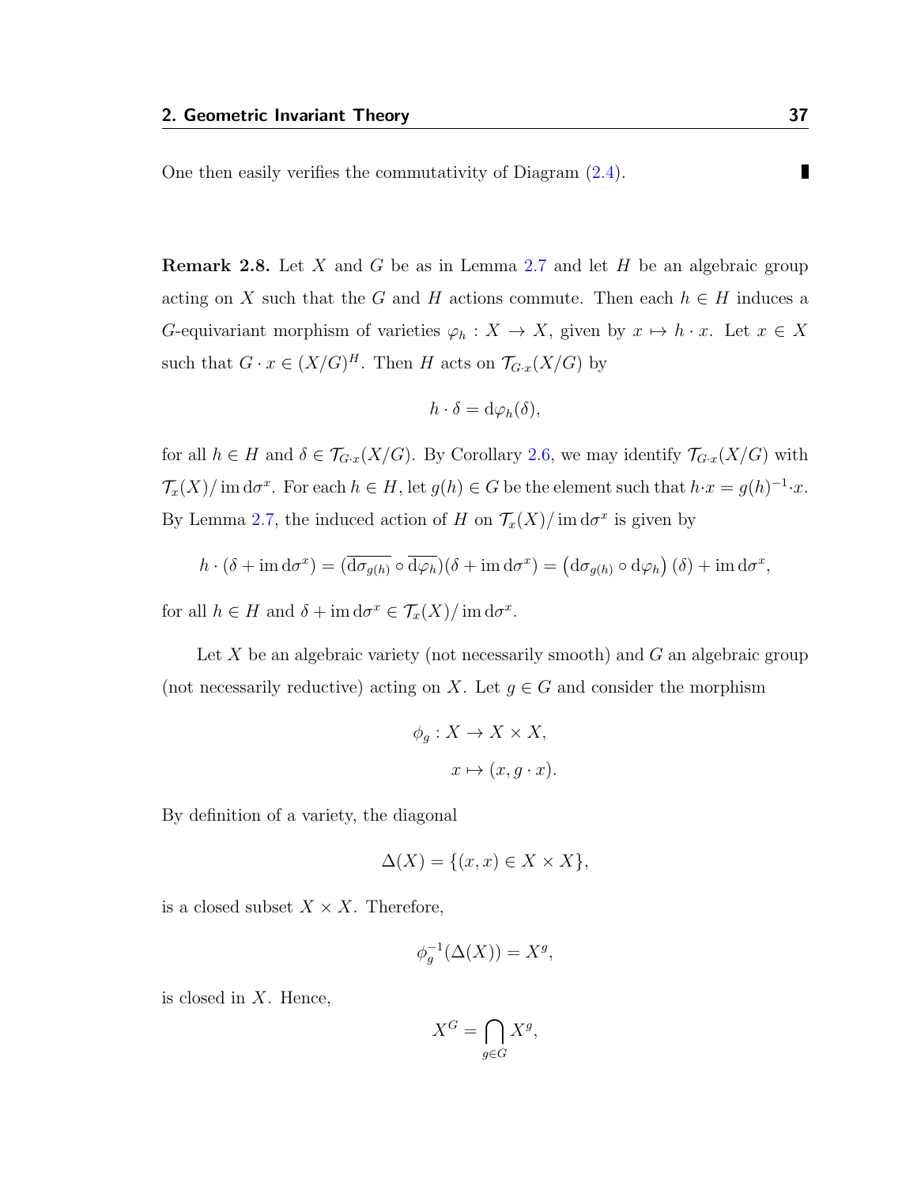One then easily verifies the commutativity of Diagram (2.4). ∎

**Remark 2.8.** Let $X$ and $G$ be as in Lemma 2.7 and let $H$ be an algebraic group acting on $X$ such that the $G$ and $H$ actions commute. Then each $h \in H$ induces a $G$-equivariant morphism of varieties $\varphi_h : X \to X$, given by $x \mapsto h \cdot x$. Let $x \in X$ such that $G \cdot x \in (X/G)^H$. Then $H$ acts on $\mathcal{T}_{G \cdot x}(X/G)$ by

$$h \cdot \delta = \mathrm{d}\varphi_h(\delta),$$

for all $h \in H$ and $\delta \in \mathcal{T}_{G \cdot x}(X/G)$. By Corollary 2.6, we may identify $\mathcal{T}_{G\cdot x}(X/G)$ with $\mathcal{T}_x(X)/\operatorname{im} \mathrm{d}\sigma^x$. For each $h \in H$, let $g(h) \in G$ be the element such that $h \cdot x = g(h)^{-1} \cdot x$. By Lemma 2.7, the induced action of $H$ on $\mathcal{T}_x(X)/\operatorname{im} \mathrm{d}\sigma^x$ is given by

$$h \cdot (\delta + \operatorname{im} \mathrm{d}\sigma^x) = (\overline{\mathrm{d}\sigma_{g(h)}} \circ \overline{\mathrm{d}\varphi_h})(\delta + \operatorname{im} \mathrm{d}\sigma^x) = \left(\mathrm{d}\sigma_{g(h)} \circ \mathrm{d}\varphi_h\right)(\delta) + \operatorname{im} \mathrm{d}\sigma^x,$$

for all $h \in H$ and $\delta + \operatorname{im} \mathrm{d}\sigma^x \in \mathcal{T}_x(X)/\operatorname{im} \mathrm{d}\sigma^x$.

Let $X$ be an algebraic variety (not necessarily smooth) and $G$ an algebraic group (not necessarily reductive) acting on $X$. Let $g \in G$ and consider the morphism

$$\begin{aligned} \phi_g : X &\to X \times X, \\ x &\mapsto (x, g \cdot x). \end{aligned}$$

By definition of a variety, the diagonal

$$\Delta(X) = \{(x, x) \in X \times X\},$$

is a closed subset $X \times X$. Therefore,

$$\phi_g^{-1}(\Delta(X)) = X^g,$$

is closed in $X$. Hence,

$$X^G = \bigcap_{g \in G} X^g,$$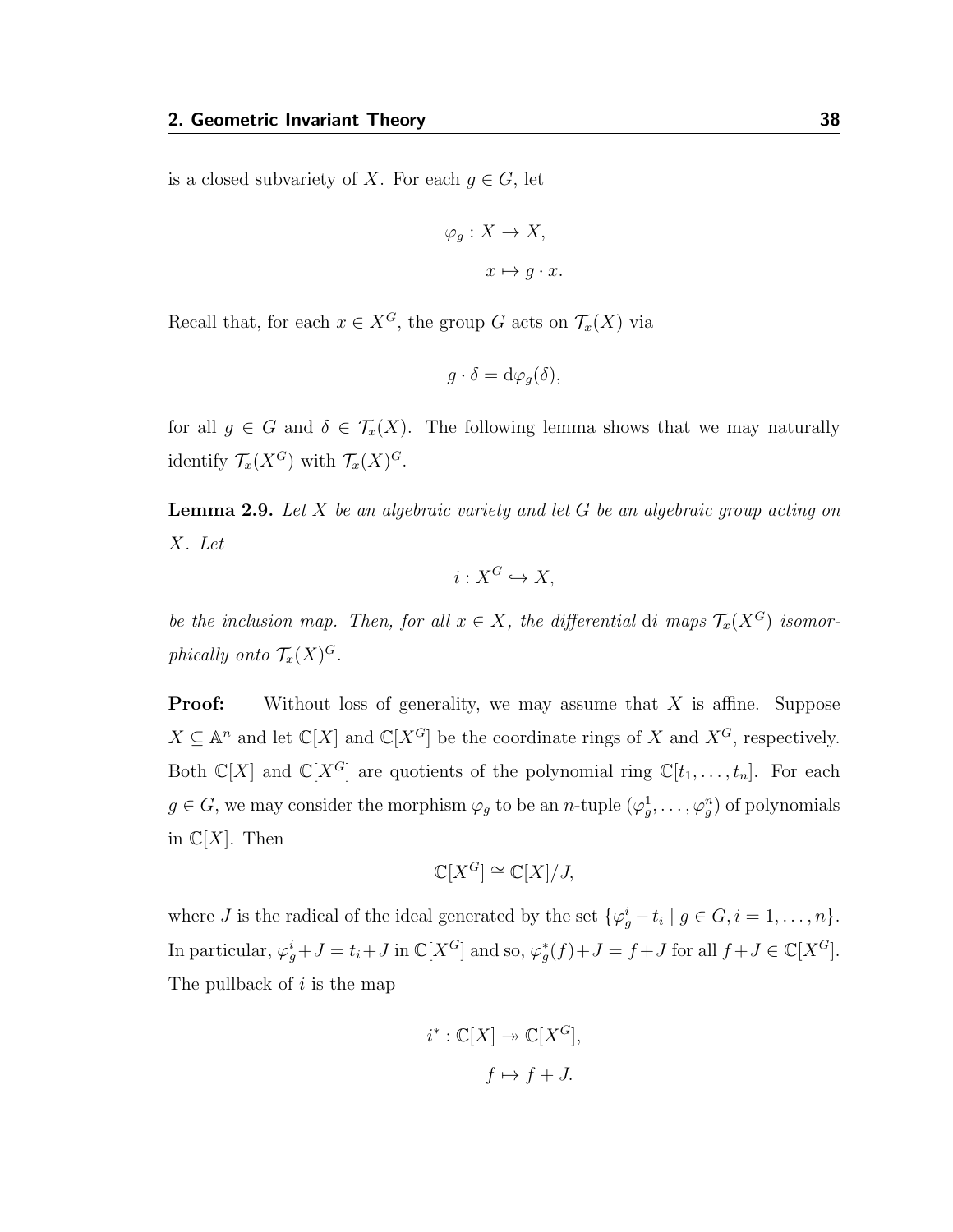is a closed subvariety of $X$. For each $g \in G$, let

$$\varphi_g : X \to X,$$
$$x \mapsto g \cdot x.$$

Recall that, for each $x \in X^G$, the group $G$ acts on $\mathcal{T}_x(X)$ via

$$g \cdot \delta = \mathrm{d}\varphi_g(\delta),$$

for all $g \in G$ and $\delta \in \mathcal{T}_x(X)$. The following lemma shows that we may naturally identify $\mathcal{T}_x(X^G)$ with $\mathcal{T}_x(X)^G$.

**Lemma 2.9.** *Let $X$ be an algebraic variety and let $G$ be an algebraic group acting on $X$. Let*

$$i : X^G \hookrightarrow X,$$

*be the inclusion map. Then, for all $x \in X$, the differential $\mathrm{d}i$ maps $\mathcal{T}_x(X^G)$ isomorphically onto $\mathcal{T}_x(X)^G$.*

**Proof:** Without loss of generality, we may assume that $X$ is affine. Suppose $X \subseteq \mathbb{A}^n$ and let $\mathbb{C}[X]$ and $\mathbb{C}[X^G]$ be the coordinate rings of $X$ and $X^G$, respectively. Both $\mathbb{C}[X]$ and $\mathbb{C}[X^G]$ are quotients of the polynomial ring $\mathbb{C}[t_1, \ldots, t_n]$. For each $g \in G$, we may consider the morphism $\varphi_g$ to be an $n$-tuple $(\varphi_g^1, \ldots, \varphi_g^n)$ of polynomials in $\mathbb{C}[X]$. Then

$$\mathbb{C}[X^G] \cong \mathbb{C}[X]/J,$$

where $J$ is the radical of the ideal generated by the set $\{\varphi_g^i - t_i \mid g \in G, i = 1, \ldots, n\}$. In particular, $\varphi_g^i + J = t_i + J$ in $\mathbb{C}[X^G]$ and so, $\varphi_g^*(f) + J = f + J$ for all $f + J \in \mathbb{C}[X^G]$. The pullback of $i$ is the map

$$i^* : \mathbb{C}[X] \twoheadrightarrow \mathbb{C}[X^G],$$
$$f \mapsto f + J.$$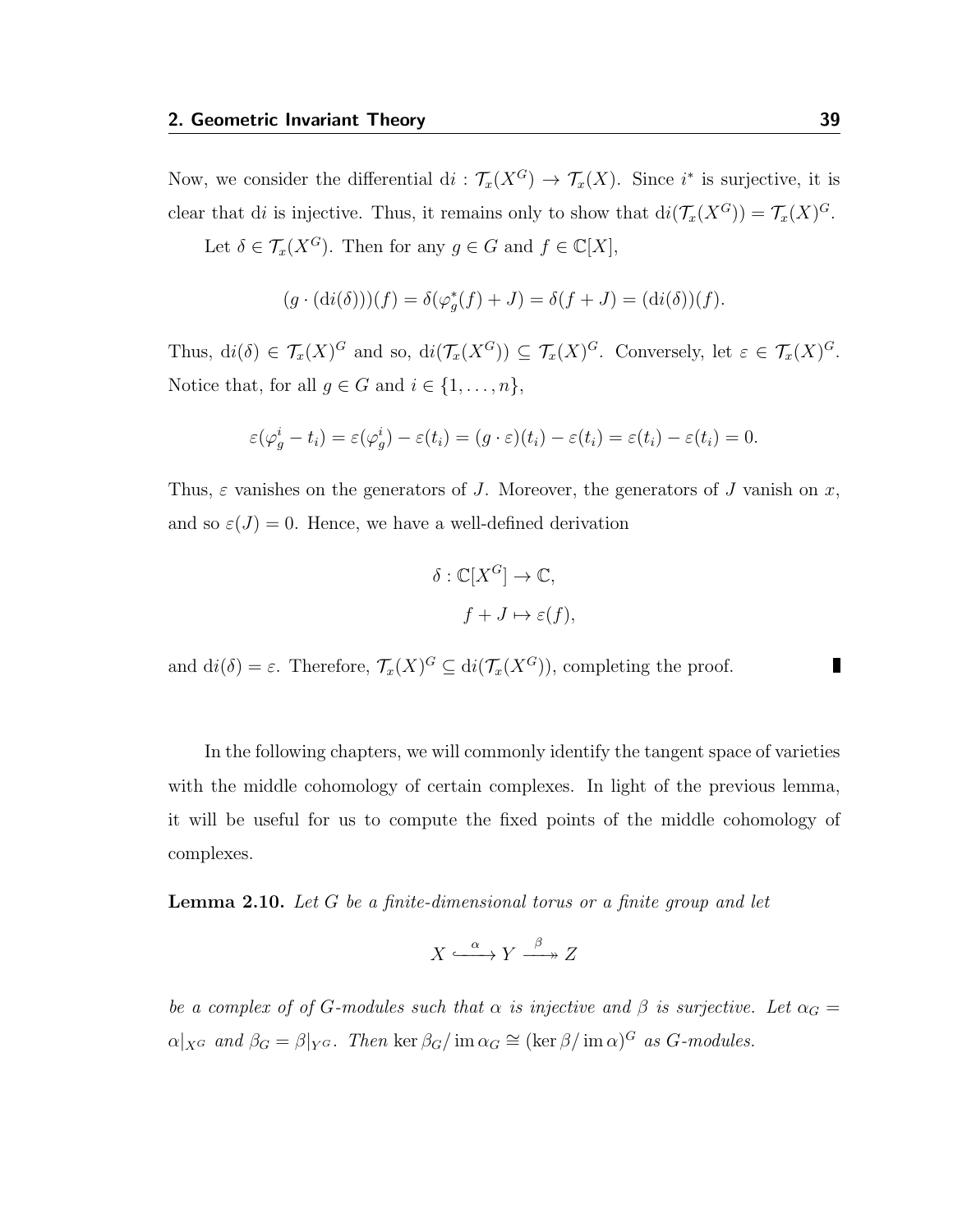Now, we consider the differential $\mathrm{d}i : \mathcal{T}_x(X^G) \to \mathcal{T}_x(X)$. Since $i^*$ is surjective, it is clear that $\mathrm{d}i$ is injective. Thus, it remains only to show that $\mathrm{d}i(\mathcal{T}_x(X^G)) = \mathcal{T}_x(X)^G$.

Let $\delta \in \mathcal{T}_x(X^G)$. Then for any $g \in G$ and $f \in \mathbb{C}[X]$,

$$(g \cdot (\mathrm{d}i(\delta)))(f) = \delta(\varphi_g^*(f) + J) = \delta(f + J) = (\mathrm{d}i(\delta))(f).$$

Thus, $\mathrm{d}i(\delta) \in \mathcal{T}_x(X)^G$ and so, $\mathrm{d}i(\mathcal{T}_x(X^G)) \subseteq \mathcal{T}_x(X)^G$. Conversely, let $\varepsilon \in \mathcal{T}_x(X)^G$. Notice that, for all $g \in G$ and $i \in \{1, \ldots, n\}$,

$$\varepsilon(\varphi_g^i - t_i) = \varepsilon(\varphi_g^i) - \varepsilon(t_i) = (g \cdot \varepsilon)(t_i) - \varepsilon(t_i) = \varepsilon(t_i) - \varepsilon(t_i) = 0.$$

Thus, $\varepsilon$ vanishes on the generators of $J$. Moreover, the generators of $J$ vanish on $x$, and so $\varepsilon(J) = 0$. Hence, we have a well-defined derivation

$$\delta : \mathbb{C}[X^G] \to \mathbb{C},$$
$$f + J \mapsto \varepsilon(f),$$

and $\mathrm{d}i(\delta) = \varepsilon$. Therefore, $\mathcal{T}_x(X)^G \subseteq \mathrm{d}i(\mathcal{T}_x(X^G))$, completing the proof. ∎

In the following chapters, we will commonly identify the tangent space of varieties with the middle cohomology of certain complexes. In light of the previous lemma, it will be useful for us to compute the fixed points of the middle cohomology of complexes.

**Lemma 2.10.** *Let $G$ be a finite-dimensional torus or a finite group and let*

$$X \overset{\alpha}{\hookrightarrow} Y \overset{\beta}{\twoheadrightarrow} Z$$

*be a complex of of $G$-modules such that $\alpha$ is injective and $\beta$ is surjective. Let $\alpha_G = \alpha|_{X^G}$ and $\beta_G = \beta|_{Y^G}$. Then $\ker \beta_G / \operatorname{im} \alpha_G \cong (\ker \beta / \operatorname{im} \alpha)^G$ as $G$-modules.*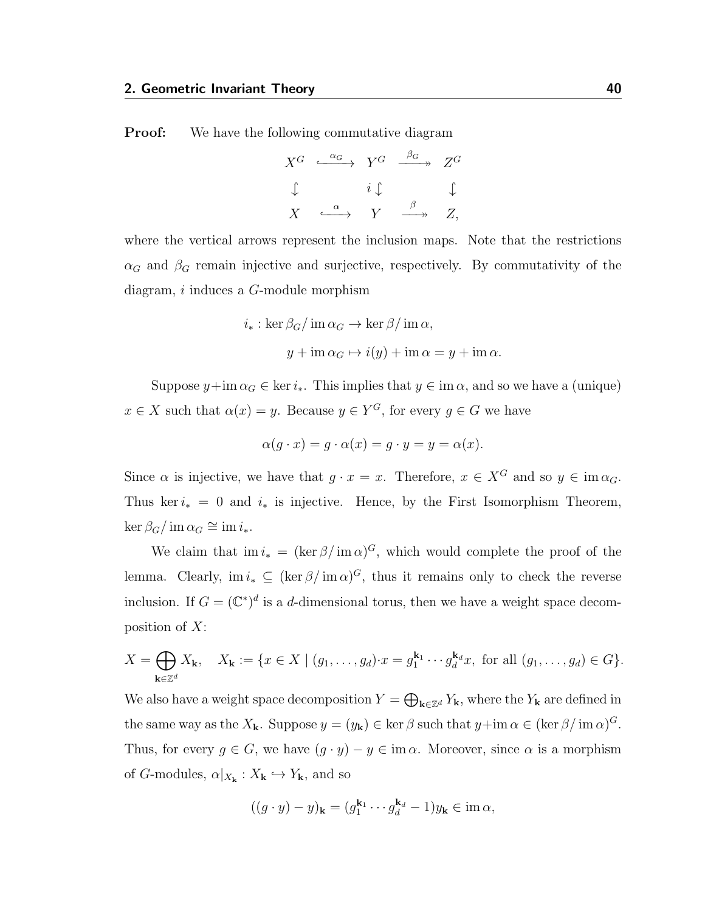**Proof:** We have the following commutative diagram

$$\begin{array}{ccccc} X^G & \xhookrightarrow{\alpha_G} & Y^G & \xrightarrow{\beta_G} & Z^G \\ \downarrow & & i \downarrow & & \downarrow \\ X & \xhookrightarrow{\alpha} & Y & \xrightarrow{\beta} & Z, \end{array}$$

where the vertical arrows represent the inclusion maps. Note that the restrictions $\alpha_G$ and $\beta_G$ remain injective and surjective, respectively. By commutativity of the diagram, $i$ induces a $G$-module morphism

$$i_* : \ker \beta_G / \operatorname{im} \alpha_G \to \ker \beta / \operatorname{im} \alpha,$$
$$y + \operatorname{im} \alpha_G \mapsto i(y) + \operatorname{im} \alpha = y + \operatorname{im} \alpha.$$

Suppose $y + \operatorname{im} \alpha_G \in \ker i_*$. This implies that $y \in \operatorname{im} \alpha$, and so we have a (unique) $x \in X$ such that $\alpha(x) = y$. Because $y \in Y^G$, for every $g \in G$ we have

$$\alpha(g \cdot x) = g \cdot \alpha(x) = g \cdot y = y = \alpha(x).$$

Since $\alpha$ is injective, we have that $g \cdot x = x$. Therefore, $x \in X^G$ and so $y \in \operatorname{im} \alpha_G$. Thus $\ker i_* = 0$ and $i_*$ is injective. Hence, by the First Isomorphism Theorem, $\ker \beta_G / \operatorname{im} \alpha_G \cong \operatorname{im} i_*$.

We claim that $\operatorname{im} i_* = (\ker \beta / \operatorname{im} \alpha)^G$, which would complete the proof of the lemma. Clearly, $\operatorname{im} i_* \subseteq (\ker \beta / \operatorname{im} \alpha)^G$, thus it remains only to check the reverse inclusion. If $G = (\mathbb{C}^*)^d$ is a $d$-dimensional torus, then we have a weight space decomposition of $X$:

$$X = \bigoplus_{\mathbf{k} \in \mathbb{Z}^d} X_{\mathbf{k}}, \quad X_{\mathbf{k}} := \{x \in X \mid (g_1, \ldots, g_d) \cdot x = g_1^{\mathbf{k}_1} \cdots g_d^{\mathbf{k}_d} x, \text{ for all } (g_1, \ldots, g_d) \in G\}.$$

We also have a weight space decomposition $Y = \bigoplus_{\mathbf{k} \in \mathbb{Z}^d} Y_{\mathbf{k}}$, where the $Y_{\mathbf{k}}$ are defined in the same way as the $X_{\mathbf{k}}$. Suppose $y = (y_{\mathbf{k}}) \in \ker \beta$ such that $y + \operatorname{im} \alpha \in (\ker \beta / \operatorname{im} \alpha)^G$. Thus, for every $g \in G$, we have $(g \cdot y) - y \in \operatorname{im} \alpha$. Moreover, since $\alpha$ is a morphism of $G$-modules, $\alpha|_{X_{\mathbf{k}}} : X_{\mathbf{k}} \hookrightarrow Y_{\mathbf{k}}$, and so

$$((g \cdot y) - y)_{\mathbf{k}} = (g_1^{\mathbf{k}_1} \cdots g_d^{\mathbf{k}_d} - 1) y_{\mathbf{k}} \in \operatorname{im} \alpha,$$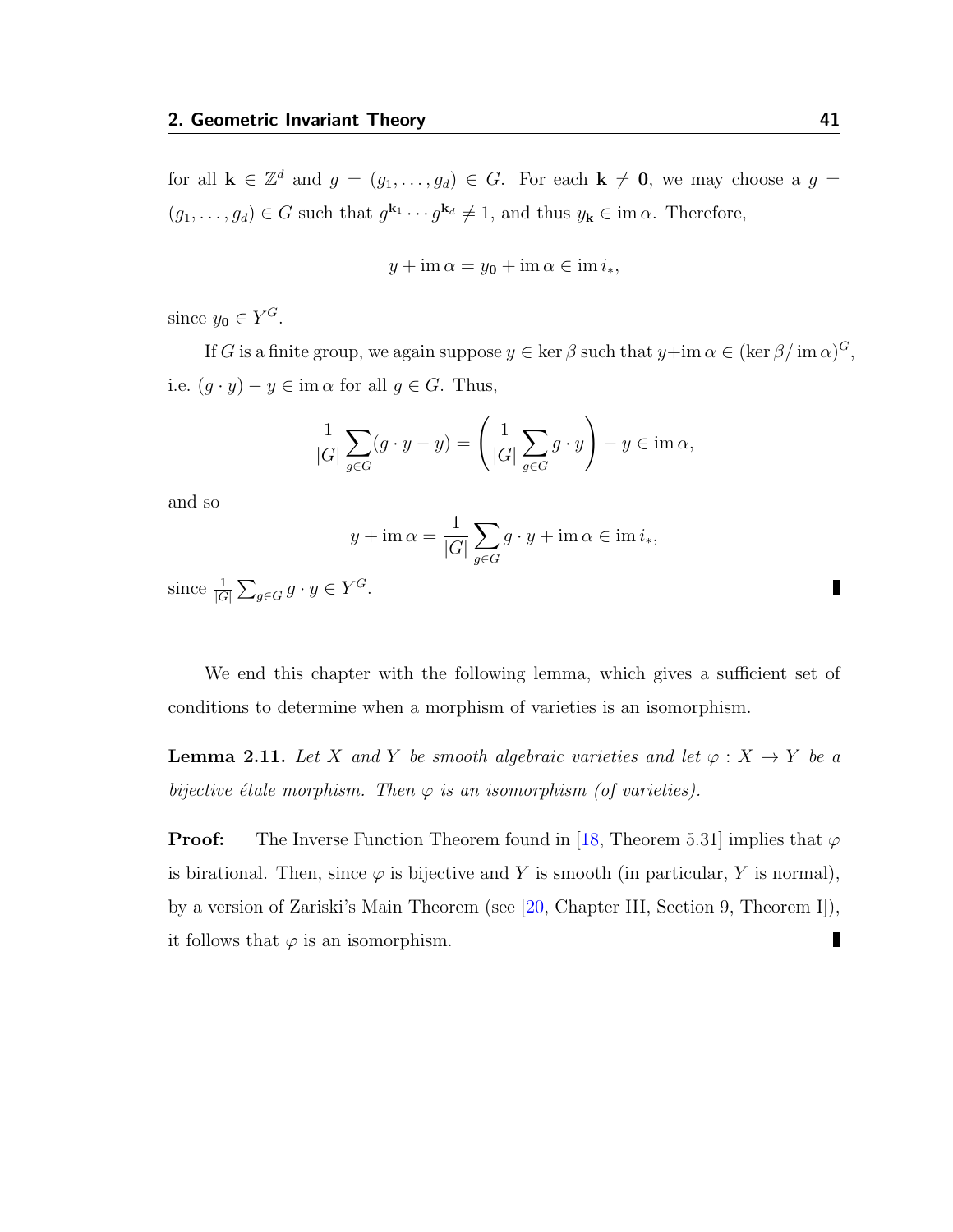for all $\mathbf{k} \in \mathbb{Z}^d$ and $g = (g_1, \ldots, g_d) \in G$. For each $\mathbf{k} \neq \mathbf{0}$, we may choose a $g = (g_1, \ldots, g_d) \in G$ such that $g^{\mathbf{k}_1} \cdots g^{\mathbf{k}_d} \neq 1$, and thus $y_{\mathbf{k}} \in \operatorname{im} \alpha$. Therefore,

$$y + \operatorname{im} \alpha = y_{\mathbf{0}} + \operatorname{im} \alpha \in \operatorname{im} i_*,$$

since $y_{\mathbf{0}} \in Y^G$.

If $G$ is a finite group, we again suppose $y \in \ker \beta$ such that $y + \operatorname{im} \alpha \in (\ker \beta / \operatorname{im} \alpha)^G$, i.e. $(g \cdot y) - y \in \operatorname{im} \alpha$ for all $g \in G$. Thus,

$$\frac{1}{|G|} \sum_{g \in G} (g \cdot y - y) = \left( \frac{1}{|G|} \sum_{g \in G} g \cdot y \right) - y \in \operatorname{im} \alpha,$$

and so

$$y + \operatorname{im} \alpha = \frac{1}{|G|} \sum_{g \in G} g \cdot y + \operatorname{im} \alpha \in \operatorname{im} i_*,$$

since $\frac{1}{|G|} \sum_{g \in G} g \cdot y \in Y^G$. ∎

We end this chapter with the following lemma, which gives a sufficient set of conditions to determine when a morphism of varieties is an isomorphism.

**Lemma 2.11.** *Let $X$ and $Y$ be smooth algebraic varieties and let $\varphi : X \to Y$ be a bijective étale morphism. Then $\varphi$ is an isomorphism (of varieties).*

**Proof:** The Inverse Function Theorem found in [18, Theorem 5.31] implies that $\varphi$ is birational. Then, since $\varphi$ is bijective and $Y$ is smooth (in particular, $Y$ is normal), by a version of Zariski's Main Theorem (see [20, Chapter III, Section 9, Theorem I]), it follows that $\varphi$ is an isomorphism. ∎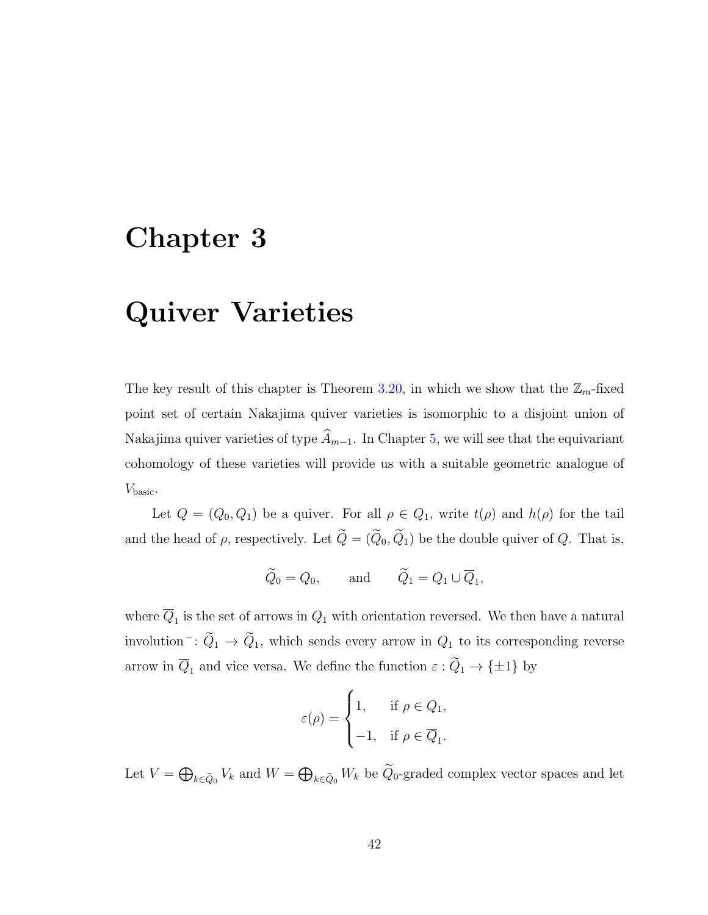# Chapter 3

# Quiver Varieties

The key result of this chapter is Theorem 3.20, in which we show that the $\mathbb{Z}_m$-fixed point set of certain Nakajima quiver varieties is isomorphic to a disjoint union of Nakajima quiver varieties of type $\widehat{A}_{m-1}$. In Chapter 5, we will see that the equivariant cohomology of these varieties will provide us with a suitable geometric analogue of $V_{\text{basic}}$.

Let $Q = (Q_0, Q_1)$ be a quiver. For all $\rho \in Q_1$, write $t(\rho)$ and $h(\rho)$ for the tail and the head of $\rho$, respectively. Let $\widetilde{Q} = (\widetilde{Q}_0, \widetilde{Q}_1)$ be the double quiver of $Q$. That is,

$$\widetilde{Q}_0 = Q_0, \qquad \text{and} \qquad \widetilde{Q}_1 = Q_1 \cup \overline{Q}_1,$$

where $\overline{Q}_1$ is the set of arrows in $Q_1$ with orientation reversed. We then have a natural involution $^{-}\colon \widetilde{Q}_1 \to \widetilde{Q}_1$, which sends every arrow in $Q_1$ to its corresponding reverse arrow in $\overline{Q}_1$ and vice versa. We define the function $\varepsilon : \widetilde{Q}_1 \to \{\pm 1\}$ by

$$\varepsilon(\rho) = \begin{cases} 1, & \text{if } \rho \in Q_1, \\ -1, & \text{if } \rho \in \overline{Q}_1. \end{cases}$$

Let $V = \bigoplus_{k \in \widetilde{Q}_0} V_k$ and $W = \bigoplus_{k \in \widetilde{Q}_0} W_k$ be $\widetilde{Q}_0$-graded complex vector spaces and let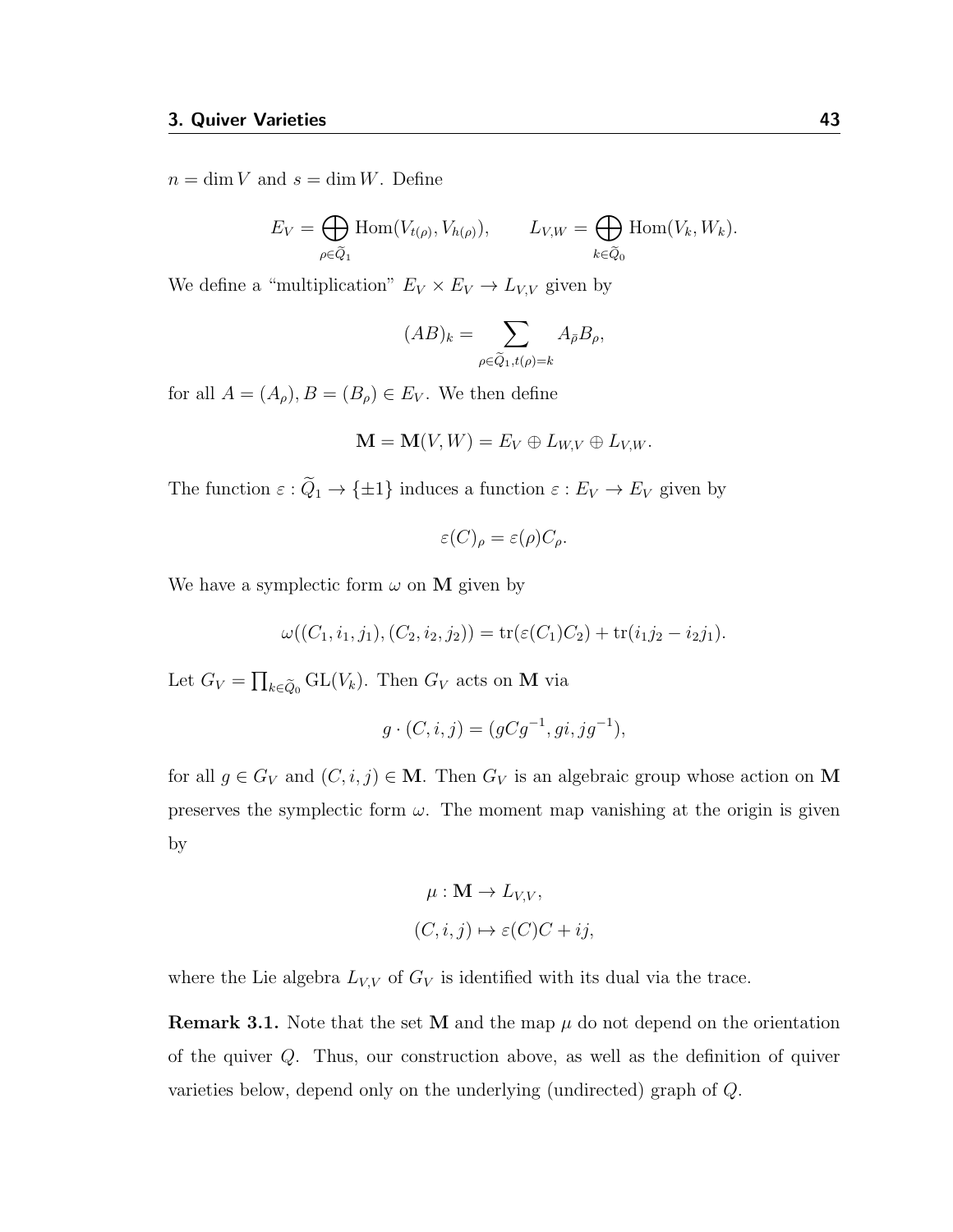$n = \dim V$ and $s = \dim W$. Define

$$E_V = \bigoplus_{\rho \in \widetilde{Q}_1} \operatorname{Hom}(V_{t(\rho)}, V_{h(\rho)}), \qquad L_{V,W} = \bigoplus_{k \in \widetilde{Q}_0} \operatorname{Hom}(V_k, W_k).$$

We define a "multiplication" $E_V \times E_V \to L_{V,V}$ given by

$$(AB)_k = \sum_{\rho \in \widetilde{Q}_1, t(\rho) = k} A_{\bar{\rho}} B_\rho,$$

for all $A = (A_\rho), B = (B_\rho) \in E_V$. We then define

$$\mathbf{M} = \mathbf{M}(V, W) = E_V \oplus L_{W,V} \oplus L_{V,W}.$$

The function $\varepsilon : \widetilde{Q}_1 \to \{\pm 1\}$ induces a function $\varepsilon : E_V \to E_V$ given by

$$\varepsilon(C)_\rho = \varepsilon(\rho) C_\rho.$$

We have a symplectic form $\omega$ on $\mathbf{M}$ given by

$$\omega((C_1, i_1, j_1), (C_2, i_2, j_2)) = \operatorname{tr}(\varepsilon(C_1)C_2) + \operatorname{tr}(i_1 j_2 - i_2 j_1).$$

Let $G_V = \prod_{k \in \widetilde{Q}_0} \operatorname{GL}(V_k)$. Then $G_V$ acts on $\mathbf{M}$ via

$$g \cdot (C, i, j) = (gCg^{-1}, gi, jg^{-1}),$$

for all $g \in G_V$ and $(C, i, j) \in \mathbf{M}$. Then $G_V$ is an algebraic group whose action on $\mathbf{M}$ preserves the symplectic form $\omega$. The moment map vanishing at the origin is given by

$$\mu : \mathbf{M} \to L_{V,V},$$
$$(C, i, j) \mapsto \varepsilon(C)C + ij,$$

where the Lie algebra $L_{V,V}$ of $G_V$ is identified with its dual via the trace.

**Remark 3.1.** Note that the set $\mathbf{M}$ and the map $\mu$ do not depend on the orientation of the quiver $Q$. Thus, our construction above, as well as the definition of quiver varieties below, depend only on the underlying (undirected) graph of $Q$.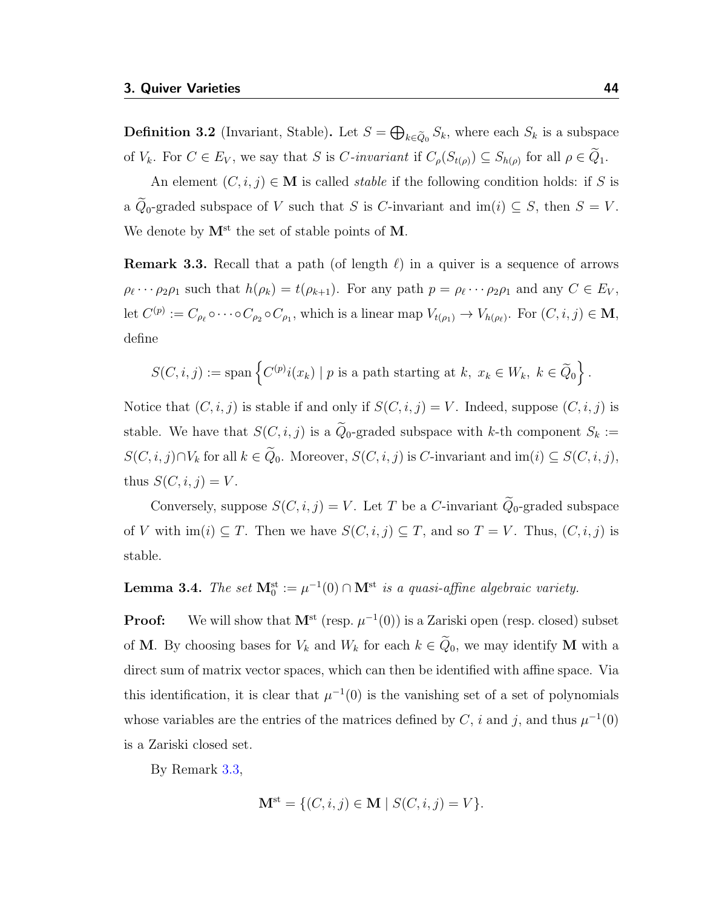**Definition 3.2** (Invariant, Stable)**.** Let $S = \bigoplus_{k \in \widetilde{Q}_0} S_k$, where each $S_k$ is a subspace of $V_k$. For $C \in E_V$, we say that $S$ is *$C$-invariant* if $C_\rho(S_{t(\rho)}) \subseteq S_{h(\rho)}$ for all $\rho \in \widetilde{Q}_1$.

An element $(C, i, j) \in \mathbf{M}$ is called *stable* if the following condition holds: if $S$ is a $\widetilde{Q}_0$-graded subspace of $V$ such that $S$ is $C$-invariant and $\operatorname{im}(i) \subseteq S$, then $S = V$. We denote by $\mathbf{M}^{\text{st}}$ the set of stable points of $\mathbf{M}$.

**Remark 3.3.** Recall that a path (of length $\ell$) in a quiver is a sequence of arrows $\rho_\ell \cdots \rho_2 \rho_1$ such that $h(\rho_k) = t(\rho_{k+1})$. For any path $p = \rho_\ell \cdots \rho_2 \rho_1$ and any $C \in E_V$, let $C^{(p)} := C_{\rho_\ell} \circ \cdots \circ C_{\rho_2} \circ C_{\rho_1}$, which is a linear map $V_{t(\rho_1)} \to V_{h(\rho_\ell)}$. For $(C, i, j) \in \mathbf{M}$, define

$$S(C, i, j) := \operatorname{span}\left\{ C^{(p)} i(x_k) \mid p \text{ is a path starting at } k,\ x_k \in W_k,\ k \in \widetilde{Q}_0 \right\}.$$

Notice that $(C, i, j)$ is stable if and only if $S(C, i, j) = V$. Indeed, suppose $(C, i, j)$ is stable. We have that $S(C, i, j)$ is a $\widetilde{Q}_0$-graded subspace with $k$-th component $S_k := S(C, i, j) \cap V_k$ for all $k \in \widetilde{Q}_0$. Moreover, $S(C, i, j)$ is $C$-invariant and $\operatorname{im}(i) \subseteq S(C, i, j)$, thus $S(C, i, j) = V$.

Conversely, suppose $S(C, i, j) = V$. Let $T$ be a $C$-invariant $\widetilde{Q}_0$-graded subspace of $V$ with $\operatorname{im}(i) \subseteq T$. Then we have $S(C, i, j) \subseteq T$, and so $T = V$. Thus, $(C, i, j)$ is stable.

**Lemma 3.4.** *The set $\mathbf{M}_0^{\text{st}} := \mu^{-1}(0) \cap \mathbf{M}^{\text{st}}$ is a quasi-affine algebraic variety.*

**Proof:** We will show that $\mathbf{M}^{\text{st}}$ (resp. $\mu^{-1}(0)$) is a Zariski open (resp. closed) subset of $\mathbf{M}$. By choosing bases for $V_k$ and $W_k$ for each $k \in \widetilde{Q}_0$, we may identify $\mathbf{M}$ with a direct sum of matrix vector spaces, which can then be identified with affine space. Via this identification, it is clear that $\mu^{-1}(0)$ is the vanishing set of a set of polynomials whose variables are the entries of the matrices defined by $C$, $i$ and $j$, and thus $\mu^{-1}(0)$ is a Zariski closed set.

By Remark 3.3,

$$\mathbf{M}^{\text{st}} = \{(C, i, j) \in \mathbf{M} \mid S(C, i, j) = V\}.$$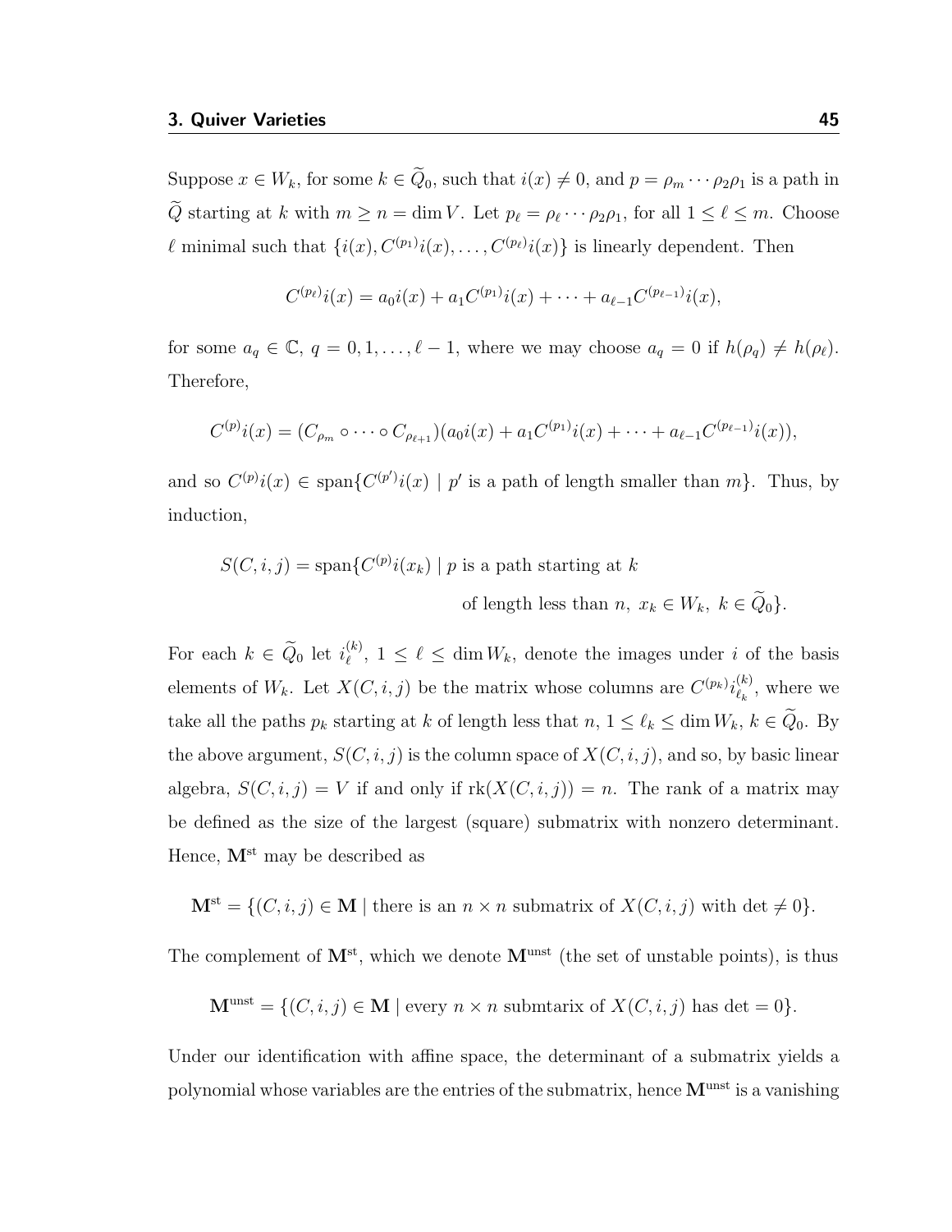Suppose $x \in W_k$, for some $k \in \widetilde{Q}_0$, such that $i(x) \neq 0$, and $p = \rho_m \cdots \rho_2 \rho_1$ is a path in $\widetilde{Q}$ starting at $k$ with $m \geq n = \dim V$. Let $p_\ell = \rho_\ell \cdots \rho_2 \rho_1$, for all $1 \leq \ell \leq m$. Choose $\ell$ minimal such that $\{i(x), C^{(p_1)}i(x), \ldots, C^{(p_\ell)}i(x)\}$ is linearly dependent. Then

$$C^{(p_\ell)}i(x) = a_0 i(x) + a_1 C^{(p_1)}i(x) + \cdots + a_{\ell-1}C^{(p_{\ell-1})}i(x),$$

for some $a_q \in \mathbb{C}$, $q = 0, 1, \ldots, \ell - 1$, where we may choose $a_q = 0$ if $h(\rho_q) \neq h(\rho_\ell)$. Therefore,

$$C^{(p)}i(x) = (C_{\rho_m} \circ \cdots \circ C_{\rho_{\ell+1}})(a_0 i(x) + a_1 C^{(p_1)}i(x) + \cdots + a_{\ell-1}C^{(p_{\ell-1})}i(x)),$$

and so $C^{(p)}i(x) \in \operatorname{span}\{C^{(p')}i(x) \mid p' \text{ is a path of length smaller than } m\}$. Thus, by induction,

$$S(C, i, j) = \operatorname{span}\{C^{(p)}i(x_k) \mid p \text{ is a path starting at } k \text{ of length less than } n,\ x_k \in W_k,\ k \in \widetilde{Q}_0\}.$$

For each $k \in \widetilde{Q}_0$ let $i_\ell^{(k)}$, $1 \leq \ell \leq \dim W_k$, denote the images under $i$ of the basis elements of $W_k$. Let $X(C, i, j)$ be the matrix whose columns are $C^{(p_k)}i_{\ell_k}^{(k)}$, where we take all the paths $p_k$ starting at $k$ of length less that $n$, $1 \leq \ell_k \leq \dim W_k$, $k \in \widetilde{Q}_0$. By the above argument, $S(C, i, j)$ is the column space of $X(C, i, j)$, and so, by basic linear algebra, $S(C, i, j) = V$ if and only if $\operatorname{rk}(X(C, i, j)) = n$. The rank of a matrix may be defined as the size of the largest (square) submatrix with nonzero determinant. Hence, $\mathbf{M}^{\text{st}}$ may be described as

$$\mathbf{M}^{\text{st}} = \{(C, i, j) \in \mathbf{M} \mid \text{there is an } n \times n \text{ submatrix of } X(C, i, j) \text{ with } \det \neq 0\}.$$

The complement of $\mathbf{M}^{\text{st}}$, which we denote $\mathbf{M}^{\text{unst}}$ (the set of unstable points), is thus

$$\mathbf{M}^{\text{unst}} = \{(C, i, j) \in \mathbf{M} \mid \text{every } n \times n \text{ submtarix of } X(C, i, j) \text{ has } \det = 0\}.$$

Under our identification with affine space, the determinant of a submatrix yields a polynomial whose variables are the entries of the submatrix, hence $\mathbf{M}^{\text{unst}}$ is a vanishing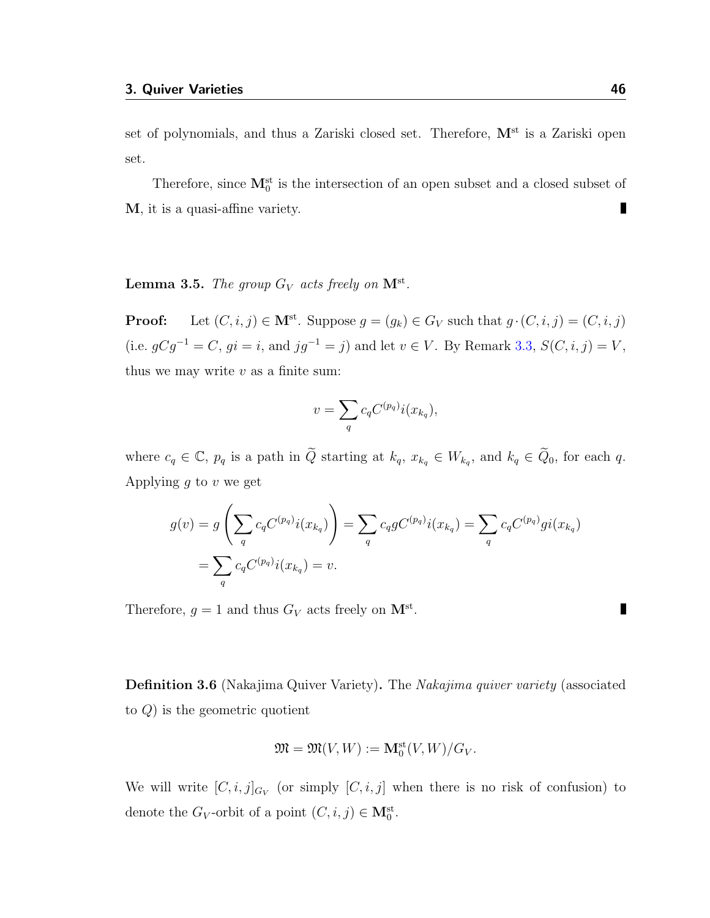set of polynomials, and thus a Zariski closed set. Therefore, $\mathbf{M}^{\mathrm{st}}$ is a Zariski open set.

Therefore, since $\mathbf{M}_0^{\mathrm{st}}$ is the intersection of an open subset and a closed subset of $\mathbf{M}$, it is a quasi-affine variety. ∎

**Lemma 3.5.** *The group $G_V$ acts freely on $\mathbf{M}^{\mathrm{st}}$.*

**Proof:** Let $(C, i, j) \in \mathbf{M}^{\mathrm{st}}$. Suppose $g = (g_k) \in G_V$ such that $g \cdot (C, i, j) = (C, i, j)$ (i.e. $gCg^{-1} = C$, $gi = i$, and $jg^{-1} = j$) and let $v \in V$. By Remark 3.3, $S(C, i, j) = V$, thus we may write $v$ as a finite sum:

$$v = \sum_q c_q C^{(p_q)} i(x_{k_q}),$$

where $c_q \in \mathbb{C}$, $p_q$ is a path in $\widetilde{Q}$ starting at $k_q$, $x_{k_q} \in W_{k_q}$, and $k_q \in \widetilde{Q}_0$, for each $q$. Applying $g$ to $v$ we get

$$\begin{aligned} g(v) &= g\left(\sum_q c_q C^{(p_q)} i(x_{k_q})\right) = \sum_q c_q g C^{(p_q)} i(x_{k_q}) = \sum_q c_q C^{(p_q)} g i(x_{k_q}) \\ &= \sum_q c_q C^{(p_q)} i(x_{k_q}) = v. \end{aligned}$$

Therefore, $g = 1$ and thus $G_V$ acts freely on $\mathbf{M}^{\mathrm{st}}$. ∎

**Definition 3.6** (Nakajima Quiver Variety)**.** The *Nakajima quiver variety* (associated to $Q$) is the geometric quotient

$$\mathfrak{M} = \mathfrak{M}(V, W) := \mathbf{M}_0^{\mathrm{st}}(V, W)/G_V.$$

We will write $[C, i, j]_{G_V}$ (or simply $[C, i, j]$ when there is no risk of confusion) to denote the $G_V$-orbit of a point $(C, i, j) \in \mathbf{M}_0^{\mathrm{st}}$.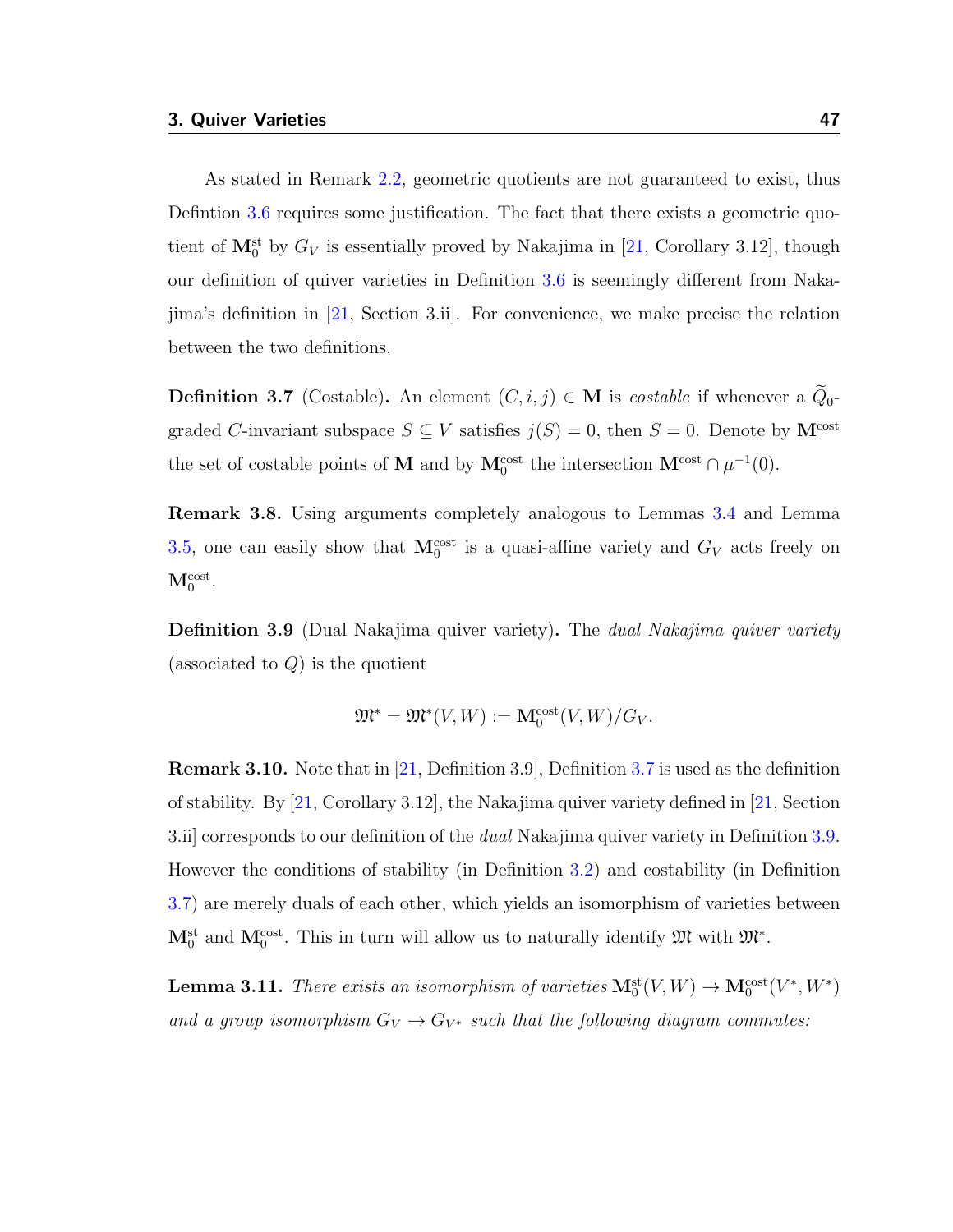As stated in Remark 2.2, geometric quotients are not guaranteed to exist, thus Defintion 3.6 requires some justification. The fact that there exists a geometric quotient of $\mathbf{M}_0^{\mathrm{st}}$ by $G_V$ is essentially proved by Nakajima in [21, Corollary 3.12], though our definition of quiver varieties in Definition 3.6 is seemingly different from Nakajima's definition in [21, Section 3.ii]. For convenience, we make precise the relation between the two definitions.

**Definition 3.7** (Costable)**.** An element $(C, i, j) \in \mathbf{M}$ is *costable* if whenever a $\widetilde{Q}_0$-graded $C$-invariant subspace $S \subseteq V$ satisfies $j(S) = 0$, then $S = 0$. Denote by $\mathbf{M}^{\mathrm{cost}}$ the set of costable points of $\mathbf{M}$ and by $\mathbf{M}_0^{\mathrm{cost}}$ the intersection $\mathbf{M}^{\mathrm{cost}} \cap \mu^{-1}(0)$.

**Remark 3.8.** Using arguments completely analogous to Lemmas 3.4 and Lemma 3.5, one can easily show that $\mathbf{M}_0^{\mathrm{cost}}$ is a quasi-affine variety and $G_V$ acts freely on $\mathbf{M}_0^{\mathrm{cost}}$.

**Definition 3.9** (Dual Nakajima quiver variety)**.** The *dual Nakajima quiver variety* (associated to $Q$) is the quotient

$$\mathfrak{M}^* = \mathfrak{M}^*(V, W) := \mathbf{M}_0^{\mathrm{cost}}(V, W)/G_V.$$

**Remark 3.10.** Note that in [21, Definition 3.9], Definition 3.7 is used as the definition of stability. By [21, Corollary 3.12], the Nakajima quiver variety defined in [21, Section 3.ii] corresponds to our definition of the *dual* Nakajima quiver variety in Definition 3.9. However the conditions of stability (in Definition 3.2) and costability (in Definition 3.7) are merely duals of each other, which yields an isomorphism of varieties between $\mathbf{M}_0^{\mathrm{st}}$ and $\mathbf{M}_0^{\mathrm{cost}}$. This in turn will allow us to naturally identify $\mathfrak{M}$ with $\mathfrak{M}^*$.

**Lemma 3.11.** *There exists an isomorphism of varieties $\mathbf{M}_0^{\mathrm{st}}(V, W) \to \mathbf{M}_0^{\mathrm{cost}}(V^*, W^*)$ and a group isomorphism $G_V \to G_{V^*}$ such that the following diagram commutes:*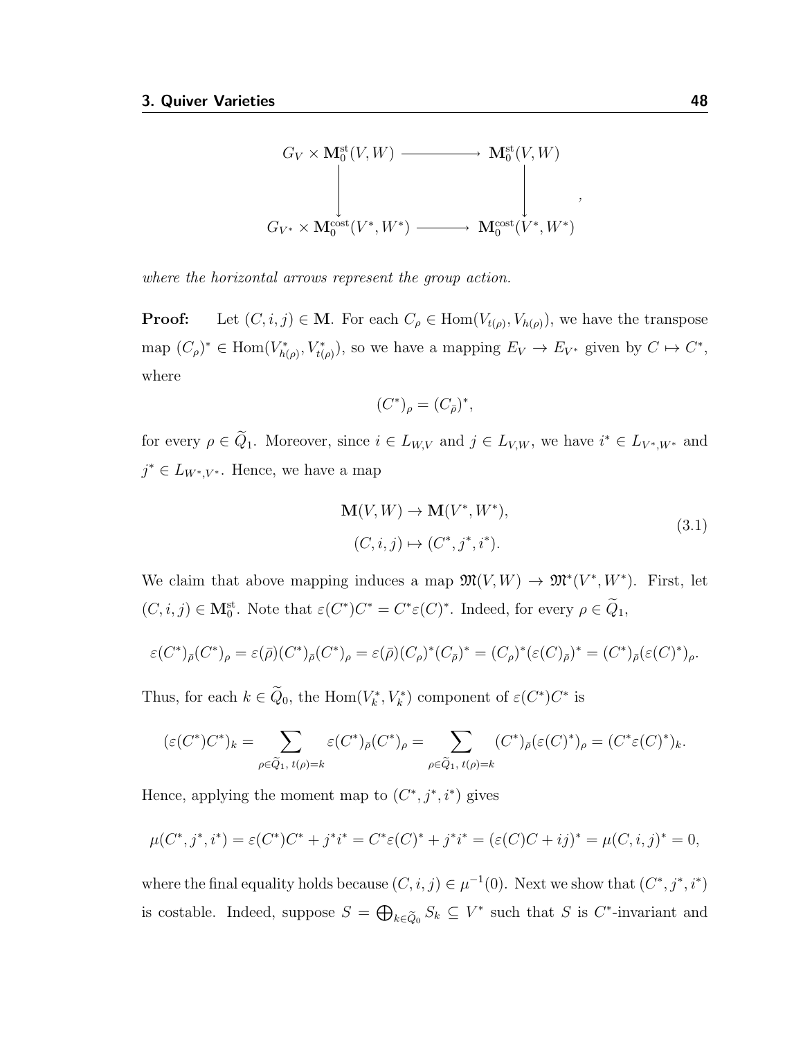$$
\begin{array}{ccc}
G_V \times \mathbf{M}_0^{\mathrm{st}}(V,W) & \longrightarrow & \mathbf{M}_0^{\mathrm{st}}(V,W) \\
\Big\downarrow & & \Big\downarrow \\
G_{V^*} \times \mathbf{M}_0^{\mathrm{cost}}(V^*,W^*) & \longrightarrow & \mathbf{M}_0^{\mathrm{cost}}(V^*,W^*)
\end{array},
$$

*where the horizontal arrows represent the group action.*

**Proof:** Let $(C,i,j) \in \mathbf{M}$. For each $C_\rho \in \mathrm{Hom}(V_{t(\rho)}, V_{h(\rho)})$, we have the transpose map $(C_\rho)^* \in \mathrm{Hom}(V^*_{h(\rho)}, V^*_{t(\rho)})$, so we have a mapping $E_V \to E_{V^*}$ given by $C \mapsto C^*$, where

$$
(C^*)_\rho = (C_{\bar{\rho}})^*,
$$

for every $\rho \in \widetilde{Q}_1$. Moreover, since $i \in L_{W,V}$ and $j \in L_{V,W}$, we have $i^* \in L_{V^*,W^*}$ and $j^* \in L_{W^*,V^*}$. Hence, we have a map

$$
\begin{gathered}
\mathbf{M}(V,W) \to \mathbf{M}(V^*,W^*), \\
(C,i,j) \mapsto (C^*, j^*, i^*).
\end{gathered} \tag{3.1}
$$

We claim that above mapping induces a map $\mathfrak{M}(V,W) \to \mathfrak{M}^*(V^*,W^*)$. First, let $(C,i,j) \in \mathbf{M}_0^{\mathrm{st}}$. Note that $\varepsilon(C^*)C^* = C^*\varepsilon(C)^*$. Indeed, for every $\rho \in \widetilde{Q}_1$,

$$
\varepsilon(C^*)_{\bar{\rho}}(C^*)_\rho = \varepsilon(\bar{\rho})(C^*)_{\bar{\rho}}(C^*)_\rho = \varepsilon(\bar{\rho})(C_\rho)^*(C_{\bar{\rho}})^* = (C_\rho)^*(\varepsilon(C)_{\bar{\rho}})^* = (C^*)_{\bar{\rho}}(\varepsilon(C)^*)_\rho.
$$

Thus, for each $k \in \widetilde{Q}_0$, the $\mathrm{Hom}(V_k^*, V_k^*)$ component of $\varepsilon(C^*)C^*$ is

$$
(\varepsilon(C^*)C^*)_k = \sum_{\rho \in \widetilde{Q}_1,\ t(\rho)=k} \varepsilon(C^*)_{\bar{\rho}}(C^*)_\rho = \sum_{\rho \in \widetilde{Q}_1,\ t(\rho)=k} (C^*)_{\bar{\rho}}(\varepsilon(C)^*)_\rho = (C^*\varepsilon(C)^*)_k.
$$

Hence, applying the moment map to $(C^*, j^*, i^*)$ gives

$$
\mu(C^*, j^*, i^*) = \varepsilon(C^*)C^* + j^*i^* = C^*\varepsilon(C)^* + j^*i^* = (\varepsilon(C)C + ij)^* = \mu(C,i,j)^* = 0,
$$

where the final equality holds because $(C,i,j) \in \mu^{-1}(0)$. Next we show that $(C^*, j^*, i^*)$ is costable. Indeed, suppose $S = \bigoplus_{k \in \widetilde{Q}_0} S_k \subseteq V^*$ such that $S$ is $C^*$-invariant and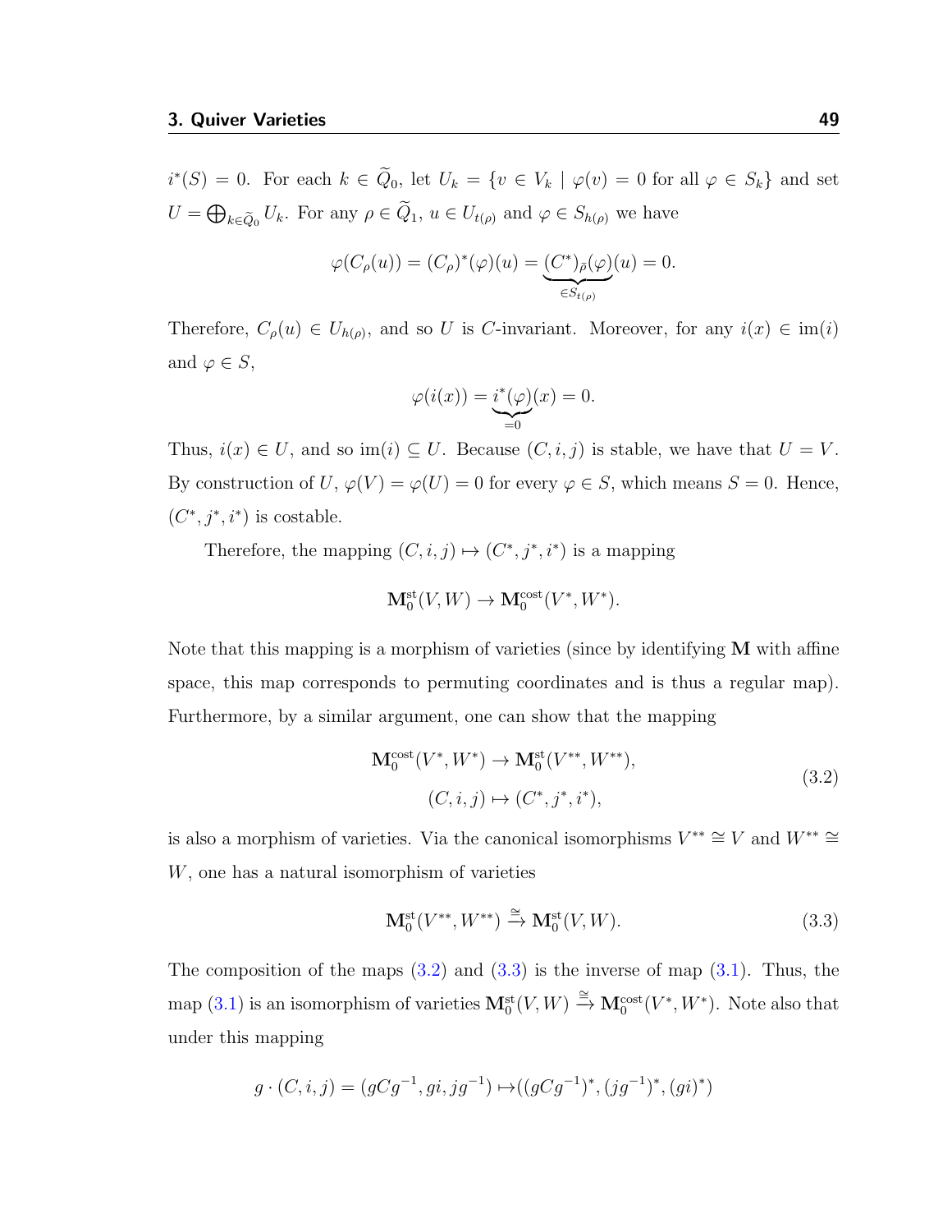$i^*(S) = 0$. For each $k \in \widetilde{Q}_0$, let $U_k = \{v \in V_k \mid \varphi(v) = 0 \text{ for all } \varphi \in S_k\}$ and set $U = \bigoplus_{k \in \widetilde{Q}_0} U_k$. For any $\rho \in \widetilde{Q}_1$, $u \in U_{t(\rho)}$ and $\varphi \in S_{h(\rho)}$ we have

$$\varphi(C_\rho(u)) = (C_\rho)^*(\varphi)(u) = \underbrace{(C^*)_{\bar{\rho}}(\varphi)}_{\in S_{t(\rho)}}(u) = 0.$$

Therefore, $C_\rho(u) \in U_{h(\rho)}$, and so $U$ is $C$-invariant. Moreover, for any $i(x) \in \operatorname{im}(i)$ and $\varphi \in S$,

$$\varphi(i(x)) = \underbrace{i^*(\varphi)}_{=0}(x) = 0.$$

Thus, $i(x) \in U$, and so $\operatorname{im}(i) \subseteq U$. Because $(C, i, j)$ is stable, we have that $U = V$. By construction of $U$, $\varphi(V) = \varphi(U) = 0$ for every $\varphi \in S$, which means $S = 0$. Hence, $(C^*, j^*, i^*)$ is costable.

Therefore, the mapping $(C, i, j) \mapsto (C^*, j^*, i^*)$ is a mapping

$$\mathbf{M}_0^{\mathrm{st}}(V, W) \to \mathbf{M}_0^{\mathrm{cost}}(V^*, W^*).$$

Note that this mapping is a morphism of varieties (since by identifying $\mathbf{M}$ with affine space, this map corresponds to permuting coordinates and is thus a regular map). Furthermore, by a similar argument, one can show that the mapping

$$\begin{aligned} \mathbf{M}_0^{\mathrm{cost}}(V^*, W^*) &\to \mathbf{M}_0^{\mathrm{st}}(V^{**}, W^{**}), \\ (C, i, j) &\mapsto (C^*, j^*, i^*), \end{aligned} \tag{3.2}$$

is also a morphism of varieties. Via the canonical isomorphisms $V^{**} \cong V$ and $W^{**} \cong W$, one has a natural isomorphism of varieties

$$\mathbf{M}_0^{\mathrm{st}}(V^{**}, W^{**}) \xrightarrow{\cong} \mathbf{M}_0^{\mathrm{st}}(V, W). \tag{3.3}$$

The composition of the maps (3.2) and (3.3) is the inverse of map (3.1). Thus, the map (3.1) is an isomorphism of varieties $\mathbf{M}_0^{\mathrm{st}}(V, W) \xrightarrow{\cong} \mathbf{M}_0^{\mathrm{cost}}(V^*, W^*)$. Note also that under this mapping

$$g \cdot (C, i, j) = (gCg^{-1}, gi, jg^{-1}) \mapsto ((gCg^{-1})^*, (jg^{-1})^*, (gi)^*)$$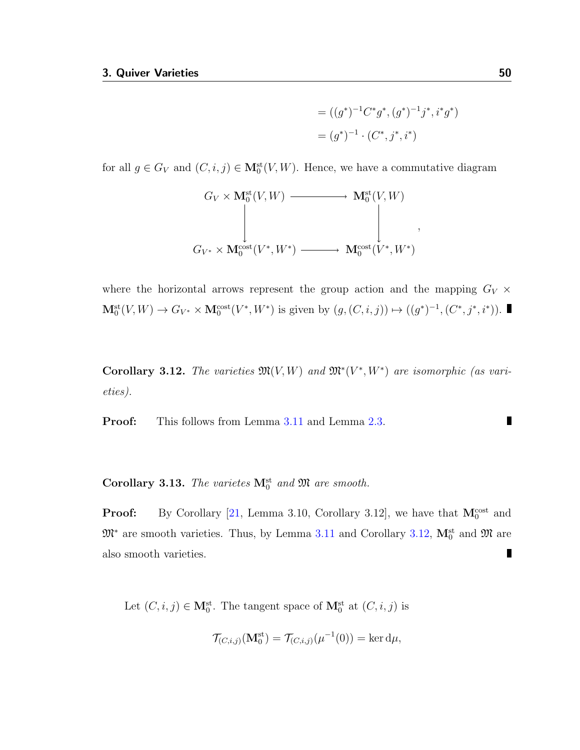$$= ((g^*)^{-1}C^*g^*, (g^*)^{-1}j^*, i^*g^*)$$
$$= (g^*)^{-1} \cdot (C^*, j^*, i^*)$$

for all $g \in G_V$ and $(C, i, j) \in \mathbf{M}_0^{\mathrm{st}}(V, W)$. Hence, we have a commutative diagram

$$\begin{array}{ccc} G_V \times \mathbf{M}_0^{\mathrm{st}}(V,W) & \longrightarrow & \mathbf{M}_0^{\mathrm{st}}(V,W) \\ \downarrow & & \downarrow \\ G_{V^*} \times \mathbf{M}_0^{\mathrm{cost}}(V^*,W^*) & \longrightarrow & \mathbf{M}_0^{\mathrm{cost}}(V^*,W^*) \end{array},$$

where the horizontal arrows represent the group action and the mapping $G_V \times \mathbf{M}_0^{\mathrm{st}}(V, W) \to G_{V^*} \times \mathbf{M}_0^{\mathrm{cost}}(V^*, W^*)$ is given by $(g, (C, i, j)) \mapsto ((g^*)^{-1}, (C^*, j^*, i^*))$. ∎

**Corollary 3.12.** *The varieties $\mathfrak{M}(V, W)$ and $\mathfrak{M}^*(V^*, W^*)$ are isomorphic (as varieties).*

**Proof:** This follows from Lemma 3.11 and Lemma 2.3. ∎

**Corollary 3.13.** *The varietes $\mathbf{M}_0^{\mathrm{st}}$ and $\mathfrak{M}$ are smooth.*

**Proof:** By Corollary [21, Lemma 3.10, Corollary 3.12], we have that $\mathbf{M}_0^{\mathrm{cost}}$ and $\mathfrak{M}^*$ are smooth varieties. Thus, by Lemma 3.11 and Corollary 3.12, $\mathbf{M}_0^{\mathrm{st}}$ and $\mathfrak{M}$ are also smooth varieties. ∎

Let $(C, i, j) \in \mathbf{M}_0^{\mathrm{st}}$. The tangent space of $\mathbf{M}_0^{\mathrm{st}}$ at $(C, i, j)$ is

$$\mathcal{T}_{(C,i,j)}(\mathbf{M}_0^{\mathrm{st}}) = \mathcal{T}_{(C,i,j)}(\mu^{-1}(0)) = \ker \mathrm{d}\mu,$$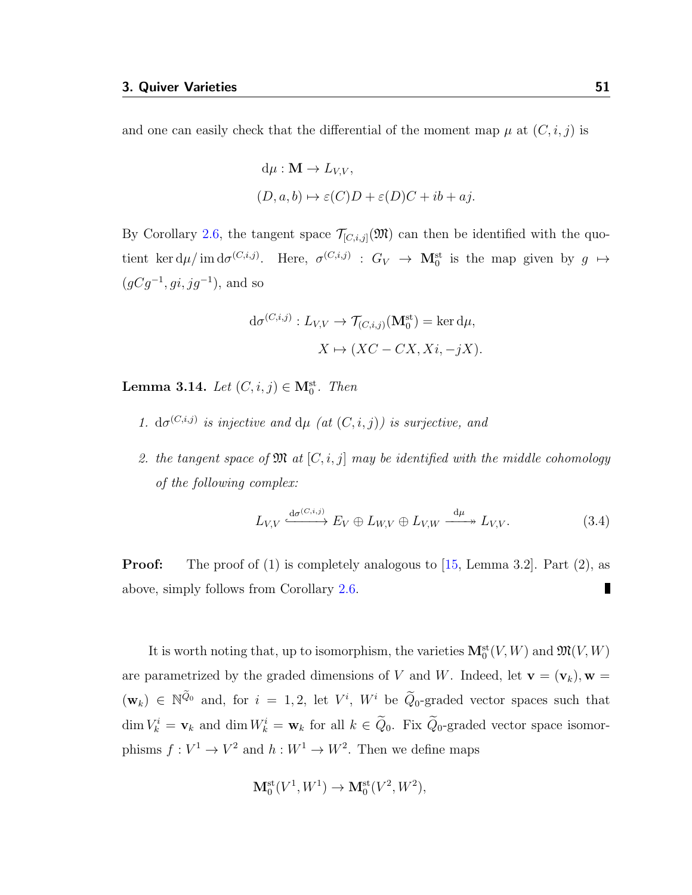and one can easily check that the differential of the moment map $\mu$ at $(C,i,j)$ is

$$\begin{aligned} \mathrm{d}\mu : \mathbf{M} &\to L_{V,V}, \\ (D,a,b) &\mapsto \varepsilon(C)D + \varepsilon(D)C + ib + aj. \end{aligned}$$

By Corollary 2.6, the tangent space $\mathcal{T}_{[C,i,j]}(\mathfrak{M})$ can then be identified with the quotient $\ker \mathrm{d}\mu / \operatorname{im} \mathrm{d}\sigma^{(C,i,j)}$. Here, $\sigma^{(C,i,j)} : G_V \to \mathbf{M}_0^{\mathrm{st}}$ is the map given by $g \mapsto (gCg^{-1}, gi, jg^{-1})$, and so

$$\begin{aligned} \mathrm{d}\sigma^{(C,i,j)} : L_{V,V} &\to \mathcal{T}_{(C,i,j)}(\mathbf{M}_0^{\mathrm{st}}) = \ker \mathrm{d}\mu, \\ X &\mapsto (XC - CX, Xi, -jX). \end{aligned}$$

**Lemma 3.14.** *Let $(C,i,j) \in \mathbf{M}_0^{\mathrm{st}}$. Then*

1. *$\mathrm{d}\sigma^{(C,i,j)}$ is injective and $\mathrm{d}\mu$ (at $(C,i,j)$) is surjective, and*
2. *the tangent space of $\mathfrak{M}$ at $[C,i,j]$ may be identified with the middle cohomology of the following complex:*

$$L_{V,V} \xhookrightarrow{\mathrm{d}\sigma^{(C,i,j)}} E_V \oplus L_{W,V} \oplus L_{V,W} \xrightarrow{\mathrm{d}\mu} L_{V,V}. \tag{3.4}$$

**Proof:** The proof of (1) is completely analogous to [15, Lemma 3.2]. Part (2), as above, simply follows from Corollary 2.6. ∎

It is worth noting that, up to isomorphism, the varieties $\mathbf{M}_0^{\mathrm{st}}(V,W)$ and $\mathfrak{M}(V,W)$ are parametrized by the graded dimensions of $V$ and $W$. Indeed, let $\mathbf{v} = (\mathbf{v}_k), \mathbf{w} = (\mathbf{w}_k) \in \mathbb{N}^{\widetilde{Q}_0}$ and, for $i = 1,2$, let $V^i$, $W^i$ be $\widetilde{Q}_0$-graded vector spaces such that $\dim V_k^i = \mathbf{v}_k$ and $\dim W_k^i = \mathbf{w}_k$ for all $k \in \widetilde{Q}_0$. Fix $\widetilde{Q}_0$-graded vector space isomorphisms $f : V^1 \to V^2$ and $h : W^1 \to W^2$. Then we define maps

$$\mathbf{M}_0^{\mathrm{st}}(V^1, W^1) \to \mathbf{M}_0^{\mathrm{st}}(V^2, W^2),$$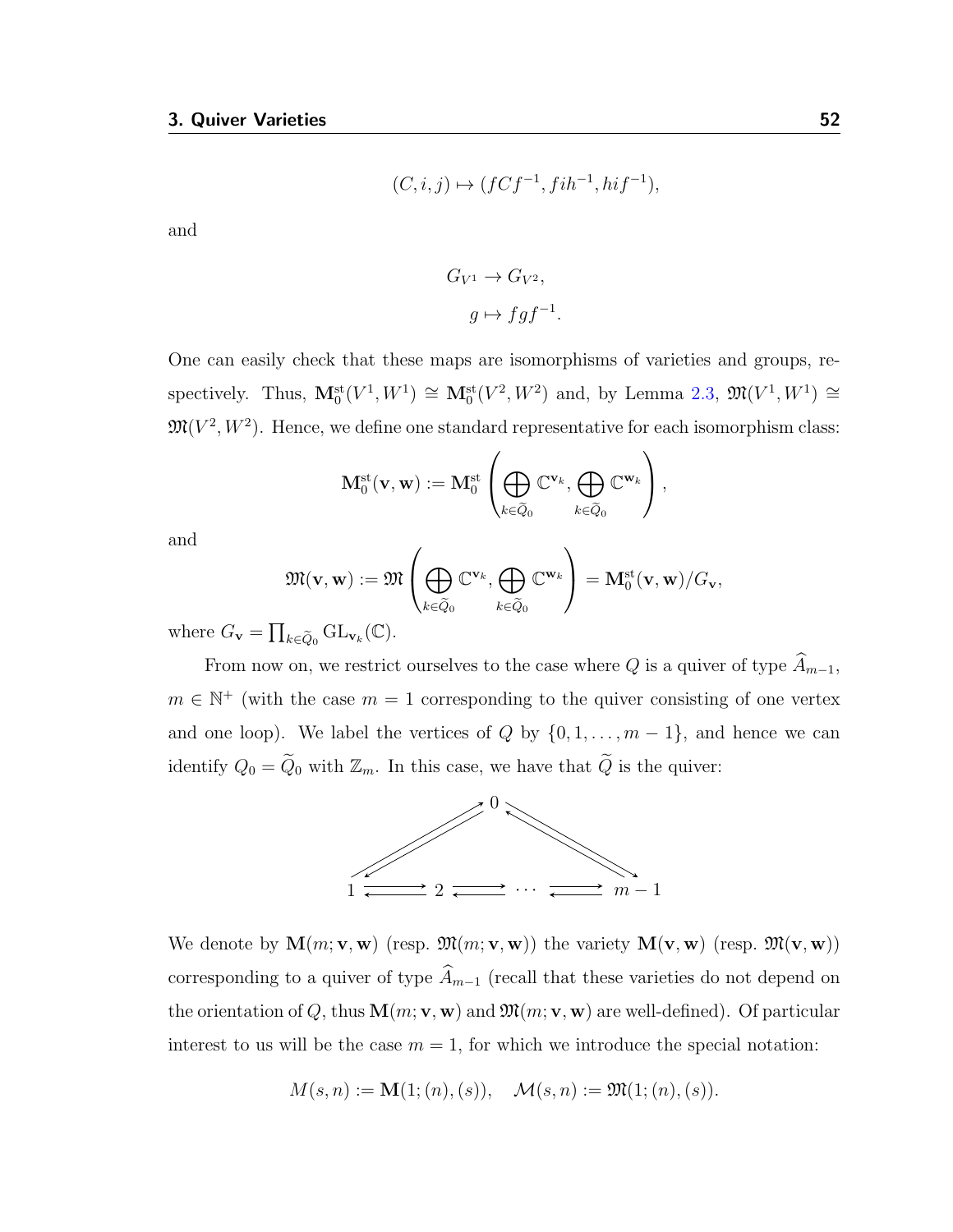$$(C, i, j) \mapsto (fCf^{-1}, fih^{-1}, hif^{-1}),$$

and

$$G_{V^1} \to G_{V^2},$$
$$g \mapsto fgf^{-1}.$$

One can easily check that these maps are isomorphisms of varieties and groups, respectively. Thus, $\mathbf{M}_0^{\mathrm{st}}(V^1, W^1) \cong \mathbf{M}_0^{\mathrm{st}}(V^2, W^2)$ and, by Lemma 2.3, $\mathfrak{M}(V^1, W^1) \cong \mathfrak{M}(V^2, W^2)$. Hence, we define one standard representative for each isomorphism class:

$$\mathbf{M}_0^{\mathrm{st}}(\mathbf{v}, \mathbf{w}) := \mathbf{M}_0^{\mathrm{st}}\left(\bigoplus_{k \in \widetilde{Q}_0} \mathbb{C}^{\mathbf{v}_k}, \bigoplus_{k \in \widetilde{Q}_0} \mathbb{C}^{\mathbf{w}_k}\right),$$

and

$$\mathfrak{M}(\mathbf{v}, \mathbf{w}) := \mathfrak{M}\left(\bigoplus_{k \in \widetilde{Q}_0} \mathbb{C}^{\mathbf{v}_k}, \bigoplus_{k \in \widetilde{Q}_0} \mathbb{C}^{\mathbf{w}_k}\right) = \mathbf{M}_0^{\mathrm{st}}(\mathbf{v}, \mathbf{w})/G_{\mathbf{v}},$$

where $G_{\mathbf{v}} = \prod_{k \in \widetilde{Q}_0} \mathrm{GL}_{\mathbf{v}_k}(\mathbb{C})$.

From now on, we restrict ourselves to the case where $Q$ is a quiver of type $\widehat{A}_{m-1}$, $m \in \mathbb{N}^+$ (with the case $m = 1$ corresponding to the quiver consisting of one vertex and one loop). We label the vertices of $Q$ by $\{0, 1, \ldots, m-1\}$, and hence we can identify $Q_0 = \widetilde{Q}_0$ with $\mathbb{Z}_m$. In this case, we have that $\widetilde{Q}$ is the quiver:

$$\begin{array}{ccccccc} & & & 0 & & & \\ & \nearrow\!\!\swarrow & & & & \searrow\!\!\nwarrow & \\ 1 & \rightleftarrows & 2 & \rightleftarrows & \cdots & \rightleftarrows & m-1 \end{array}$$

We denote by $\mathbf{M}(m; \mathbf{v}, \mathbf{w})$ (resp. $\mathfrak{M}(m; \mathbf{v}, \mathbf{w})$) the variety $\mathbf{M}(\mathbf{v}, \mathbf{w})$ (resp. $\mathfrak{M}(\mathbf{v}, \mathbf{w})$) corresponding to a quiver of type $\widehat{A}_{m-1}$ (recall that these varieties do not depend on the orientation of $Q$, thus $\mathbf{M}(m; \mathbf{v}, \mathbf{w})$ and $\mathfrak{M}(m; \mathbf{v}, \mathbf{w})$ are well-defined). Of particular interest to us will be the case $m = 1$, for which we introduce the special notation:

$$M(s, n) := \mathbf{M}(1; (n), (s)), \quad \mathcal{M}(s, n) := \mathfrak{M}(1; (n), (s)).$$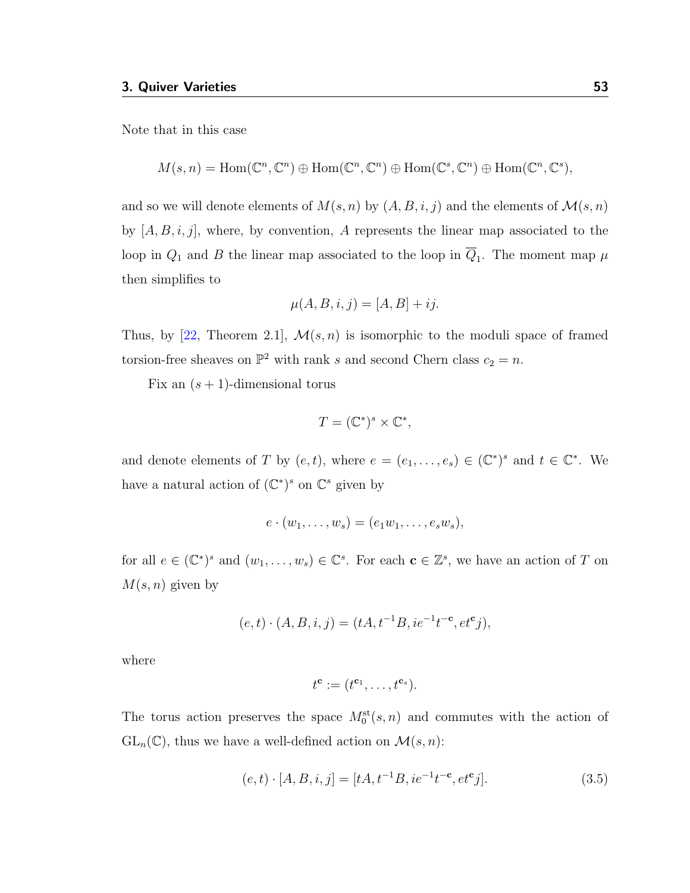Note that in this case

$$M(s,n) = \mathrm{Hom}(\mathbb{C}^n, \mathbb{C}^n) \oplus \mathrm{Hom}(\mathbb{C}^n, \mathbb{C}^n) \oplus \mathrm{Hom}(\mathbb{C}^s, \mathbb{C}^n) \oplus \mathrm{Hom}(\mathbb{C}^n, \mathbb{C}^s),$$

and so we will denote elements of $M(s,n)$ by $(A, B, i, j)$ and the elements of $\mathcal{M}(s,n)$ by $[A, B, i, j]$, where, by convention, $A$ represents the linear map associated to the loop in $Q_1$ and $B$ the linear map associated to the loop in $\overline{Q}_1$. The moment map $\mu$ then simplifies to

$$\mu(A, B, i, j) = [A, B] + ij.$$

Thus, by [22, Theorem 2.1], $\mathcal{M}(s,n)$ is isomorphic to the moduli space of framed torsion-free sheaves on $\mathbb{P}^2$ with rank $s$ and second Chern class $c_2 = n$.

Fix an $(s+1)$-dimensional torus

$$T = (\mathbb{C}^*)^s \times \mathbb{C}^*,$$

and denote elements of $T$ by $(e, t)$, where $e = (e_1, \ldots, e_s) \in (\mathbb{C}^*)^s$ and $t \in \mathbb{C}^*$. We have a natural action of $(\mathbb{C}^*)^s$ on $\mathbb{C}^s$ given by

$$e \cdot (w_1, \ldots, w_s) = (e_1 w_1, \ldots, e_s w_s),$$

for all $e \in (\mathbb{C}^*)^s$ and $(w_1, \ldots, w_s) \in \mathbb{C}^s$. For each $\mathbf{c} \in \mathbb{Z}^s$, we have an action of $T$ on $M(s,n)$ given by

$$(e, t) \cdot (A, B, i, j) = (tA, t^{-1}B, ie^{-1}t^{-\mathbf{c}}, et^{\mathbf{c}}j),$$

where

$$t^{\mathbf{c}} := (t^{\mathbf{c}_1}, \ldots, t^{\mathbf{c}_s}).$$

The torus action preserves the space $M_0^{\mathrm{st}}(s,n)$ and commutes with the action of $\mathrm{GL}_n(\mathbb{C})$, thus we have a well-defined action on $\mathcal{M}(s,n)$:

$$(e, t) \cdot [A, B, i, j] = [tA, t^{-1}B, ie^{-1}t^{-\mathbf{c}}, et^{\mathbf{c}}j]. \tag{3.5}$$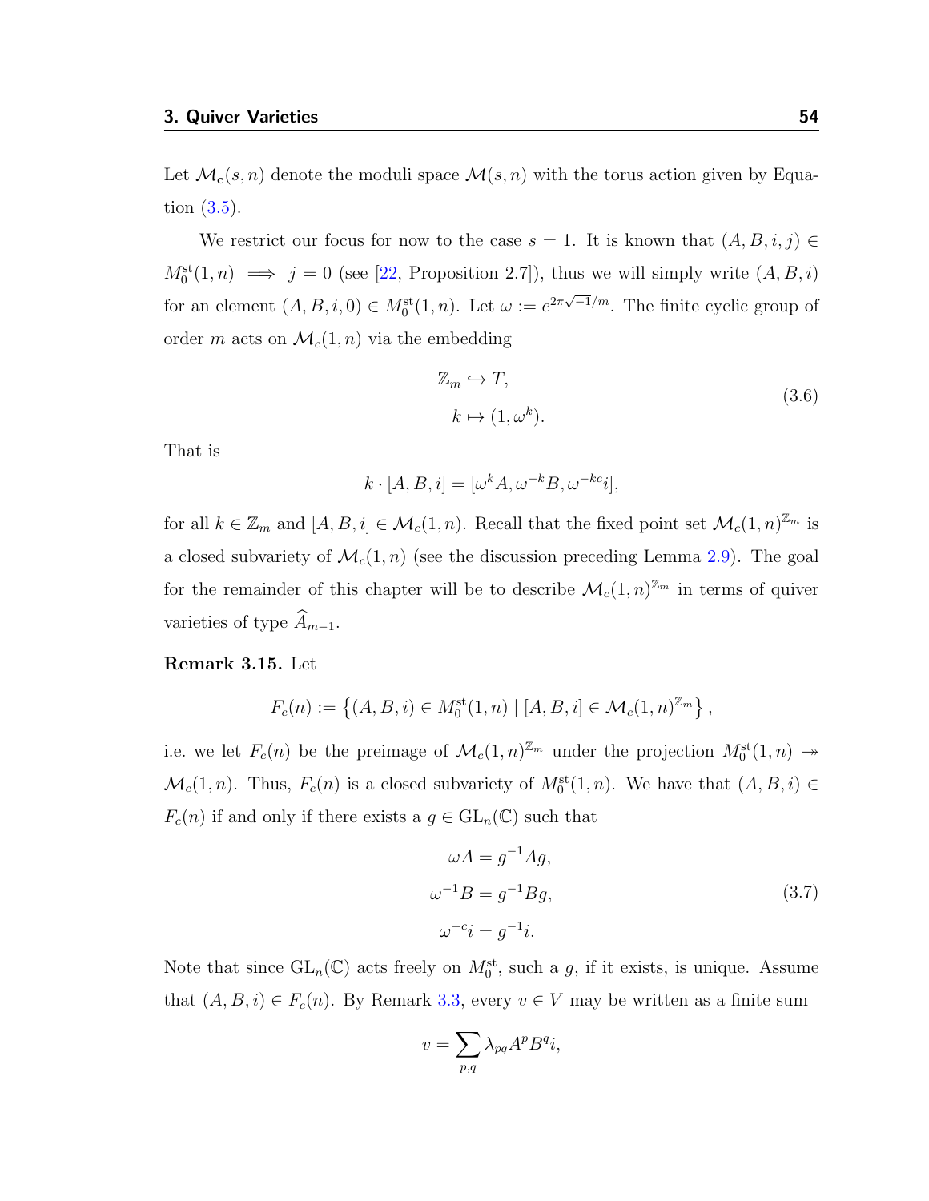Let $\mathcal{M}_{\mathbf{c}}(s, n)$ denote the moduli space $\mathcal{M}(s, n)$ with the torus action given by Equation (3.5).

We restrict our focus for now to the case $s = 1$. It is known that $(A, B, i, j) \in M_0^{\mathrm{st}}(1, n) \implies j = 0$ (see [22, Proposition 2.7]), thus we will simply write $(A, B, i)$ for an element $(A, B, i, 0) \in M_0^{\mathrm{st}}(1, n)$. Let $\omega := e^{2\pi\sqrt{-1}/m}$. The finite cyclic group of order $m$ acts on $\mathcal{M}_c(1, n)$ via the embedding

$$
\begin{aligned}
\mathbb{Z}_m &\hookrightarrow T, \\
k &\mapsto (1, \omega^k).
\end{aligned}
\tag{3.6}
$$

That is

$$
k \cdot [A, B, i] = [\omega^k A, \omega^{-k} B, \omega^{-kc} i],
$$

for all $k \in \mathbb{Z}_m$ and $[A, B, i] \in \mathcal{M}_c(1, n)$. Recall that the fixed point set $\mathcal{M}_c(1, n)^{\mathbb{Z}_m}$ is a closed subvariety of $\mathcal{M}_c(1, n)$ (see the discussion preceding Lemma 2.9). The goal for the remainder of this chapter will be to describe $\mathcal{M}_c(1, n)^{\mathbb{Z}_m}$ in terms of quiver varieties of type $\widehat{A}_{m-1}$.

**Remark 3.15.** Let

$$
F_c(n) := \left\{ (A, B, i) \in M_0^{\mathrm{st}}(1, n) \mid [A, B, i] \in \mathcal{M}_c(1, n)^{\mathbb{Z}_m} \right\},
$$

i.e. we let $F_c(n)$ be the preimage of $\mathcal{M}_c(1, n)^{\mathbb{Z}_m}$ under the projection $M_0^{\mathrm{st}}(1, n) \twoheadrightarrow \mathcal{M}_c(1, n)$. Thus, $F_c(n)$ is a closed subvariety of $M_0^{\mathrm{st}}(1, n)$. We have that $(A, B, i) \in F_c(n)$ if and only if there exists a $g \in \mathrm{GL}_n(\mathbb{C})$ such that

$$
\begin{aligned}
\omega A &= g^{-1} A g, \\
\omega^{-1} B &= g^{-1} B g, \\
\omega^{-c} i &= g^{-1} i.
\end{aligned}
\tag{3.7}
$$

Note that since $\mathrm{GL}_n(\mathbb{C})$ acts freely on $M_0^{\mathrm{st}}$, such a $g$, if it exists, is unique. Assume that $(A, B, i) \in F_c(n)$. By Remark 3.3, every $v \in V$ may be written as a finite sum

$$
v = \sum_{p,q} \lambda_{pq} A^p B^q i,
$$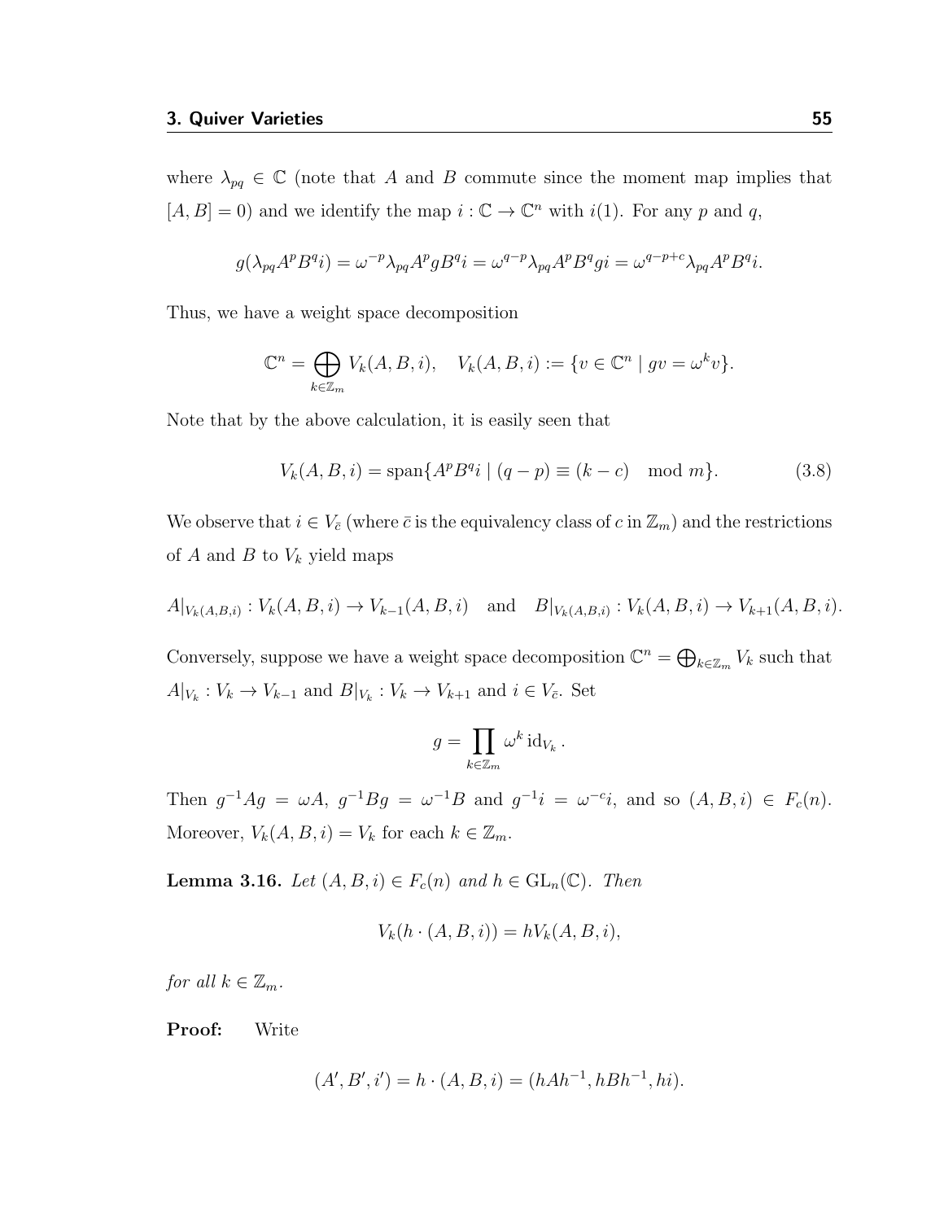where $\lambda_{pq} \in \mathbb{C}$ (note that $A$ and $B$ commute since the moment map implies that $[A, B] = 0$) and we identify the map $i : \mathbb{C} \to \mathbb{C}^n$ with $i(1)$. For any $p$ and $q$,

$$g(\lambda_{pq} A^p B^q i) = \omega^{-p} \lambda_{pq} A^p g B^q i = \omega^{q-p} \lambda_{pq} A^p B^q g i = \omega^{q-p+c} \lambda_{pq} A^p B^q i.$$

Thus, we have a weight space decomposition

$$\mathbb{C}^n = \bigoplus_{k \in \mathbb{Z}_m} V_k(A, B, i), \quad V_k(A, B, i) := \{v \in \mathbb{C}^n \mid gv = \omega^k v\}.$$

Note that by the above calculation, it is easily seen that

$$V_k(A, B, i) = \operatorname{span}\{A^p B^q i \mid (q - p) \equiv (k - c) \mod m\}. \tag{3.8}$$

We observe that $i \in V_{\bar{c}}$ (where $\bar{c}$ is the equivalency class of $c$ in $\mathbb{Z}_m$) and the restrictions of $A$ and $B$ to $V_k$ yield maps

$$A|_{V_k(A,B,i)} : V_k(A, B, i) \to V_{k-1}(A, B, i) \quad \text{and} \quad B|_{V_k(A,B,i)} : V_k(A, B, i) \to V_{k+1}(A, B, i).$$

Conversely, suppose we have a weight space decomposition $\mathbb{C}^n = \bigoplus_{k \in \mathbb{Z}_m} V_k$ such that $A|_{V_k} : V_k \to V_{k-1}$ and $B|_{V_k} : V_k \to V_{k+1}$ and $i \in V_{\bar{c}}$. Set

$$g = \prod_{k \in \mathbb{Z}_m} \omega^k \operatorname{id}_{V_k}.$$

Then $g^{-1} A g = \omega A$, $g^{-1} B g = \omega^{-1} B$ and $g^{-1} i = \omega^{-c} i$, and so $(A, B, i) \in F_c(n)$. Moreover, $V_k(A, B, i) = V_k$ for each $k \in \mathbb{Z}_m$.

**Lemma 3.16.** *Let $(A, B, i) \in F_c(n)$ and $h \in \mathrm{GL}_n(\mathbb{C})$. Then*

$$V_k(h \cdot (A, B, i)) = h V_k(A, B, i),$$

*for all $k \in \mathbb{Z}_m$.*

**Proof:** Write

$$(A', B', i') = h \cdot (A, B, i) = (hAh^{-1}, hBh^{-1}, hi).$$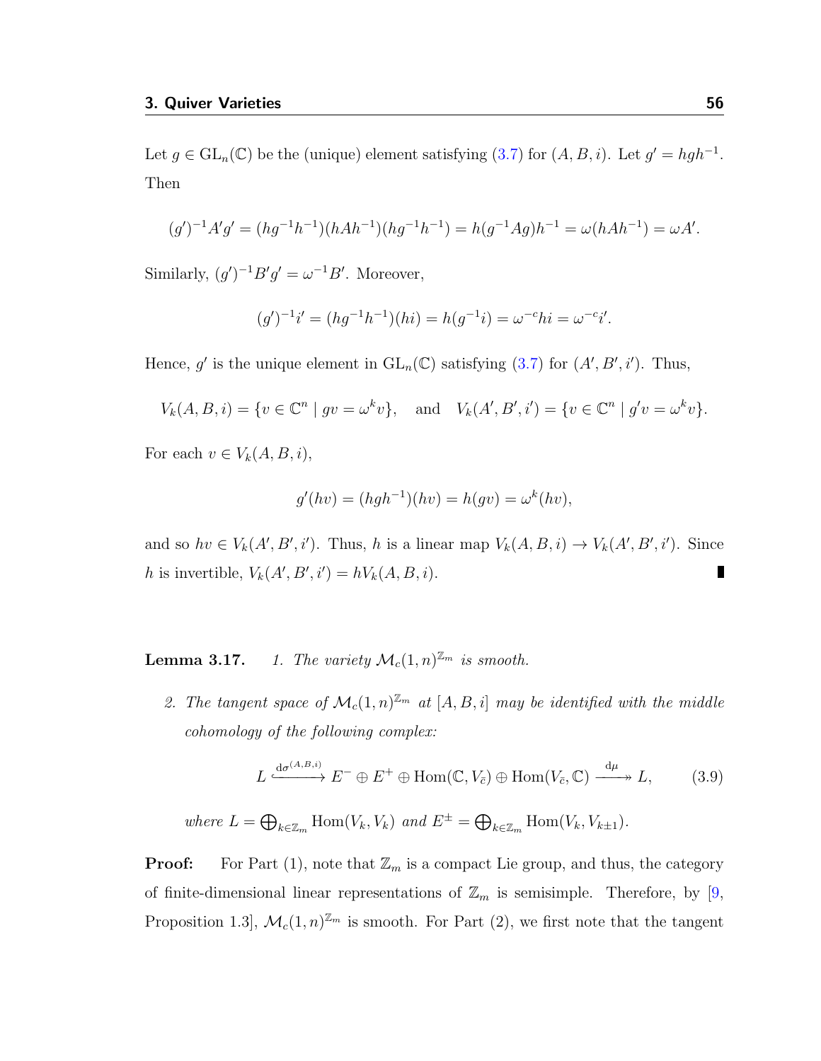Let $g \in \mathrm{GL}_n(\mathbb{C})$ be the (unique) element satisfying (3.7) for $(A, B, i)$. Let $g' = hgh^{-1}$. Then

$$(g')^{-1}A'g' = (hg^{-1}h^{-1})(hAh^{-1})(hg^{-1}h^{-1}) = h(g^{-1}Ag)h^{-1} = \omega(hAh^{-1}) = \omega A'.$$

Similarly, $(g')^{-1}B'g' = \omega^{-1}B'$. Moreover,

$$(g')^{-1}i' = (hg^{-1}h^{-1})(hi) = h(g^{-1}i) = \omega^{-c}hi = \omega^{-c}i'.$$

Hence, $g'$ is the unique element in $\mathrm{GL}_n(\mathbb{C})$ satisfying (3.7) for $(A', B', i')$. Thus,

$$V_k(A, B, i) = \{v \in \mathbb{C}^n \mid gv = \omega^k v\}, \quad \text{and} \quad V_k(A', B', i') = \{v \in \mathbb{C}^n \mid g'v = \omega^k v\}.$$

For each $v \in V_k(A, B, i)$,

$$g'(hv) = (hgh^{-1})(hv) = h(gv) = \omega^k(hv),$$

and so $hv \in V_k(A', B', i')$. Thus, $h$ is a linear map $V_k(A, B, i) \to V_k(A', B', i')$. Since $h$ is invertible, $V_k(A', B', i') = hV_k(A, B, i)$. ∎

**Lemma 3.17.** *1. The variety $\mathcal{M}_c(1, n)^{\mathbb{Z}_m}$ is smooth.*

*2. The tangent space of $\mathcal{M}_c(1, n)^{\mathbb{Z}_m}$ at $[A, B, i]$ may be identified with the middle cohomology of the following complex:*

$$L \xhookrightarrow{\mathrm{d}\sigma^{(A,B,i)}} E^- \oplus E^+ \oplus \mathrm{Hom}(\mathbb{C}, V_{\bar{c}}) \oplus \mathrm{Hom}(V_{\bar{c}}, \mathbb{C}) \xrightarrow{\mathrm{d}\mu} L, \tag{3.9}$$

*where $L = \bigoplus_{k \in \mathbb{Z}_m} \mathrm{Hom}(V_k, V_k)$ and $E^\pm = \bigoplus_{k \in \mathbb{Z}_m} \mathrm{Hom}(V_k, V_{k\pm1})$.*

**Proof:** For Part (1), note that $\mathbb{Z}_m$ is a compact Lie group, and thus, the category of finite-dimensional linear representations of $\mathbb{Z}_m$ is semisimple. Therefore, by [9, Proposition 1.3], $\mathcal{M}_c(1, n)^{\mathbb{Z}_m}$ is smooth. For Part (2), we first note that the tangent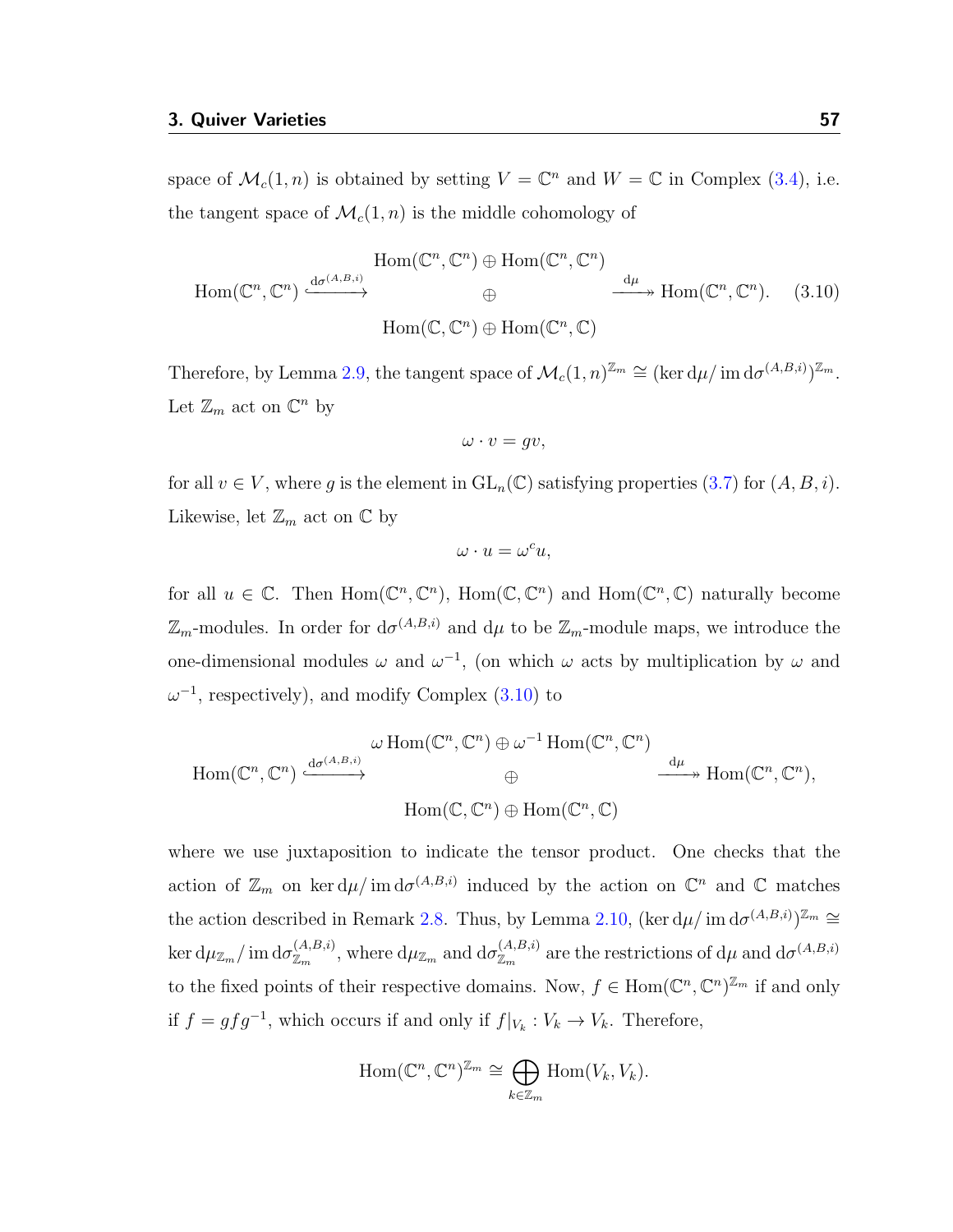space of $\mathcal{M}_c(1,n)$ is obtained by setting $V = \mathbb{C}^n$ and $W = \mathbb{C}$ in Complex (3.4), i.e. the tangent space of $\mathcal{M}_c(1,n)$ is the middle cohomology of

$$\operatorname{Hom}(\mathbb{C}^n,\mathbb{C}^n) \xrightarrow{\mathrm{d}\sigma^{(A,B,i)}} \begin{matrix} \operatorname{Hom}(\mathbb{C}^n,\mathbb{C}^n) \oplus \operatorname{Hom}(\mathbb{C}^n,\mathbb{C}^n) \\ \oplus \\ \operatorname{Hom}(\mathbb{C},\mathbb{C}^n) \oplus \operatorname{Hom}(\mathbb{C}^n,\mathbb{C}) \end{matrix} \xrightarrow{\mathrm{d}\mu} \operatorname{Hom}(\mathbb{C}^n,\mathbb{C}^n). \tag{3.10}$$

Therefore, by Lemma 2.9, the tangent space of $\mathcal{M}_c(1,n)^{\mathbb{Z}_m} \cong (\ker \mathrm{d}\mu / \operatorname{im} \mathrm{d}\sigma^{(A,B,i)})^{\mathbb{Z}_m}$. Let $\mathbb{Z}_m$ act on $\mathbb{C}^n$ by

$$\omega \cdot v = gv,$$

for all $v \in V$, where $g$ is the element in $\mathrm{GL}_n(\mathbb{C})$ satisfying properties (3.7) for $(A,B,i)$. Likewise, let $\mathbb{Z}_m$ act on $\mathbb{C}$ by

$$\omega \cdot u = \omega^c u,$$

for all $u \in \mathbb{C}$. Then $\operatorname{Hom}(\mathbb{C}^n,\mathbb{C}^n)$, $\operatorname{Hom}(\mathbb{C},\mathbb{C}^n)$ and $\operatorname{Hom}(\mathbb{C}^n,\mathbb{C})$ naturally become $\mathbb{Z}_m$-modules. In order for $\mathrm{d}\sigma^{(A,B,i)}$ and $\mathrm{d}\mu$ to be $\mathbb{Z}_m$-module maps, we introduce the one-dimensional modules $\omega$ and $\omega^{-1}$, (on which $\omega$ acts by multiplication by $\omega$ and $\omega^{-1}$, respectively), and modify Complex (3.10) to

$$\operatorname{Hom}(\mathbb{C}^n,\mathbb{C}^n) \xrightarrow{\mathrm{d}\sigma^{(A,B,i)}} \begin{matrix} \omega \operatorname{Hom}(\mathbb{C}^n,\mathbb{C}^n) \oplus \omega^{-1} \operatorname{Hom}(\mathbb{C}^n,\mathbb{C}^n) \\ \oplus \\ \operatorname{Hom}(\mathbb{C},\mathbb{C}^n) \oplus \operatorname{Hom}(\mathbb{C}^n,\mathbb{C}) \end{matrix} \xrightarrow{\mathrm{d}\mu} \operatorname{Hom}(\mathbb{C}^n,\mathbb{C}^n),$$

where we use juxtaposition to indicate the tensor product. One checks that the action of $\mathbb{Z}_m$ on $\ker \mathrm{d}\mu / \operatorname{im} \mathrm{d}\sigma^{(A,B,i)}$ induced by the action on $\mathbb{C}^n$ and $\mathbb{C}$ matches the action described in Remark 2.8. Thus, by Lemma 2.10, $(\ker \mathrm{d}\mu / \operatorname{im} \mathrm{d}\sigma^{(A,B,i)})^{\mathbb{Z}_m} \cong \ker \mathrm{d}\mu_{\mathbb{Z}_m} / \operatorname{im} \mathrm{d}\sigma^{(A,B,i)}_{\mathbb{Z}_m}$, where $\mathrm{d}\mu_{\mathbb{Z}_m}$ and $\mathrm{d}\sigma^{(A,B,i)}_{\mathbb{Z}_m}$ are the restrictions of $\mathrm{d}\mu$ and $\mathrm{d}\sigma^{(A,B,i)}$ to the fixed points of their respective domains. Now, $f \in \operatorname{Hom}(\mathbb{C}^n,\mathbb{C}^n)^{\mathbb{Z}_m}$ if and only if $f = gfg^{-1}$, which occurs if and only if $f|_{V_k} : V_k \to V_k$. Therefore,

$$\operatorname{Hom}(\mathbb{C}^n,\mathbb{C}^n)^{\mathbb{Z}_m} \cong \bigoplus_{k \in \mathbb{Z}_m} \operatorname{Hom}(V_k, V_k).$$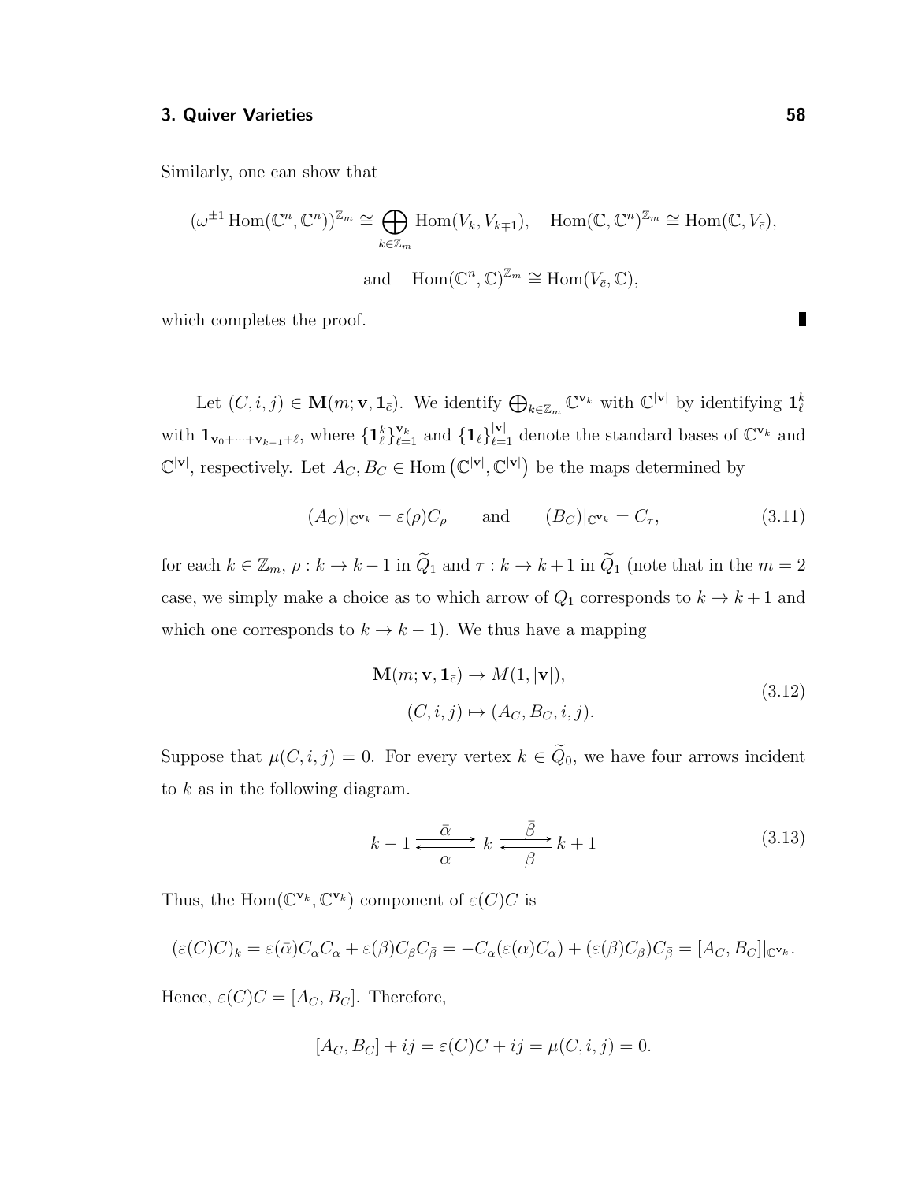Similarly, one can show that

$$(\omega^{\pm 1} \operatorname{Hom}(\mathbb{C}^n, \mathbb{C}^n))^{\mathbb{Z}_m} \cong \bigoplus_{k \in \mathbb{Z}_m} \operatorname{Hom}(V_k, V_{k \mp 1}), \quad \operatorname{Hom}(\mathbb{C}, \mathbb{C}^n)^{\mathbb{Z}_m} \cong \operatorname{Hom}(\mathbb{C}, V_{\bar{c}}),$$

$$\text{and} \quad \operatorname{Hom}(\mathbb{C}^n, \mathbb{C})^{\mathbb{Z}_m} \cong \operatorname{Hom}(V_{\bar{c}}, \mathbb{C}),$$

which completes the proof. ∎

Let $(C, i, j) \in \mathbf{M}(m; \mathbf{v}, \mathbf{1}_{\bar{c}})$. We identify $\bigoplus_{k \in \mathbb{Z}_m} \mathbb{C}^{\mathbf{v}_k}$ with $\mathbb{C}^{|\mathbf{v}|}$ by identifying $\mathbf{1}_\ell^k$ with $\mathbf{1}_{\mathbf{v}_0 + \cdots + \mathbf{v}_{k-1} + \ell}$, where $\{\mathbf{1}_\ell^k\}_{\ell=1}^{\mathbf{v}_k}$ and $\{\mathbf{1}_\ell\}_{\ell=1}^{|\mathbf{v}|}$ denote the standard bases of $\mathbb{C}^{\mathbf{v}_k}$ and $\mathbb{C}^{|\mathbf{v}|}$, respectively. Let $A_C, B_C \in \operatorname{Hom}\left(\mathbb{C}^{|\mathbf{v}|}, \mathbb{C}^{|\mathbf{v}|}\right)$ be the maps determined by

$$(A_C)|_{\mathbb{C}^{\mathbf{v}_k}} = \varepsilon(\rho) C_\rho \qquad \text{and} \qquad (B_C)|_{\mathbb{C}^{\mathbf{v}_k}} = C_\tau, \tag{3.11}$$

for each $k \in \mathbb{Z}_m$, $\rho : k \to k-1$ in $\widetilde{Q}_1$ and $\tau : k \to k+1$ in $\widetilde{Q}_1$ (note that in the $m = 2$ case, we simply make a choice as to which arrow of $Q_1$ corresponds to $k \to k+1$ and which one corresponds to $k \to k-1$). We thus have a mapping

$$\begin{gathered} \mathbf{M}(m; \mathbf{v}, \mathbf{1}_{\bar{c}}) \to M(1, |\mathbf{v}|), \\ (C, i, j) \mapsto (A_C, B_C, i, j). \end{gathered} \tag{3.12}$$

Suppose that $\mu(C, i, j) = 0$. For every vertex $k \in \widetilde{Q}_0$, we have four arrows incident to $k$ as in the following diagram.

$$k - 1 \underset{\alpha}{\overset{\bar{\alpha}}{\rightleftarrows}} k \underset{\beta}{\overset{\bar{\beta}}{\rightleftarrows}} k + 1 \tag{3.13}$$

Thus, the $\operatorname{Hom}(\mathbb{C}^{\mathbf{v}_k}, \mathbb{C}^{\mathbf{v}_k})$ component of $\varepsilon(C)C$ is

$$(\varepsilon(C)C)_k = \varepsilon(\bar{\alpha}) C_{\bar{\alpha}} C_\alpha + \varepsilon(\beta) C_\beta C_{\bar{\beta}} = -C_{\bar{\alpha}}(\varepsilon(\alpha) C_\alpha) + (\varepsilon(\beta) C_\beta) C_{\bar{\beta}} = [A_C, B_C]|_{\mathbb{C}^{\mathbf{v}_k}}.$$

Hence, $\varepsilon(C)C = [A_C, B_C]$. Therefore,

$$[A_C, B_C] + ij = \varepsilon(C)C + ij = \mu(C, i, j) = 0.$$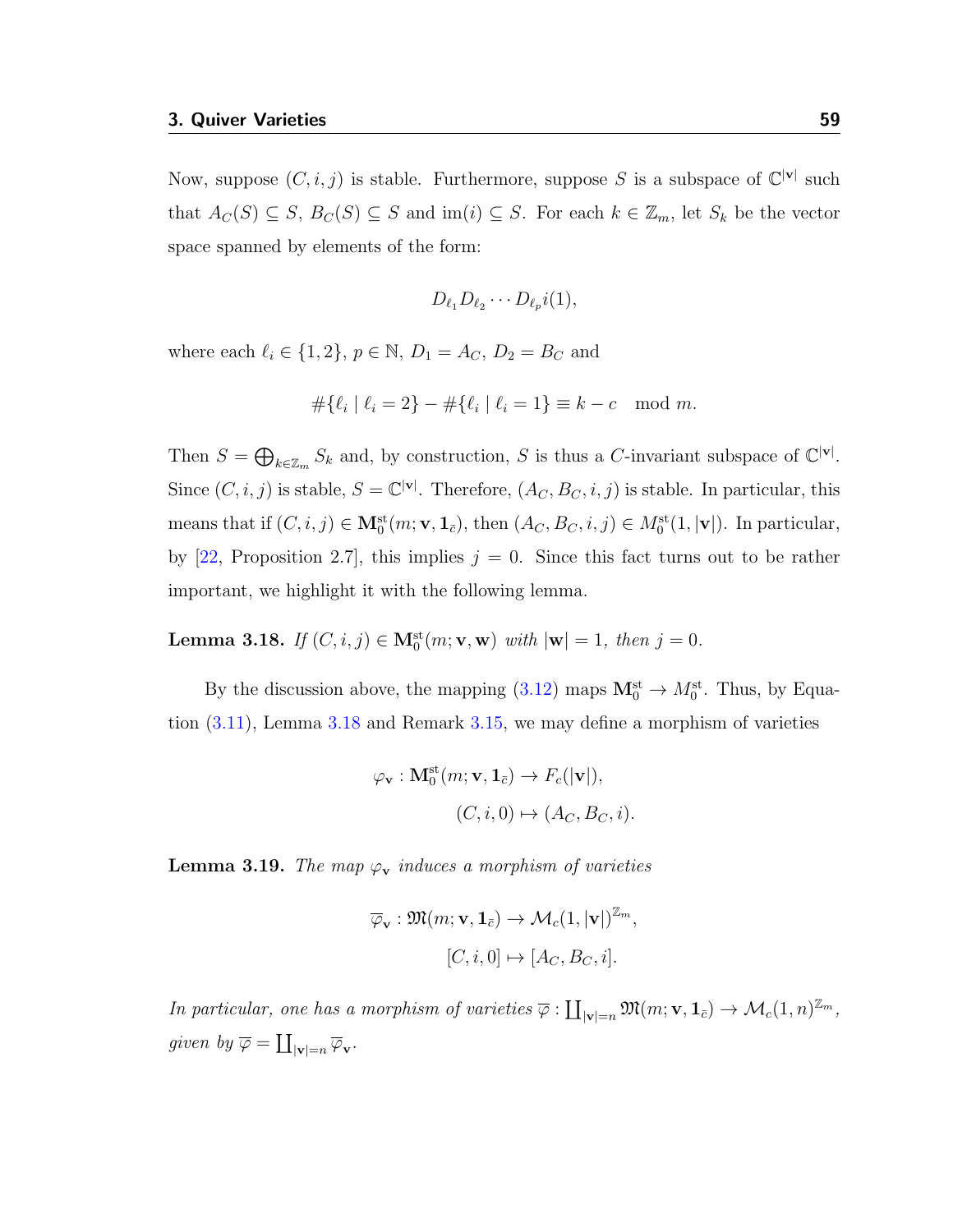Now, suppose $(C, i, j)$ is stable. Furthermore, suppose $S$ is a subspace of $\mathbb{C}^{|\mathbf{v}|}$ such that $A_C(S) \subseteq S$, $B_C(S) \subseteq S$ and $\mathrm{im}(i) \subseteq S$. For each $k \in \mathbb{Z}_m$, let $S_k$ be the vector space spanned by elements of the form:

$$D_{\ell_1} D_{\ell_2} \cdots D_{\ell_p} i(1),$$

where each $\ell_i \in \{1, 2\}$, $p \in \mathbb{N}$, $D_1 = A_C$, $D_2 = B_C$ and

$$\#\{\ell_i \mid \ell_i = 2\} - \#\{\ell_i \mid \ell_i = 1\} \equiv k - c \mod m.$$

Then $S = \bigoplus_{k \in \mathbb{Z}_m} S_k$ and, by construction, $S$ is thus a $C$-invariant subspace of $\mathbb{C}^{|\mathbf{v}|}$. Since $(C, i, j)$ is stable, $S = \mathbb{C}^{|\mathbf{v}|}$. Therefore, $(A_C, B_C, i, j)$ is stable. In particular, this means that if $(C, i, j) \in \mathbf{M}_0^{\mathrm{st}}(m; \mathbf{v}, \mathbf{1}_{\bar{c}})$, then $(A_C, B_C, i, j) \in M_0^{\mathrm{st}}(1, |\mathbf{v}|)$. In particular, by [22, Proposition 2.7], this implies $j = 0$. Since this fact turns out to be rather important, we highlight it with the following lemma.

**Lemma 3.18.** *If $(C, i, j) \in \mathbf{M}_0^{\mathrm{st}}(m; \mathbf{v}, \mathbf{w})$ with $|\mathbf{w}| = 1$, then $j = 0$.*

By the discussion above, the mapping (3.12) maps $\mathbf{M}_0^{\mathrm{st}} \to M_0^{\mathrm{st}}$. Thus, by Equation (3.11), Lemma 3.18 and Remark 3.15, we may define a morphism of varieties

$$\varphi_{\mathbf{v}} : \mathbf{M}_0^{\mathrm{st}}(m; \mathbf{v}, \mathbf{1}_{\bar{c}}) \to F_c(|\mathbf{v}|),$$
$$(C, i, 0) \mapsto (A_C, B_C, i).$$

**Lemma 3.19.** *The map $\varphi_{\mathbf{v}}$ induces a morphism of varieties*

$$\overline{\varphi}_{\mathbf{v}} : \mathfrak{M}(m; \mathbf{v}, \mathbf{1}_{\bar{c}}) \to \mathcal{M}_c(1, |\mathbf{v}|)^{\mathbb{Z}_m},$$
$$[C, i, 0] \mapsto [A_C, B_C, i].$$

*In particular, one has a morphism of varieties $\overline{\varphi} : \coprod_{|\mathbf{v}|=n} \mathfrak{M}(m; \mathbf{v}, \mathbf{1}_{\bar{c}}) \to \mathcal{M}_c(1, n)^{\mathbb{Z}_m}$, given by $\overline{\varphi} = \coprod_{|\mathbf{v}|=n} \overline{\varphi}_{\mathbf{v}}$.*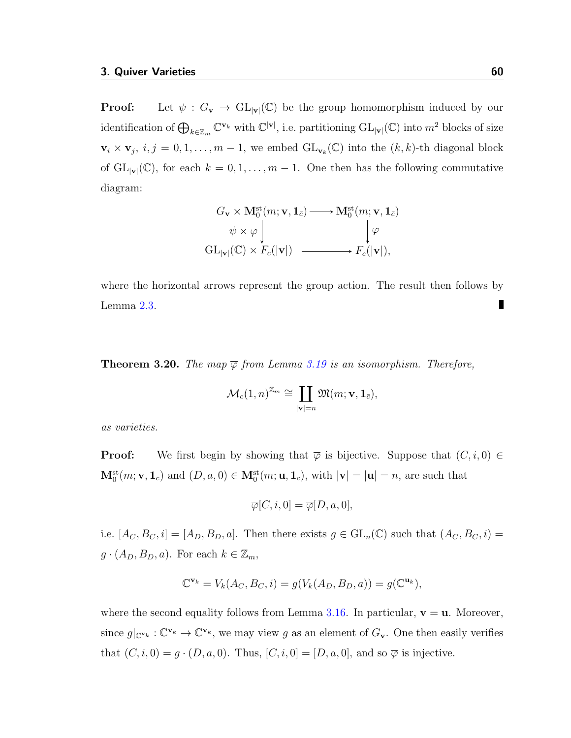**Proof:** Let $\psi : G_{\mathbf{v}} \to \mathrm{GL}_{|\mathbf{v}|}(\mathbb{C})$ be the group homomorphism induced by our identification of $\bigoplus_{k\in\mathbb{Z}_m} \mathbb{C}^{\mathbf{v}_k}$ with $\mathbb{C}^{|\mathbf{v}|}$, i.e. partitioning $\mathrm{GL}_{|\mathbf{v}|}(\mathbb{C})$ into $m^2$ blocks of size $\mathbf{v}_i \times \mathbf{v}_j$, $i, j = 0, 1, \ldots, m-1$, we embed $\mathrm{GL}_{\mathbf{v}_k}(\mathbb{C})$ into the $(k, k)$-th diagonal block of $\mathrm{GL}_{|\mathbf{v}|}(\mathbb{C})$, for each $k = 0, 1, \ldots, m-1$. One then has the following commutative diagram:

$$\begin{array}{ccc}
G_{\mathbf{v}} \times \mathbf{M}_0^{\mathrm{st}}(m; \mathbf{v}, \mathbf{1}_{\bar{c}}) & \longrightarrow & \mathbf{M}_0^{\mathrm{st}}(m; \mathbf{v}, \mathbf{1}_{\bar{c}}) \\
\downarrow \psi \times \varphi & & \downarrow \varphi \\
\mathrm{GL}_{|\mathbf{v}|}(\mathbb{C}) \times F_c(|\mathbf{v}|) & \longrightarrow & F_c(|\mathbf{v}|),
\end{array}$$

where the horizontal arrows represent the group action. The result then follows by Lemma 2.3. ∎

**Theorem 3.20.** *The map $\overline{\varphi}$ from Lemma 3.19 is an isomorphism. Therefore,*

$$\mathcal{M}_c(1, n)^{\mathbb{Z}_m} \cong \coprod_{|\mathbf{v}|=n} \mathfrak{M}(m; \mathbf{v}, \mathbf{1}_{\bar{c}}),$$

*as varieties.*

**Proof:** We first begin by showing that $\overline{\varphi}$ is bijective. Suppose that $(C, i, 0) \in \mathbf{M}_0^{\mathrm{st}}(m; \mathbf{v}, \mathbf{1}_{\bar{c}})$ and $(D, a, 0) \in \mathbf{M}_0^{\mathrm{st}}(m; \mathbf{u}, \mathbf{1}_{\bar{c}})$, with $|\mathbf{v}| = |\mathbf{u}| = n$, are such that

$$\overline{\varphi}[C, i, 0] = \overline{\varphi}[D, a, 0],$$

i.e. $[A_C, B_C, i] = [A_D, B_D, a]$. Then there exists $g \in \mathrm{GL}_n(\mathbb{C})$ such that $(A_C, B_C, i) = g \cdot (A_D, B_D, a)$. For each $k \in \mathbb{Z}_m$,

$$\mathbb{C}^{\mathbf{v}_k} = V_k(A_C, B_C, i) = g(V_k(A_D, B_D, a)) = g(\mathbb{C}^{\mathbf{u}_k}),$$

where the second equality follows from Lemma 3.16. In particular, $\mathbf{v} = \mathbf{u}$. Moreover, since $g|_{\mathbb{C}^{\mathbf{v}_k}} : \mathbb{C}^{\mathbf{v}_k} \to \mathbb{C}^{\mathbf{v}_k}$, we may view $g$ as an element of $G_{\mathbf{v}}$. One then easily verifies that $(C, i, 0) = g \cdot (D, a, 0)$. Thus, $[C, i, 0] = [D, a, 0]$, and so $\overline{\varphi}$ is injective.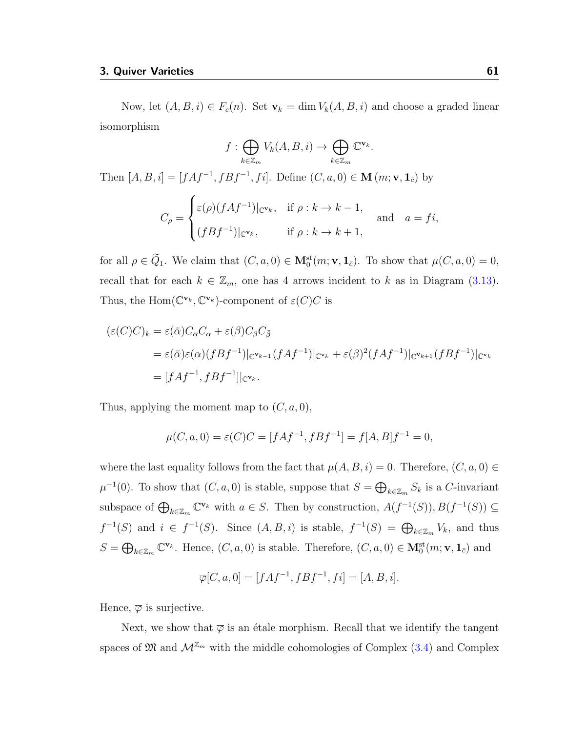Now, let $(A, B, i) \in F_c(n)$. Set $\mathbf{v}_k = \dim V_k(A, B, i)$ and choose a graded linear isomorphism

$$f : \bigoplus_{k \in \mathbb{Z}_m} V_k(A, B, i) \to \bigoplus_{k \in \mathbb{Z}_m} \mathbb{C}^{\mathbf{v}_k}.$$

Then $[A, B, i] = [fAf^{-1}, fBf^{-1}, fi]$. Define $(C, a, 0) \in \mathbf{M}\,(m; \mathbf{v}, \mathbf{1}_{\bar{c}})$ by

$$C_\rho = \begin{cases} \varepsilon(\rho)(fAf^{-1})|_{\mathbb{C}^{\mathbf{v}_k}}, & \text{if } \rho : k \to k-1, \\ (fBf^{-1})|_{\mathbb{C}^{\mathbf{v}_k}}, & \text{if } \rho : k \to k+1, \end{cases} \quad \text{and} \quad a = fi,$$

for all $\rho \in \widetilde{Q}_1$. We claim that $(C, a, 0) \in \mathbf{M}_0^{\mathrm{st}}(m; \mathbf{v}, \mathbf{1}_{\bar{c}})$. To show that $\mu(C, a, 0) = 0$, recall that for each $k \in \mathbb{Z}_m$, one has 4 arrows incident to $k$ as in Diagram (3.13). Thus, the $\mathrm{Hom}(\mathbb{C}^{\mathbf{v}_k}, \mathbb{C}^{\mathbf{v}_k})$-component of $\varepsilon(C)C$ is

$$\begin{aligned}
(\varepsilon(C)C)_k &= \varepsilon(\bar{\alpha})C_{\bar{\alpha}}C_\alpha + \varepsilon(\beta)C_\beta C_{\bar{\beta}} \\
&= \varepsilon(\bar{\alpha})\varepsilon(\alpha)(fBf^{-1})|_{\mathbb{C}^{\mathbf{v}_{k-1}}}(fAf^{-1})|_{\mathbb{C}^{\mathbf{v}_k}} + \varepsilon(\beta)^2(fAf^{-1})|_{\mathbb{C}^{\mathbf{v}_{k+1}}}(fBf^{-1})|_{\mathbb{C}^{\mathbf{v}_k}} \\
&= [fAf^{-1}, fBf^{-1}]|_{\mathbb{C}^{\mathbf{v}_k}}.
\end{aligned}$$

Thus, applying the moment map to $(C, a, 0)$,

$$\mu(C, a, 0) = \varepsilon(C)C = [fAf^{-1}, fBf^{-1}] = f[A, B]f^{-1} = 0,$$

where the last equality follows from the fact that $\mu(A, B, i) = 0$. Therefore, $(C, a, 0) \in \mu^{-1}(0)$. To show that $(C, a, 0)$ is stable, suppose that $S = \bigoplus_{k \in \mathbb{Z}_m} S_k$ is a $C$-invariant subspace of $\bigoplus_{k \in \mathbb{Z}_m} \mathbb{C}^{\mathbf{v}_k}$ with $a \in S$. Then by construction, $A(f^{-1}(S)), B(f^{-1}(S)) \subseteq f^{-1}(S)$ and $i \in f^{-1}(S)$. Since $(A, B, i)$ is stable, $f^{-1}(S) = \bigoplus_{k \in \mathbb{Z}_m} V_k$, and thus $S = \bigoplus_{k \in \mathbb{Z}_m} \mathbb{C}^{\mathbf{v}_k}$. Hence, $(C, a, 0)$ is stable. Therefore, $(C, a, 0) \in \mathbf{M}_0^{\mathrm{st}}(m; \mathbf{v}, \mathbf{1}_{\bar{c}})$ and

$$\overline{\varphi}[C, a, 0] = [fAf^{-1}, fBf^{-1}, fi] = [A, B, i].$$

Hence, $\overline{\varphi}$ is surjective.

Next, we show that $\overline{\varphi}$ is an étale morphism. Recall that we identify the tangent spaces of $\mathfrak{M}$ and $\mathcal{M}^{\mathbb{Z}_m}$ with the middle cohomologies of Complex (3.4) and Complex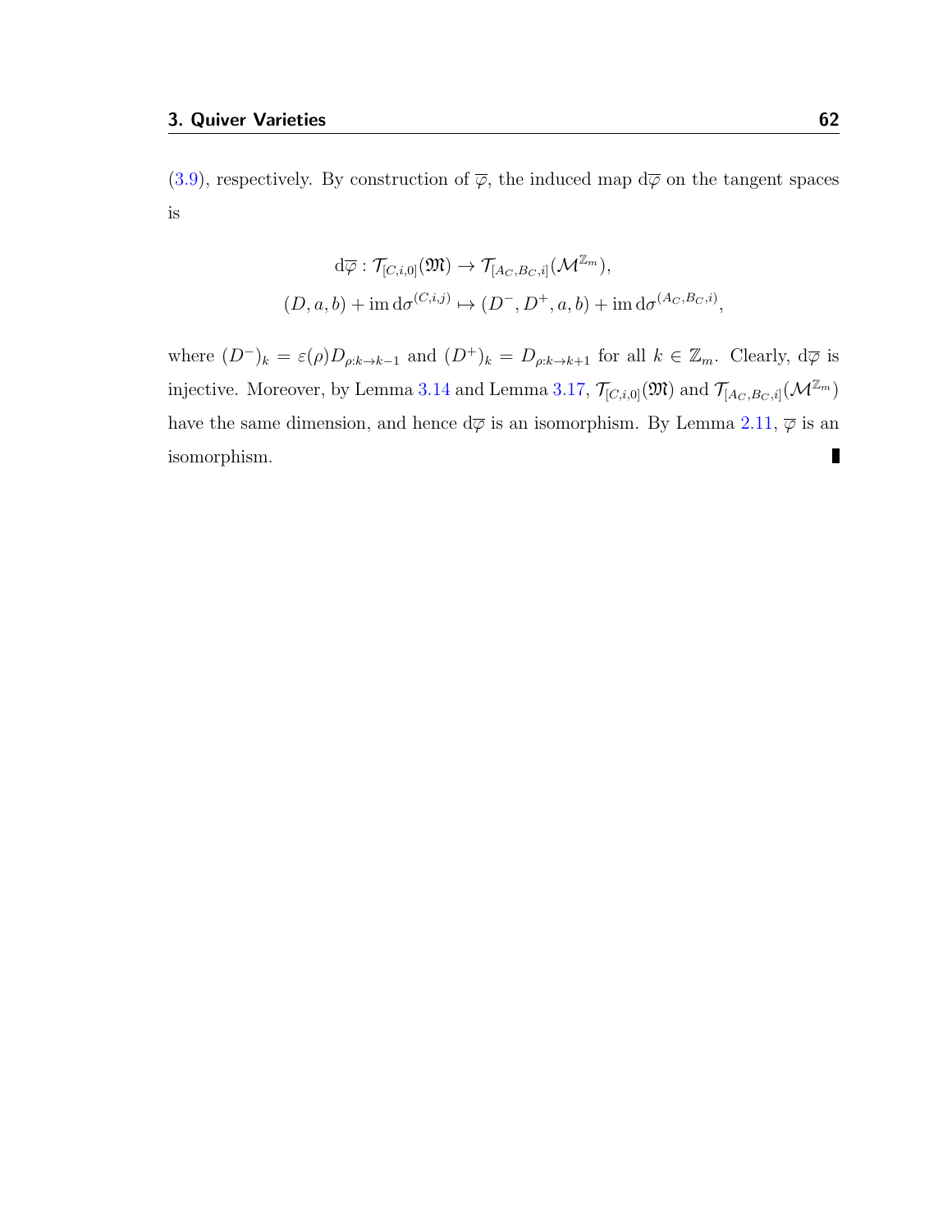(3.9), respectively. By construction of $\overline{\varphi}$, the induced map $\mathrm{d}\overline{\varphi}$ on the tangent spaces is

$$
\begin{aligned}
\mathrm{d}\overline{\varphi} : \mathcal{T}_{[C,i,0]}(\mathfrak{M}) &\to \mathcal{T}_{[A_C,B_C,i]}(\mathcal{M}^{\mathbb{Z}_m}), \\
(D, a, b) + \operatorname{im} \mathrm{d}\sigma^{(C,i,j)} &\mapsto (D^-, D^+, a, b) + \operatorname{im} \mathrm{d}\sigma^{(A_C,B_C,i)},
\end{aligned}
$$

where $(D^-)_k = \varepsilon(\rho) D_{\rho:k\to k-1}$ and $(D^+)_k = D_{\rho:k\to k+1}$ for all $k \in \mathbb{Z}_m$. Clearly, $\mathrm{d}\overline{\varphi}$ is injective. Moreover, by Lemma 3.14 and Lemma 3.17, $\mathcal{T}_{[C,i,0]}(\mathfrak{M})$ and $\mathcal{T}_{[A_C,B_C,i]}(\mathcal{M}^{\mathbb{Z}_m})$ have the same dimension, and hence $\mathrm{d}\overline{\varphi}$ is an isomorphism. By Lemma 2.11, $\overline{\varphi}$ is an isomorphism. ∎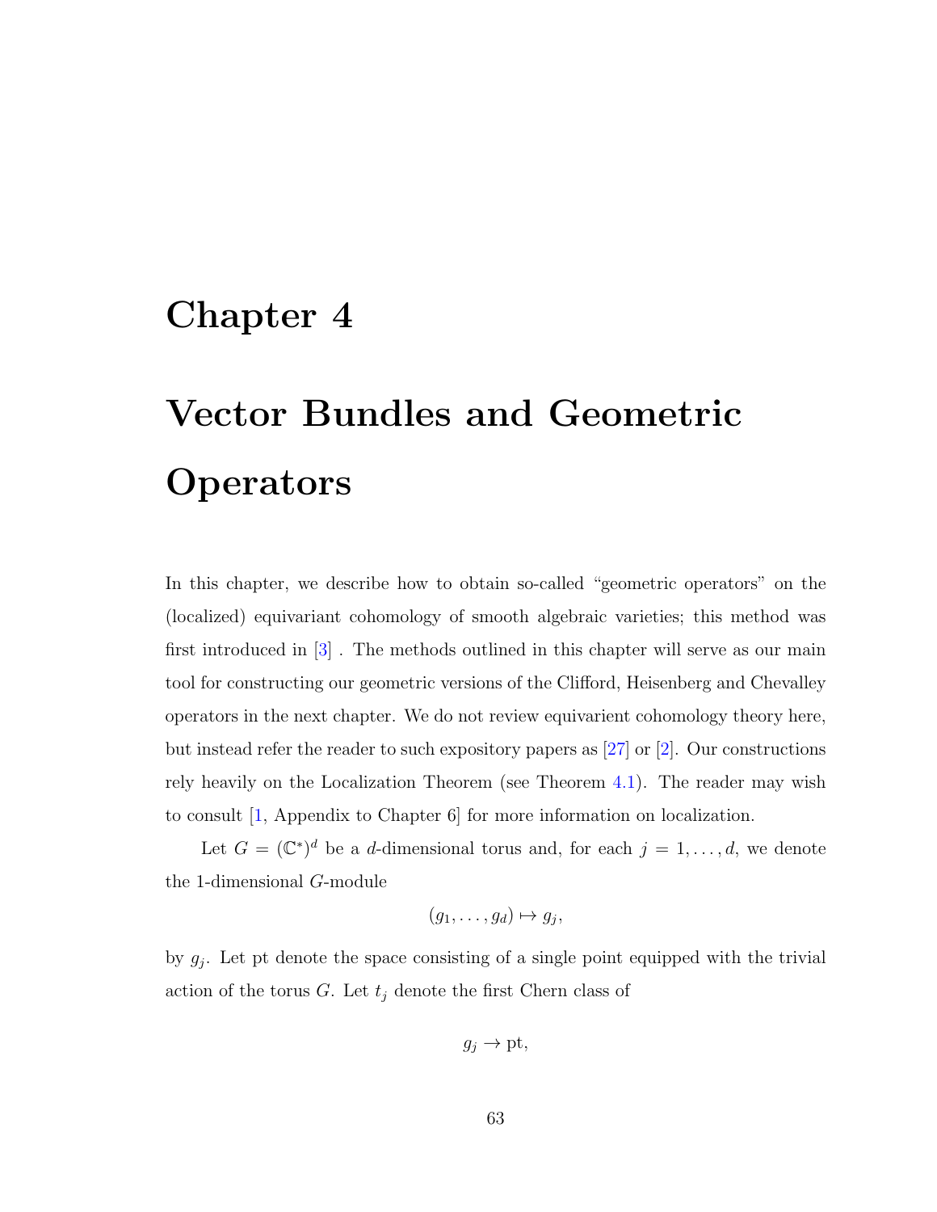# Chapter 4

# Vector Bundles and Geometric Operators

In this chapter, we describe how to obtain so-called "geometric operators" on the (localized) equivariant cohomology of smooth algebraic varieties; this method was first introduced in [3] . The methods outlined in this chapter will serve as our main tool for constructing our geometric versions of the Clifford, Heisenberg and Chevalley operators in the next chapter. We do not review equivarient cohomology theory here, but instead refer the reader to such expository papers as [27] or [2]. Our constructions rely heavily on the Localization Theorem (see Theorem 4.1). The reader may wish to consult [1, Appendix to Chapter 6] for more information on localization.

Let $G = (\mathbb{C}^*)^d$ be a $d$-dimensional torus and, for each $j = 1, \ldots, d$, we denote the 1-dimensional $G$-module

$$(g_1, \ldots, g_d) \mapsto g_j,$$

by $g_j$. Let pt denote the space consisting of a single point equipped with the trivial action of the torus $G$. Let $t_j$ denote the first Chern class of

$$g_j \to \text{pt},$$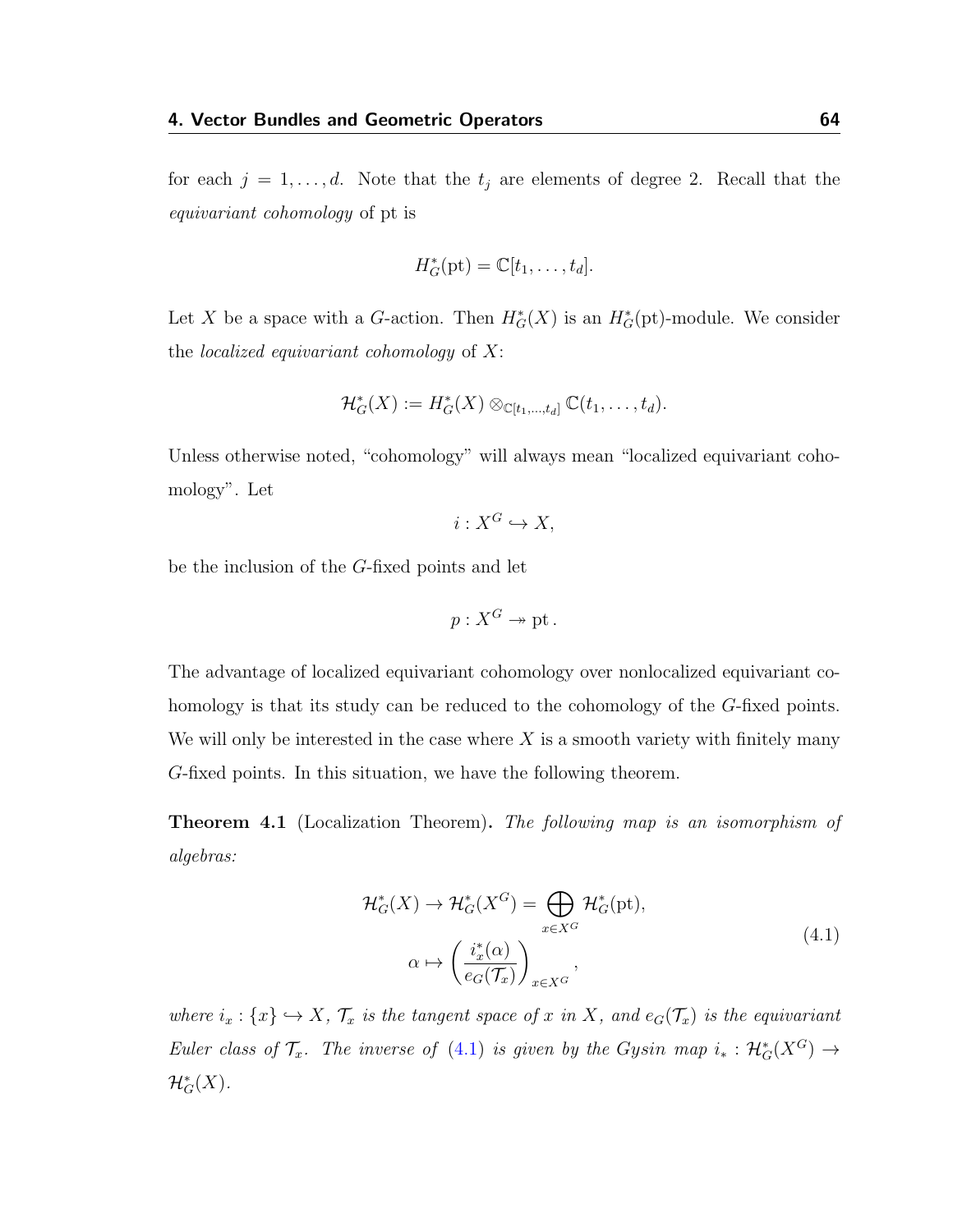for each $j = 1, \ldots, d$. Note that the $t_j$ are elements of degree 2. Recall that the *equivariant cohomology* of pt is

$$H_G^*(\mathrm{pt}) = \mathbb{C}[t_1, \ldots, t_d].$$

Let $X$ be a space with a $G$-action. Then $H_G^*(X)$ is an $H_G^*(\mathrm{pt})$-module. We consider the *localized equivariant cohomology* of $X$:

$$\mathcal{H}_G^*(X) := H_G^*(X) \otimes_{\mathbb{C}[t_1,\ldots,t_d]} \mathbb{C}(t_1, \ldots, t_d).$$

Unless otherwise noted, "cohomology" will always mean "localized equivariant cohomology". Let

$$i : X^G \hookrightarrow X,$$

be the inclusion of the $G$-fixed points and let

$$p : X^G \twoheadrightarrow \mathrm{pt}\,.$$

The advantage of localized equivariant cohomology over nonlocalized equivariant cohomology is that its study can be reduced to the cohomology of the $G$-fixed points. We will only be interested in the case where $X$ is a smooth variety with finitely many $G$-fixed points. In this situation, we have the following theorem.

**Theorem 4.1** (Localization Theorem)**.** *The following map is an isomorphism of algebras:*

$$\begin{gathered} \mathcal{H}_G^*(X) \to \mathcal{H}_G^*(X^G) = \bigoplus_{x \in X^G} \mathcal{H}_G^*(\mathrm{pt}), \\ \alpha \mapsto \left( \frac{i_x^*(\alpha)}{e_G(\mathcal{T}_x)} \right)_{x \in X^G}, \end{gathered} \tag{4.1}$$

*where $i_x : \{x\} \hookrightarrow X$, $\mathcal{T}_x$ is the tangent space of $x$ in $X$, and $e_G(\mathcal{T}_x)$ is the equivariant Euler class of $\mathcal{T}_x$. The inverse of (4.1) is given by the Gysin map $i_* : \mathcal{H}_G^*(X^G) \to \mathcal{H}_G^*(X)$.*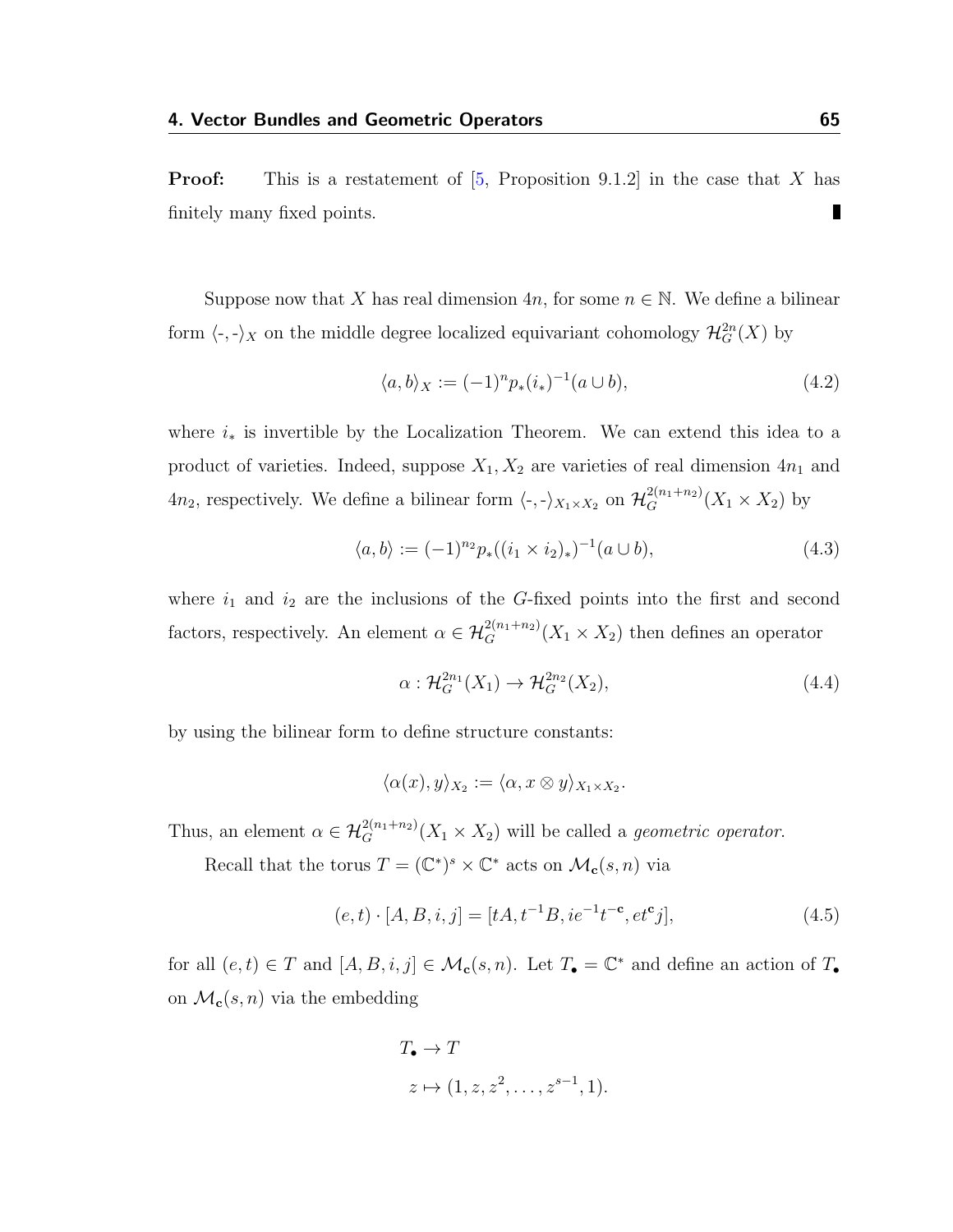**Proof:** This is a restatement of [5, Proposition 9.1.2] in the case that $X$ has finitely many fixed points. ∎

Suppose now that $X$ has real dimension $4n$, for some $n \in \mathbb{N}$. We define a bilinear form $\langle \text{-}, \text{-} \rangle_X$ on the middle degree localized equivariant cohomology $\mathcal{H}_G^{2n}(X)$ by

$$\langle a, b \rangle_X := (-1)^n p_*(i_*)^{-1}(a \cup b), \tag{4.2}$$

where $i_*$ is invertible by the Localization Theorem. We can extend this idea to a product of varieties. Indeed, suppose $X_1, X_2$ are varieties of real dimension $4n_1$ and $4n_2$, respectively. We define a bilinear form $\langle \text{-}, \text{-} \rangle_{X_1 \times X_2}$ on $\mathcal{H}_G^{2(n_1+n_2)}(X_1 \times X_2)$ by

$$\langle a, b \rangle := (-1)^{n_2} p_*((i_1 \times i_2)_*)^{-1}(a \cup b), \tag{4.3}$$

where $i_1$ and $i_2$ are the inclusions of the $G$-fixed points into the first and second factors, respectively. An element $\alpha \in \mathcal{H}_G^{2(n_1+n_2)}(X_1 \times X_2)$ then defines an operator

$$\alpha : \mathcal{H}_G^{2n_1}(X_1) \to \mathcal{H}_G^{2n_2}(X_2), \tag{4.4}$$

by using the bilinear form to define structure constants:

$$\langle \alpha(x), y \rangle_{X_2} := \langle \alpha, x \otimes y \rangle_{X_1 \times X_2}.$$

Thus, an element $\alpha \in \mathcal{H}_G^{2(n_1+n_2)}(X_1 \times X_2)$ will be called a *geometric operator*.

Recall that the torus $T = (\mathbb{C}^*)^s \times \mathbb{C}^*$ acts on $\mathcal{M}_{\mathbf{c}}(s, n)$ via

$$(e, t) \cdot [A, B, i, j] = [tA, t^{-1}B, ie^{-1}t^{-\mathbf{c}}, et^{\mathbf{c}}j], \tag{4.5}$$

for all $(e, t) \in T$ and $[A, B, i, j] \in \mathcal{M}_{\mathbf{c}}(s, n)$. Let $T_\bullet = \mathbb{C}^*$ and define an action of $T_\bullet$ on $\mathcal{M}_{\mathbf{c}}(s, n)$ via the embedding

$$\begin{aligned} T_\bullet &\to T \\ z &\mapsto (1, z, z^2, \ldots, z^{s-1}, 1). \end{aligned}$$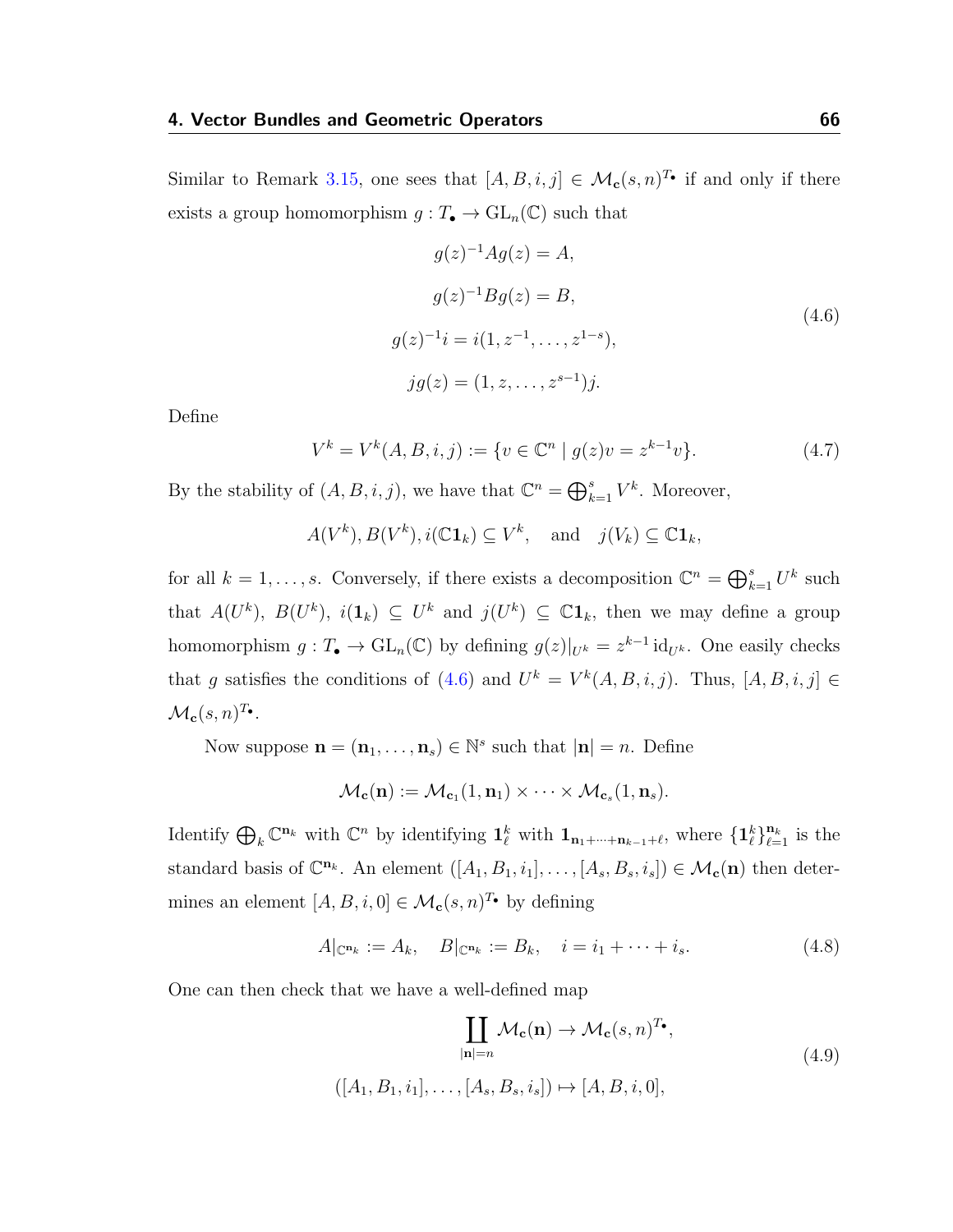Similar to Remark 3.15, one sees that $[A, B, i, j] \in \mathcal{M}_{\mathbf{c}}(s, n)^{T_\bullet}$ if and only if there exists a group homomorphism $g : T_\bullet \to \mathrm{GL}_n(\mathbb{C})$ such that

$$
\begin{aligned}
g(z)^{-1} A g(z) &= A, \\
g(z)^{-1} B g(z) &= B, \\
g(z)^{-1} i &= i(1, z^{-1}, \dots, z^{1-s}), \\
j g(z) &= (1, z, \dots, z^{s-1}) j.
\end{aligned}
\tag{4.6}
$$

Define

$$
V^k = V^k(A, B, i, j) := \{ v \in \mathbb{C}^n \mid g(z) v = z^{k-1} v \}. \tag{4.7}
$$

By the stability of $(A, B, i, j)$, we have that $\mathbb{C}^n = \bigoplus_{k=1}^s V^k$. Moreover,

$$
A(V^k), B(V^k), i(\mathbb{C}\mathbf{1}_k) \subseteq V^k, \quad \text{and} \quad j(V_k) \subseteq \mathbb{C}\mathbf{1}_k,
$$

for all $k = 1, \dots, s$. Conversely, if there exists a decomposition $\mathbb{C}^n = \bigoplus_{k=1}^s U^k$ such that $A(U^k)$, $B(U^k)$, $i(\mathbf{1}_k) \subseteq U^k$ and $j(U^k) \subseteq \mathbb{C}\mathbf{1}_k$, then we may define a group homomorphism $g : T_\bullet \to \mathrm{GL}_n(\mathbb{C})$ by defining $g(z)|_{U^k} = z^{k-1} \mathrm{id}_{U^k}$. One easily checks that $g$ satisfies the conditions of (4.6) and $U^k = V^k(A, B, i, j)$. Thus, $[A, B, i, j] \in \mathcal{M}_{\mathbf{c}}(s, n)^{T_\bullet}$.

Now suppose $\mathbf{n} = (\mathbf{n}_1, \dots, \mathbf{n}_s) \in \mathbb{N}^s$ such that $|\mathbf{n}| = n$. Define

$$
\mathcal{M}_{\mathbf{c}}(\mathbf{n}) := \mathcal{M}_{\mathbf{c}_1}(1, \mathbf{n}_1) \times \dots \times \mathcal{M}_{\mathbf{c}_s}(1, \mathbf{n}_s).
$$

Identify $\bigoplus_k \mathbb{C}^{\mathbf{n}_k}$ with $\mathbb{C}^n$ by identifying $\mathbf{1}^k_\ell$ with $\mathbf{1}_{\mathbf{n}_1 + \dots + \mathbf{n}_{k-1} + \ell}$, where $\{\mathbf{1}^k_\ell\}_{\ell=1}^{\mathbf{n}_k}$ is the standard basis of $\mathbb{C}^{\mathbf{n}_k}$. An element $([A_1, B_1, i_1], \dots, [A_s, B_s, i_s]) \in \mathcal{M}_{\mathbf{c}}(\mathbf{n})$ then determines an element $[A, B, i, 0] \in \mathcal{M}_{\mathbf{c}}(s, n)^{T_\bullet}$ by defining

$$
A|_{\mathbb{C}^{\mathbf{n}_k}} := A_k, \quad B|_{\mathbb{C}^{\mathbf{n}_k}} := B_k, \quad i = i_1 + \dots + i_s. \tag{4.8}
$$

One can then check that we have a well-defined map

$$
\begin{aligned}
\coprod_{|\mathbf{n}| = n} \mathcal{M}_{\mathbf{c}}(\mathbf{n}) &\to \mathcal{M}_{\mathbf{c}}(s, n)^{T_\bullet}, \\
([A_1, B_1, i_1], \dots, [A_s, B_s, i_s]) &\mapsto [A, B, i, 0],
\end{aligned}
\tag{4.9}
$$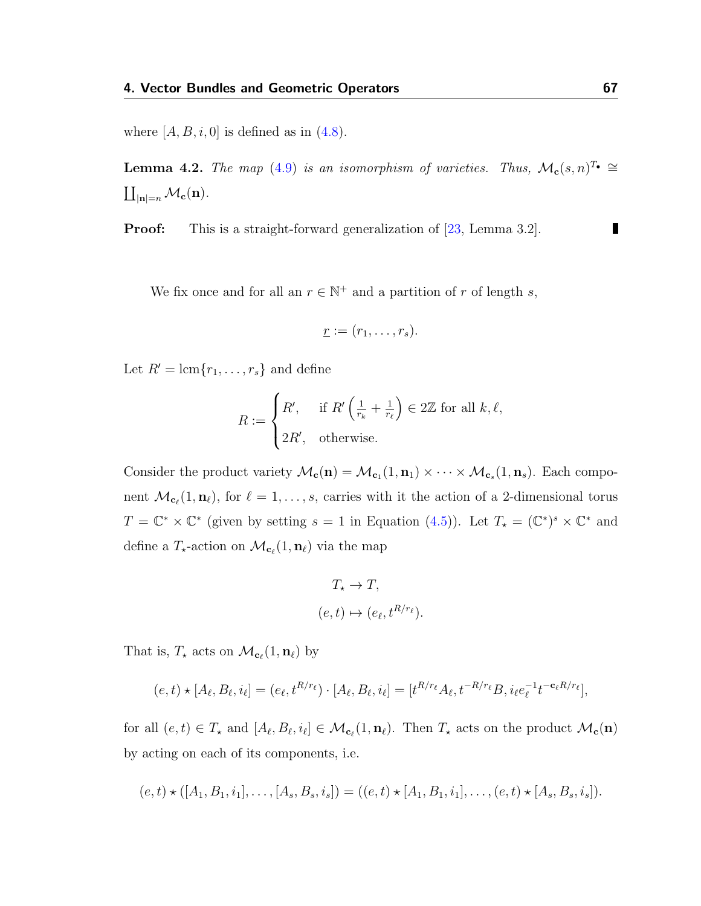where $[A, B, i, 0]$ is defined as in (4.8).

**Lemma 4.2.** *The map* (4.9) *is an isomorphism of varieties. Thus,* $\mathcal{M}_{\mathbf{c}}(s,n)^{T_\bullet} \cong \coprod_{|\mathbf{n}|=n} \mathcal{M}_{\mathbf{c}}(\mathbf{n})$.

**Proof:** This is a straight-forward generalization of [23, Lemma 3.2]. ∎

We fix once and for all an $r \in \mathbb{N}^+$ and a partition of $r$ of length $s$,

$$\underline{r} := (r_1, \ldots, r_s).$$

Let $R' = \operatorname{lcm}\{r_1, \ldots, r_s\}$ and define

$$R := \begin{cases} R', & \text{if } R'\left(\frac{1}{r_k} + \frac{1}{r_\ell}\right) \in 2\mathbb{Z} \text{ for all } k, \ell, \\ 2R', & \text{otherwise.} \end{cases}$$

Consider the product variety $\mathcal{M}_{\mathbf{c}}(\mathbf{n}) = \mathcal{M}_{\mathbf{c}_1}(1, \mathbf{n}_1) \times \cdots \times \mathcal{M}_{\mathbf{c}_s}(1, \mathbf{n}_s)$. Each component $\mathcal{M}_{\mathbf{c}_\ell}(1, \mathbf{n}_\ell)$, for $\ell = 1, \ldots, s$, carries with it the action of a 2-dimensional torus $T = \mathbb{C}^* \times \mathbb{C}^*$ (given by setting $s = 1$ in Equation (4.5)). Let $T_\star = (\mathbb{C}^*)^s \times \mathbb{C}^*$ and define a $T_\star$-action on $\mathcal{M}_{\mathbf{c}_\ell}(1, \mathbf{n}_\ell)$ via the map

$$\begin{aligned} T_\star &\to T, \\ (e, t) &\mapsto (e_\ell, t^{R/r_\ell}). \end{aligned}$$

That is, $T_\star$ acts on $\mathcal{M}_{\mathbf{c}_\ell}(1, \mathbf{n}_\ell)$ by

$$(e,t) \star [A_\ell, B_\ell, i_\ell] = (e_\ell, t^{R/r_\ell}) \cdot [A_\ell, B_\ell, i_\ell] = [t^{R/r_\ell} A_\ell, t^{-R/r_\ell} B, i_\ell e_\ell^{-1} t^{-\mathbf{c}_\ell R/r_\ell}],$$

for all $(e,t) \in T_\star$ and $[A_\ell, B_\ell, i_\ell] \in \mathcal{M}_{\mathbf{c}_\ell}(1, \mathbf{n}_\ell)$. Then $T_\star$ acts on the product $\mathcal{M}_{\mathbf{c}}(\mathbf{n})$ by acting on each of its components, i.e.

$$(e,t) \star ([A_1, B_1, i_1], \ldots, [A_s, B_s, i_s]) = ((e,t) \star [A_1, B_1, i_1], \ldots, (e,t) \star [A_s, B_s, i_s]).$$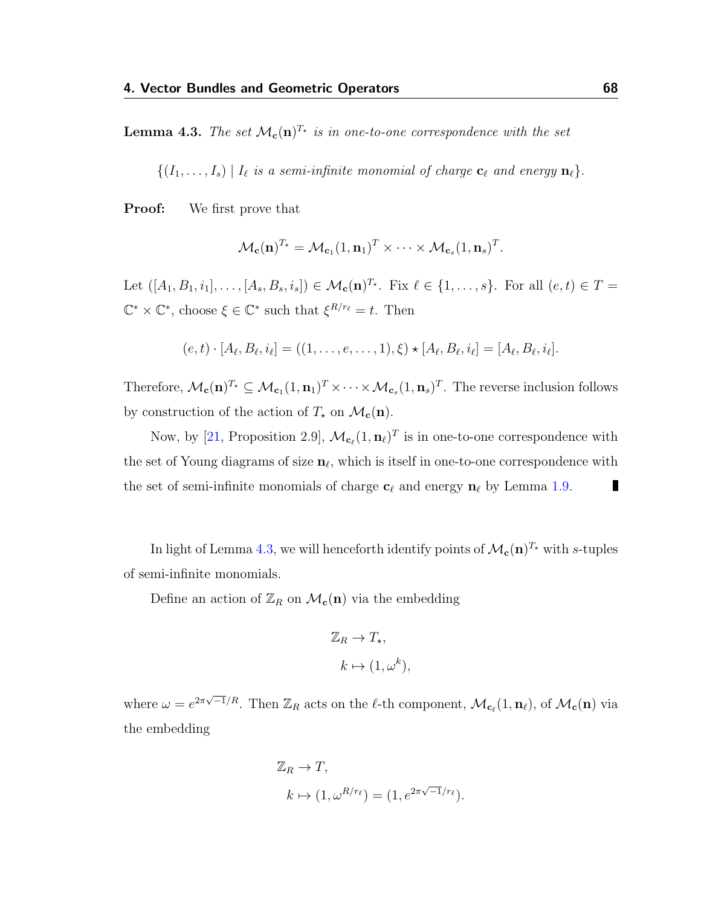**Lemma 4.3.** *The set $\mathcal{M}_{\mathbf{c}}(\mathbf{n})^{T_\star}$ is in one-to-one correspondence with the set*

$$\{(I_1, \ldots, I_s) \mid I_\ell \text{ is a semi-infinite monomial of charge } \mathbf{c}_\ell \text{ and energy } \mathbf{n}_\ell\}.$$

**Proof:** We first prove that

$$\mathcal{M}_{\mathbf{c}}(\mathbf{n})^{T_\star} = \mathcal{M}_{\mathbf{c}_1}(1, \mathbf{n}_1)^T \times \cdots \times \mathcal{M}_{\mathbf{c}_s}(1, \mathbf{n}_s)^T.$$

Let $([A_1, B_1, i_1], \ldots, [A_s, B_s, i_s]) \in \mathcal{M}_{\mathbf{c}}(\mathbf{n})^{T_\star}$. Fix $\ell \in \{1, \ldots, s\}$. For all $(e, t) \in T = \mathbb{C}^* \times \mathbb{C}^*$, choose $\xi \in \mathbb{C}^*$ such that $\xi^{R/r_\ell} = t$. Then

$$(e, t) \cdot [A_\ell, B_\ell, i_\ell] = ((1, \ldots, e, \ldots, 1), \xi) \star [A_\ell, B_\ell, i_\ell] = [A_\ell, B_\ell, i_\ell].$$

Therefore, $\mathcal{M}_{\mathbf{c}}(\mathbf{n})^{T_\star} \subseteq \mathcal{M}_{\mathbf{c}_1}(1, \mathbf{n}_1)^T \times \cdots \times \mathcal{M}_{\mathbf{c}_s}(1, \mathbf{n}_s)^T$. The reverse inclusion follows by construction of the action of $T_\star$ on $\mathcal{M}_{\mathbf{c}}(\mathbf{n})$.

Now, by [21, Proposition 2.9], $\mathcal{M}_{\mathbf{c}_\ell}(1, \mathbf{n}_\ell)^T$ is in one-to-one correspondence with the set of Young diagrams of size $\mathbf{n}_\ell$, which is itself in one-to-one correspondence with the set of semi-infinite monomials of charge $\mathbf{c}_\ell$ and energy $\mathbf{n}_\ell$ by Lemma 1.9. ∎

In light of Lemma 4.3, we will henceforth identify points of $\mathcal{M}_{\mathbf{c}}(\mathbf{n})^{T_\star}$ with $s$-tuples of semi-infinite monomials.

Define an action of $\mathbb{Z}_R$ on $\mathcal{M}_{\mathbf{c}}(\mathbf{n})$ via the embedding

$$\begin{aligned} \mathbb{Z}_R &\to T_\star, \\ k &\mapsto (1, \omega^k), \end{aligned}$$

where $\omega = e^{2\pi\sqrt{-1}/R}$. Then $\mathbb{Z}_R$ acts on the $\ell$-th component, $\mathcal{M}_{\mathbf{c}_\ell}(1, \mathbf{n}_\ell)$, of $\mathcal{M}_{\mathbf{c}}(\mathbf{n})$ via the embedding

$$\begin{aligned} \mathbb{Z}_R &\to T, \\ k &\mapsto (1, \omega^{R/r_\ell}) = (1, e^{2\pi\sqrt{-1}/r_\ell}). \end{aligned}$$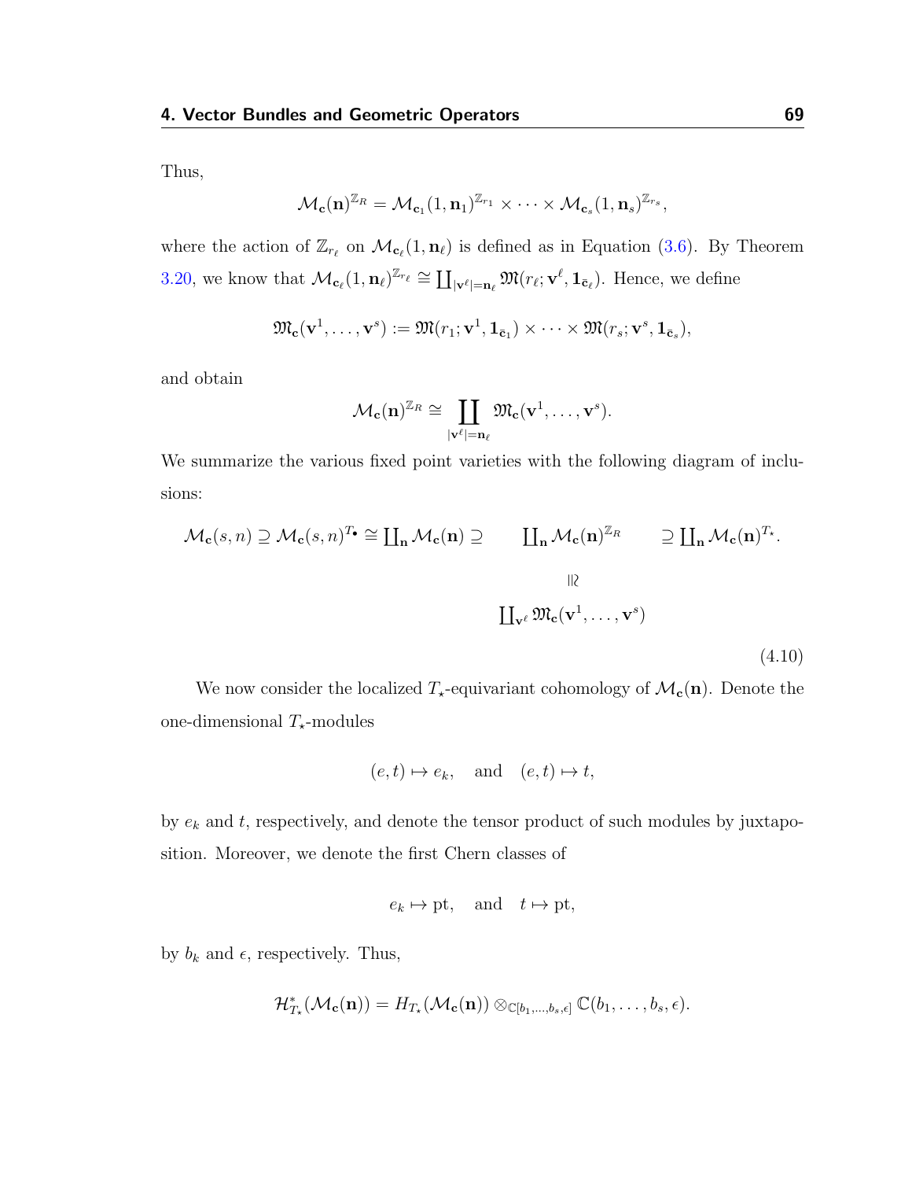Thus,

$$\mathcal{M}_{\mathbf{c}}(\mathbf{n})^{\mathbb{Z}_R} = \mathcal{M}_{\mathbf{c}_1}(1,\mathbf{n}_1)^{\mathbb{Z}_{r_1}} \times \cdots \times \mathcal{M}_{\mathbf{c}_s}(1,\mathbf{n}_s)^{\mathbb{Z}_{r_s}},$$

where the action of $\mathbb{Z}_{r_\ell}$ on $\mathcal{M}_{\mathbf{c}_\ell}(1,\mathbf{n}_\ell)$ is defined as in Equation (3.6). By Theorem 3.20, we know that $\mathcal{M}_{\mathbf{c}_\ell}(1,\mathbf{n}_\ell)^{\mathbb{Z}_{r_\ell}} \cong \coprod_{|\mathbf{v}^\ell|=\mathbf{n}_\ell} \mathfrak{M}(r_\ell;\mathbf{v}^\ell,\mathbf{1}_{\bar{\mathbf{c}}_\ell})$. Hence, we define

$$\mathfrak{M}_{\mathbf{c}}(\mathbf{v}^1,\ldots,\mathbf{v}^s) := \mathfrak{M}(r_1;\mathbf{v}^1,\mathbf{1}_{\bar{\mathbf{c}}_1}) \times \cdots \times \mathfrak{M}(r_s;\mathbf{v}^s,\mathbf{1}_{\bar{\mathbf{c}}_s}),$$

and obtain

$$\mathcal{M}_{\mathbf{c}}(\mathbf{n})^{\mathbb{Z}_R} \cong \coprod_{|\mathbf{v}^\ell|=\mathbf{n}_\ell} \mathfrak{M}_{\mathbf{c}}(\mathbf{v}^1,\ldots,\mathbf{v}^s).$$

We summarize the various fixed point varieties with the following diagram of inclusions:

$$\begin{array}{ccccc}
\mathcal{M}_{\mathbf{c}}(s,n) \supseteq \mathcal{M}_{\mathbf{c}}(s,n)^{T_\bullet} \cong \coprod_{\mathbf{n}} \mathcal{M}_{\mathbf{c}}(\mathbf{n}) \supseteq & \coprod_{\mathbf{n}} \mathcal{M}_{\mathbf{c}}(\mathbf{n})^{\mathbb{Z}_R} & \supseteq \coprod_{\mathbf{n}} \mathcal{M}_{\mathbf{c}}(\mathbf{n})^{T_\star}. \\
 & \wr\!\| & \\
 & \coprod_{\mathbf{v}^\ell} \mathfrak{M}_{\mathbf{c}}(\mathbf{v}^1,\ldots,\mathbf{v}^s) &
\end{array} \tag{4.10}$$

We now consider the localized $T_\star$-equivariant cohomology of $\mathcal{M}_{\mathbf{c}}(\mathbf{n})$. Denote the one-dimensional $T_\star$-modules

$$(e,t) \mapsto e_k, \quad \text{and} \quad (e,t) \mapsto t,$$

by $e_k$ and $t$, respectively, and denote the tensor product of such modules by juxtaposition. Moreover, we denote the first Chern classes of

$$e_k \mapsto \mathrm{pt}, \quad \text{and} \quad t \mapsto \mathrm{pt},$$

by $b_k$ and $\epsilon$, respectively. Thus,

$$\mathcal{H}^*_{T_\star}(\mathcal{M}_{\mathbf{c}}(\mathbf{n})) = H_{T_\star}(\mathcal{M}_{\mathbf{c}}(\mathbf{n})) \otimes_{\mathbb{C}[b_1,\ldots,b_s,\epsilon]} \mathbb{C}(b_1,\ldots,b_s,\epsilon).$$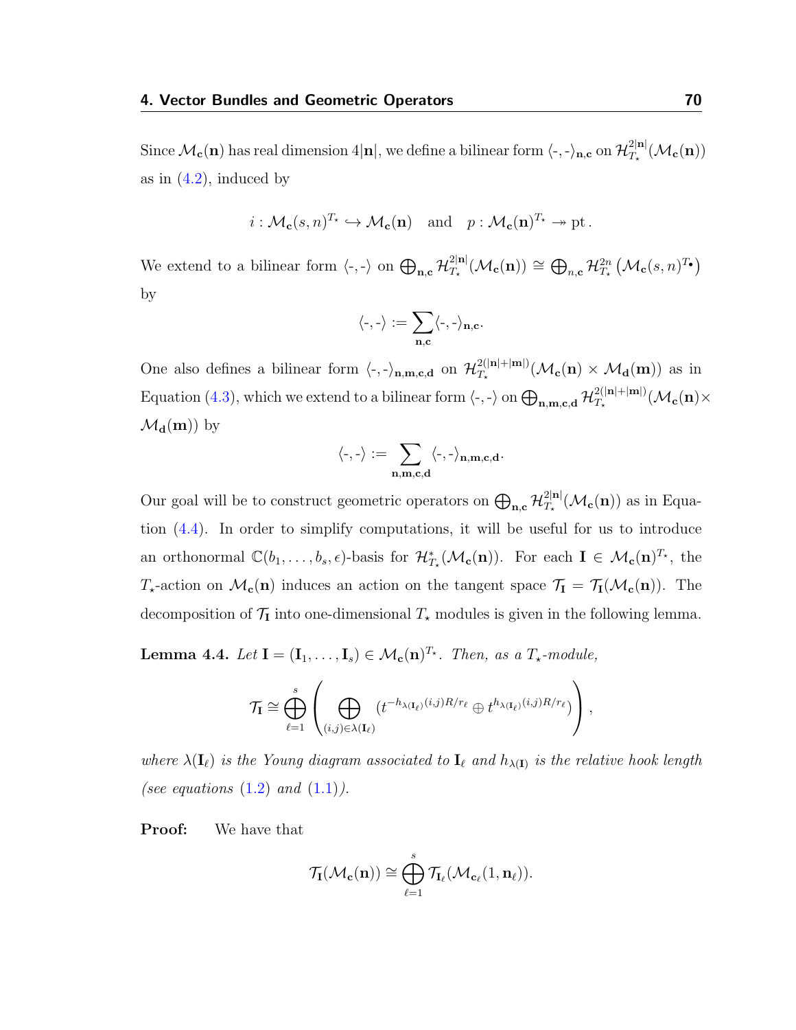Since $\mathcal{M}_{\mathbf{c}}(\mathbf{n})$ has real dimension $4|\mathbf{n}|$, we define a bilinear form $\langle \text{-}, \text{-} \rangle_{\mathbf{n},\mathbf{c}}$ on $\mathcal{H}^{2|\mathbf{n}|}_{T_\star}(\mathcal{M}_{\mathbf{c}}(\mathbf{n}))$ as in (4.2), induced by

$$i : \mathcal{M}_{\mathbf{c}}(s,n)^{T_\star} \hookrightarrow \mathcal{M}_{\mathbf{c}}(\mathbf{n}) \quad \text{and} \quad p : \mathcal{M}_{\mathbf{c}}(\mathbf{n})^{T_\star} \twoheadrightarrow \text{pt}\,.$$

We extend to a bilinear form $\langle \text{-}, \text{-} \rangle$ on $\bigoplus_{\mathbf{n},\mathbf{c}} \mathcal{H}^{2|\mathbf{n}|}_{T_\star}(\mathcal{M}_{\mathbf{c}}(\mathbf{n})) \cong \bigoplus_{n,\mathbf{c}} \mathcal{H}^{2n}_{T_\star}\left(\mathcal{M}_{\mathbf{c}}(s,n)^{T_\bullet}\right)$ by

$$\langle \text{-}, \text{-} \rangle := \sum_{\mathbf{n},\mathbf{c}} \langle \text{-}, \text{-} \rangle_{\mathbf{n},\mathbf{c}}.$$

One also defines a bilinear form $\langle \text{-}, \text{-} \rangle_{\mathbf{n},\mathbf{m},\mathbf{c},\mathbf{d}}$ on $\mathcal{H}^{2(|\mathbf{n}|+|\mathbf{m}|)}_{T_\star}(\mathcal{M}_{\mathbf{c}}(\mathbf{n}) \times \mathcal{M}_{\mathbf{d}}(\mathbf{m}))$ as in Equation (4.3), which we extend to a bilinear form $\langle \text{-}, \text{-} \rangle$ on $\bigoplus_{\mathbf{n},\mathbf{m},\mathbf{c},\mathbf{d}} \mathcal{H}^{2(|\mathbf{n}|+|\mathbf{m}|)}_{T_\star}(\mathcal{M}_{\mathbf{c}}(\mathbf{n}) \times \mathcal{M}_{\mathbf{d}}(\mathbf{m}))$ by

$$\langle \text{-}, \text{-} \rangle := \sum_{\mathbf{n},\mathbf{m},\mathbf{c},\mathbf{d}} \langle \text{-}, \text{-} \rangle_{\mathbf{n},\mathbf{m},\mathbf{c},\mathbf{d}}.$$

Our goal will be to construct geometric operators on $\bigoplus_{\mathbf{n},\mathbf{c}} \mathcal{H}^{2|\mathbf{n}|}_{T_\star}(\mathcal{M}_{\mathbf{c}}(\mathbf{n}))$ as in Equation (4.4). In order to simplify computations, it will be useful for us to introduce an orthonormal $\mathbb{C}(b_1,\ldots,b_s,\epsilon)$-basis for $\mathcal{H}^{*}_{T_\star}(\mathcal{M}_{\mathbf{c}}(\mathbf{n}))$. For each $\mathbf{I} \in \mathcal{M}_{\mathbf{c}}(\mathbf{n})^{T_\star}$, the $T_\star$-action on $\mathcal{M}_{\mathbf{c}}(\mathbf{n})$ induces an action on the tangent space $\mathcal{T}_{\mathbf{I}} = \mathcal{T}_{\mathbf{I}}(\mathcal{M}_{\mathbf{c}}(\mathbf{n}))$. The decomposition of $\mathcal{T}_{\mathbf{I}}$ into one-dimensional $T_\star$ modules is given in the following lemma.

**Lemma 4.4.** *Let $\mathbf{I} = (\mathbf{I}_1,\ldots,\mathbf{I}_s) \in \mathcal{M}_{\mathbf{c}}(\mathbf{n})^{T_\star}$. Then, as a $T_\star$-module,*

$$\mathcal{T}_{\mathbf{I}} \cong \bigoplus_{\ell=1}^{s} \left( \bigoplus_{(i,j)\in\lambda(\mathbf{I}_\ell)} \left(t^{-h_{\lambda(\mathbf{I}_\ell)}(i,j)R/r_\ell} \oplus t^{h_{\lambda(\mathbf{I}_\ell)}(i,j)R/r_\ell}\right) \right),$$

*where $\lambda(\mathbf{I}_\ell)$ is the Young diagram associated to $\mathbf{I}_\ell$ and $h_{\lambda(\mathbf{I})}$ is the relative hook length (see equations (1.2) and (1.1)).*

**Proof:** We have that

$$\mathcal{T}_{\mathbf{I}}(\mathcal{M}_{\mathbf{c}}(\mathbf{n})) \cong \bigoplus_{\ell=1}^{s} \mathcal{T}_{\mathbf{I}_\ell}(\mathcal{M}_{\mathbf{c}_\ell}(1,\mathbf{n}_\ell)).$$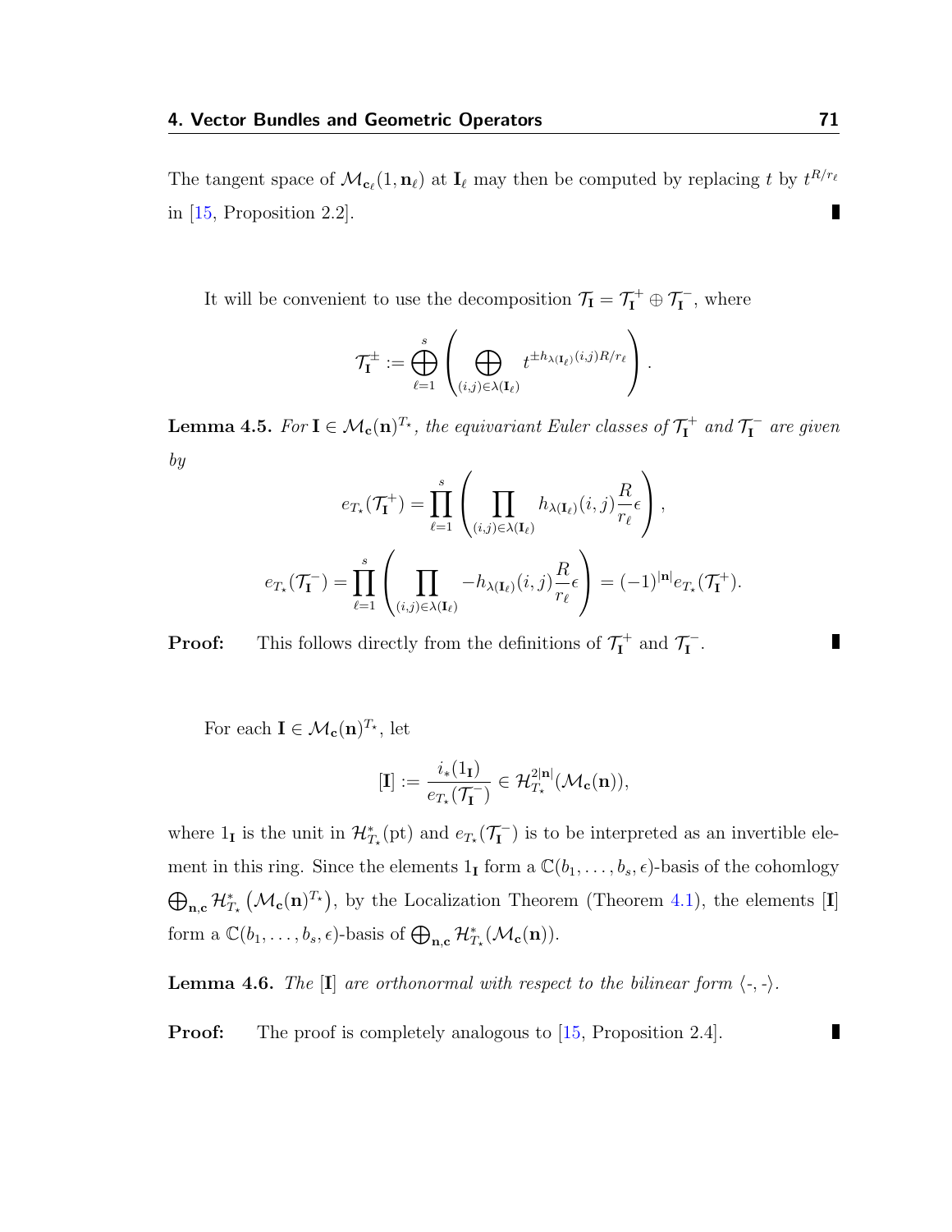The tangent space of $\mathcal{M}_{\mathbf{c}_\ell}(1, \mathbf{n}_\ell)$ at $\mathbf{I}_\ell$ may then be computed by replacing $t$ by $t^{R/r_\ell}$ in [15, Proposition 2.2]. ∎

It will be convenient to use the decomposition $\mathcal{T}_{\mathbf{I}} = \mathcal{T}_{\mathbf{I}}^{+} \oplus \mathcal{T}_{\mathbf{I}}^{-}$, where

$$\mathcal{T}_{\mathbf{I}}^{\pm} := \bigoplus_{\ell=1}^{s} \left( \bigoplus_{(i,j)\in\lambda(\mathbf{I}_\ell)} t^{\pm h_{\lambda(\mathbf{I}_\ell)}(i,j) R/r_\ell} \right).$$

**Lemma 4.5.** *For $\mathbf{I} \in \mathcal{M}_{\mathbf{c}}(\mathbf{n})^{T_\star}$, the equivariant Euler classes of $\mathcal{T}_{\mathbf{I}}^{+}$ and $\mathcal{T}_{\mathbf{I}}^{-}$ are given by*

$$e_{T_\star}(\mathcal{T}_{\mathbf{I}}^{+}) = \prod_{\ell=1}^{s} \left( \prod_{(i,j)\in\lambda(\mathbf{I}_\ell)} h_{\lambda(\mathbf{I}_\ell)}(i,j) \frac{R}{r_\ell} \epsilon \right),$$

$$e_{T_\star}(\mathcal{T}_{\mathbf{I}}^{-}) = \prod_{\ell=1}^{s} \left( \prod_{(i,j)\in\lambda(\mathbf{I}_\ell)} -h_{\lambda(\mathbf{I}_\ell)}(i,j) \frac{R}{r_\ell} \epsilon \right) = (-1)^{|\mathbf{n}|} e_{T_\star}(\mathcal{T}_{\mathbf{I}}^{+}).$$

**Proof:** This follows directly from the definitions of $\mathcal{T}_{\mathbf{I}}^{+}$ and $\mathcal{T}_{\mathbf{I}}^{-}$. ∎

For each $\mathbf{I} \in \mathcal{M}_{\mathbf{c}}(\mathbf{n})^{T_\star}$, let

$$[\mathbf{I}] := \frac{i_*(1_{\mathbf{I}})}{e_{T_\star}(\mathcal{T}_{\mathbf{I}}^{-})} \in \mathcal{H}_{T_\star}^{2|\mathbf{n}|}(\mathcal{M}_{\mathbf{c}}(\mathbf{n})),$$

where $1_{\mathbf{I}}$ is the unit in $\mathcal{H}_{T_\star}^{*}(\mathrm{pt})$ and $e_{T_\star}(\mathcal{T}_{\mathbf{I}}^{-})$ is to be interpreted as an invertible element in this ring. Since the elements $1_{\mathbf{I}}$ form a $\mathbb{C}(b_1, \ldots, b_s, \epsilon)$-basis of the cohomlogy $\bigoplus_{\mathbf{n},\mathbf{c}} \mathcal{H}_{T_\star}^{*}\left(\mathcal{M}_{\mathbf{c}}(\mathbf{n})^{T_\star}\right)$, by the Localization Theorem (Theorem 4.1), the elements $[\mathbf{I}]$ form a $\mathbb{C}(b_1, \ldots, b_s, \epsilon)$-basis of $\bigoplus_{\mathbf{n},\mathbf{c}} \mathcal{H}_{T_\star}^{*}(\mathcal{M}_{\mathbf{c}}(\mathbf{n}))$.

**Lemma 4.6.** *The $[\mathbf{I}]$ are orthonormal with respect to the bilinear form $\langle$-, -$\rangle$.*

**Proof:** The proof is completely analogous to [15, Proposition 2.4]. ∎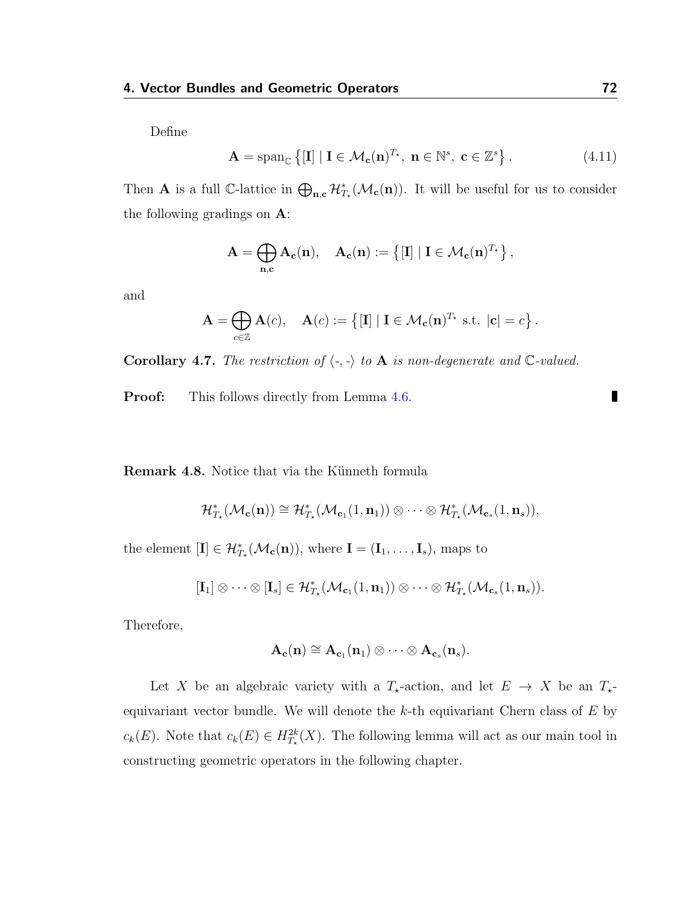Define

$$\mathbf{A} = \operatorname{span}_{\mathbb{C}} \left\{ [\mathbf{I}] \mid \mathbf{I} \in \mathcal{M}_{\mathbf{c}}(\mathbf{n})^{T_\star},\ \mathbf{n} \in \mathbb{N}^s,\ \mathbf{c} \in \mathbb{Z}^s \right\}. \tag{4.11}$$

Then $\mathbf{A}$ is a full $\mathbb{C}$-lattice in $\bigoplus_{\mathbf{n},\mathbf{c}} \mathcal{H}^*_{T_\star}(\mathcal{M}_{\mathbf{c}}(\mathbf{n}))$. It will be useful for us to consider the following gradings on $\mathbf{A}$:

$$\mathbf{A} = \bigoplus_{\mathbf{n},\mathbf{c}} \mathbf{A}_{\mathbf{c}}(\mathbf{n}), \quad \mathbf{A}_{\mathbf{c}}(\mathbf{n}) := \left\{ [\mathbf{I}] \mid \mathbf{I} \in \mathcal{M}_{\mathbf{c}}(\mathbf{n})^{T_\star} \right\},$$

and

$$\mathbf{A} = \bigoplus_{c \in \mathbb{Z}} \mathbf{A}(c), \quad \mathbf{A}(c) := \left\{ [\mathbf{I}] \mid \mathbf{I} \in \mathcal{M}_{\mathbf{c}}(\mathbf{n})^{T_\star} \text{ s.t. } |\mathbf{c}| = c \right\}.$$

**Corollary 4.7.** *The restriction of $\langle \text{-}, \text{-} \rangle$ to $\mathbf{A}$ is non-degenerate and $\mathbb{C}$-valued.*

**Proof:** This follows directly from Lemma 4.6. ∎

**Remark 4.8.** Notice that via the Künneth formula

$$\mathcal{H}^*_{T_\star}(\mathcal{M}_{\mathbf{c}}(\mathbf{n})) \cong \mathcal{H}^*_{T_\star}(\mathcal{M}_{\mathbf{c}_1}(1, \mathbf{n}_1)) \otimes \cdots \otimes \mathcal{H}^*_{T_\star}(\mathcal{M}_{\mathbf{c}_s}(1, \mathbf{n}_s)),$$

the element $[\mathbf{I}] \in \mathcal{H}^*_{T_\star}(\mathcal{M}_{\mathbf{c}}(\mathbf{n}))$, where $\mathbf{I} = (\mathbf{I}_1, \ldots, \mathbf{I}_s)$, maps to

$$[\mathbf{I}_1] \otimes \cdots \otimes [\mathbf{I}_s] \in \mathcal{H}^*_{T_\star}(\mathcal{M}_{\mathbf{c}_1}(1, \mathbf{n}_1)) \otimes \cdots \otimes \mathcal{H}^*_{T_\star}(\mathcal{M}_{\mathbf{c}_s}(1, \mathbf{n}_s)).$$

Therefore,

$$\mathbf{A}_{\mathbf{c}}(\mathbf{n}) \cong \mathbf{A}_{\mathbf{c}_1}(\mathbf{n}_1) \otimes \cdots \otimes \mathbf{A}_{\mathbf{c}_s}(\mathbf{n}_s).$$

Let $X$ be an algebraic variety with a $T_\star$-action, and let $E \to X$ be an $T_\star$-equivariant vector bundle. We will denote the $k$-th equivariant Chern class of $E$ by $c_k(E)$. Note that $c_k(E) \in H^{2k}_{T_\star}(X)$. The following lemma will act as our main tool in constructing geometric operators in the following chapter.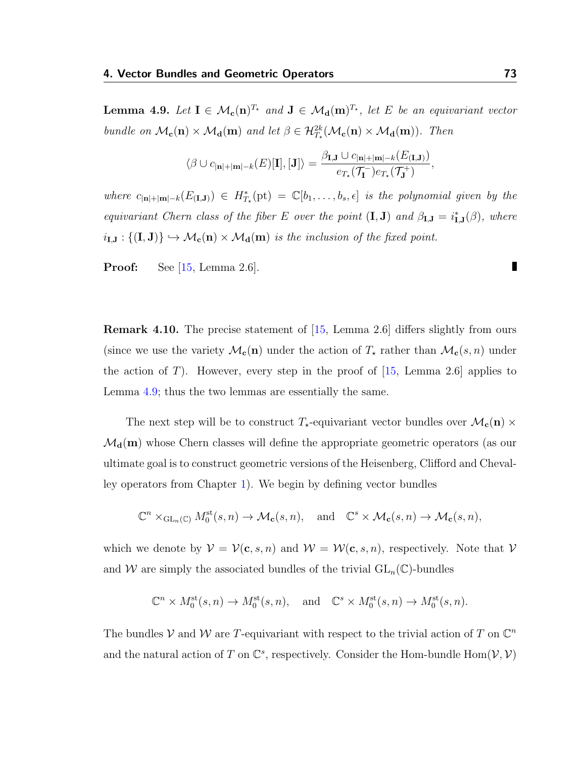**Lemma 4.9.** *Let $\mathbf{I} \in \mathcal{M}_{\mathbf{c}}(\mathbf{n})^{T_\star}$ and $\mathbf{J} \in \mathcal{M}_{\mathbf{d}}(\mathbf{m})^{T_\star}$, let $E$ be an equivariant vector bundle on $\mathcal{M}_{\mathbf{c}}(\mathbf{n}) \times \mathcal{M}_{\mathbf{d}}(\mathbf{m})$ and let $\beta \in \mathcal{H}^{2k}_{T_\star}(\mathcal{M}_{\mathbf{c}}(\mathbf{n}) \times \mathcal{M}_{\mathbf{d}}(\mathbf{m}))$. Then*

$$\langle \beta \cup c_{|\mathbf{n}|+|\mathbf{m}|-k}(E)[\mathbf{I}], [\mathbf{J}] \rangle = \frac{\beta_{\mathbf{I},\mathbf{J}} \cup c_{|\mathbf{n}|+|\mathbf{m}|-k}(E_{(\mathbf{I},\mathbf{J})})}{e_{T_\star}(\mathcal{T}_{\mathbf{I}}^-) e_{T_\star}(\mathcal{T}_{\mathbf{J}}^+)},$$

*where $c_{|\mathbf{n}|+|\mathbf{m}|-k}(E_{(\mathbf{I},\mathbf{J})}) \in H^*_{T_\star}(\mathrm{pt}) = \mathbb{C}[b_1, \ldots, b_s, \epsilon]$ is the polynomial given by the equivariant Chern class of the fiber $E$ over the point $(\mathbf{I}, \mathbf{J})$ and $\beta_{\mathbf{I},\mathbf{J}} = i^*_{\mathbf{I},\mathbf{J}}(\beta)$, where $i_{\mathbf{I},\mathbf{J}} : \{(\mathbf{I}, \mathbf{J})\} \hookrightarrow \mathcal{M}_{\mathbf{c}}(\mathbf{n}) \times \mathcal{M}_{\mathbf{d}}(\mathbf{m})$ is the inclusion of the fixed point.*

**Proof:** See [15, Lemma 2.6]. ∎

**Remark 4.10.** The precise statement of [15, Lemma 2.6] differs slightly from ours (since we use the variety $\mathcal{M}_{\mathbf{c}}(\mathbf{n})$ under the action of $T_\star$ rather than $\mathcal{M}_{\mathbf{c}}(s, n)$ under the action of $T$). However, every step in the proof of [15, Lemma 2.6] applies to Lemma 4.9; thus the two lemmas are essentially the same.

The next step will be to construct $T_\star$-equivariant vector bundles over $\mathcal{M}_{\mathbf{c}}(\mathbf{n}) \times \mathcal{M}_{\mathbf{d}}(\mathbf{m})$ whose Chern classes will define the appropriate geometric operators (as our ultimate goal is to construct geometric versions of the Heisenberg, Clifford and Chevalley operators from Chapter 1). We begin by defining vector bundles

$$\mathbb{C}^n \times_{\mathrm{GL}_n(\mathbb{C})} M_0^{\mathrm{st}}(s, n) \to \mathcal{M}_{\mathbf{c}}(s, n), \quad \text{and} \quad \mathbb{C}^s \times \mathcal{M}_{\mathbf{c}}(s, n) \to \mathcal{M}_{\mathbf{c}}(s, n),$$

which we denote by $\mathcal{V} = \mathcal{V}(\mathbf{c}, s, n)$ and $\mathcal{W} = \mathcal{W}(\mathbf{c}, s, n)$, respectively. Note that $\mathcal{V}$ and $\mathcal{W}$ are simply the associated bundles of the trivial $\mathrm{GL}_n(\mathbb{C})$-bundles

$$\mathbb{C}^n \times M_0^{\mathrm{st}}(s, n) \to M_0^{\mathrm{st}}(s, n), \quad \text{and} \quad \mathbb{C}^s \times M_0^{\mathrm{st}}(s, n) \to M_0^{\mathrm{st}}(s, n).$$

The bundles $\mathcal{V}$ and $\mathcal{W}$ are $T$-equivariant with respect to the trivial action of $T$ on $\mathbb{C}^n$ and the natural action of $T$ on $\mathbb{C}^s$, respectively. Consider the Hom-bundle $\mathrm{Hom}(\mathcal{V}, \mathcal{V})$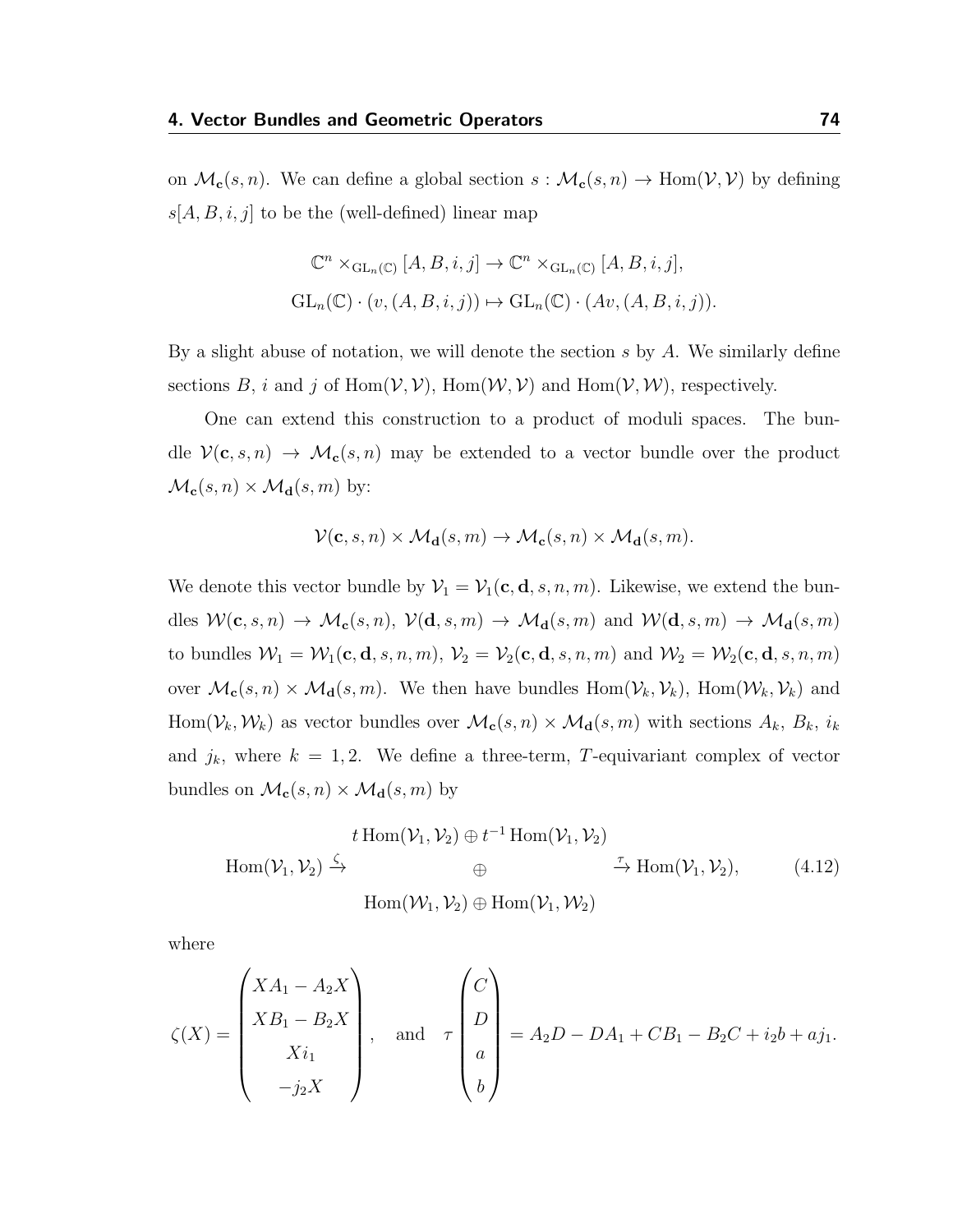on $\mathcal{M}_{\mathbf{c}}(s,n)$. We can define a global section $s : \mathcal{M}_{\mathbf{c}}(s,n) \to \mathrm{Hom}(\mathcal{V},\mathcal{V})$ by defining $s[A,B,i,j]$ to be the (well-defined) linear map

$$\mathbb{C}^n \times_{\mathrm{GL}_n(\mathbb{C})} [A,B,i,j] \to \mathbb{C}^n \times_{\mathrm{GL}_n(\mathbb{C})} [A,B,i,j],$$
$$\mathrm{GL}_n(\mathbb{C}) \cdot (v,(A,B,i,j)) \mapsto \mathrm{GL}_n(\mathbb{C}) \cdot (Av,(A,B,i,j)).$$

By a slight abuse of notation, we will denote the section $s$ by $A$. We similarly define sections $B$, $i$ and $j$ of $\mathrm{Hom}(\mathcal{V},\mathcal{V})$, $\mathrm{Hom}(\mathcal{W},\mathcal{V})$ and $\mathrm{Hom}(\mathcal{V},\mathcal{W})$, respectively.

One can extend this construction to a product of moduli spaces. The bundle $\mathcal{V}(\mathbf{c},s,n) \to \mathcal{M}_{\mathbf{c}}(s,n)$ may be extended to a vector bundle over the product $\mathcal{M}_{\mathbf{c}}(s,n) \times \mathcal{M}_{\mathbf{d}}(s,m)$ by:

$$\mathcal{V}(\mathbf{c},s,n) \times \mathcal{M}_{\mathbf{d}}(s,m) \to \mathcal{M}_{\mathbf{c}}(s,n) \times \mathcal{M}_{\mathbf{d}}(s,m).$$

We denote this vector bundle by $\mathcal{V}_1 = \mathcal{V}_1(\mathbf{c},\mathbf{d},s,n,m)$. Likewise, we extend the bundles $\mathcal{W}(\mathbf{c},s,n) \to \mathcal{M}_{\mathbf{c}}(s,n)$, $\mathcal{V}(\mathbf{d},s,m) \to \mathcal{M}_{\mathbf{d}}(s,m)$ and $\mathcal{W}(\mathbf{d},s,m) \to \mathcal{M}_{\mathbf{d}}(s,m)$ to bundles $\mathcal{W}_1 = \mathcal{W}_1(\mathbf{c},\mathbf{d},s,n,m)$, $\mathcal{V}_2 = \mathcal{V}_2(\mathbf{c},\mathbf{d},s,n,m)$ and $\mathcal{W}_2 = \mathcal{W}_2(\mathbf{c},\mathbf{d},s,n,m)$ over $\mathcal{M}_{\mathbf{c}}(s,n) \times \mathcal{M}_{\mathbf{d}}(s,m)$. We then have bundles $\mathrm{Hom}(\mathcal{V}_k,\mathcal{V}_k)$, $\mathrm{Hom}(\mathcal{W}_k,\mathcal{V}_k)$ and $\mathrm{Hom}(\mathcal{V}_k,\mathcal{W}_k)$ as vector bundles over $\mathcal{M}_{\mathbf{c}}(s,n) \times \mathcal{M}_{\mathbf{d}}(s,m)$ with sections $A_k$, $B_k$, $i_k$ and $j_k$, where $k = 1,2$. We define a three-term, $T$-equivariant complex of vector bundles on $\mathcal{M}_{\mathbf{c}}(s,n) \times \mathcal{M}_{\mathbf{d}}(s,m)$ by

$$\mathrm{Hom}(\mathcal{V}_1,\mathcal{V}_2) \xrightarrow{\zeta} \begin{matrix} t\,\mathrm{Hom}(\mathcal{V}_1,\mathcal{V}_2) \oplus t^{-1}\,\mathrm{Hom}(\mathcal{V}_1,\mathcal{V}_2) \\ \oplus \\ \mathrm{Hom}(\mathcal{W}_1,\mathcal{V}_2) \oplus \mathrm{Hom}(\mathcal{V}_1,\mathcal{W}_2) \end{matrix} \xrightarrow{\tau} \mathrm{Hom}(\mathcal{V}_1,\mathcal{V}_2), \tag{4.12}$$

where

$$\zeta(X) = \begin{pmatrix} XA_1 - A_2X \\ XB_1 - B_2X \\ Xi_1 \\ -j_2X \end{pmatrix}, \quad \text{and} \quad \tau\begin{pmatrix} C \\ D \\ a \\ b \end{pmatrix} = A_2D - DA_1 + CB_1 - B_2C + i_2b + aj_1.$$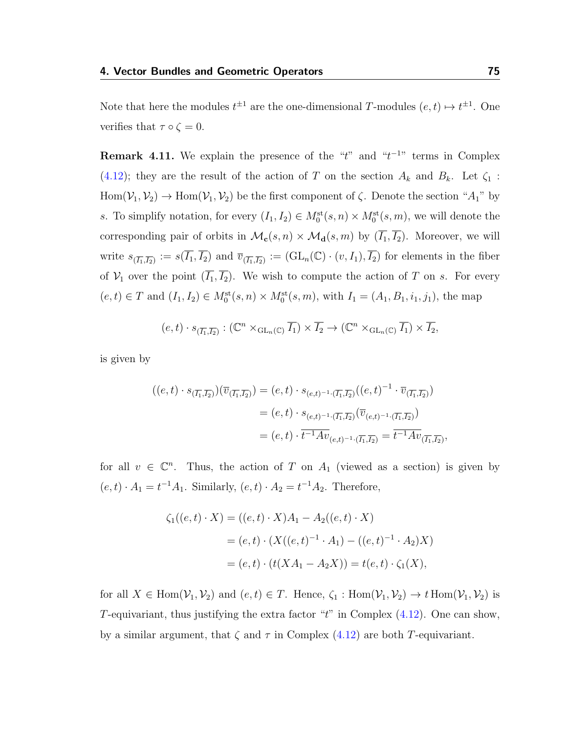Note that here the modules $t^{\pm 1}$ are the one-dimensional $T$-modules $(e,t) \mapsto t^{\pm 1}$. One verifies that $\tau \circ \zeta = 0$.

**Remark 4.11.** We explain the presence of the "$t$" and "$t^{-1}$" terms in Complex (4.12); they are the result of the action of $T$ on the section $A_k$ and $B_k$. Let $\zeta_1 : \operatorname{Hom}(\mathcal{V}_1, \mathcal{V}_2) \to \operatorname{Hom}(\mathcal{V}_1, \mathcal{V}_2)$ be the first component of $\zeta$. Denote the section "$A_1$" by $s$. To simplify notation, for every $(I_1, I_2) \in M_0^{\mathrm{st}}(s,n) \times M_0^{\mathrm{st}}(s,m)$, we will denote the corresponding pair of orbits in $\mathcal{M}_{\mathbf{c}}(s,n) \times \mathcal{M}_{\mathbf{d}}(s,m)$ by $(\overline{I_1}, \overline{I_2})$. Moreover, we will write $s_{(\overline{I_1}, \overline{I_2})} := s(\overline{I_1}, \overline{I_2})$ and $\overline{v}_{(\overline{I_1}, \overline{I_2})} := (\mathrm{GL}_n(\mathbb{C}) \cdot (v, I_1), \overline{I_2})$ for elements in the fiber of $\mathcal{V}_1$ over the point $(\overline{I_1}, \overline{I_2})$. We wish to compute the action of $T$ on $s$. For every $(e,t) \in T$ and $(I_1, I_2) \in M_0^{\mathrm{st}}(s,n) \times M_0^{\mathrm{st}}(s,m)$, with $I_1 = (A_1, B_1, i_1, j_1)$, the map

$$(e,t) \cdot s_{(\overline{I_1}, \overline{I_2})} : (\mathbb{C}^n \times_{\mathrm{GL}_n(\mathbb{C})} \overline{I_1}) \times \overline{I_2} \to (\mathbb{C}^n \times_{\mathrm{GL}_n(\mathbb{C})} \overline{I_1}) \times \overline{I_2},$$

is given by

$$\begin{aligned} ((e,t) \cdot s_{(\overline{I_1}, \overline{I_2})})(\overline{v}_{(\overline{I_1}, \overline{I_2})}) &= (e,t) \cdot s_{(e,t)^{-1} \cdot (\overline{I_1}, \overline{I_2})}((e,t)^{-1} \cdot \overline{v}_{(\overline{I_1}, \overline{I_2})}) \\ &= (e,t) \cdot s_{(e,t)^{-1} \cdot (\overline{I_1}, \overline{I_2})}(\overline{v}_{(e,t)^{-1} \cdot (\overline{I_1}, \overline{I_2})}) \\ &= (e,t) \cdot \overline{t^{-1} A v}_{(e,t)^{-1} \cdot (\overline{I_1}, \overline{I_2})} = \overline{t^{-1} A v}_{(\overline{I_1}, \overline{I_2})}, \end{aligned}$$

for all $v \in \mathbb{C}^n$. Thus, the action of $T$ on $A_1$ (viewed as a section) is given by $(e,t) \cdot A_1 = t^{-1} A_1$. Similarly, $(e,t) \cdot A_2 = t^{-1} A_2$. Therefore,

$$\begin{aligned} \zeta_1((e,t) \cdot X) &= ((e,t) \cdot X) A_1 - A_2((e,t) \cdot X) \\ &= (e,t) \cdot (X((e,t)^{-1} \cdot A_1) - ((e,t)^{-1} \cdot A_2) X) \\ &= (e,t) \cdot (t(XA_1 - A_2 X)) = t(e,t) \cdot \zeta_1(X), \end{aligned}$$

for all $X \in \operatorname{Hom}(\mathcal{V}_1, \mathcal{V}_2)$ and $(e,t) \in T$. Hence, $\zeta_1 : \operatorname{Hom}(\mathcal{V}_1, \mathcal{V}_2) \to t \operatorname{Hom}(\mathcal{V}_1, \mathcal{V}_2)$ is $T$-equivariant, thus justifying the extra factor "$t$" in Complex (4.12). One can show, by a similar argument, that $\zeta$ and $\tau$ in Complex (4.12) are both $T$-equivariant.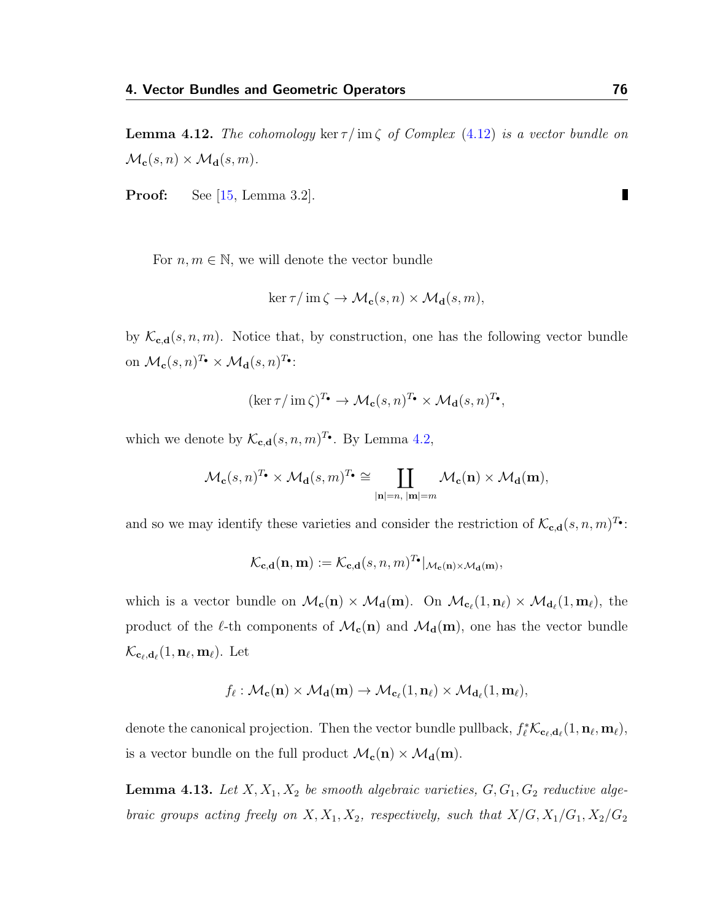**Lemma 4.12.** *The cohomology* $\ker \tau / \operatorname{im} \zeta$ *of Complex* (4.12) *is a vector bundle on* $\mathcal{M}_{\mathbf{c}}(s,n) \times \mathcal{M}_{\mathbf{d}}(s,m)$.

**Proof:** See [15, Lemma 3.2]. ∎

For $n, m \in \mathbb{N}$, we will denote the vector bundle

$$\ker \tau / \operatorname{im} \zeta \to \mathcal{M}_{\mathbf{c}}(s,n) \times \mathcal{M}_{\mathbf{d}}(s,m),$$

by $\mathcal{K}_{\mathbf{c},\mathbf{d}}(s,n,m)$. Notice that, by construction, one has the following vector bundle on $\mathcal{M}_{\mathbf{c}}(s,n)^{T_\bullet} \times \mathcal{M}_{\mathbf{d}}(s,n)^{T_\bullet}$:

$$(\ker \tau / \operatorname{im} \zeta)^{T_\bullet} \to \mathcal{M}_{\mathbf{c}}(s,n)^{T_\bullet} \times \mathcal{M}_{\mathbf{d}}(s,n)^{T_\bullet},$$

which we denote by $\mathcal{K}_{\mathbf{c},\mathbf{d}}(s,n,m)^{T_\bullet}$. By Lemma 4.2,

$$\mathcal{M}_{\mathbf{c}}(s,n)^{T_\bullet} \times \mathcal{M}_{\mathbf{d}}(s,m)^{T_\bullet} \cong \coprod_{|\mathbf{n}|=n,\ |\mathbf{m}|=m} \mathcal{M}_{\mathbf{c}}(\mathbf{n}) \times \mathcal{M}_{\mathbf{d}}(\mathbf{m}),$$

and so we may identify these varieties and consider the restriction of $\mathcal{K}_{\mathbf{c},\mathbf{d}}(s,n,m)^{T_\bullet}$:

$$\mathcal{K}_{\mathbf{c},\mathbf{d}}(\mathbf{n},\mathbf{m}) := \mathcal{K}_{\mathbf{c},\mathbf{d}}(s,n,m)^{T_\bullet}|_{\mathcal{M}_{\mathbf{c}}(\mathbf{n}) \times \mathcal{M}_{\mathbf{d}}(\mathbf{m})},$$

which is a vector bundle on $\mathcal{M}_{\mathbf{c}}(\mathbf{n}) \times \mathcal{M}_{\mathbf{d}}(\mathbf{m})$. On $\mathcal{M}_{\mathbf{c}_\ell}(1,\mathbf{n}_\ell) \times \mathcal{M}_{\mathbf{d}_\ell}(1,\mathbf{m}_\ell)$, the product of the $\ell$-th components of $\mathcal{M}_{\mathbf{c}}(\mathbf{n})$ and $\mathcal{M}_{\mathbf{d}}(\mathbf{m})$, one has the vector bundle $\mathcal{K}_{\mathbf{c}_\ell,\mathbf{d}_\ell}(1,\mathbf{n}_\ell,\mathbf{m}_\ell)$. Let

$$f_\ell : \mathcal{M}_{\mathbf{c}}(\mathbf{n}) \times \mathcal{M}_{\mathbf{d}}(\mathbf{m}) \to \mathcal{M}_{\mathbf{c}_\ell}(1,\mathbf{n}_\ell) \times \mathcal{M}_{\mathbf{d}_\ell}(1,\mathbf{m}_\ell),$$

denote the canonical projection. Then the vector bundle pullback, $f_\ell^* \mathcal{K}_{\mathbf{c}_\ell,\mathbf{d}_\ell}(1,\mathbf{n}_\ell,\mathbf{m}_\ell)$, is a vector bundle on the full product $\mathcal{M}_{\mathbf{c}}(\mathbf{n}) \times \mathcal{M}_{\mathbf{d}}(\mathbf{m})$.

**Lemma 4.13.** *Let* $X, X_1, X_2$ *be smooth algebraic varieties,* $G, G_1, G_2$ *reductive algebraic groups acting freely on* $X, X_1, X_2$*, respectively, such that* $X/G, X_1/G_1, X_2/G_2$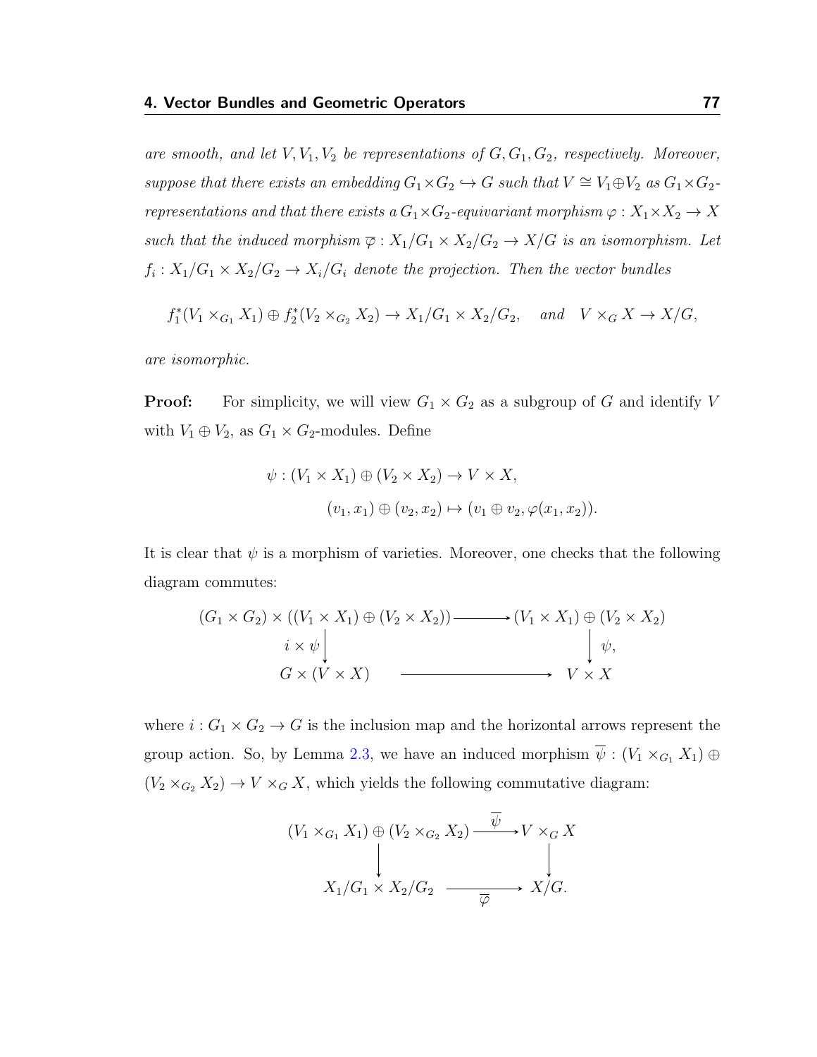*are smooth, and let $V, V_1, V_2$ be representations of $G, G_1, G_2$, respectively. Moreover, suppose that there exists an embedding $G_1 \times G_2 \hookrightarrow G$ such that $V \cong V_1 \oplus V_2$ as $G_1 \times G_2$-representations and that there exists a $G_1 \times G_2$-equivariant morphism $\varphi : X_1 \times X_2 \to X$ such that the induced morphism $\overline{\varphi} : X_1/G_1 \times X_2/G_2 \to X/G$ is an isomorphism. Let $f_i : X_1/G_1 \times X_2/G_2 \to X_i/G_i$ denote the projection. Then the vector bundles*

$$f_1^*(V_1 \times_{G_1} X_1) \oplus f_2^*(V_2 \times_{G_2} X_2) \to X_1/G_1 \times X_2/G_2, \quad \textit{and} \quad V \times_G X \to X/G,$$

*are isomorphic.*

**Proof:** For simplicity, we will view $G_1 \times G_2$ as a subgroup of $G$ and identify $V$ with $V_1 \oplus V_2$, as $G_1 \times G_2$-modules. Define

$$\psi : (V_1 \times X_1) \oplus (V_2 \times X_2) \to V \times X,$$
$$(v_1, x_1) \oplus (v_2, x_2) \mapsto (v_1 \oplus v_2, \varphi(x_1, x_2)).$$

It is clear that $\psi$ is a morphism of varieties. Moreover, one checks that the following diagram commutes:

$$\begin{array}{ccc}
(G_1 \times G_2) \times ((V_1 \times X_1) \oplus (V_2 \times X_2)) & \longrightarrow & (V_1 \times X_1) \oplus (V_2 \times X_2) \\
\downarrow i \times \psi & & \downarrow \psi, \\
G \times (V \times X) & \longrightarrow & V \times X
\end{array}$$

where $i : G_1 \times G_2 \to G$ is the inclusion map and the horizontal arrows represent the group action. So, by Lemma 2.3, we have an induced morphism $\overline{\psi} : (V_1 \times_{G_1} X_1) \oplus (V_2 \times_{G_2} X_2) \to V \times_G X$, which yields the following commutative diagram:

$$\begin{array}{ccc}
(V_1 \times_{G_1} X_1) \oplus (V_2 \times_{G_2} X_2) & \xrightarrow{\overline{\psi}} & V \times_G X \\
\downarrow & & \downarrow \\
X_1/G_1 \times X_2/G_2 & \xrightarrow{\overline{\varphi}} & X/G.
\end{array}$$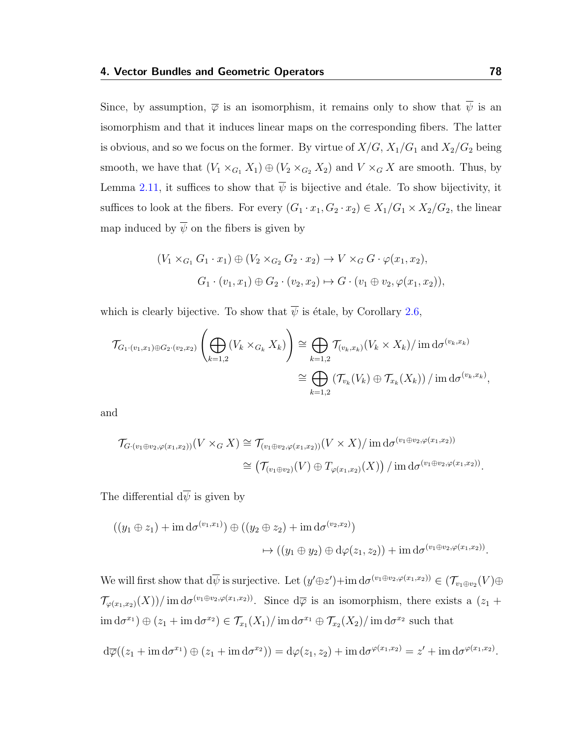Since, by assumption, $\overline{\varphi}$ is an isomorphism, it remains only to show that $\overline{\psi}$ is an isomorphism and that it induces linear maps on the corresponding fibers. The latter is obvious, and so we focus on the former. By virtue of $X/G$, $X_1/G_1$ and $X_2/G_2$ being smooth, we have that $(V_1 \times_{G_1} X_1) \oplus (V_2 \times_{G_2} X_2)$ and $V \times_G X$ are smooth. Thus, by Lemma 2.11, it suffices to show that $\overline{\psi}$ is bijective and étale. To show bijectivity, it suffices to look at the fibers. For every $(G_1 \cdot x_1, G_2 \cdot x_2) \in X_1/G_1 \times X_2/G_2$, the linear map induced by $\overline{\psi}$ on the fibers is given by

$$
\begin{aligned}
(V_1 \times_{G_1} G_1 \cdot x_1) \oplus (V_2 \times_{G_2} G_2 \cdot x_2) &\to V \times_G G \cdot \varphi(x_1, x_2), \\
G_1 \cdot (v_1, x_1) \oplus G_2 \cdot (v_2, x_2) &\mapsto G \cdot (v_1 \oplus v_2, \varphi(x_1, x_2)),
\end{aligned}
$$

which is clearly bijective. To show that $\overline{\psi}$ is étale, by Corollary 2.6,

$$
\begin{aligned}
\mathcal{T}_{G_1 \cdot (v_1, x_1) \oplus G_2 \cdot (v_2, x_2)} \left( \bigoplus_{k=1,2} (V_k \times_{G_k} X_k) \right) &\cong \bigoplus_{k=1,2} \mathcal{T}_{(v_k, x_k)}(V_k \times X_k) / \operatorname{im} \mathrm{d}\sigma^{(v_k, x_k)} \\
&\cong \bigoplus_{k=1,2} \left( \mathcal{T}_{v_k}(V_k) \oplus \mathcal{T}_{x_k}(X_k) \right) / \operatorname{im} \mathrm{d}\sigma^{(v_k, x_k)},
\end{aligned}
$$

and

$$
\begin{aligned}
\mathcal{T}_{G \cdot (v_1 \oplus v_2, \varphi(x_1, x_2))}(V \times_G X) &\cong \mathcal{T}_{(v_1 \oplus v_2, \varphi(x_1, x_2))}(V \times X) / \operatorname{im} \mathrm{d}\sigma^{(v_1 \oplus v_2, \varphi(x_1, x_2))} \\
&\cong \left( \mathcal{T}_{(v_1 \oplus v_2)}(V) \oplus T_{\varphi(x_1, x_2)}(X) \right) / \operatorname{im} \mathrm{d}\sigma^{(v_1 \oplus v_2, \varphi(x_1, x_2))}.
\end{aligned}
$$

The differential $\mathrm{d}\overline{\psi}$ is given by

$$
\begin{aligned}
((y_1 \oplus z_1) + \operatorname{im} \mathrm{d}\sigma^{(v_1, x_1)}) &\oplus ((y_2 \oplus z_2) + \operatorname{im} \mathrm{d}\sigma^{(v_2, x_2)}) \\
&\mapsto ((y_1 \oplus y_2) \oplus \mathrm{d}\varphi(z_1, z_2)) + \operatorname{im} \mathrm{d}\sigma^{(v_1 \oplus v_2, \varphi(x_1, x_2))}.
\end{aligned}
$$

We will first show that $\mathrm{d}\overline{\psi}$ is surjective. Let $(y' \oplus z') + \operatorname{im} \mathrm{d}\sigma^{(v_1 \oplus v_2, \varphi(x_1, x_2))} \in (\mathcal{T}_{v_1 \oplus v_2}(V) \oplus \mathcal{T}_{\varphi(x_1, x_2)}(X)) / \operatorname{im} \mathrm{d}\sigma^{(v_1 \oplus v_2, \varphi(x_1, x_2))}$. Since $\mathrm{d}\overline{\varphi}$ is an isomorphism, there exists a $(z_1 + \operatorname{im} \mathrm{d}\sigma^{x_1}) \oplus (z_1 + \operatorname{im} \mathrm{d}\sigma^{x_2}) \in \mathcal{T}_{x_1}(X_1) / \operatorname{im} \mathrm{d}\sigma^{x_1} \oplus \mathcal{T}_{x_2}(X_2) / \operatorname{im} \mathrm{d}\sigma^{x_2}$ such that

$$
\mathrm{d}\overline{\varphi}((z_1 + \operatorname{im} \mathrm{d}\sigma^{x_1}) \oplus (z_1 + \operatorname{im} \mathrm{d}\sigma^{x_2})) = \mathrm{d}\varphi(z_1, z_2) + \operatorname{im} \mathrm{d}\sigma^{\varphi(x_1, x_2)} = z' + \operatorname{im} \mathrm{d}\sigma^{\varphi(x_1, x_2)}.
$$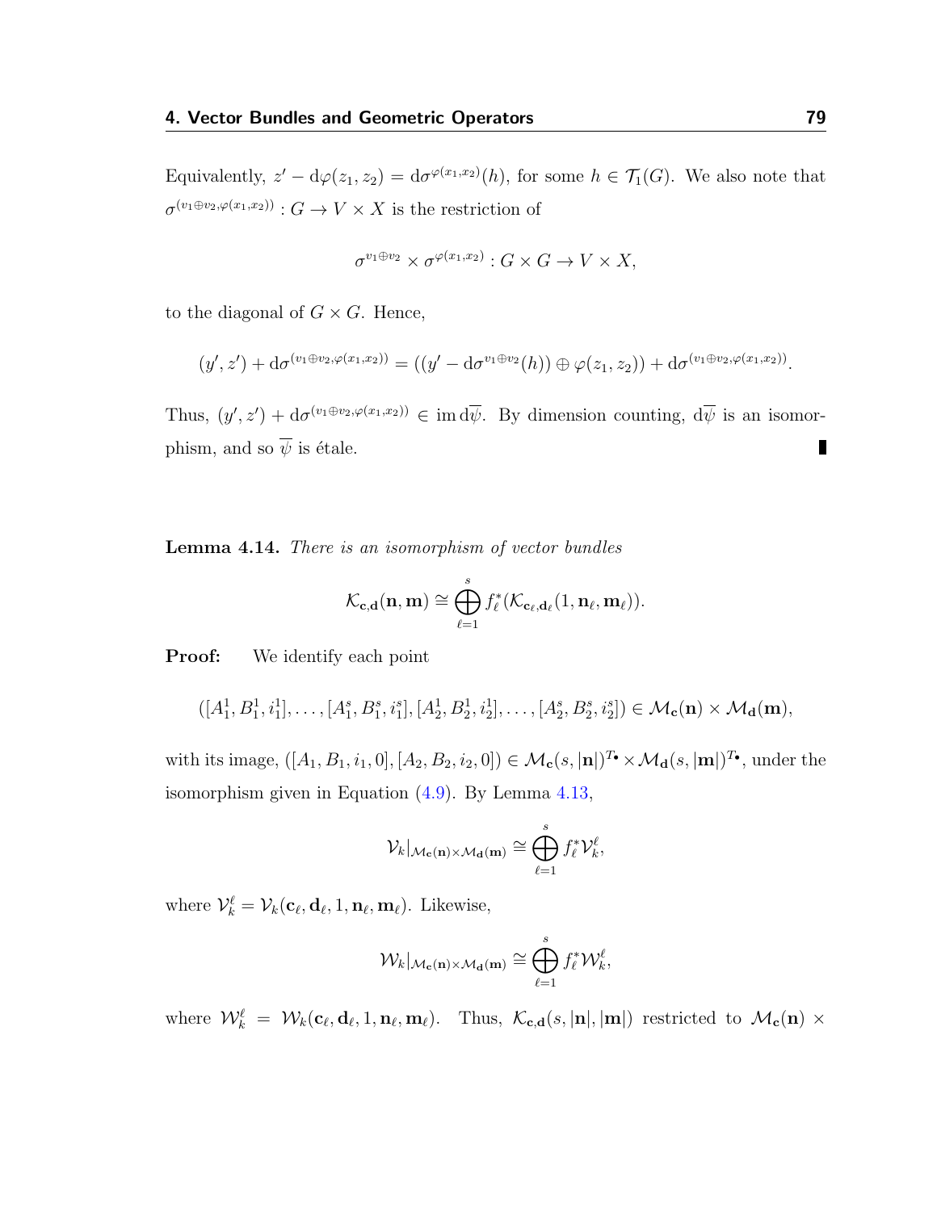Equivalently, $z' - \mathrm{d}\varphi(z_1, z_2) = \mathrm{d}\sigma^{\varphi(x_1,x_2)}(h)$, for some $h \in \mathcal{T}_1(G)$. We also note that $\sigma^{(v_1 \oplus v_2, \varphi(x_1,x_2))} : G \to V \times X$ is the restriction of

$$\sigma^{v_1 \oplus v_2} \times \sigma^{\varphi(x_1,x_2)} : G \times G \to V \times X,$$

to the diagonal of $G \times G$. Hence,

$$(y', z') + \mathrm{d}\sigma^{(v_1 \oplus v_2, \varphi(x_1,x_2))} = ((y' - \mathrm{d}\sigma^{v_1 \oplus v_2}(h)) \oplus \varphi(z_1, z_2)) + \mathrm{d}\sigma^{(v_1 \oplus v_2, \varphi(x_1,x_2))}.$$

Thus, $(y', z') + \mathrm{d}\sigma^{(v_1 \oplus v_2, \varphi(x_1,x_2))} \in \operatorname{im} \mathrm{d}\overline{\psi}$. By dimension counting, $\mathrm{d}\overline{\psi}$ is an isomorphism, and so $\overline{\psi}$ is étale. ∎

**Lemma 4.14.** *There is an isomorphism of vector bundles*

$$\mathcal{K}_{\mathbf{c},\mathbf{d}}(\mathbf{n}, \mathbf{m}) \cong \bigoplus_{\ell=1}^{s} f_\ell^*(\mathcal{K}_{\mathbf{c}_\ell,\mathbf{d}_\ell}(1, \mathbf{n}_\ell, \mathbf{m}_\ell)).$$

**Proof:** We identify each point

$$([A_1^1, B_1^1, i_1^1], \ldots, [A_1^s, B_1^s, i_1^s], [A_2^1, B_2^1, i_2^1], \ldots, [A_2^s, B_2^s, i_2^s]) \in \mathcal{M}_{\mathbf{c}}(\mathbf{n}) \times \mathcal{M}_{\mathbf{d}}(\mathbf{m}),$$

with its image, $([A_1, B_1, i_1, 0], [A_2, B_2, i_2, 0]) \in \mathcal{M}_{\mathbf{c}}(s, |\mathbf{n}|)^{T_\bullet} \times \mathcal{M}_{\mathbf{d}}(s, |\mathbf{m}|)^{T_\bullet}$, under the isomorphism given in Equation (4.9). By Lemma 4.13,

$$\mathcal{V}_k|_{\mathcal{M}_{\mathbf{c}}(\mathbf{n}) \times \mathcal{M}_{\mathbf{d}}(\mathbf{m})} \cong \bigoplus_{\ell=1}^{s} f_\ell^* \mathcal{V}_k^\ell,$$

where $\mathcal{V}_k^\ell = \mathcal{V}_k(\mathbf{c}_\ell, \mathbf{d}_\ell, 1, \mathbf{n}_\ell, \mathbf{m}_\ell)$. Likewise,

$$\mathcal{W}_k|_{\mathcal{M}_{\mathbf{c}}(\mathbf{n}) \times \mathcal{M}_{\mathbf{d}}(\mathbf{m})} \cong \bigoplus_{\ell=1}^{s} f_\ell^* \mathcal{W}_k^\ell,$$

where $\mathcal{W}_k^\ell = \mathcal{W}_k(\mathbf{c}_\ell, \mathbf{d}_\ell, 1, \mathbf{n}_\ell, \mathbf{m}_\ell)$. Thus, $\mathcal{K}_{\mathbf{c},\mathbf{d}}(s, |\mathbf{n}|, |\mathbf{m}|)$ restricted to $\mathcal{M}_{\mathbf{c}}(\mathbf{n}) \times$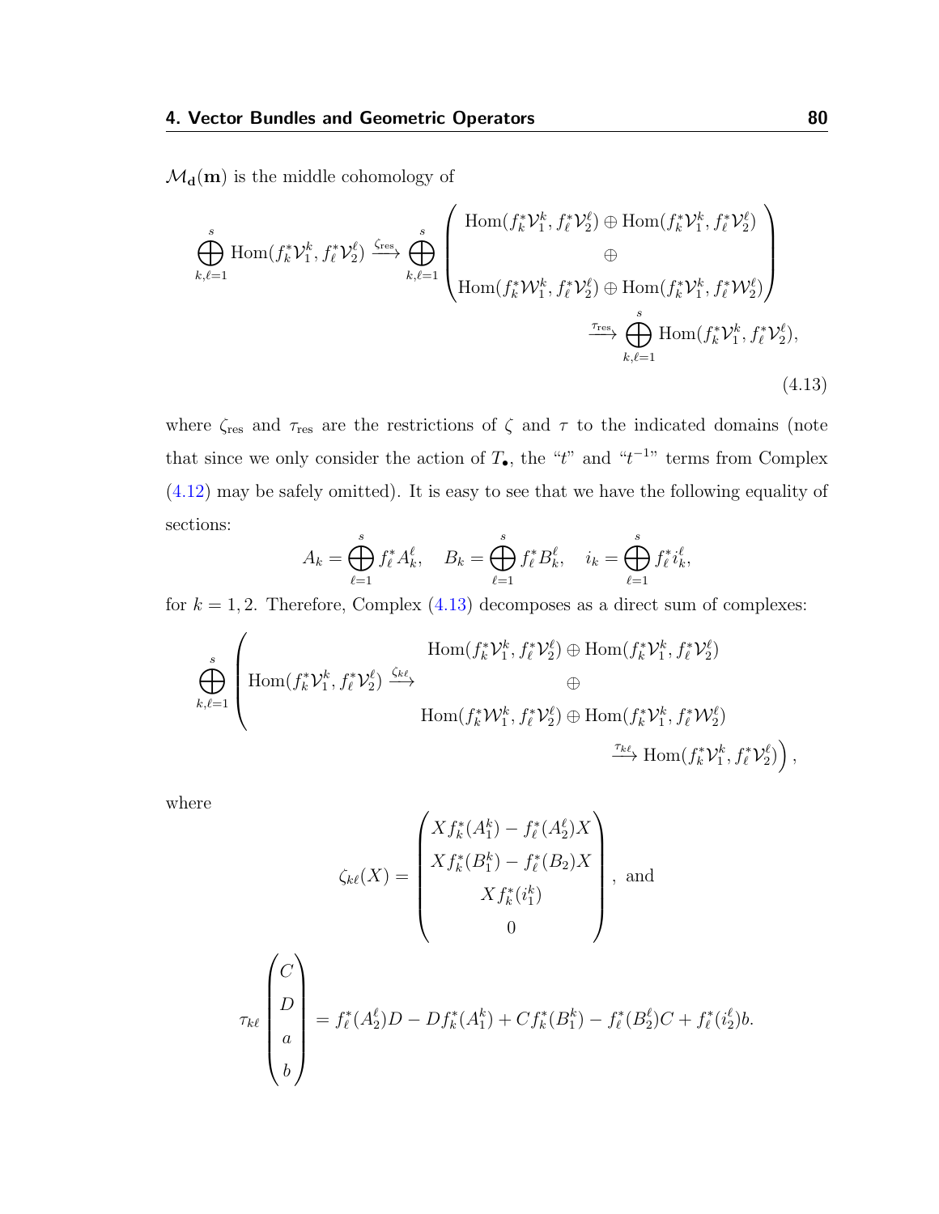$\mathcal{M}_{\mathbf{d}}(\mathbf{m})$ is the middle cohomology of

$$\bigoplus_{k,\ell=1}^{s} \mathrm{Hom}(f_k^*\mathcal{V}_1^k, f_\ell^*\mathcal{V}_2^\ell) \xrightarrow{\zeta_{\mathrm{res}}} \bigoplus_{k,\ell=1}^{s} \begin{pmatrix} \mathrm{Hom}(f_k^*\mathcal{V}_1^k, f_\ell^*\mathcal{V}_2^\ell) \oplus \mathrm{Hom}(f_k^*\mathcal{V}_1^k, f_\ell^*\mathcal{V}_2^\ell) \\ \oplus \\ \mathrm{Hom}(f_k^*\mathcal{W}_1^k, f_\ell^*\mathcal{V}_2^\ell) \oplus \mathrm{Hom}(f_k^*\mathcal{V}_1^k, f_\ell^*\mathcal{W}_2^\ell) \end{pmatrix} \xrightarrow{\tau_{\mathrm{res}}} \bigoplus_{k,\ell=1}^{s} \mathrm{Hom}(f_k^*\mathcal{V}_1^k, f_\ell^*\mathcal{V}_2^\ell), \tag{4.13}$$

where $\zeta_{\mathrm{res}}$ and $\tau_{\mathrm{res}}$ are the restrictions of $\zeta$ and $\tau$ to the indicated domains (note that since we only consider the action of $T_\bullet$, the "$t$" and "$t^{-1}$" terms from Complex (4.12) may be safely omitted). It is easy to see that we have the following equality of sections:

$$A_k = \bigoplus_{\ell=1}^{s} f_\ell^* A_k^\ell, \quad B_k = \bigoplus_{\ell=1}^{s} f_\ell^* B_k^\ell, \quad i_k = \bigoplus_{\ell=1}^{s} f_\ell^* i_k^\ell,$$

for $k = 1, 2$. Therefore, Complex (4.13) decomposes as a direct sum of complexes:

$$\bigoplus_{k,\ell=1}^{s} \left( \mathrm{Hom}(f_k^*\mathcal{V}_1^k, f_\ell^*\mathcal{V}_2^\ell) \xrightarrow{\zeta_{k\ell}} \begin{matrix} \mathrm{Hom}(f_k^*\mathcal{V}_1^k, f_\ell^*\mathcal{V}_2^\ell) \oplus \mathrm{Hom}(f_k^*\mathcal{V}_1^k, f_\ell^*\mathcal{V}_2^\ell) \\ \oplus \\ \mathrm{Hom}(f_k^*\mathcal{W}_1^k, f_\ell^*\mathcal{V}_2^\ell) \oplus \mathrm{Hom}(f_k^*\mathcal{V}_1^k, f_\ell^*\mathcal{W}_2^\ell) \end{matrix} \xrightarrow{\tau_{k\ell}} \mathrm{Hom}(f_k^*\mathcal{V}_1^k, f_\ell^*\mathcal{V}_2^\ell) \right),$$

where

$$\zeta_{k\ell}(X) = \begin{pmatrix} X f_k^*(A_1^k) - f_\ell^*(A_2^\ell) X \\ X f_k^*(B_1^k) - f_\ell^*(B_2) X \\ X f_k^*(i_1^k) \\ 0 \end{pmatrix}, \text{ and}$$

$$\tau_{k\ell} \begin{pmatrix} C \\ D \\ a \\ b \end{pmatrix} = f_\ell^*(A_2^\ell) D - D f_k^*(A_1^k) + C f_k^*(B_1^k) - f_\ell^*(B_2^\ell) C + f_\ell^*(i_2^\ell) b.$$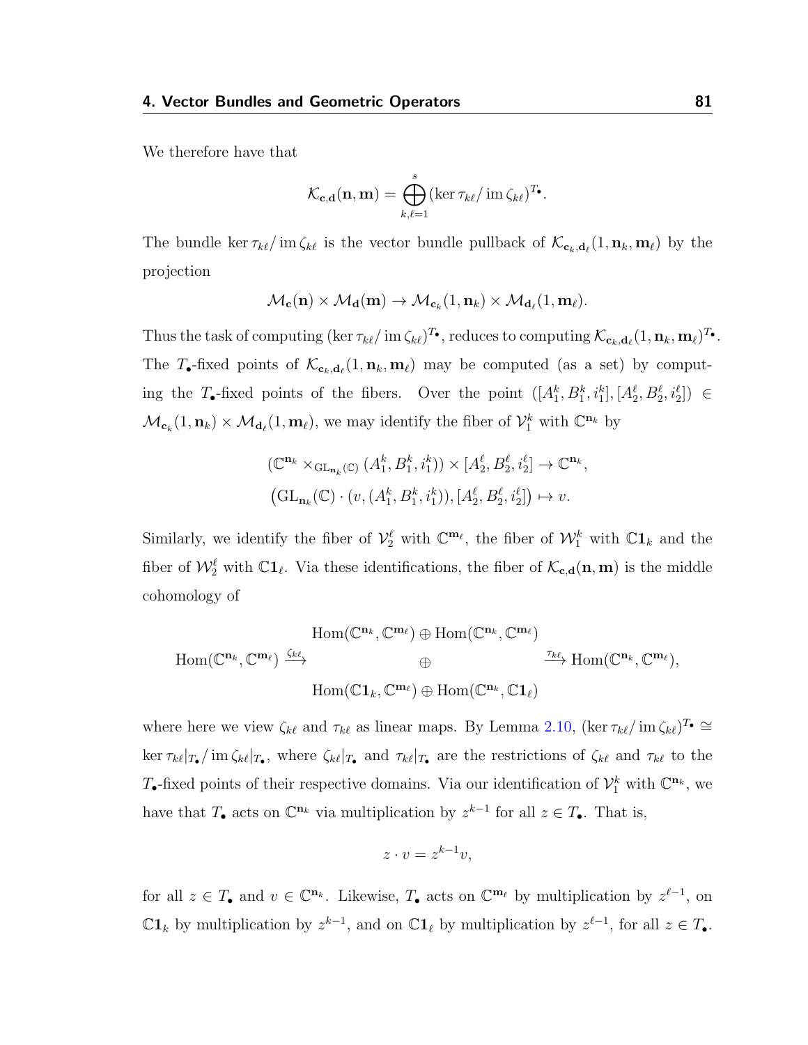We therefore have that

$$\mathcal{K}_{\mathbf{c},\mathbf{d}}(\mathbf{n},\mathbf{m}) = \bigoplus_{k,\ell=1}^{s} (\ker \tau_{k\ell} / \operatorname{im} \zeta_{k\ell})^{T_\bullet}.$$

The bundle $\ker \tau_{k\ell} / \operatorname{im} \zeta_{k\ell}$ is the vector bundle pullback of $\mathcal{K}_{\mathbf{c}_k,\mathbf{d}_\ell}(1,\mathbf{n}_k,\mathbf{m}_\ell)$ by the projection

$$\mathcal{M}_{\mathbf{c}}(\mathbf{n}) \times \mathcal{M}_{\mathbf{d}}(\mathbf{m}) \to \mathcal{M}_{\mathbf{c}_k}(1,\mathbf{n}_k) \times \mathcal{M}_{\mathbf{d}_\ell}(1,\mathbf{m}_\ell).$$

Thus the task of computing $(\ker \tau_{k\ell} / \operatorname{im} \zeta_{k\ell})^{T_\bullet}$, reduces to computing $\mathcal{K}_{\mathbf{c}_k,\mathbf{d}_\ell}(1,\mathbf{n}_k,\mathbf{m}_\ell)^{T_\bullet}$. The $T_\bullet$-fixed points of $\mathcal{K}_{\mathbf{c}_k,\mathbf{d}_\ell}(1,\mathbf{n}_k,\mathbf{m}_\ell)$ may be computed (as a set) by computing the $T_\bullet$-fixed points of the fibers. Over the point $([A_1^k, B_1^k, i_1^k], [A_2^\ell, B_2^\ell, i_2^\ell]) \in \mathcal{M}_{\mathbf{c}_k}(1,\mathbf{n}_k) \times \mathcal{M}_{\mathbf{d}_\ell}(1,\mathbf{m}_\ell)$, we may identify the fiber of $\mathcal{V}_1^k$ with $\mathbb{C}^{\mathbf{n}_k}$ by

$$\begin{gathered}
(\mathbb{C}^{\mathbf{n}_k} \times_{\mathrm{GL}_{\mathbf{n}_k}(\mathbb{C})} (A_1^k, B_1^k, i_1^k)) \times [A_2^\ell, B_2^\ell, i_2^\ell] \to \mathbb{C}^{\mathbf{n}_k}, \\
\left(\mathrm{GL}_{\mathbf{n}_k}(\mathbb{C}) \cdot (v, (A_1^k, B_1^k, i_1^k)), [A_2^\ell, B_2^\ell, i_2^\ell]\right) \mapsto v.
\end{gathered}$$

Similarly, we identify the fiber of $\mathcal{V}_2^\ell$ with $\mathbb{C}^{\mathbf{m}_\ell}$, the fiber of $\mathcal{W}_1^k$ with $\mathbb{C}\mathbf{1}_k$ and the fiber of $\mathcal{W}_2^\ell$ with $\mathbb{C}\mathbf{1}_\ell$. Via these identifications, the fiber of $\mathcal{K}_{\mathbf{c},\mathbf{d}}(\mathbf{n},\mathbf{m})$ is the middle cohomology of

$$\operatorname{Hom}(\mathbb{C}^{\mathbf{n}_k}, \mathbb{C}^{\mathbf{m}_\ell}) \xrightarrow{\zeta_{k\ell}} \begin{array}{c} \operatorname{Hom}(\mathbb{C}^{\mathbf{n}_k}, \mathbb{C}^{\mathbf{m}_\ell}) \oplus \operatorname{Hom}(\mathbb{C}^{\mathbf{n}_k}, \mathbb{C}^{\mathbf{m}_\ell}) \\ \oplus \\ \operatorname{Hom}(\mathbb{C}\mathbf{1}_k, \mathbb{C}^{\mathbf{m}_\ell}) \oplus \operatorname{Hom}(\mathbb{C}^{\mathbf{n}_k}, \mathbb{C}\mathbf{1}_\ell) \end{array} \xrightarrow{\tau_{k\ell}} \operatorname{Hom}(\mathbb{C}^{\mathbf{n}_k}, \mathbb{C}^{\mathbf{m}_\ell}),$$

where here we view $\zeta_{k\ell}$ and $\tau_{k\ell}$ as linear maps. By Lemma 2.10, $(\ker \tau_{k\ell} / \operatorname{im} \zeta_{k\ell})^{T_\bullet} \cong \ker \tau_{k\ell}|_{T_\bullet} / \operatorname{im} \zeta_{k\ell}|_{T_\bullet}$, where $\zeta_{k\ell}|_{T_\bullet}$ and $\tau_{k\ell}|_{T_\bullet}$ are the restrictions of $\zeta_{k\ell}$ and $\tau_{k\ell}$ to the $T_\bullet$-fixed points of their respective domains. Via our identification of $\mathcal{V}_1^k$ with $\mathbb{C}^{\mathbf{n}_k}$, we have that $T_\bullet$ acts on $\mathbb{C}^{\mathbf{n}_k}$ via multiplication by $z^{k-1}$ for all $z \in T_\bullet$. That is,

$$z \cdot v = z^{k-1} v,$$

for all $z \in T_\bullet$ and $v \in \mathbb{C}^{\mathbf{n}_k}$. Likewise, $T_\bullet$ acts on $\mathbb{C}^{\mathbf{m}_\ell}$ by multiplication by $z^{\ell-1}$, on $\mathbb{C}\mathbf{1}_k$ by multiplication by $z^{k-1}$, and on $\mathbb{C}\mathbf{1}_\ell$ by multiplication by $z^{\ell-1}$, for all $z \in T_\bullet$.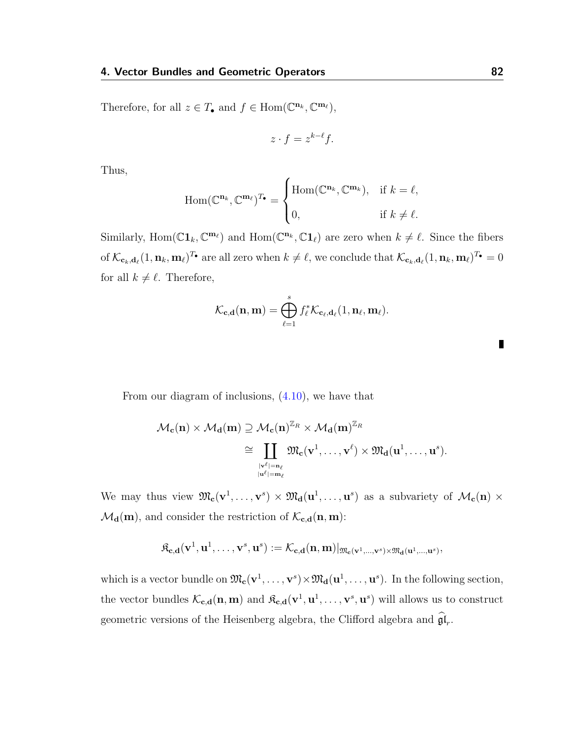Therefore, for all $z \in T_\bullet$ and $f \in \operatorname{Hom}(\mathbb{C}^{\mathbf{n}_k}, \mathbb{C}^{\mathbf{m}_\ell})$,

$$z \cdot f = z^{k-\ell} f.$$

Thus,

$$\operatorname{Hom}(\mathbb{C}^{\mathbf{n}_k}, \mathbb{C}^{\mathbf{m}_\ell})^{T_\bullet} = \begin{cases} \operatorname{Hom}(\mathbb{C}^{\mathbf{n}_k}, \mathbb{C}^{\mathbf{m}_k}), & \text{if } k = \ell, \\ 0, & \text{if } k \neq \ell. \end{cases}$$

Similarly, $\operatorname{Hom}(\mathbb{C}\mathbf{1}_k, \mathbb{C}^{\mathbf{m}_\ell})$ and $\operatorname{Hom}(\mathbb{C}^{\mathbf{n}_k}, \mathbb{C}\mathbf{1}_\ell)$ are zero when $k \neq \ell$. Since the fibers of $\mathcal{K}_{\mathbf{c}_k, \mathbf{d}_\ell}(1, \mathbf{n}_k, \mathbf{m}_\ell)^{T_\bullet}$ are all zero when $k \neq \ell$, we conclude that $\mathcal{K}_{\mathbf{c}_k, \mathbf{d}_\ell}(1, \mathbf{n}_k, \mathbf{m}_\ell)^{T_\bullet} = 0$ for all $k \neq \ell$. Therefore,

$$\mathcal{K}_{\mathbf{c}, \mathbf{d}}(\mathbf{n}, \mathbf{m}) = \bigoplus_{\ell=1}^{s} f_\ell^* \mathcal{K}_{\mathbf{c}_\ell, \mathbf{d}_\ell}(1, \mathbf{n}_\ell, \mathbf{m}_\ell).$$

∎

From our diagram of inclusions, (4.10), we have that

$$\begin{aligned} \mathcal{M}_{\mathbf{c}}(\mathbf{n}) \times \mathcal{M}_{\mathbf{d}}(\mathbf{m}) &\supseteq \mathcal{M}_{\mathbf{c}}(\mathbf{n})^{\mathbb{Z}_R} \times \mathcal{M}_{\mathbf{d}}(\mathbf{m})^{\mathbb{Z}_R} \\ &\cong \coprod_{\substack{|\mathbf{v}^\ell| = \mathbf{n}_\ell \\ |\mathbf{u}^\ell| = \mathbf{m}_\ell}} \mathfrak{M}_{\mathbf{c}}(\mathbf{v}^1, \dots, \mathbf{v}^\ell) \times \mathfrak{M}_{\mathbf{d}}(\mathbf{u}^1, \dots, \mathbf{u}^s). \end{aligned}$$

We may thus view $\mathfrak{M}_{\mathbf{c}}(\mathbf{v}^1, \dots, \mathbf{v}^s) \times \mathfrak{M}_{\mathbf{d}}(\mathbf{u}^1, \dots, \mathbf{u}^s)$ as a subvariety of $\mathcal{M}_{\mathbf{c}}(\mathbf{n}) \times \mathcal{M}_{\mathbf{d}}(\mathbf{m})$, and consider the restriction of $\mathcal{K}_{\mathbf{c}, \mathbf{d}}(\mathbf{n}, \mathbf{m})$:

$$\mathfrak{K}_{\mathbf{c}, \mathbf{d}}(\mathbf{v}^1, \mathbf{u}^1, \dots, \mathbf{v}^s, \mathbf{u}^s) := \mathcal{K}_{\mathbf{c}, \mathbf{d}}(\mathbf{n}, \mathbf{m})|_{\mathfrak{M}_{\mathbf{c}}(\mathbf{v}^1, \dots, \mathbf{v}^s) \times \mathfrak{M}_{\mathbf{d}}(\mathbf{u}^1, \dots, \mathbf{u}^s)},$$

which is a vector bundle on $\mathfrak{M}_{\mathbf{c}}(\mathbf{v}^1, \dots, \mathbf{v}^s) \times \mathfrak{M}_{\mathbf{d}}(\mathbf{u}^1, \dots, \mathbf{u}^s)$. In the following section, the vector bundles $\mathcal{K}_{\mathbf{c}, \mathbf{d}}(\mathbf{n}, \mathbf{m})$ and $\mathfrak{K}_{\mathbf{c}, \mathbf{d}}(\mathbf{v}^1, \mathbf{u}^1, \dots, \mathbf{v}^s, \mathbf{u}^s)$ will allows us to construct geometric versions of the Heisenberg algebra, the Clifford algebra and $\widehat{\mathfrak{gl}}_r$.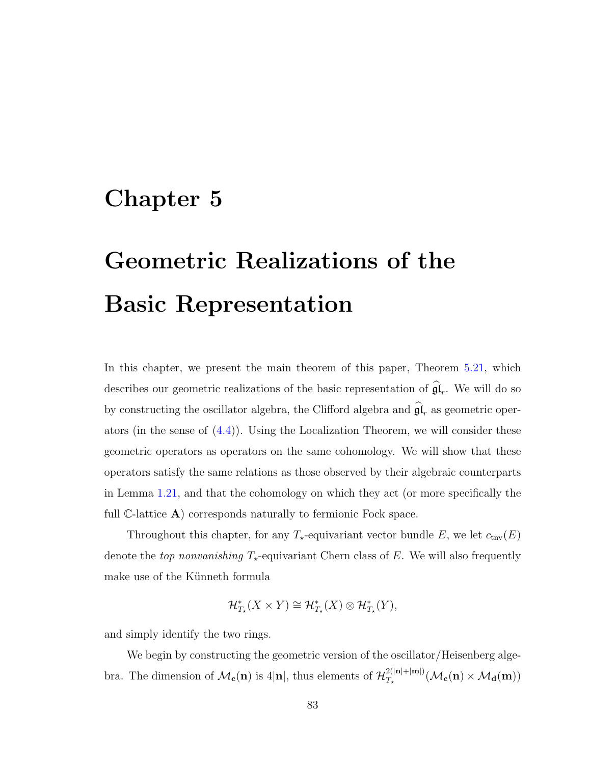# Chapter 5

# Geometric Realizations of the Basic Representation

In this chapter, we present the main theorem of this paper, Theorem 5.21, which describes our geometric realizations of the basic representation of $\widehat{\mathfrak{gl}}_r$. We will do so by constructing the oscillator algebra, the Clifford algebra and $\widehat{\mathfrak{gl}}_r$ as geometric operators (in the sense of (4.4)). Using the Localization Theorem, we will consider these geometric operators as operators on the same cohomology. We will show that these operators satisfy the same relations as those observed by their algebraic counterparts in Lemma 1.21, and that the cohomology on which they act (or more specifically the full $\mathbb{C}$-lattice $\mathbf{A}$) corresponds naturally to fermionic Fock space.

Throughout this chapter, for any $T_\star$-equivariant vector bundle $E$, we let $c_{\text{tnv}}(E)$ denote the *top nonvanishing* $T_\star$-equivariant Chern class of $E$. We will also frequently make use of the Künneth formula

$$\mathcal{H}^*_{T_\star}(X \times Y) \cong \mathcal{H}^*_{T_\star}(X) \otimes \mathcal{H}^*_{T_\star}(Y),$$

and simply identify the two rings.

We begin by constructing the geometric version of the oscillator/Heisenberg algebra. The dimension of $\mathcal{M}_{\mathbf{c}}(\mathbf{n})$ is $4|\mathbf{n}|$, thus elements of $\mathcal{H}^{2(|\mathbf{n}|+|\mathbf{m}|)}_{T_\star}(\mathcal{M}_{\mathbf{c}}(\mathbf{n}) \times \mathcal{M}_{\mathbf{d}}(\mathbf{m}))$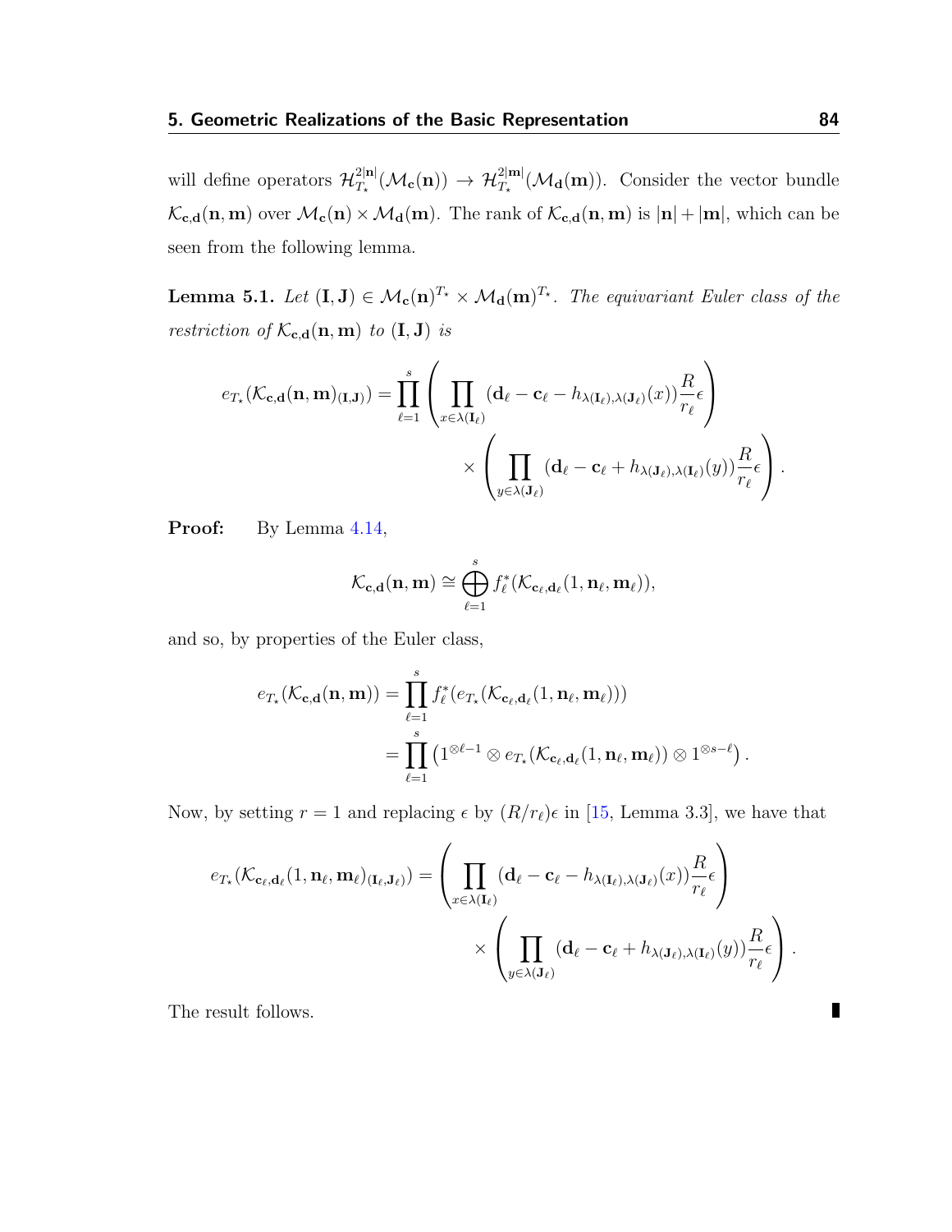will define operators $\mathcal{H}^{2|\mathbf{n}|}_{T_\star}(\mathcal{M}_{\mathbf{c}}(\mathbf{n})) \to \mathcal{H}^{2|\mathbf{m}|}_{T_\star}(\mathcal{M}_{\mathbf{d}}(\mathbf{m}))$. Consider the vector bundle $\mathcal{K}_{\mathbf{c},\mathbf{d}}(\mathbf{n},\mathbf{m})$ over $\mathcal{M}_{\mathbf{c}}(\mathbf{n}) \times \mathcal{M}_{\mathbf{d}}(\mathbf{m})$. The rank of $\mathcal{K}_{\mathbf{c},\mathbf{d}}(\mathbf{n},\mathbf{m})$ is $|\mathbf{n}| + |\mathbf{m}|$, which can be seen from the following lemma.

**Lemma 5.1.** *Let $(\mathbf{I},\mathbf{J}) \in \mathcal{M}_{\mathbf{c}}(\mathbf{n})^{T_\star} \times \mathcal{M}_{\mathbf{d}}(\mathbf{m})^{T_\star}$. The equivariant Euler class of the restriction of $\mathcal{K}_{\mathbf{c},\mathbf{d}}(\mathbf{n},\mathbf{m})$ to $(\mathbf{I},\mathbf{J})$ is*

$$
e_{T_\star}(\mathcal{K}_{\mathbf{c},\mathbf{d}}(\mathbf{n},\mathbf{m})_{(\mathbf{I},\mathbf{J})}) = \prod_{\ell=1}^{s} \left( \prod_{x \in \lambda(\mathbf{I}_\ell)} (\mathbf{d}_\ell - \mathbf{c}_\ell - h_{\lambda(\mathbf{I}_\ell),\lambda(\mathbf{J}_\ell)}(x)) \frac{R}{r_\ell} \epsilon \right) \times \left( \prod_{y \in \lambda(\mathbf{J}_\ell)} (\mathbf{d}_\ell - \mathbf{c}_\ell + h_{\lambda(\mathbf{J}_\ell),\lambda(\mathbf{I}_\ell)}(y)) \frac{R}{r_\ell} \epsilon \right).
$$

**Proof:** By Lemma 4.14,

$$
\mathcal{K}_{\mathbf{c},\mathbf{d}}(\mathbf{n},\mathbf{m}) \cong \bigoplus_{\ell=1}^{s} f_\ell^*(\mathcal{K}_{\mathbf{c}_\ell,\mathbf{d}_\ell}(1,\mathbf{n}_\ell,\mathbf{m}_\ell)),
$$

and so, by properties of the Euler class,

$$
\begin{aligned}
e_{T_\star}(\mathcal{K}_{\mathbf{c},\mathbf{d}}(\mathbf{n},\mathbf{m})) &= \prod_{\ell=1}^{s} f_\ell^*(e_{T_\star}(\mathcal{K}_{\mathbf{c}_\ell,\mathbf{d}_\ell}(1,\mathbf{n}_\ell,\mathbf{m}_\ell))) \\
&= \prod_{\ell=1}^{s} \left(1^{\otimes \ell-1} \otimes e_{T_\star}(\mathcal{K}_{\mathbf{c}_\ell,\mathbf{d}_\ell}(1,\mathbf{n}_\ell,\mathbf{m}_\ell)) \otimes 1^{\otimes s-\ell}\right).
\end{aligned}
$$

Now, by setting $r = 1$ and replacing $\epsilon$ by $(R/r_\ell)\epsilon$ in [15, Lemma 3.3], we have that

$$
e_{T_\star}(\mathcal{K}_{\mathbf{c}_\ell,\mathbf{d}_\ell}(1,\mathbf{n}_\ell,\mathbf{m}_\ell)_{(\mathbf{I}_\ell,\mathbf{J}_\ell)}) = \left( \prod_{x \in \lambda(\mathbf{I}_\ell)} (\mathbf{d}_\ell - \mathbf{c}_\ell - h_{\lambda(\mathbf{I}_\ell),\lambda(\mathbf{J}_\ell)}(x)) \frac{R}{r_\ell} \epsilon \right) \times \left( \prod_{y \in \lambda(\mathbf{J}_\ell)} (\mathbf{d}_\ell - \mathbf{c}_\ell + h_{\lambda(\mathbf{J}_\ell),\lambda(\mathbf{I}_\ell)}(y)) \frac{R}{r_\ell} \epsilon \right).
$$

The result follows. ∎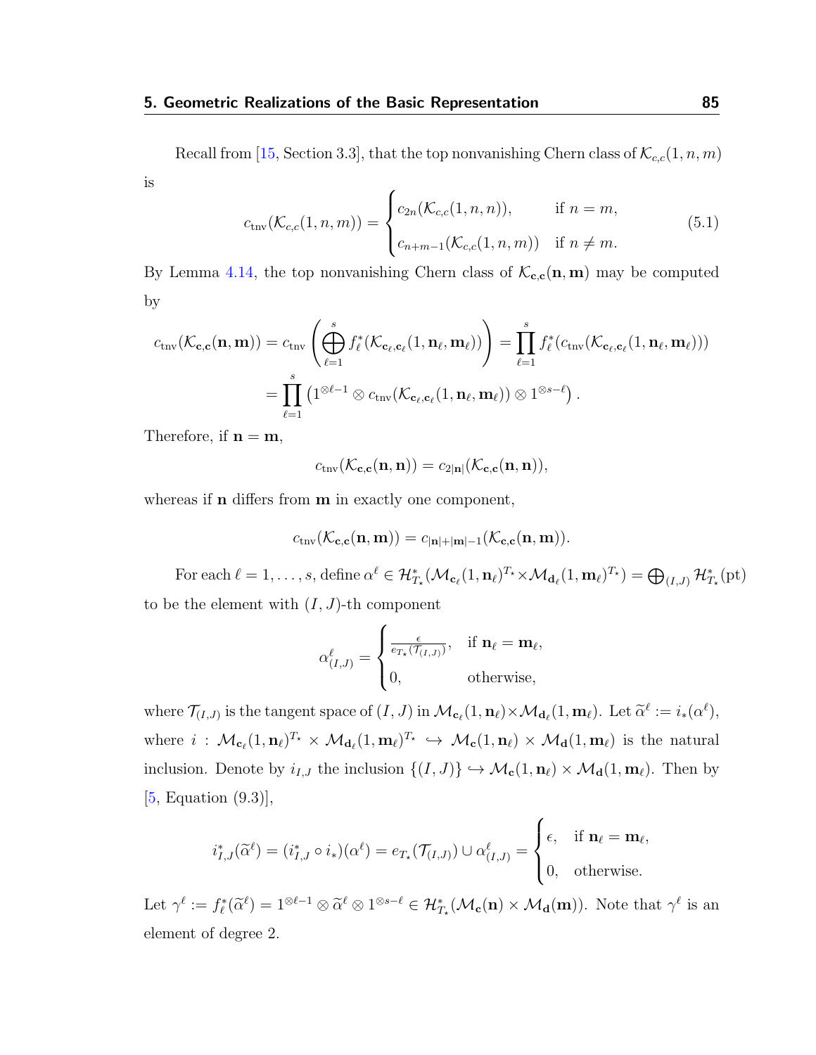Recall from [15, Section 3.3], that the top nonvanishing Chern class of $\mathcal{K}_{c,c}(1,n,m)$ is

$$c_{\text{tnv}}(\mathcal{K}_{c,c}(1,n,m)) = \begin{cases} c_{2n}(\mathcal{K}_{c,c}(1,n,n)), & \text{if } n = m, \\ c_{n+m-1}(\mathcal{K}_{c,c}(1,n,m)) & \text{if } n \neq m. \end{cases} \tag{5.1}$$

By Lemma 4.14, the top nonvanishing Chern class of $\mathcal{K}_{\mathbf{c},\mathbf{c}}(\mathbf{n},\mathbf{m})$ may be computed by

$$\begin{aligned} c_{\text{tnv}}(\mathcal{K}_{\mathbf{c},\mathbf{c}}(\mathbf{n},\mathbf{m})) &= c_{\text{tnv}}\left(\bigoplus_{\ell=1}^{s} f_\ell^*(\mathcal{K}_{\mathbf{c}_\ell,\mathbf{c}_\ell}(1,\mathbf{n}_\ell,\mathbf{m}_\ell))\right) = \prod_{\ell=1}^{s} f_\ell^*(c_{\text{tnv}}(\mathcal{K}_{\mathbf{c}_\ell,\mathbf{c}_\ell}(1,\mathbf{n}_\ell,\mathbf{m}_\ell))) \\ &= \prod_{\ell=1}^{s} \left(1^{\otimes \ell-1} \otimes c_{\text{tnv}}(\mathcal{K}_{\mathbf{c}_\ell,\mathbf{c}_\ell}(1,\mathbf{n}_\ell,\mathbf{m}_\ell)) \otimes 1^{\otimes s-\ell}\right). \end{aligned}$$

Therefore, if $\mathbf{n} = \mathbf{m}$,

$$c_{\text{tnv}}(\mathcal{K}_{\mathbf{c},\mathbf{c}}(\mathbf{n},\mathbf{n})) = c_{2|\mathbf{n}|}(\mathcal{K}_{\mathbf{c},\mathbf{c}}(\mathbf{n},\mathbf{n})),$$

whereas if $\mathbf{n}$ differs from $\mathbf{m}$ in exactly one component,

$$c_{\text{tnv}}(\mathcal{K}_{\mathbf{c},\mathbf{c}}(\mathbf{n},\mathbf{m})) = c_{|\mathbf{n}|+|\mathbf{m}|-1}(\mathcal{K}_{\mathbf{c},\mathbf{c}}(\mathbf{n},\mathbf{m})).$$

For each $\ell = 1,\dots,s$, define $\alpha^\ell \in \mathcal{H}^*_{T_\star}(\mathcal{M}_{\mathbf{c}_\ell}(1,\mathbf{n}_\ell)^{T_\star} \times \mathcal{M}_{\mathbf{d}_\ell}(1,\mathbf{m}_\ell)^{T_\star}) = \bigoplus_{(I,J)} \mathcal{H}^*_{T_\star}(\text{pt})$ to be the element with $(I,J)$-th component

$$\alpha^\ell_{(I,J)} = \begin{cases} \frac{\epsilon}{e_{T_\star}(\mathcal{T}_{(I,J)})}, & \text{if } \mathbf{n}_\ell = \mathbf{m}_\ell, \\ 0, & \text{otherwise}, \end{cases}$$

where $\mathcal{T}_{(I,J)}$ is the tangent space of $(I,J)$ in $\mathcal{M}_{\mathbf{c}_\ell}(1,\mathbf{n}_\ell) \times \mathcal{M}_{\mathbf{d}_\ell}(1,\mathbf{m}_\ell)$. Let $\widetilde{\alpha}^\ell := i_*(\alpha^\ell)$, where $i : \mathcal{M}_{\mathbf{c}_\ell}(1,\mathbf{n}_\ell)^{T_\star} \times \mathcal{M}_{\mathbf{d}_\ell}(1,\mathbf{m}_\ell)^{T_\star} \hookrightarrow \mathcal{M}_{\mathbf{c}}(1,\mathbf{n}_\ell) \times \mathcal{M}_{\mathbf{d}}(1,\mathbf{m}_\ell)$ is the natural inclusion. Denote by $i_{I,J}$ the inclusion $\{(I,J)\} \hookrightarrow \mathcal{M}_{\mathbf{c}}(1,\mathbf{n}_\ell) \times \mathcal{M}_{\mathbf{d}}(1,\mathbf{m}_\ell)$. Then by [5, Equation (9.3)],

$$i^*_{I,J}(\widetilde{\alpha}^\ell) = (i^*_{I,J} \circ i_*)(\alpha^\ell) = e_{T_\star}(\mathcal{T}_{(I,J)}) \cup \alpha^\ell_{(I,J)} = \begin{cases} \epsilon, & \text{if } \mathbf{n}_\ell = \mathbf{m}_\ell, \\ 0, & \text{otherwise}. \end{cases}$$

Let $\gamma^\ell := f_\ell^*(\widetilde{\alpha}^\ell) = 1^{\otimes \ell-1} \otimes \widetilde{\alpha}^\ell \otimes 1^{\otimes s-\ell} \in \mathcal{H}^*_{T_\star}(\mathcal{M}_{\mathbf{c}}(\mathbf{n}) \times \mathcal{M}_{\mathbf{d}}(\mathbf{m}))$. Note that $\gamma^\ell$ is an element of degree 2.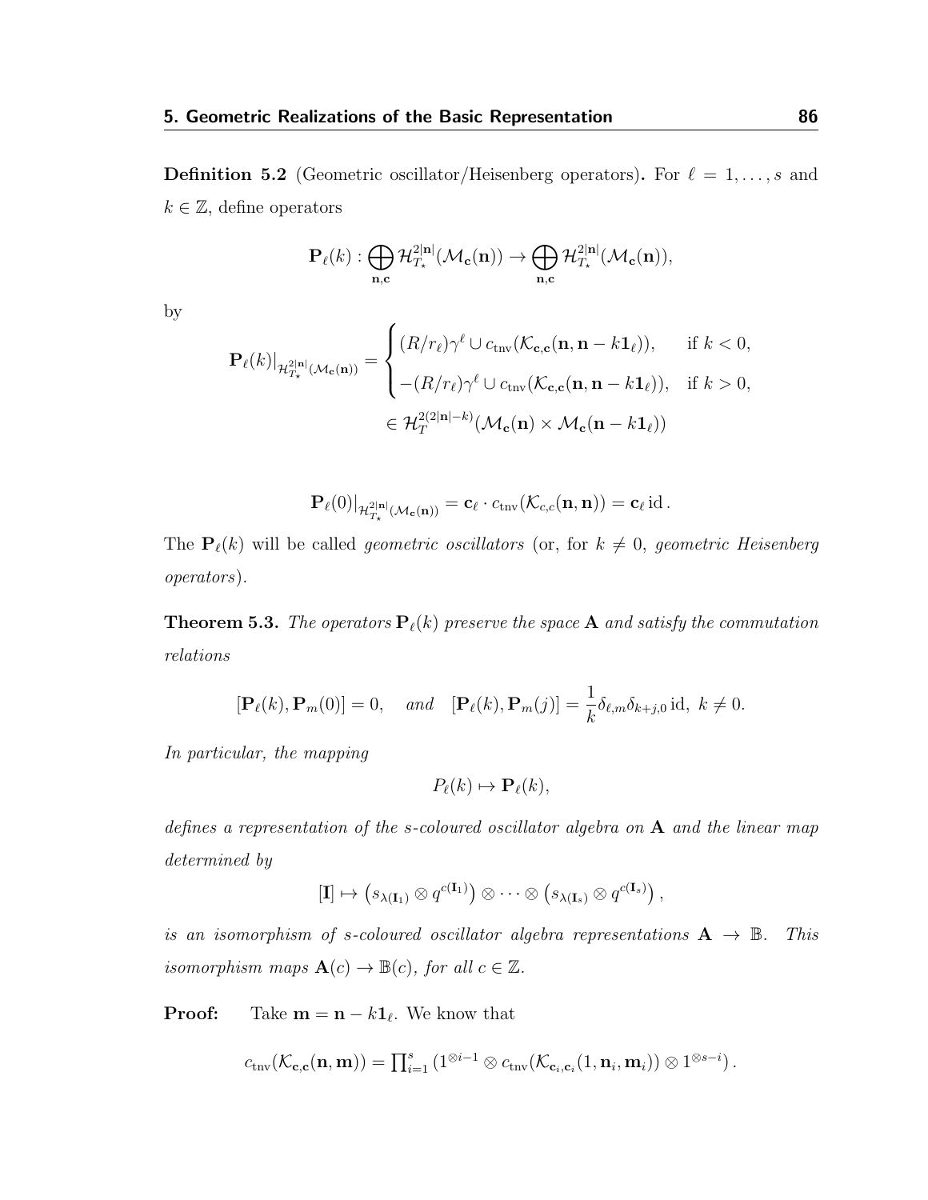**Definition 5.2** (Geometric oscillator/Heisenberg operators)**.** For $\ell = 1, \ldots, s$ and $k \in \mathbb{Z}$, define operators

$$\mathbf{P}_\ell(k) : \bigoplus_{\mathbf{n},\mathbf{c}} \mathcal{H}^{2|\mathbf{n}|}_{T_\star}(\mathcal{M}_\mathbf{c}(\mathbf{n})) \to \bigoplus_{\mathbf{n},\mathbf{c}} \mathcal{H}^{2|\mathbf{n}|}_{T_\star}(\mathcal{M}_\mathbf{c}(\mathbf{n})),$$

by

$$\mathbf{P}_\ell(k)|_{\mathcal{H}^{2|\mathbf{n}|}_{T_\star}(\mathcal{M}_\mathbf{c}(\mathbf{n}))} = \begin{cases} (R/r_\ell)\gamma^\ell \cup c_{\text{tnv}}(\mathcal{K}_{\mathbf{c},\mathbf{c}}(\mathbf{n}, \mathbf{n} - k\mathbf{1}_\ell)), & \text{if } k < 0, \\ -(R/r_\ell)\gamma^\ell \cup c_{\text{tnv}}(\mathcal{K}_{\mathbf{c},\mathbf{c}}(\mathbf{n}, \mathbf{n} - k\mathbf{1}_\ell)), & \text{if } k > 0, \end{cases}$$
$$\in \mathcal{H}^{2(2|\mathbf{n}|-k)}_{T}(\mathcal{M}_\mathbf{c}(\mathbf{n}) \times \mathcal{M}_\mathbf{c}(\mathbf{n} - k\mathbf{1}_\ell))$$

$$\mathbf{P}_\ell(0)|_{\mathcal{H}^{2|\mathbf{n}|}_{T_\star}(\mathcal{M}_\mathbf{c}(\mathbf{n}))} = \mathbf{c}_\ell \cdot c_{\text{tnv}}(\mathcal{K}_{c,c}(\mathbf{n}, \mathbf{n})) = \mathbf{c}_\ell \,\text{id}\,.$$

The $\mathbf{P}_\ell(k)$ will be called *geometric oscillators* (or, for $k \neq 0$, *geometric Heisenberg operators*).

**Theorem 5.3.** *The operators $\mathbf{P}_\ell(k)$ preserve the space $\mathbf{A}$ and satisfy the commutation relations*

$$[\mathbf{P}_\ell(k), \mathbf{P}_m(0)] = 0, \quad \textit{and} \quad [\mathbf{P}_\ell(k), \mathbf{P}_m(j)] = \frac{1}{k}\delta_{\ell,m}\delta_{k+j,0}\,\text{id},\; k \neq 0.$$

*In particular, the mapping*

$$P_\ell(k) \mapsto \mathbf{P}_\ell(k),$$

*defines a representation of the s-coloured oscillator algebra on $\mathbf{A}$ and the linear map determined by*

$$[\mathbf{I}] \mapsto \left(s_{\lambda(\mathbf{I}_1)} \otimes q^{c(\mathbf{I}_1)}\right) \otimes \cdots \otimes \left(s_{\lambda(\mathbf{I}_s)} \otimes q^{c(\mathbf{I}_s)}\right),$$

*is an isomorphism of s-coloured oscillator algebra representations $\mathbf{A} \to \mathbb{B}$. This isomorphism maps $\mathbf{A}(c) \to \mathbb{B}(c)$, for all $c \in \mathbb{Z}$.*

**Proof:** Take $\mathbf{m} = \mathbf{n} - k\mathbf{1}_\ell$. We know that

$$c_{\text{tnv}}(\mathcal{K}_{\mathbf{c},\mathbf{c}}(\mathbf{n}, \mathbf{m})) = \textstyle\prod_{i=1}^s \left(1^{\otimes i-1} \otimes c_{\text{tnv}}(\mathcal{K}_{\mathbf{c}_i,\mathbf{c}_i}(1, \mathbf{n}_i, \mathbf{m}_i)) \otimes 1^{\otimes s-i}\right).$$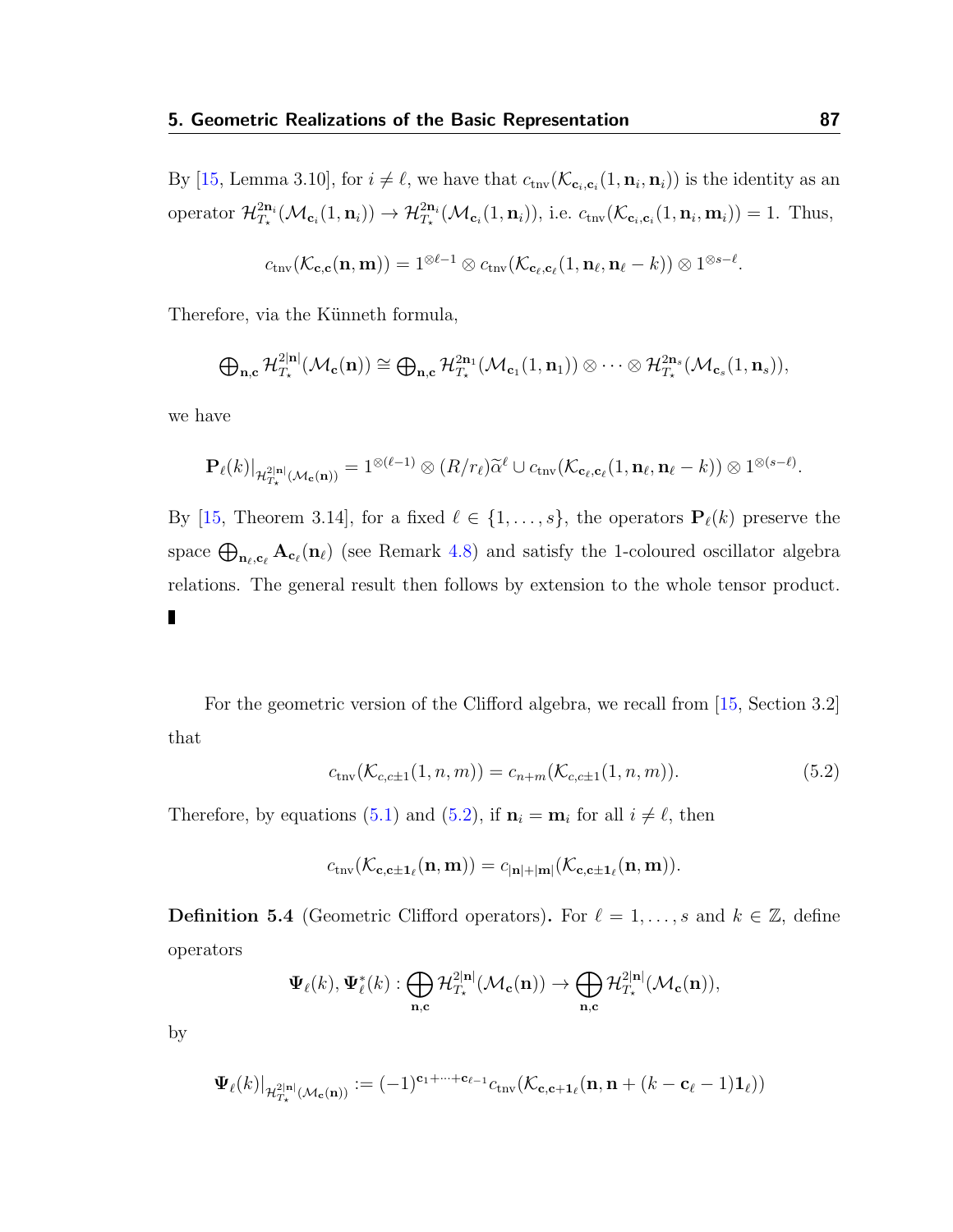By [15, Lemma 3.10], for $i \neq \ell$, we have that $c_{\text{tnv}}(\mathcal{K}_{\mathbf{c}_i,\mathbf{c}_i}(1,\mathbf{n}_i,\mathbf{n}_i))$ is the identity as an operator $\mathcal{H}^{2\mathbf{n}_i}_{T_\star}(\mathcal{M}_{\mathbf{c}_i}(1,\mathbf{n}_i)) \to \mathcal{H}^{2\mathbf{n}_i}_{T_\star}(\mathcal{M}_{\mathbf{c}_i}(1,\mathbf{n}_i))$, i.e. $c_{\text{tnv}}(\mathcal{K}_{\mathbf{c}_i,\mathbf{c}_i}(1,\mathbf{n}_i,\mathbf{m}_i)) = 1$. Thus,

$$c_{\text{tnv}}(\mathcal{K}_{\mathbf{c},\mathbf{c}}(\mathbf{n},\mathbf{m})) = 1^{\otimes \ell-1} \otimes c_{\text{tnv}}(\mathcal{K}_{\mathbf{c}_\ell,\mathbf{c}_\ell}(1,\mathbf{n}_\ell,\mathbf{n}_\ell - k)) \otimes 1^{\otimes s-\ell}.$$

Therefore, via the Künneth formula,

$$\bigoplus\nolimits_{\mathbf{n},\mathbf{c}} \mathcal{H}^{2|\mathbf{n}|}_{T_\star}(\mathcal{M}_{\mathbf{c}}(\mathbf{n})) \cong \bigoplus\nolimits_{\mathbf{n},\mathbf{c}} \mathcal{H}^{2\mathbf{n}_1}_{T_\star}(\mathcal{M}_{\mathbf{c}_1}(1,\mathbf{n}_1)) \otimes \cdots \otimes \mathcal{H}^{2\mathbf{n}_s}_{T_\star}(\mathcal{M}_{\mathbf{c}_s}(1,\mathbf{n}_s)),$$

we have

$$\mathbf{P}_\ell(k)|_{\mathcal{H}^{2|\mathbf{n}|}_{T_\star}(\mathcal{M}_{\mathbf{c}}(\mathbf{n}))} = 1^{\otimes(\ell-1)} \otimes (R/r_\ell)\widetilde{\alpha}^\ell \cup c_{\text{tnv}}(\mathcal{K}_{\mathbf{c}_\ell,\mathbf{c}_\ell}(1,\mathbf{n}_\ell,\mathbf{n}_\ell - k)) \otimes 1^{\otimes(s-\ell)}.$$

By [15, Theorem 3.14], for a fixed $\ell \in \{1,\ldots,s\}$, the operators $\mathbf{P}_\ell(k)$ preserve the space $\bigoplus_{\mathbf{n}_\ell,\mathbf{c}_\ell} \mathbf{A}_{\mathbf{c}_\ell}(\mathbf{n}_\ell)$ (see Remark 4.8) and satisfy the 1-coloured oscillator algebra relations. The general result then follows by extension to the whole tensor product. ∎

For the geometric version of the Clifford algebra, we recall from [15, Section 3.2] that

$$c_{\text{tnv}}(\mathcal{K}_{c,c\pm 1}(1,n,m)) = c_{n+m}(\mathcal{K}_{c,c\pm 1}(1,n,m)). \tag{5.2}$$

Therefore, by equations (5.1) and (5.2), if $\mathbf{n}_i = \mathbf{m}_i$ for all $i \neq \ell$, then

$$c_{\text{tnv}}(\mathcal{K}_{\mathbf{c},\mathbf{c}\pm\mathbf{1}_\ell}(\mathbf{n},\mathbf{m})) = c_{|\mathbf{n}|+|\mathbf{m}|}(\mathcal{K}_{\mathbf{c},\mathbf{c}\pm\mathbf{1}_\ell}(\mathbf{n},\mathbf{m})).$$

**Definition 5.4** (Geometric Clifford operators)**.** For $\ell = 1,\ldots,s$ and $k \in \mathbb{Z}$, define operators

$$\mathbf{\Psi}_\ell(k), \mathbf{\Psi}^*_\ell(k) : \bigoplus_{\mathbf{n},\mathbf{c}} \mathcal{H}^{2|\mathbf{n}|}_{T_\star}(\mathcal{M}_{\mathbf{c}}(\mathbf{n})) \to \bigoplus_{\mathbf{n},\mathbf{c}} \mathcal{H}^{2|\mathbf{n}|}_{T_\star}(\mathcal{M}_{\mathbf{c}}(\mathbf{n})),$$

by

$$\mathbf{\Psi}_\ell(k)|_{\mathcal{H}^{2|\mathbf{n}|}_{T_\star}(\mathcal{M}_{\mathbf{c}}(\mathbf{n}))} := (-1)^{\mathbf{c}_1+\cdots+\mathbf{c}_{\ell-1}} c_{\text{tnv}}(\mathcal{K}_{\mathbf{c},\mathbf{c}+\mathbf{1}_\ell}(\mathbf{n},\mathbf{n}+(k-\mathbf{c}_\ell-1)\mathbf{1}_\ell))$$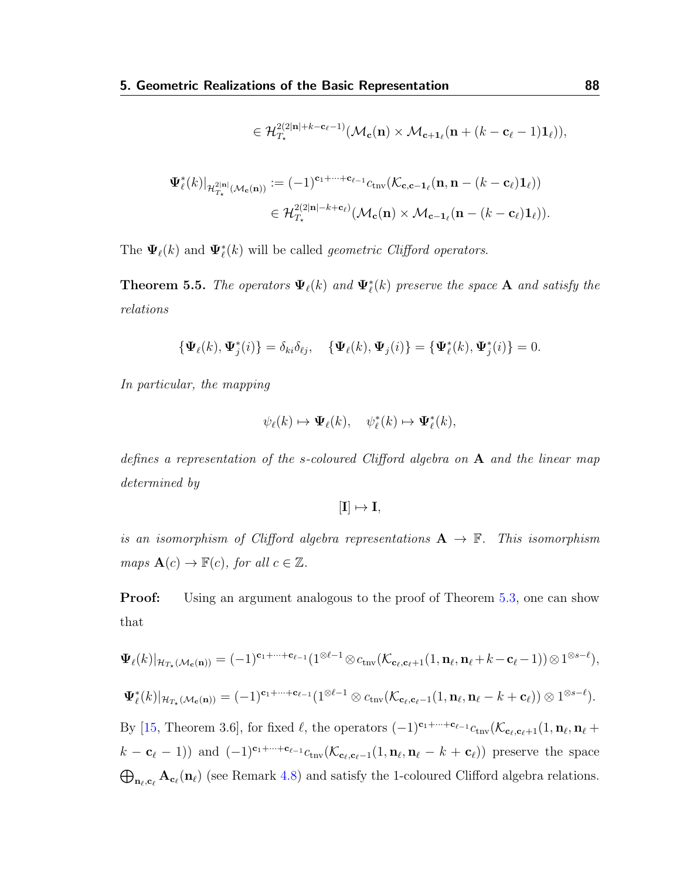$$\in \mathcal{H}_{T_\star}^{2(2|\mathbf{n}|+k-\mathbf{c}_\ell-1)}(\mathcal{M}_{\mathbf{c}}(\mathbf{n}) \times \mathcal{M}_{\mathbf{c}+\mathbf{1}_\ell}(\mathbf{n}+(k-\mathbf{c}_\ell-1)\mathbf{1}_\ell)),$$

$$\begin{aligned}\mathbf{\Psi}_\ell^*(k)|_{\mathcal{H}_{T_\star}^{2|\mathbf{n}|}(\mathcal{M}_{\mathbf{c}}(\mathbf{n}))} &:= (-1)^{\mathbf{c}_1+\cdots+\mathbf{c}_{\ell-1}} c_{\mathrm{tnv}}(\mathcal{K}_{\mathbf{c},\mathbf{c}-\mathbf{1}_\ell}(\mathbf{n},\mathbf{n}-(k-\mathbf{c}_\ell)\mathbf{1}_\ell)) \\ &\in \mathcal{H}_{T_\star}^{2(2|\mathbf{n}|-k+\mathbf{c}_\ell)}(\mathcal{M}_{\mathbf{c}}(\mathbf{n}) \times \mathcal{M}_{\mathbf{c}-\mathbf{1}_\ell}(\mathbf{n}-(k-\mathbf{c}_\ell)\mathbf{1}_\ell)).\end{aligned}$$

The $\mathbf{\Psi}_\ell(k)$ and $\mathbf{\Psi}_\ell^*(k)$ will be called *geometric Clifford operators.*

**Theorem 5.5.** *The operators $\mathbf{\Psi}_\ell(k)$ and $\mathbf{\Psi}_\ell^*(k)$ preserve the space $\mathbf{A}$ and satisfy the relations*

$$\{\mathbf{\Psi}_\ell(k), \mathbf{\Psi}_j^*(i)\} = \delta_{ki}\delta_{\ell j}, \quad \{\mathbf{\Psi}_\ell(k), \mathbf{\Psi}_j(i)\} = \{\mathbf{\Psi}_\ell^*(k), \mathbf{\Psi}_j^*(i)\} = 0.$$

*In particular, the mapping*

$$\psi_\ell(k) \mapsto \mathbf{\Psi}_\ell(k), \quad \psi_\ell^*(k) \mapsto \mathbf{\Psi}_\ell^*(k),$$

*defines a representation of the $s$-coloured Clifford algebra on $\mathbf{A}$ and the linear map determined by*

$$[\mathbf{I}] \mapsto \mathbf{I},$$

*is an isomorphism of Clifford algebra representations $\mathbf{A} \to \mathbb{F}$. This isomorphism maps $\mathbf{A}(c) \to \mathbb{F}(c)$, for all $c \in \mathbb{Z}$.*

**Proof:** Using an argument analogous to the proof of Theorem 5.3, one can show that

$$\mathbf{\Psi}_\ell(k)|_{\mathcal{H}_{T_\star}(\mathcal{M}_{\mathbf{c}}(\mathbf{n}))} = (-1)^{\mathbf{c}_1+\cdots+\mathbf{c}_{\ell-1}}(1^{\otimes \ell-1} \otimes c_{\mathrm{tnv}}(\mathcal{K}_{\mathbf{c}_\ell,\mathbf{c}_\ell+1}(1,\mathbf{n}_\ell,\mathbf{n}_\ell+k-\mathbf{c}_\ell-1)) \otimes 1^{\otimes s-\ell}),$$

$$\mathbf{\Psi}_\ell^*(k)|_{\mathcal{H}_{T_\star}(\mathcal{M}_{\mathbf{c}}(\mathbf{n}))} = (-1)^{\mathbf{c}_1+\cdots+\mathbf{c}_{\ell-1}}(1^{\otimes \ell-1} \otimes c_{\mathrm{tnv}}(\mathcal{K}_{\mathbf{c}_\ell,\mathbf{c}_\ell-1}(1,\mathbf{n}_\ell,\mathbf{n}_\ell-k+\mathbf{c}_\ell)) \otimes 1^{\otimes s-\ell}).$$

By [15, Theorem 3.6], for fixed $\ell$, the operators $(-1)^{\mathbf{c}_1+\cdots+\mathbf{c}_{\ell-1}} c_{\mathrm{tnv}}(\mathcal{K}_{\mathbf{c}_\ell,\mathbf{c}_\ell+1}(1,\mathbf{n}_\ell,\mathbf{n}_\ell+k-\mathbf{c}_\ell-1))$ and $(-1)^{\mathbf{c}_1+\cdots+\mathbf{c}_{\ell-1}} c_{\mathrm{tnv}}(\mathcal{K}_{\mathbf{c}_\ell,\mathbf{c}_\ell-1}(1,\mathbf{n}_\ell,\mathbf{n}_\ell-k+\mathbf{c}_\ell))$ preserve the space $\bigoplus_{\mathbf{n}_\ell,\mathbf{c}_\ell} \mathbf{A}_{\mathbf{c}_\ell}(\mathbf{n}_\ell)$ (see Remark 4.8) and satisfy the 1-coloured Clifford algebra relations.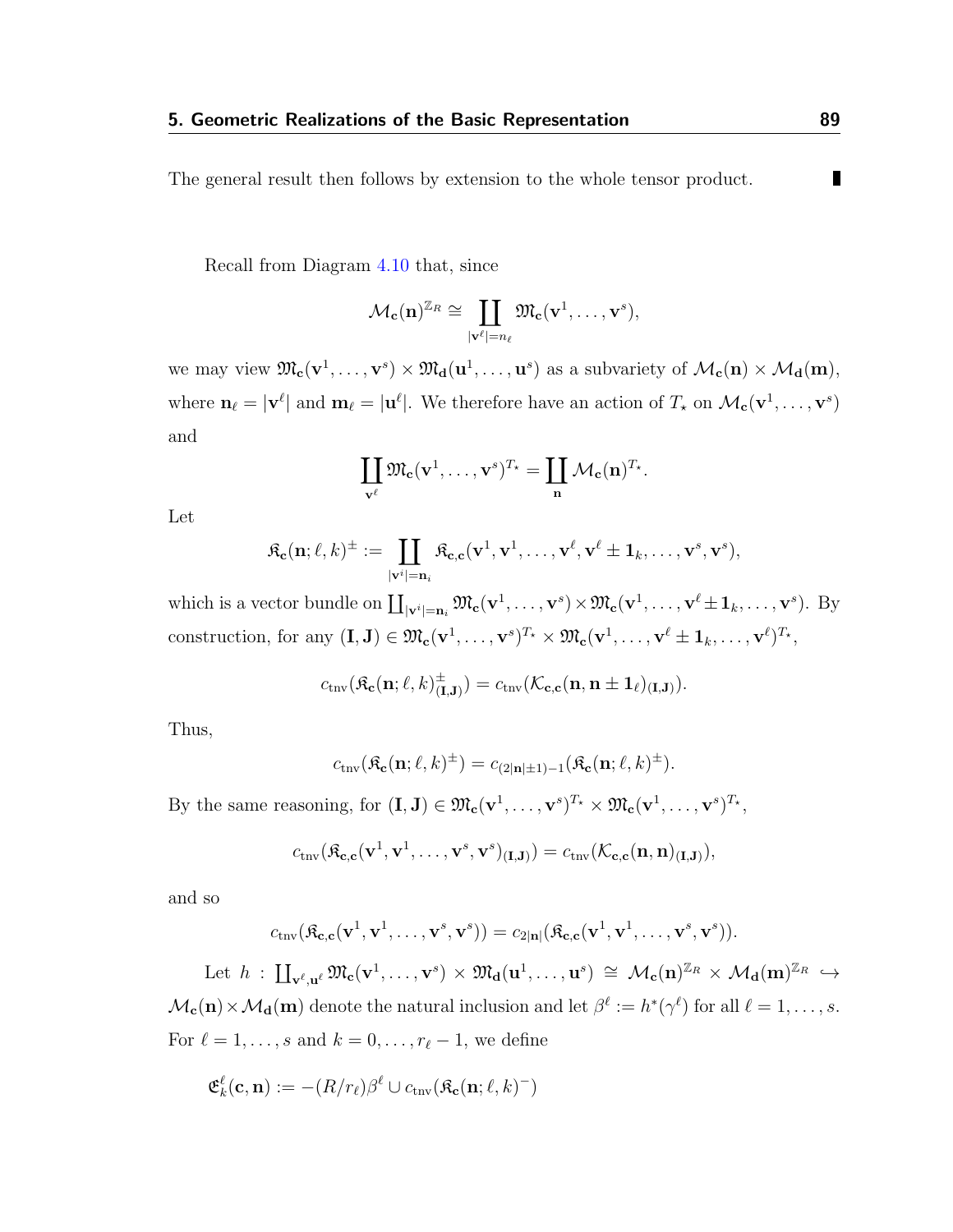The general result then follows by extension to the whole tensor product. ∎

Recall from Diagram 4.10 that, since

$$\mathcal{M}_{\mathbf{c}}(\mathbf{n})^{\mathbb{Z}_R} \cong \coprod_{|\mathbf{v}^\ell| = n_\ell} \mathfrak{M}_{\mathbf{c}}(\mathbf{v}^1, \ldots, \mathbf{v}^s),$$

we may view $\mathfrak{M}_{\mathbf{c}}(\mathbf{v}^1, \ldots, \mathbf{v}^s) \times \mathfrak{M}_{\mathbf{d}}(\mathbf{u}^1, \ldots, \mathbf{u}^s)$ as a subvariety of $\mathcal{M}_{\mathbf{c}}(\mathbf{n}) \times \mathcal{M}_{\mathbf{d}}(\mathbf{m})$, where $\mathbf{n}_\ell = |\mathbf{v}^\ell|$ and $\mathbf{m}_\ell = |\mathbf{u}^\ell|$. We therefore have an action of $T_\star$ on $\mathcal{M}_{\mathbf{c}}(\mathbf{v}^1, \ldots, \mathbf{v}^s)$ and

$$\coprod_{\mathbf{v}^\ell} \mathfrak{M}_{\mathbf{c}}(\mathbf{v}^1, \ldots, \mathbf{v}^s)^{T_\star} = \coprod_{\mathbf{n}} \mathcal{M}_{\mathbf{c}}(\mathbf{n})^{T_\star}.$$

Let

$$\mathfrak{K}_{\mathbf{c}}(\mathbf{n}; \ell, k)^{\pm} := \coprod_{|\mathbf{v}^i| = \mathbf{n}_i} \mathfrak{K}_{\mathbf{c},\mathbf{c}}(\mathbf{v}^1, \mathbf{v}^1, \ldots, \mathbf{v}^\ell, \mathbf{v}^\ell \pm \mathbf{1}_k, \ldots, \mathbf{v}^s, \mathbf{v}^s),$$

which is a vector bundle on $\coprod_{|\mathbf{v}^i| = \mathbf{n}_i} \mathfrak{M}_{\mathbf{c}}(\mathbf{v}^1, \ldots, \mathbf{v}^s) \times \mathfrak{M}_{\mathbf{c}}(\mathbf{v}^1, \ldots, \mathbf{v}^\ell \pm \mathbf{1}_k, \ldots, \mathbf{v}^s)$. By construction, for any $(\mathbf{I}, \mathbf{J}) \in \mathfrak{M}_{\mathbf{c}}(\mathbf{v}^1, \ldots, \mathbf{v}^s)^{T_\star} \times \mathfrak{M}_{\mathbf{c}}(\mathbf{v}^1, \ldots, \mathbf{v}^\ell \pm \mathbf{1}_k, \ldots, \mathbf{v}^\ell)^{T_\star}$,

$$c_{\mathrm{tnv}}(\mathfrak{K}_{\mathbf{c}}(\mathbf{n}; \ell, k)^{\pm}_{(\mathbf{I},\mathbf{J})}) = c_{\mathrm{tnv}}(\mathcal{K}_{\mathbf{c},\mathbf{c}}(\mathbf{n}, \mathbf{n} \pm \mathbf{1}_\ell)_{(\mathbf{I},\mathbf{J})}).$$

Thus,

$$c_{\mathrm{tnv}}(\mathfrak{K}_{\mathbf{c}}(\mathbf{n}; \ell, k)^{\pm}) = c_{(2|\mathbf{n}| \pm 1) - 1}(\mathfrak{K}_{\mathbf{c}}(\mathbf{n}; \ell, k)^{\pm}).$$

By the same reasoning, for $(\mathbf{I}, \mathbf{J}) \in \mathfrak{M}_{\mathbf{c}}(\mathbf{v}^1, \ldots, \mathbf{v}^s)^{T_\star} \times \mathfrak{M}_{\mathbf{c}}(\mathbf{v}^1, \ldots, \mathbf{v}^s)^{T_\star}$,

$$c_{\mathrm{tnv}}(\mathfrak{K}_{\mathbf{c},\mathbf{c}}(\mathbf{v}^1, \mathbf{v}^1, \ldots, \mathbf{v}^s, \mathbf{v}^s)_{(\mathbf{I},\mathbf{J})}) = c_{\mathrm{tnv}}(\mathcal{K}_{\mathbf{c},\mathbf{c}}(\mathbf{n}, \mathbf{n})_{(\mathbf{I},\mathbf{J})}),$$

and so

$$c_{\mathrm{tnv}}(\mathfrak{K}_{\mathbf{c},\mathbf{c}}(\mathbf{v}^1, \mathbf{v}^1, \ldots, \mathbf{v}^s, \mathbf{v}^s)) = c_{2|\mathbf{n}|}(\mathfrak{K}_{\mathbf{c},\mathbf{c}}(\mathbf{v}^1, \mathbf{v}^1, \ldots, \mathbf{v}^s, \mathbf{v}^s)).$$

Let $h : \coprod_{\mathbf{v}^\ell, \mathbf{u}^\ell} \mathfrak{M}_{\mathbf{c}}(\mathbf{v}^1, \ldots, \mathbf{v}^s) \times \mathfrak{M}_{\mathbf{d}}(\mathbf{u}^1, \ldots, \mathbf{u}^s) \cong \mathcal{M}_{\mathbf{c}}(\mathbf{n})^{\mathbb{Z}_R} \times \mathcal{M}_{\mathbf{d}}(\mathbf{m})^{\mathbb{Z}_R} \hookrightarrow \mathcal{M}_{\mathbf{c}}(\mathbf{n}) \times \mathcal{M}_{\mathbf{d}}(\mathbf{m})$ denote the natural inclusion and let $\beta^\ell := h^*(\gamma^\ell)$ for all $\ell = 1, \ldots, s$. For $\ell = 1, \ldots, s$ and $k = 0, \ldots, r_\ell - 1$, we define

$$\mathfrak{E}^\ell_k(\mathbf{c}, \mathbf{n}) := -(R/r_\ell)\beta^\ell \cup c_{\mathrm{tnv}}(\mathfrak{K}_{\mathbf{c}}(\mathbf{n}; \ell, k)^-)$$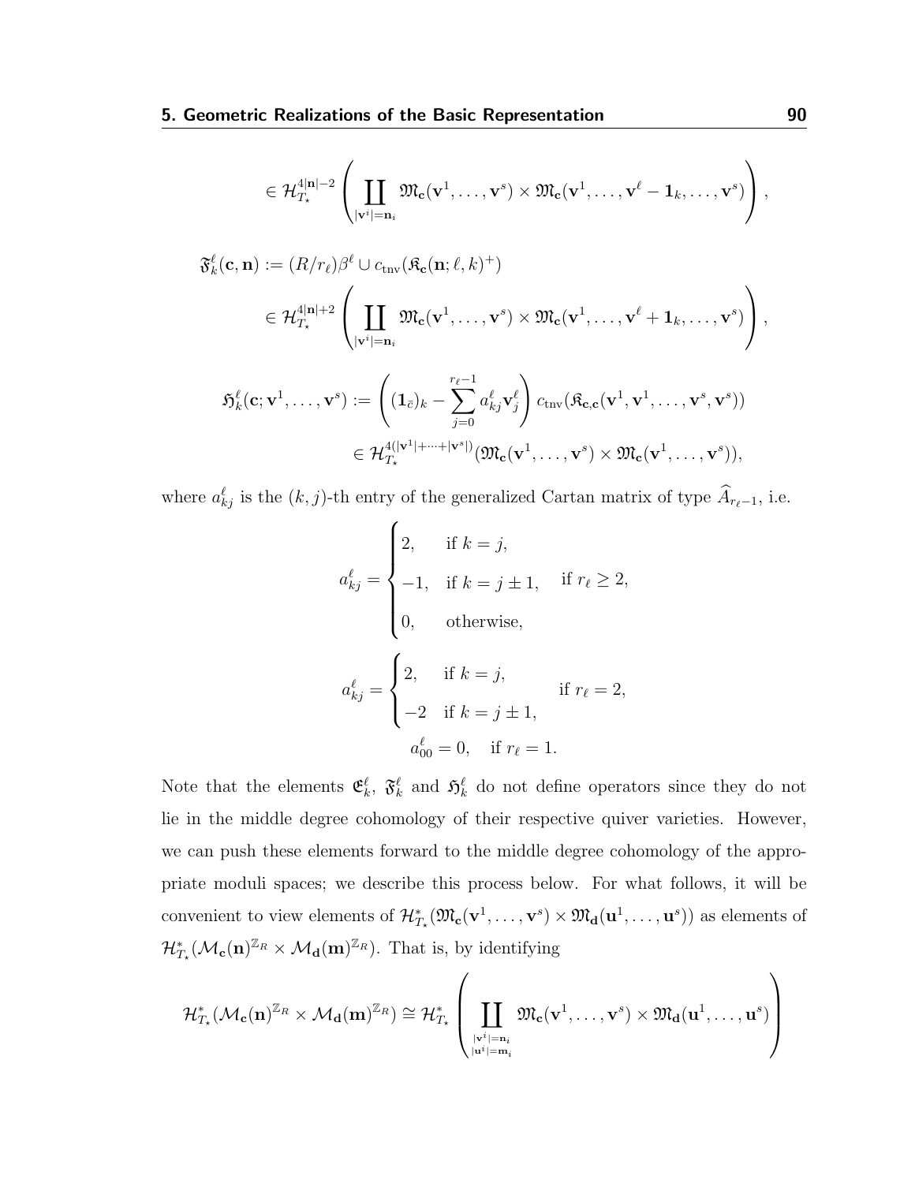$$\in \mathcal{H}^{4|\mathbf{n}|-2}_{T_\star}\left(\coprod_{|\mathbf{v}^i|=\mathbf{n}_i} \mathfrak{M}_{\mathbf{c}}(\mathbf{v}^1,\ldots,\mathbf{v}^s)\times \mathfrak{M}_{\mathbf{c}}(\mathbf{v}^1,\ldots,\mathbf{v}^\ell - \mathbf{1}_k,\ldots,\mathbf{v}^s)\right),$$

$$\begin{aligned}
\mathfrak{F}^\ell_k(\mathbf{c},\mathbf{n}) &:= (R/r_\ell)\beta^\ell \cup c_{\text{tnv}}(\mathfrak{K}_{\mathbf{c}}(\mathbf{n};\ell,k)^+) \\
&\in \mathcal{H}^{4|\mathbf{n}|+2}_{T_\star}\left(\coprod_{|\mathbf{v}^i|=\mathbf{n}_i} \mathfrak{M}_{\mathbf{c}}(\mathbf{v}^1,\ldots,\mathbf{v}^s)\times \mathfrak{M}_{\mathbf{c}}(\mathbf{v}^1,\ldots,\mathbf{v}^\ell + \mathbf{1}_k,\ldots,\mathbf{v}^s)\right),
\end{aligned}$$

$$\begin{aligned}
\mathfrak{H}^\ell_k(\mathbf{c};\mathbf{v}^1,\ldots,\mathbf{v}^s) &:= \left((\mathbf{1}_{\bar{c}})_k - \sum_{j=0}^{r_\ell-1} a^\ell_{kj}\mathbf{v}^\ell_j\right) c_{\text{tnv}}(\mathfrak{K}_{\mathbf{c},\mathbf{c}}(\mathbf{v}^1,\mathbf{v}^1,\ldots,\mathbf{v}^s,\mathbf{v}^s)) \\
&\in \mathcal{H}^{4(|\mathbf{v}^1|+\cdots+|\mathbf{v}^s|)}_{T_\star}(\mathfrak{M}_{\mathbf{c}}(\mathbf{v}^1,\ldots,\mathbf{v}^s)\times \mathfrak{M}_{\mathbf{c}}(\mathbf{v}^1,\ldots,\mathbf{v}^s)),
\end{aligned}$$

where $a^\ell_{kj}$ is the $(k,j)$-th entry of the generalized Cartan matrix of type $\widehat{A}_{r_\ell-1}$, i.e.

$$a^\ell_{kj} = \begin{cases} 2, & \text{if } k=j, \\ -1, & \text{if } k = j\pm 1, \\ 0, & \text{otherwise,} \end{cases} \quad \text{if } r_\ell \geq 2,$$

$$a^\ell_{kj} = \begin{cases} 2, & \text{if } k=j, \\ -2 & \text{if } k = j\pm 1, \end{cases} \quad \text{if } r_\ell = 2,$$

$$a^\ell_{00} = 0, \quad \text{if } r_\ell = 1.$$

Note that the elements $\mathfrak{E}^\ell_k$, $\mathfrak{F}^\ell_k$ and $\mathfrak{H}^\ell_k$ do not define operators since they do not lie in the middle degree cohomology of their respective quiver varieties. However, we can push these elements forward to the middle degree cohomology of the appropriate moduli spaces; we describe this process below. For what follows, it will be convenient to view elements of $\mathcal{H}^*_{T_\star}(\mathfrak{M}_{\mathbf{c}}(\mathbf{v}^1,\ldots,\mathbf{v}^s)\times\mathfrak{M}_{\mathbf{d}}(\mathbf{u}^1,\ldots,\mathbf{u}^s))$ as elements of $\mathcal{H}^*_{T_\star}(\mathcal{M}_{\mathbf{c}}(\mathbf{n})^{\mathbb{Z}_R}\times\mathcal{M}_{\mathbf{d}}(\mathbf{m})^{\mathbb{Z}_R})$. That is, by identifying

$$\mathcal{H}^*_{T_\star}(\mathcal{M}_{\mathbf{c}}(\mathbf{n})^{\mathbb{Z}_R}\times\mathcal{M}_{\mathbf{d}}(\mathbf{m})^{\mathbb{Z}_R}) \cong \mathcal{H}^*_{T_\star}\left(\coprod_{\substack{|\mathbf{v}^i|=\mathbf{n}_i \\ |\mathbf{u}^i|=\mathbf{m}_i}} \mathfrak{M}_{\mathbf{c}}(\mathbf{v}^1,\ldots,\mathbf{v}^s)\times\mathfrak{M}_{\mathbf{d}}(\mathbf{u}^1,\ldots,\mathbf{u}^s)\right)$$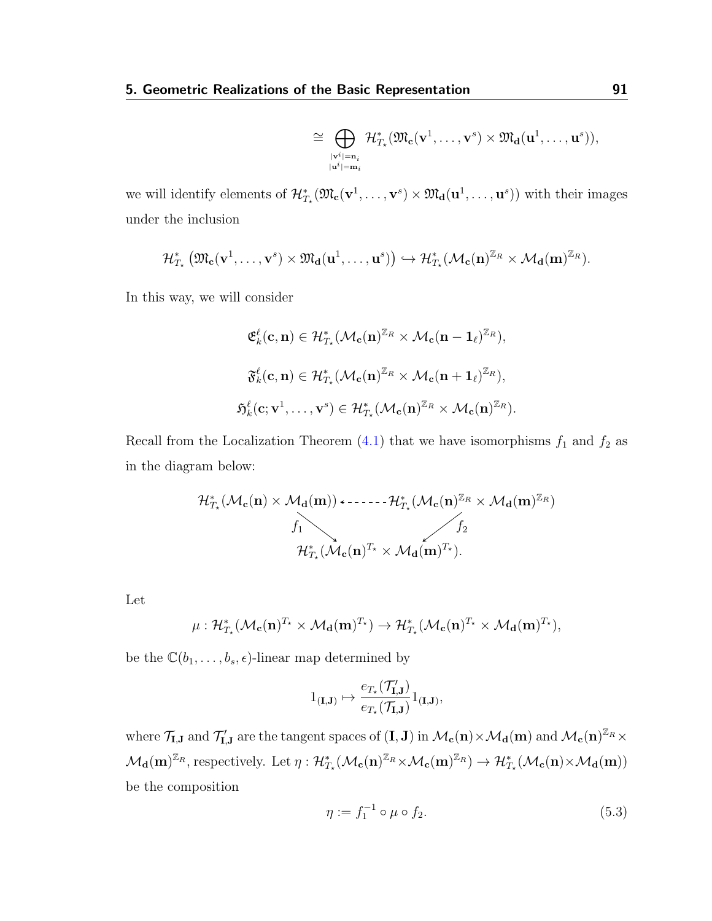$$\cong \bigoplus_{\substack{|\mathbf{v}^i|=\mathbf{n}_i \\ |\mathbf{u}^i|=\mathbf{m}_i}} \mathcal{H}^*_{T_\star}(\mathfrak{M}_{\mathbf{c}}(\mathbf{v}^1,\ldots,\mathbf{v}^s)\times\mathfrak{M}_{\mathbf{d}}(\mathbf{u}^1,\ldots,\mathbf{u}^s)),$$

we will identify elements of $\mathcal{H}^*_{T_\star}(\mathfrak{M}_{\mathbf{c}}(\mathbf{v}^1,\ldots,\mathbf{v}^s)\times\mathfrak{M}_{\mathbf{d}}(\mathbf{u}^1,\ldots,\mathbf{u}^s))$ with their images under the inclusion

$$\mathcal{H}^*_{T_\star}\left(\mathfrak{M}_{\mathbf{c}}(\mathbf{v}^1,\ldots,\mathbf{v}^s)\times\mathfrak{M}_{\mathbf{d}}(\mathbf{u}^1,\ldots,\mathbf{u}^s)\right)\hookrightarrow \mathcal{H}^*_{T_\star}(\mathcal{M}_{\mathbf{c}}(\mathbf{n})^{\mathbb{Z}_R}\times\mathcal{M}_{\mathbf{d}}(\mathbf{m})^{\mathbb{Z}_R}).$$

In this way, we will consider

$$\mathfrak{E}^\ell_k(\mathbf{c},\mathbf{n})\in\mathcal{H}^*_{T_\star}(\mathcal{M}_{\mathbf{c}}(\mathbf{n})^{\mathbb{Z}_R}\times\mathcal{M}_{\mathbf{c}}(\mathbf{n}-\mathbf{1}_\ell)^{\mathbb{Z}_R}),$$

$$\mathfrak{F}^\ell_k(\mathbf{c},\mathbf{n})\in\mathcal{H}^*_{T_\star}(\mathcal{M}_{\mathbf{c}}(\mathbf{n})^{\mathbb{Z}_R}\times\mathcal{M}_{\mathbf{c}}(\mathbf{n}+\mathbf{1}_\ell)^{\mathbb{Z}_R}),$$

$$\mathfrak{H}^\ell_k(\mathbf{c};\mathbf{v}^1,\ldots,\mathbf{v}^s)\in\mathcal{H}^*_{T_\star}(\mathcal{M}_{\mathbf{c}}(\mathbf{n})^{\mathbb{Z}_R}\times\mathcal{M}_{\mathbf{c}}(\mathbf{n})^{\mathbb{Z}_R}).$$

Recall from the Localization Theorem (4.1) that we have isomorphisms $f_1$ and $f_2$ as in the diagram below:

$$\begin{array}{ccc}
\mathcal{H}^*_{T_\star}(\mathcal{M}_{\mathbf{c}}(\mathbf{n})\times\mathcal{M}_{\mathbf{d}}(\mathbf{m})) & \dashleftarrow & \mathcal{H}^*_{T_\star}(\mathcal{M}_{\mathbf{c}}(\mathbf{n})^{\mathbb{Z}_R}\times\mathcal{M}_{\mathbf{d}}(\mathbf{m})^{\mathbb{Z}_R}) \\
{\scriptstyle f_1}\searrow & & \swarrow{\scriptstyle f_2} \\
& \mathcal{H}^*_{T_\star}(\mathcal{M}_{\mathbf{c}}(\mathbf{n})^{T_\star}\times\mathcal{M}_{\mathbf{d}}(\mathbf{m})^{T_\star}). &
\end{array}$$

Let

$$\mu:\mathcal{H}^*_{T_\star}(\mathcal{M}_{\mathbf{c}}(\mathbf{n})^{T_\star}\times\mathcal{M}_{\mathbf{d}}(\mathbf{m})^{T_\star})\to\mathcal{H}^*_{T_\star}(\mathcal{M}_{\mathbf{c}}(\mathbf{n})^{T_\star}\times\mathcal{M}_{\mathbf{d}}(\mathbf{m})^{T_\star}),$$

be the $\mathbb{C}(b_1,\ldots,b_s,\epsilon)$-linear map determined by

$$1_{(\mathbf{I},\mathbf{J})}\mapsto\frac{e_{T_\star}(\mathcal{T}'_{\mathbf{I},\mathbf{J}})}{e_{T_\star}(\mathcal{T}_{\mathbf{I},\mathbf{J}})}1_{(\mathbf{I},\mathbf{J})},$$

where $\mathcal{T}_{\mathbf{I},\mathbf{J}}$ and $\mathcal{T}'_{\mathbf{I},\mathbf{J}}$ are the tangent spaces of $(\mathbf{I},\mathbf{J})$ in $\mathcal{M}_{\mathbf{c}}(\mathbf{n})\times\mathcal{M}_{\mathbf{d}}(\mathbf{m})$ and $\mathcal{M}_{\mathbf{c}}(\mathbf{n})^{\mathbb{Z}_R}\times\mathcal{M}_{\mathbf{d}}(\mathbf{m})^{\mathbb{Z}_R}$, respectively. Let $\eta:\mathcal{H}^*_{T_\star}(\mathcal{M}_{\mathbf{c}}(\mathbf{n})^{\mathbb{Z}_R}\times\mathcal{M}_{\mathbf{c}}(\mathbf{m})^{\mathbb{Z}_R})\to\mathcal{H}^*_{T_\star}(\mathcal{M}_{\mathbf{c}}(\mathbf{n})\times\mathcal{M}_{\mathbf{d}}(\mathbf{m}))$ be the composition

$$\eta := f_1^{-1}\circ\mu\circ f_2. \tag{5.3}$$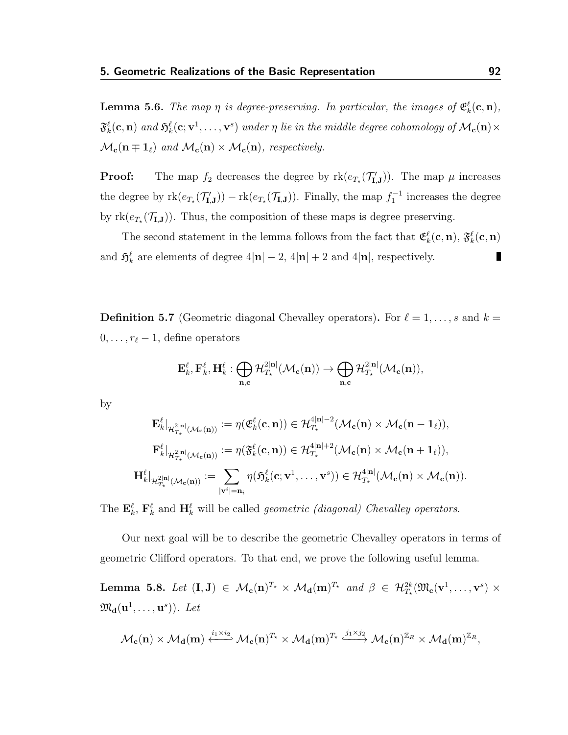**Lemma 5.6.** *The map $\eta$ is degree-preserving. In particular, the images of $\mathfrak{E}_k^\ell(\mathbf{c}, \mathbf{n})$, $\mathfrak{F}_k^\ell(\mathbf{c}, \mathbf{n})$ and $\mathfrak{H}_k^\ell(\mathbf{c}; \mathbf{v}^1, \ldots, \mathbf{v}^s)$ under $\eta$ lie in the middle degree cohomology of $\mathcal{M}_\mathbf{c}(\mathbf{n}) \times \mathcal{M}_\mathbf{c}(\mathbf{n} \mp \mathbf{1}_\ell)$ and $\mathcal{M}_\mathbf{c}(\mathbf{n}) \times \mathcal{M}_\mathbf{c}(\mathbf{n})$, respectively.*

**Proof:** The map $f_2$ decreases the degree by $\mathrm{rk}(e_{T_\star}(\mathcal{T}'_{\mathbf{I},\mathbf{J}}))$. The map $\mu$ increases the degree by $\mathrm{rk}(e_{T_\star}(\mathcal{T}'_{\mathbf{I},\mathbf{J}})) - \mathrm{rk}(e_{T_\star}(\mathcal{T}_{\mathbf{I},\mathbf{J}}))$. Finally, the map $f_1^{-1}$ increases the degree by $\mathrm{rk}(e_{T_\star}(\mathcal{T}_{\mathbf{I},\mathbf{J}}))$. Thus, the composition of these maps is degree preserving.

The second statement in the lemma follows from the fact that $\mathfrak{E}_k^\ell(\mathbf{c}, \mathbf{n})$, $\mathfrak{F}_k^\ell(\mathbf{c}, \mathbf{n})$ and $\mathfrak{H}_k^\ell$ are elements of degree $4|\mathbf{n}| - 2$, $4|\mathbf{n}| + 2$ and $4|\mathbf{n}|$, respectively. ∎

**Definition 5.7** (Geometric diagonal Chevalley operators)**.** For $\ell = 1, \ldots, s$ and $k = 0, \ldots, r_\ell - 1$, define operators

$$\mathbf{E}_k^\ell, \mathbf{F}_k^\ell, \mathbf{H}_k^\ell : \bigoplus_{\mathbf{n},\mathbf{c}} \mathcal{H}_{T_\star}^{2|\mathbf{n}|}(\mathcal{M}_\mathbf{c}(\mathbf{n})) \to \bigoplus_{\mathbf{n},\mathbf{c}} \mathcal{H}_{T_\star}^{2|\mathbf{n}|}(\mathcal{M}_\mathbf{c}(\mathbf{n})),$$

by

$$\mathbf{E}_k^\ell|_{\mathcal{H}_{T_\star}^{2|\mathbf{n}|}(\mathcal{M}_\mathbf{c}(\mathbf{n}))} := \eta(\mathfrak{E}_k^\ell(\mathbf{c}, \mathbf{n})) \in \mathcal{H}_{T_\star}^{4|\mathbf{n}|-2}(\mathcal{M}_\mathbf{c}(\mathbf{n}) \times \mathcal{M}_\mathbf{c}(\mathbf{n} - \mathbf{1}_\ell)),$$

$$\mathbf{F}_k^\ell|_{\mathcal{H}_{T_\star}^{2|\mathbf{n}|}(\mathcal{M}_\mathbf{c}(\mathbf{n}))} := \eta(\mathfrak{F}_k^\ell(\mathbf{c}, \mathbf{n})) \in \mathcal{H}_{T_\star}^{4|\mathbf{n}|+2}(\mathcal{M}_\mathbf{c}(\mathbf{n}) \times \mathcal{M}_\mathbf{c}(\mathbf{n} + \mathbf{1}_\ell)),$$

$$\mathbf{H}_k^\ell|_{\mathcal{H}_{T_\star}^{2|\mathbf{n}|}(\mathcal{M}_\mathbf{c}(\mathbf{n}))} := \sum_{|\mathbf{v}^i| = \mathbf{n}_i} \eta(\mathfrak{H}_k^\ell(\mathbf{c}; \mathbf{v}^1, \ldots, \mathbf{v}^s)) \in \mathcal{H}_{T_\star}^{4|\mathbf{n}|}(\mathcal{M}_\mathbf{c}(\mathbf{n}) \times \mathcal{M}_\mathbf{c}(\mathbf{n})).$$

The $\mathbf{E}_k^\ell$, $\mathbf{F}_k^\ell$ and $\mathbf{H}_k^\ell$ will be called *geometric (diagonal) Chevalley operators*.

Our next goal will be to describe the geometric Chevalley operators in terms of geometric Clifford operators. To that end, we prove the following useful lemma.

**Lemma 5.8.** *Let $(\mathbf{I}, \mathbf{J}) \in \mathcal{M}_\mathbf{c}(\mathbf{n})^{T_\star} \times \mathcal{M}_\mathbf{d}(\mathbf{m})^{T_\star}$ and $\beta \in \mathcal{H}_{T_\star}^{2k}(\mathfrak{M}_\mathbf{c}(\mathbf{v}^1, \ldots, \mathbf{v}^s) \times \mathfrak{M}_\mathbf{d}(\mathbf{u}^1, \ldots, \mathbf{u}^s))$. Let*

$$\mathcal{M}_\mathbf{c}(\mathbf{n}) \times \mathcal{M}_\mathbf{d}(\mathbf{m}) \xleftarrow{i_1 \times i_2} \mathcal{M}_\mathbf{c}(\mathbf{n})^{T_\star} \times \mathcal{M}_\mathbf{d}(\mathbf{m})^{T_\star} \xrightarrow{j_1 \times j_2} \mathcal{M}_\mathbf{c}(\mathbf{n})^{\mathbb{Z}_R} \times \mathcal{M}_\mathbf{d}(\mathbf{m})^{\mathbb{Z}_R},$$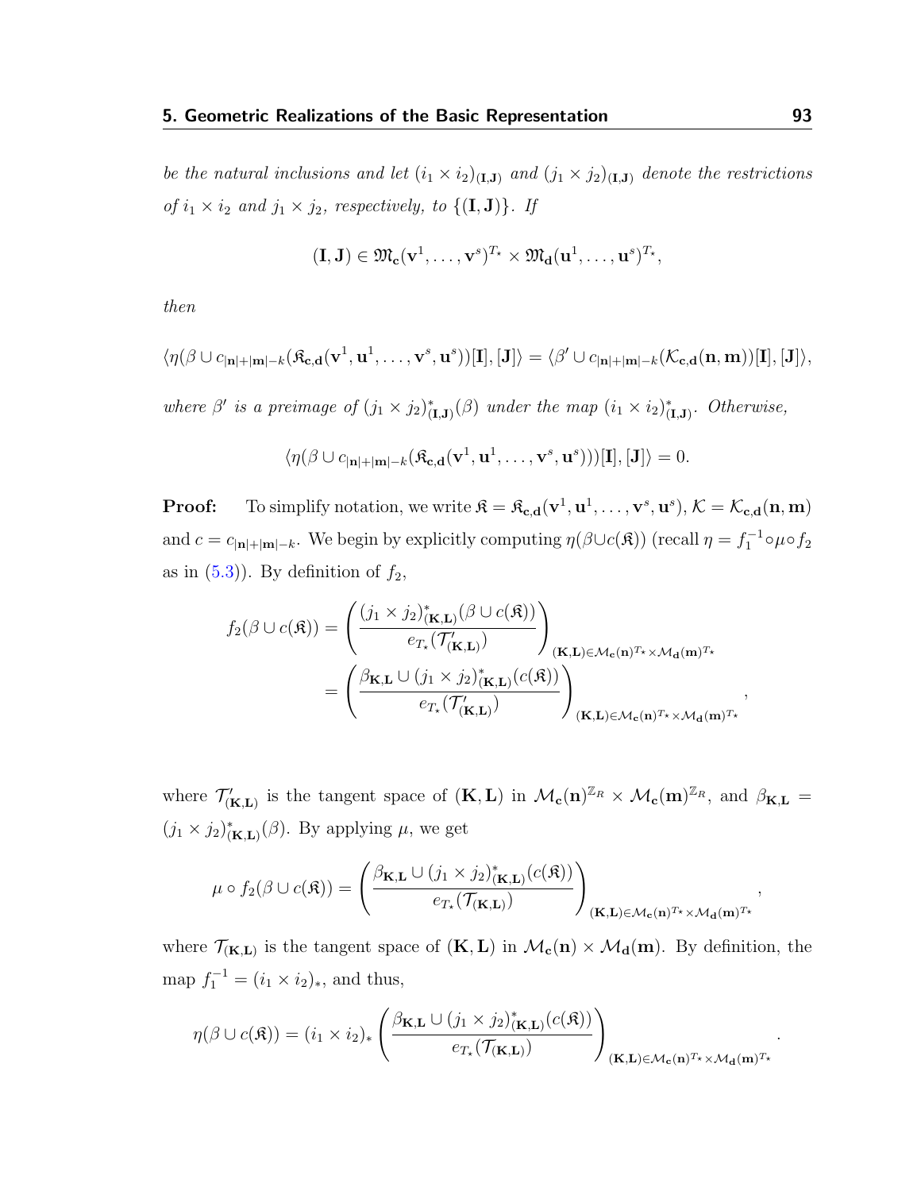*be the natural inclusions and let $(i_1 \times i_2)_{(\mathbf{I},\mathbf{J})}$ and $(j_1 \times j_2)_{(\mathbf{I},\mathbf{J})}$ denote the restrictions of $i_1 \times i_2$ and $j_1 \times j_2$, respectively, to $\{(\mathbf{I},\mathbf{J})\}$. If*

$$(\mathbf{I},\mathbf{J}) \in \mathfrak{M}_{\mathbf{c}}(\mathbf{v}^1,\ldots,\mathbf{v}^s)^{T_\star} \times \mathfrak{M}_{\mathbf{d}}(\mathbf{u}^1,\ldots,\mathbf{u}^s)^{T_\star},$$

*then*

$$\langle \eta(\beta \cup c_{|\mathbf{n}|+|\mathbf{m}|-k}(\mathfrak{K}_{\mathbf{c},\mathbf{d}}(\mathbf{v}^1,\mathbf{u}^1,\ldots,\mathbf{v}^s,\mathbf{u}^s))[\mathbf{I}],[\mathbf{J}]\rangle = \langle \beta' \cup c_{|\mathbf{n}|+|\mathbf{m}|-k}(\mathcal{K}_{\mathbf{c},\mathbf{d}}(\mathbf{n},\mathbf{m}))[\mathbf{I}],[\mathbf{J}]\rangle,$$

*where $\beta'$ is a preimage of $(j_1 \times j_2)^*_{(\mathbf{I},\mathbf{J})}(\beta)$ under the map $(i_1 \times i_2)^*_{(\mathbf{I},\mathbf{J})}$. Otherwise,*

$$\langle \eta(\beta \cup c_{|\mathbf{n}|+|\mathbf{m}|-k}(\mathfrak{K}_{\mathbf{c},\mathbf{d}}(\mathbf{v}^1,\mathbf{u}^1,\ldots,\mathbf{v}^s,\mathbf{u}^s)))[\mathbf{I}],[\mathbf{J}]\rangle = 0.$$

**Proof:** To simplify notation, we write $\mathfrak{K} = \mathfrak{K}_{\mathbf{c},\mathbf{d}}(\mathbf{v}^1,\mathbf{u}^1,\ldots,\mathbf{v}^s,\mathbf{u}^s)$, $\mathcal{K} = \mathcal{K}_{\mathbf{c},\mathbf{d}}(\mathbf{n},\mathbf{m})$ and $c = c_{|\mathbf{n}|+|\mathbf{m}|-k}$. We begin by explicitly computing $\eta(\beta \cup c(\mathfrak{K}))$ (recall $\eta = f_1^{-1} \circ \mu \circ f_2$ as in (5.3)). By definition of $f_2$,

$$\begin{aligned} f_2(\beta \cup c(\mathfrak{K})) &= \left( \frac{(j_1 \times j_2)^*_{(\mathbf{K},\mathbf{L})}(\beta \cup c(\mathfrak{K}))}{e_{T_\star}(\mathcal{T}'_{(\mathbf{K},\mathbf{L})})} \right)_{(\mathbf{K},\mathbf{L}) \in \mathcal{M}_{\mathbf{c}}(\mathbf{n})^{T_\star} \times \mathcal{M}_{\mathbf{d}}(\mathbf{m})^{T_\star}} \\ &= \left( \frac{\beta_{\mathbf{K},\mathbf{L}} \cup (j_1 \times j_2)^*_{(\mathbf{K},\mathbf{L})}(c(\mathfrak{K}))}{e_{T_\star}(\mathcal{T}'_{(\mathbf{K},\mathbf{L})})} \right)_{(\mathbf{K},\mathbf{L}) \in \mathcal{M}_{\mathbf{c}}(\mathbf{n})^{T_\star} \times \mathcal{M}_{\mathbf{d}}(\mathbf{m})^{T_\star}}, \end{aligned}$$

where $\mathcal{T}'_{(\mathbf{K},\mathbf{L})}$ is the tangent space of $(\mathbf{K},\mathbf{L})$ in $\mathcal{M}_{\mathbf{c}}(\mathbf{n})^{\mathbb{Z}_R} \times \mathcal{M}_{\mathbf{c}}(\mathbf{m})^{\mathbb{Z}_R}$, and $\beta_{\mathbf{K},\mathbf{L}} = (j_1 \times j_2)^*_{(\mathbf{K},\mathbf{L})}(\beta)$. By applying $\mu$, we get

$$\mu \circ f_2(\beta \cup c(\mathfrak{K})) = \left( \frac{\beta_{\mathbf{K},\mathbf{L}} \cup (j_1 \times j_2)^*_{(\mathbf{K},\mathbf{L})}(c(\mathfrak{K}))}{e_{T_\star}(\mathcal{T}_{(\mathbf{K},\mathbf{L})})} \right)_{(\mathbf{K},\mathbf{L}) \in \mathcal{M}_{\mathbf{c}}(\mathbf{n})^{T_\star} \times \mathcal{M}_{\mathbf{d}}(\mathbf{m})^{T_\star}},$$

where $\mathcal{T}_{(\mathbf{K},\mathbf{L})}$ is the tangent space of $(\mathbf{K},\mathbf{L})$ in $\mathcal{M}_{\mathbf{c}}(\mathbf{n}) \times \mathcal{M}_{\mathbf{d}}(\mathbf{m})$. By definition, the map $f_1^{-1} = (i_1 \times i_2)_*$, and thus,

$$\eta(\beta \cup c(\mathfrak{K})) = (i_1 \times i_2)_* \left( \frac{\beta_{\mathbf{K},\mathbf{L}} \cup (j_1 \times j_2)^*_{(\mathbf{K},\mathbf{L})}(c(\mathfrak{K}))}{e_{T_\star}(\mathcal{T}_{(\mathbf{K},\mathbf{L})})} \right)_{(\mathbf{K},\mathbf{L}) \in \mathcal{M}_{\mathbf{c}}(\mathbf{n})^{T_\star} \times \mathcal{M}_{\mathbf{d}}(\mathbf{m})^{T_\star}}.$$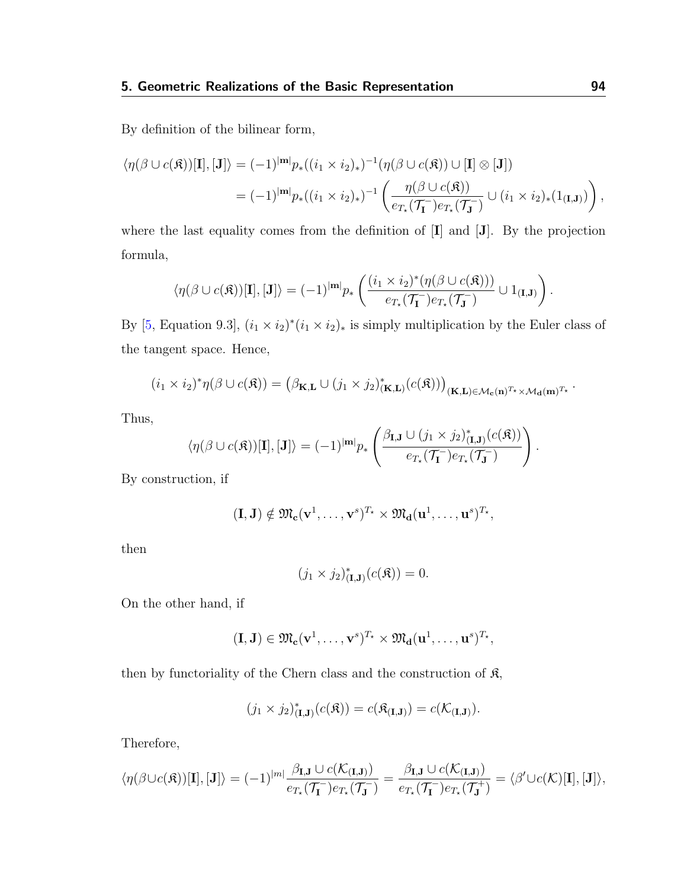By definition of the bilinear form,

$$
\begin{aligned}
\langle \eta(\beta \cup c(\mathfrak{K}))[\mathbf{I}], [\mathbf{J}]\rangle &= (-1)^{|\mathbf{m}|} p_*((i_1 \times i_2)_*)^{-1}(\eta(\beta \cup c(\mathfrak{K})) \cup [\mathbf{I}] \otimes [\mathbf{J}]) \\
&= (-1)^{|\mathbf{m}|} p_*((i_1 \times i_2)_*)^{-1} \left( \frac{\eta(\beta \cup c(\mathfrak{K}))}{e_{T_\star}(\mathcal{T}_{\mathbf{I}}^-) e_{T_\star}(\mathcal{T}_{\mathbf{J}}^-)} \cup (i_1 \times i_2)_*(1_{(\mathbf{I},\mathbf{J})}) \right),
\end{aligned}
$$

where the last equality comes from the definition of $[\mathbf{I}]$ and $[\mathbf{J}]$. By the projection formula,

$$
\langle \eta(\beta \cup c(\mathfrak{K}))[\mathbf{I}], [\mathbf{J}]\rangle = (-1)^{|\mathbf{m}|} p_* \left( \frac{(i_1 \times i_2)^*(\eta(\beta \cup c(\mathfrak{K})))}{e_{T_\star}(\mathcal{T}_{\mathbf{I}}^-) e_{T_\star}(\mathcal{T}_{\mathbf{J}}^-)} \cup 1_{(\mathbf{I},\mathbf{J})} \right).
$$

By [5, Equation 9.3], $(i_1 \times i_2)^*(i_1 \times i_2)_*$ is simply multiplication by the Euler class of the tangent space. Hence,

$$
(i_1 \times i_2)^* \eta(\beta \cup c(\mathfrak{K})) = \left( \beta_{\mathbf{K},\mathbf{L}} \cup (j_1 \times j_2)^*_{(\mathbf{K},\mathbf{L})}(c(\mathfrak{K})) \right)_{(\mathbf{K},\mathbf{L}) \in \mathcal{M}_{\mathbf{c}}(\mathbf{n})^{T_\star} \times \mathcal{M}_{\mathbf{d}}(\mathbf{m})^{T_\star}}.
$$

Thus,

$$
\langle \eta(\beta \cup c(\mathfrak{K}))[\mathbf{I}], [\mathbf{J}]\rangle = (-1)^{|\mathbf{m}|} p_* \left( \frac{\beta_{\mathbf{I},\mathbf{J}} \cup (j_1 \times j_2)^*_{(\mathbf{I},\mathbf{J})}(c(\mathfrak{K}))}{e_{T_\star}(\mathcal{T}_{\mathbf{I}}^-) e_{T_\star}(\mathcal{T}_{\mathbf{J}}^-)} \right).
$$

By construction, if

$$
(\mathbf{I}, \mathbf{J}) \notin \mathfrak{M}_{\mathbf{c}}(\mathbf{v}^1, \ldots, \mathbf{v}^s)^{T_\star} \times \mathfrak{M}_{\mathbf{d}}(\mathbf{u}^1, \ldots, \mathbf{u}^s)^{T_\star},
$$

then

$$
(j_1 \times j_2)^*_{(\mathbf{I},\mathbf{J})}(c(\mathfrak{K})) = 0.
$$

On the other hand, if

$$
(\mathbf{I}, \mathbf{J}) \in \mathfrak{M}_{\mathbf{c}}(\mathbf{v}^1, \ldots, \mathbf{v}^s)^{T_\star} \times \mathfrak{M}_{\mathbf{d}}(\mathbf{u}^1, \ldots, \mathbf{u}^s)^{T_\star},
$$

then by functoriality of the Chern class and the construction of $\mathfrak{K}$,

$$
(j_1 \times j_2)^*_{(\mathbf{I},\mathbf{J})}(c(\mathfrak{K})) = c(\mathfrak{K}_{(\mathbf{I},\mathbf{J})}) = c(\mathcal{K}_{(\mathbf{I},\mathbf{J})}).
$$

Therefore,

$$
\langle \eta(\beta \cup c(\mathfrak{K}))[\mathbf{I}], [\mathbf{J}]\rangle = (-1)^{|m|} \frac{\beta_{\mathbf{I},\mathbf{J}} \cup c(\mathcal{K}_{(\mathbf{I},\mathbf{J})})}{e_{T_\star}(\mathcal{T}_{\mathbf{I}}^-) e_{T_\star}(\mathcal{T}_{\mathbf{J}}^-)} = \frac{\beta_{\mathbf{I},\mathbf{J}} \cup c(\mathcal{K}_{(\mathbf{I},\mathbf{J})})}{e_{T_\star}(\mathcal{T}_{\mathbf{I}}^-) e_{T_\star}(\mathcal{T}_{\mathbf{J}}^+)} = \langle \beta' \cup c(\mathcal{K})[\mathbf{I}], [\mathbf{J}]\rangle,
$$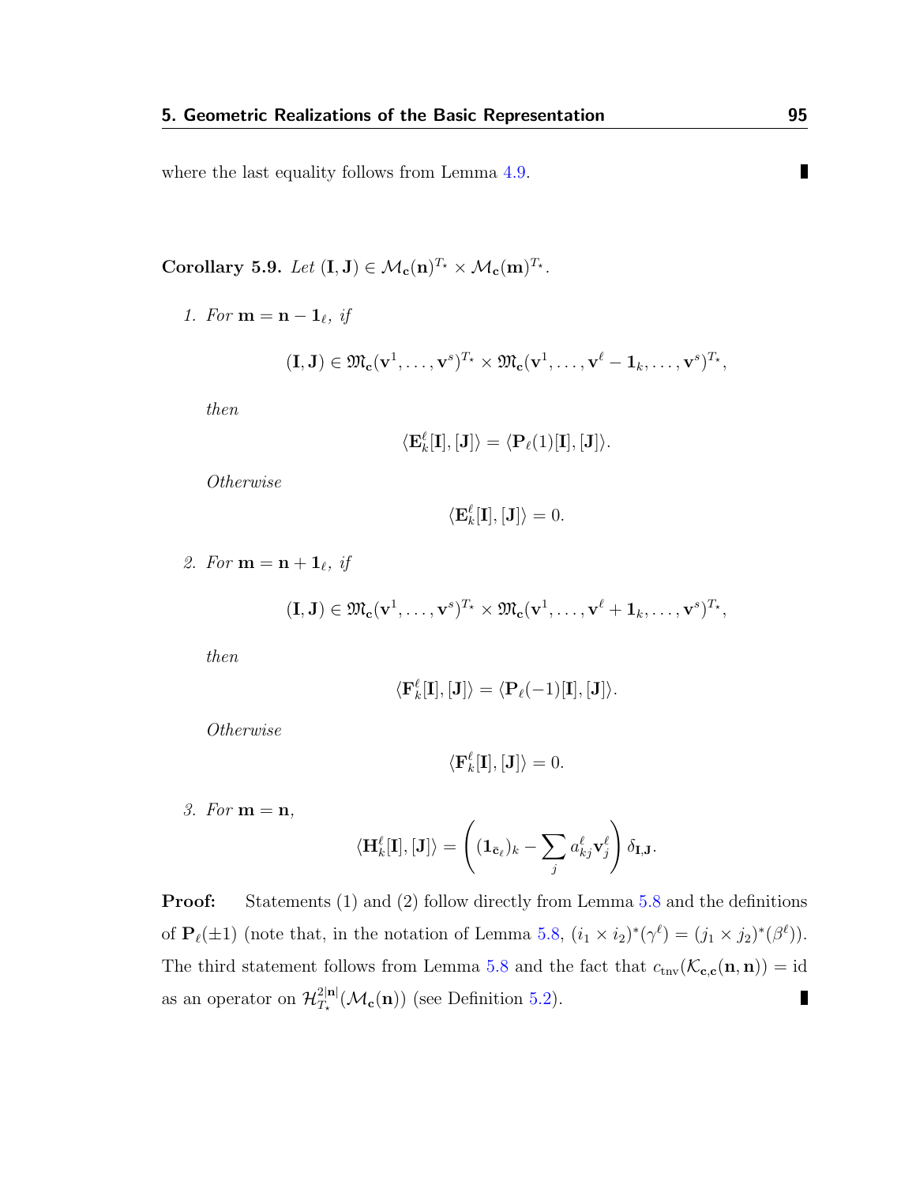where the last equality follows from Lemma 4.9. ∎

**Corollary 5.9.** *Let $(\mathbf{I}, \mathbf{J}) \in \mathcal{M}_{\mathbf{c}}(\mathbf{n})^{T_\star} \times \mathcal{M}_{\mathbf{c}}(\mathbf{m})^{T_\star}$.*

1. *For $\mathbf{m} = \mathbf{n} - \mathbf{1}_\ell$, if*

$$(\mathbf{I}, \mathbf{J}) \in \mathfrak{M}_{\mathbf{c}}(\mathbf{v}^1, \ldots, \mathbf{v}^s)^{T_\star} \times \mathfrak{M}_{\mathbf{c}}(\mathbf{v}^1, \ldots, \mathbf{v}^\ell - \mathbf{1}_k, \ldots, \mathbf{v}^s)^{T_\star},$$

   *then*

$$\langle \mathbf{E}_k^\ell [\mathbf{I}], [\mathbf{J}] \rangle = \langle \mathbf{P}_\ell(1)[\mathbf{I}], [\mathbf{J}] \rangle.$$

   *Otherwise*

$$\langle \mathbf{E}_k^\ell [\mathbf{I}], [\mathbf{J}] \rangle = 0.$$

2. *For $\mathbf{m} = \mathbf{n} + \mathbf{1}_\ell$, if*

$$(\mathbf{I}, \mathbf{J}) \in \mathfrak{M}_{\mathbf{c}}(\mathbf{v}^1, \ldots, \mathbf{v}^s)^{T_\star} \times \mathfrak{M}_{\mathbf{c}}(\mathbf{v}^1, \ldots, \mathbf{v}^\ell + \mathbf{1}_k, \ldots, \mathbf{v}^s)^{T_\star},$$

   *then*

$$\langle \mathbf{F}_k^\ell [\mathbf{I}], [\mathbf{J}] \rangle = \langle \mathbf{P}_\ell(-1)[\mathbf{I}], [\mathbf{J}] \rangle.$$

   *Otherwise*

$$\langle \mathbf{F}_k^\ell [\mathbf{I}], [\mathbf{J}] \rangle = 0.$$

3. *For $\mathbf{m} = \mathbf{n}$,*

$$\langle \mathbf{H}_k^\ell [\mathbf{I}], [\mathbf{J}] \rangle = \left( (\mathbf{1}_{\bar{\mathbf{c}}_\ell})_k - \sum_j a_{kj}^\ell \mathbf{v}_j^\ell \right) \delta_{\mathbf{I}, \mathbf{J}}.$$

**Proof:** Statements (1) and (2) follow directly from Lemma 5.8 and the definitions of $\mathbf{P}_\ell(\pm 1)$ (note that, in the notation of Lemma 5.8, $(i_1 \times i_2)^*(\gamma^\ell) = (j_1 \times j_2)^*(\beta^\ell)$). The third statement follows from Lemma 5.8 and the fact that $c_{\text{tnv}}(\mathcal{K}_{\mathbf{c},\mathbf{c}}(\mathbf{n}, \mathbf{n})) = \text{id}$ as an operator on $\mathcal{H}_{T_\star}^{2|\mathbf{n}|}(\mathcal{M}_{\mathbf{c}}(\mathbf{n}))$ (see Definition 5.2). ∎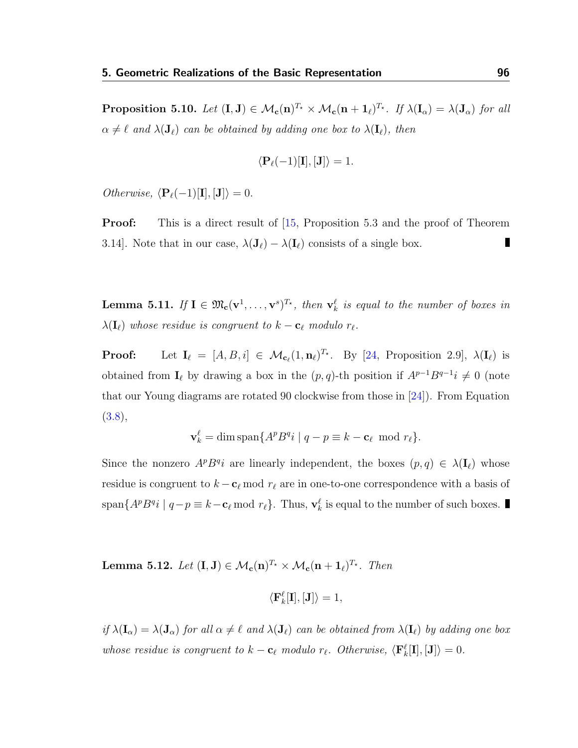**Proposition 5.10.** *Let $(\mathbf{I}, \mathbf{J}) \in \mathcal{M}_{\mathbf{c}}(\mathbf{n})^{T_\star} \times \mathcal{M}_{\mathbf{c}}(\mathbf{n}+\mathbf{1}_\ell)^{T_\star}$. If $\lambda(\mathbf{I}_\alpha) = \lambda(\mathbf{J}_\alpha)$ for all $\alpha \neq \ell$ and $\lambda(\mathbf{J}_\ell)$ can be obtained by adding one box to $\lambda(\mathbf{I}_\ell)$, then*

$$\langle \mathbf{P}_\ell(-1)[\mathbf{I}], [\mathbf{J}] \rangle = 1.$$

*Otherwise, $\langle \mathbf{P}_\ell(-1)[\mathbf{I}], [\mathbf{J}] \rangle = 0$.*

**Proof:** This is a direct result of [15, Proposition 5.3 and the proof of Theorem 3.14]. Note that in our case, $\lambda(\mathbf{J}_\ell) - \lambda(\mathbf{I}_\ell)$ consists of a single box. ∎

**Lemma 5.11.** *If $\mathbf{I} \in \mathfrak{M}_{\mathbf{c}}(\mathbf{v}^1, \ldots, \mathbf{v}^s)^{T_\star}$, then $\mathbf{v}_k^\ell$ is equal to the number of boxes in $\lambda(\mathbf{I}_\ell)$ whose residue is congruent to $k - \mathbf{c}_\ell$ modulo $r_\ell$.*

**Proof:** Let $\mathbf{I}_\ell = [A, B, i] \in \mathcal{M}_{\mathbf{c}_\ell}(1, \mathbf{n}_\ell)^{T_\star}$. By [24, Proposition 2.9], $\lambda(\mathbf{I}_\ell)$ is obtained from $\mathbf{I}_\ell$ by drawing a box in the $(p, q)$-th position if $A^{p-1}B^{q-1}i \neq 0$ (note that our Young diagrams are rotated 90 clockwise from those in [24]). From Equation (3.8),

$$\mathbf{v}_k^\ell = \dim \operatorname{span}\{A^p B^q i \mid q - p \equiv k - \mathbf{c}_\ell \mod r_\ell\}.$$

Since the nonzero $A^p B^q i$ are linearly independent, the boxes $(p, q) \in \lambda(\mathbf{I}_\ell)$ whose residue is congruent to $k - \mathbf{c}_\ell \bmod r_\ell$ are in one-to-one correspondence with a basis of $\operatorname{span}\{A^p B^q i \mid q - p \equiv k - \mathbf{c}_\ell \bmod r_\ell\}$. Thus, $\mathbf{v}_k^\ell$ is equal to the number of such boxes. ∎

**Lemma 5.12.** *Let $(\mathbf{I}, \mathbf{J}) \in \mathcal{M}_{\mathbf{c}}(\mathbf{n})^{T_\star} \times \mathcal{M}_{\mathbf{c}}(\mathbf{n}+\mathbf{1}_\ell)^{T_\star}$. Then*

$$\langle \mathbf{F}_k^\ell[\mathbf{I}], [\mathbf{J}] \rangle = 1,$$

*if $\lambda(\mathbf{I}_\alpha) = \lambda(\mathbf{J}_\alpha)$ for all $\alpha \neq \ell$ and $\lambda(\mathbf{J}_\ell)$ can be obtained from $\lambda(\mathbf{I}_\ell)$ by adding one box whose residue is congruent to $k - \mathbf{c}_\ell$ modulo $r_\ell$. Otherwise, $\langle \mathbf{F}_k^\ell[\mathbf{I}], [\mathbf{J}] \rangle = 0$.*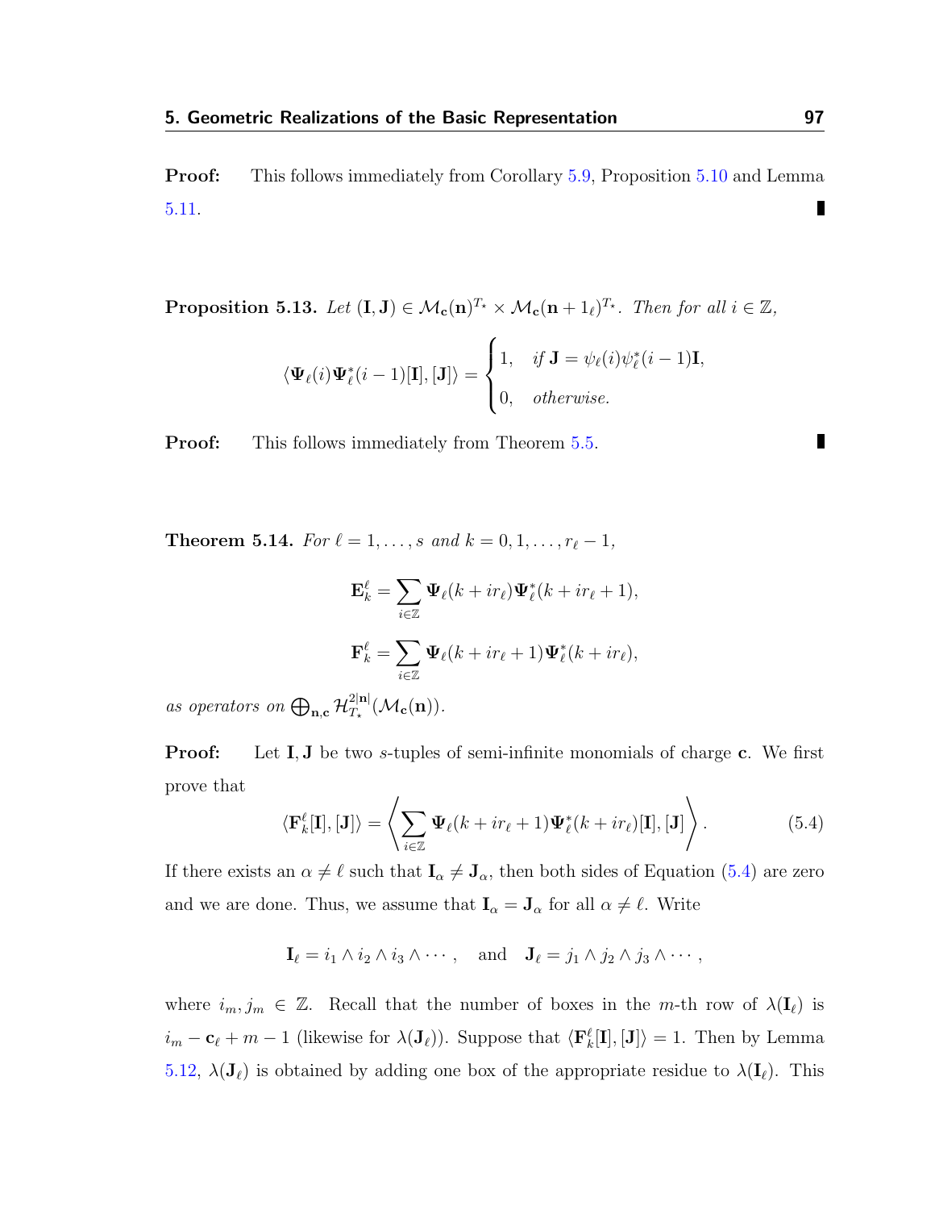**Proof:** This follows immediately from Corollary 5.9, Proposition 5.10 and Lemma 5.11. ∎

**Proposition 5.13.** *Let $(\mathbf{I}, \mathbf{J}) \in \mathcal{M}_{\mathbf{c}}(\mathbf{n})^{T_\star} \times \mathcal{M}_{\mathbf{c}}(\mathbf{n}+1_\ell)^{T_\star}$. Then for all $i \in \mathbb{Z}$,*

$$\langle \mathbf{\Psi}_\ell(i)\mathbf{\Psi}^*_\ell(i-1)[\mathbf{I}], [\mathbf{J}]\rangle = \begin{cases} 1, & \text{if } \mathbf{J} = \psi_\ell(i)\psi^*_\ell(i-1)\mathbf{I}, \\ 0, & \text{otherwise.} \end{cases}$$

**Proof:** This follows immediately from Theorem 5.5. ∎

**Theorem 5.14.** *For $\ell = 1, \ldots, s$ and $k = 0, 1, \ldots, r_\ell - 1$,*

$$\mathbf{E}^\ell_k = \sum_{i \in \mathbb{Z}} \mathbf{\Psi}_\ell(k + ir_\ell)\mathbf{\Psi}^*_\ell(k + ir_\ell + 1),$$

$$\mathbf{F}^\ell_k = \sum_{i \in \mathbb{Z}} \mathbf{\Psi}_\ell(k + ir_\ell + 1)\mathbf{\Psi}^*_\ell(k + ir_\ell),$$

*as operators on $\bigoplus_{\mathbf{n},\mathbf{c}} \mathcal{H}^{2|\mathbf{n}|}_{T_\star}(\mathcal{M}_{\mathbf{c}}(\mathbf{n}))$.*

**Proof:** Let $\mathbf{I}, \mathbf{J}$ be two $s$-tuples of semi-infinite monomials of charge $\mathbf{c}$. We first prove that

$$\langle \mathbf{F}^\ell_k[\mathbf{I}], [\mathbf{J}]\rangle = \left\langle \sum_{i \in \mathbb{Z}} \mathbf{\Psi}_\ell(k + ir_\ell + 1)\mathbf{\Psi}^*_\ell(k + ir_\ell)[\mathbf{I}], [\mathbf{J}] \right\rangle. \tag{5.4}$$

If there exists an $\alpha \neq \ell$ such that $\mathbf{I}_\alpha \neq \mathbf{J}_\alpha$, then both sides of Equation (5.4) are zero and we are done. Thus, we assume that $\mathbf{I}_\alpha = \mathbf{J}_\alpha$ for all $\alpha \neq \ell$. Write

$$\mathbf{I}_\ell = i_1 \wedge i_2 \wedge i_3 \wedge \cdots, \quad \text{and} \quad \mathbf{J}_\ell = j_1 \wedge j_2 \wedge j_3 \wedge \cdots,$$

where $i_m, j_m \in \mathbb{Z}$. Recall that the number of boxes in the $m$-th row of $\lambda(\mathbf{I}_\ell)$ is $i_m - \mathbf{c}_\ell + m - 1$ (likewise for $\lambda(\mathbf{J}_\ell)$). Suppose that $\langle \mathbf{F}^\ell_k[\mathbf{I}], [\mathbf{J}]\rangle = 1$. Then by Lemma 5.12, $\lambda(\mathbf{J}_\ell)$ is obtained by adding one box of the appropriate residue to $\lambda(\mathbf{I}_\ell)$. This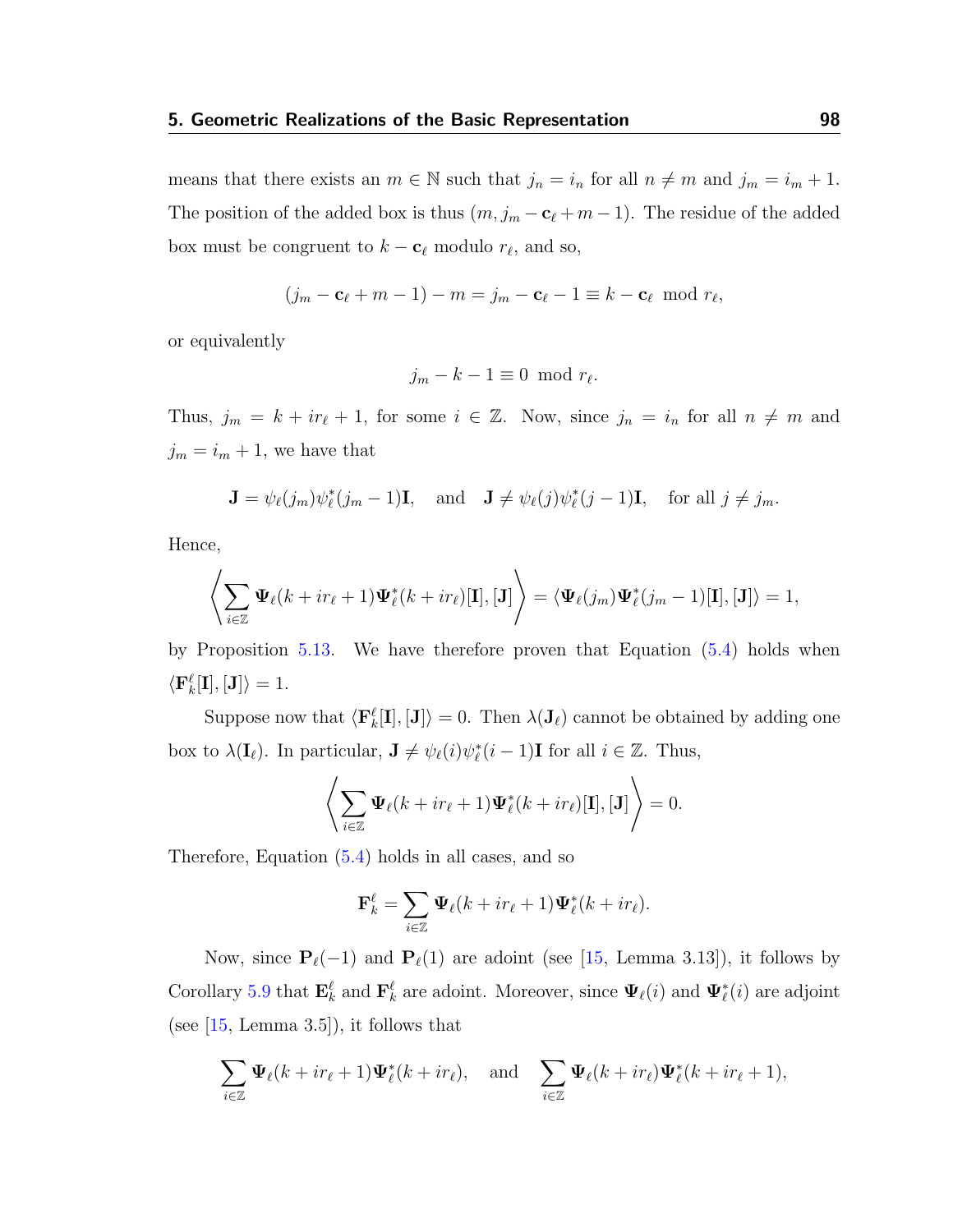means that there exists an $m \in \mathbb{N}$ such that $j_n = i_n$ for all $n \neq m$ and $j_m = i_m + 1$. The position of the added box is thus $(m, j_m - \mathbf{c}_\ell + m - 1)$. The residue of the added box must be congruent to $k - \mathbf{c}_\ell$ modulo $r_\ell$, and so,

$$(j_m - \mathbf{c}_\ell + m - 1) - m = j_m - \mathbf{c}_\ell - 1 \equiv k - \mathbf{c}_\ell \mod r_\ell,$$

or equivalently

$$j_m - k - 1 \equiv 0 \mod r_\ell.$$

Thus, $j_m = k + ir_\ell + 1$, for some $i \in \mathbb{Z}$. Now, since $j_n = i_n$ for all $n \neq m$ and $j_m = i_m + 1$, we have that

$$\mathbf{J} = \psi_\ell(j_m)\psi_\ell^*(j_m - 1)\mathbf{I}, \quad \text{and} \quad \mathbf{J} \neq \psi_\ell(j)\psi_\ell^*(j-1)\mathbf{I}, \quad \text{for all } j \neq j_m.$$

Hence,

$$\left\langle \sum_{i\in\mathbb{Z}} \mathbf{\Psi}_\ell(k + ir_\ell + 1)\mathbf{\Psi}_\ell^*(k + ir_\ell)[\mathbf{I}], [\mathbf{J}] \right\rangle = \langle \mathbf{\Psi}_\ell(j_m)\mathbf{\Psi}_\ell^*(j_m - 1)[\mathbf{I}], [\mathbf{J}] \rangle = 1,$$

by Proposition 5.13. We have therefore proven that Equation (5.4) holds when $\langle \mathbf{F}_k^\ell[\mathbf{I}], [\mathbf{J}] \rangle = 1$.

Suppose now that $\langle \mathbf{F}_k^\ell[\mathbf{I}], [\mathbf{J}] \rangle = 0$. Then $\lambda(\mathbf{J}_\ell)$ cannot be obtained by adding one box to $\lambda(\mathbf{I}_\ell)$. In particular, $\mathbf{J} \neq \psi_\ell(i)\psi_\ell^*(i-1)\mathbf{I}$ for all $i \in \mathbb{Z}$. Thus,

$$\left\langle \sum_{i\in\mathbb{Z}} \mathbf{\Psi}_\ell(k + ir_\ell + 1)\mathbf{\Psi}_\ell^*(k + ir_\ell)[\mathbf{I}], [\mathbf{J}] \right\rangle = 0.$$

Therefore, Equation (5.4) holds in all cases, and so

$$\mathbf{F}_k^\ell = \sum_{i\in\mathbb{Z}} \mathbf{\Psi}_\ell(k + ir_\ell + 1)\mathbf{\Psi}_\ell^*(k + ir_\ell).$$

Now, since $\mathbf{P}_\ell(-1)$ and $\mathbf{P}_\ell(1)$ are adoint (see [15, Lemma 3.13]), it follows by Corollary 5.9 that $\mathbf{E}_k^\ell$ and $\mathbf{F}_k^\ell$ are adoint. Moreover, since $\mathbf{\Psi}_\ell(i)$ and $\mathbf{\Psi}_\ell^*(i)$ are adjoint (see [15, Lemma 3.5]), it follows that

$$\sum_{i\in\mathbb{Z}} \mathbf{\Psi}_\ell(k + ir_\ell + 1)\mathbf{\Psi}_\ell^*(k + ir_\ell), \quad \text{and} \quad \sum_{i\in\mathbb{Z}} \mathbf{\Psi}_\ell(k + ir_\ell)\mathbf{\Psi}_\ell^*(k + ir_\ell + 1),$$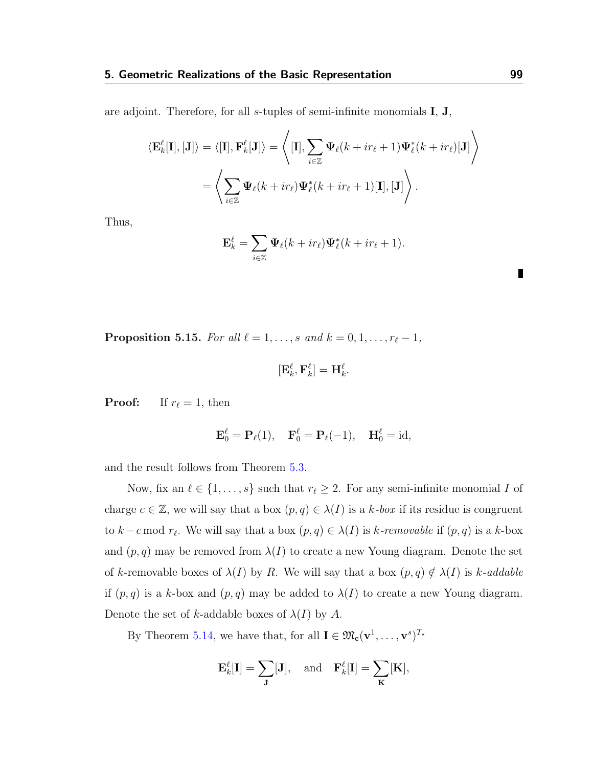are adjoint. Therefore, for all $s$-tuples of semi-infinite monomials $\mathbf{I}$, $\mathbf{J}$,

$$\langle \mathbf{E}_k^\ell[\mathbf{I}], [\mathbf{J}] \rangle = \langle [\mathbf{I}], \mathbf{F}_k^\ell[\mathbf{J}] \rangle = \left\langle [\mathbf{I}], \sum_{i \in \mathbb{Z}} \mathbf{\Psi}_\ell(k + ir_\ell + 1) \mathbf{\Psi}_\ell^*(k + ir_\ell)[\mathbf{J}] \right\rangle$$

$$= \left\langle \sum_{i \in \mathbb{Z}} \mathbf{\Psi}_\ell(k + ir_\ell) \mathbf{\Psi}_\ell^*(k + ir_\ell + 1)[\mathbf{I}], [\mathbf{J}] \right\rangle.$$

Thus,

$$\mathbf{E}_k^\ell = \sum_{i \in \mathbb{Z}} \mathbf{\Psi}_\ell(k + ir_\ell) \mathbf{\Psi}_\ell^*(k + ir_\ell + 1).$$

∎

**Proposition 5.15.** *For all $\ell = 1, \ldots, s$ and $k = 0, 1, \ldots, r_\ell - 1$,*

$$[\mathbf{E}_k^\ell, \mathbf{F}_k^\ell] = \mathbf{H}_k^\ell.$$

**Proof:** If $r_\ell = 1$, then

$$\mathbf{E}_0^\ell = \mathbf{P}_\ell(1), \quad \mathbf{F}_0^\ell = \mathbf{P}_\ell(-1), \quad \mathbf{H}_0^\ell = \mathrm{id},$$

and the result follows from Theorem 5.3.

Now, fix an $\ell \in \{1, \ldots, s\}$ such that $r_\ell \geq 2$. For any semi-infinite monomial $I$ of charge $c \in \mathbb{Z}$, we will say that a box $(p, q) \in \lambda(I)$ is a *$k$-box* if its residue is congruent to $k - c \bmod r_\ell$. We will say that a box $(p, q) \in \lambda(I)$ is *$k$-removable* if $(p, q)$ is a $k$-box and $(p, q)$ may be removed from $\lambda(I)$ to create a new Young diagram. Denote the set of $k$-removable boxes of $\lambda(I)$ by $R$. We will say that a box $(p, q) \notin \lambda(I)$ is *$k$-addable* if $(p, q)$ is a $k$-box and $(p, q)$ may be added to $\lambda(I)$ to create a new Young diagram. Denote the set of $k$-addable boxes of $\lambda(I)$ by $A$.

By Theorem 5.14, we have that, for all $\mathbf{I} \in \mathfrak{M}_\mathbf{c}(\mathbf{v}^1, \ldots, \mathbf{v}^s)^{T_\star}$

$$\mathbf{E}_k^\ell[\mathbf{I}] = \sum_{\mathbf{J}} [\mathbf{J}], \quad \text{and} \quad \mathbf{F}_k^\ell[\mathbf{I}] = \sum_{\mathbf{K}} [\mathbf{K}],$$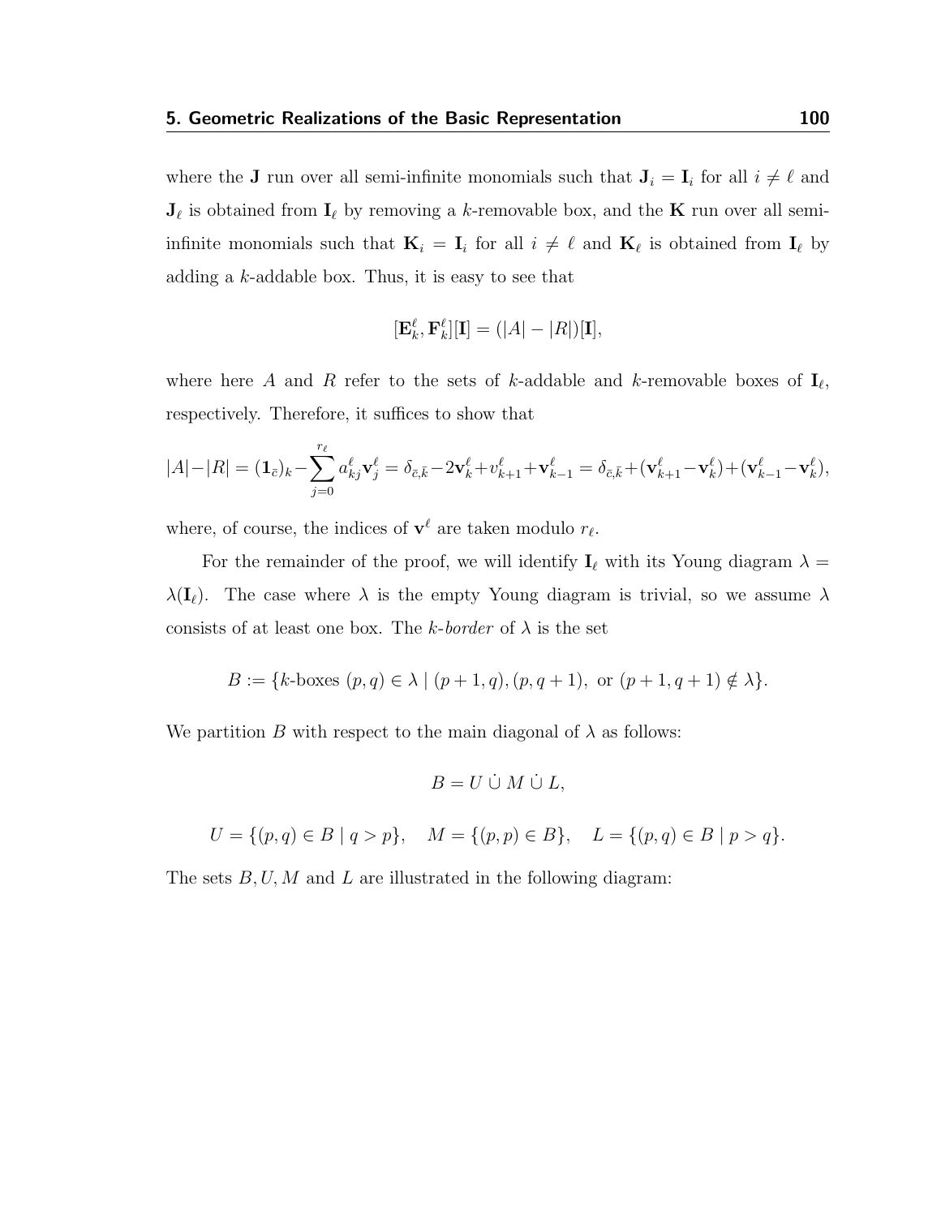where the $\mathbf{J}$ run over all semi-infinite monomials such that $\mathbf{J}_i = \mathbf{I}_i$ for all $i \neq \ell$ and $\mathbf{J}_\ell$ is obtained from $\mathbf{I}_\ell$ by removing a $k$-removable box, and the $\mathbf{K}$ run over all semi-infinite monomials such that $\mathbf{K}_i = \mathbf{I}_i$ for all $i \neq \ell$ and $\mathbf{K}_\ell$ is obtained from $\mathbf{I}_\ell$ by adding a $k$-addable box. Thus, it is easy to see that

$$[\mathbf{E}_k^\ell, \mathbf{F}_k^\ell][\mathbf{I}] = (|A| - |R|)[\mathbf{I}],$$

where here $A$ and $R$ refer to the sets of $k$-addable and $k$-removable boxes of $\mathbf{I}_\ell$, respectively. Therefore, it suffices to show that

$$|A| - |R| = (\mathbf{1}_{\bar{c}})_k - \sum_{j=0}^{r_\ell} a_{kj}^\ell \mathbf{v}_j^\ell = \delta_{\bar{c},\bar{k}} - 2\mathbf{v}_k^\ell + v_{k+1}^\ell + \mathbf{v}_{k-1}^\ell = \delta_{\bar{c},\bar{k}} + (\mathbf{v}_{k+1}^\ell - \mathbf{v}_k^\ell) + (\mathbf{v}_{k-1}^\ell - \mathbf{v}_k^\ell),$$

where, of course, the indices of $\mathbf{v}^\ell$ are taken modulo $r_\ell$.

For the remainder of the proof, we will identify $\mathbf{I}_\ell$ with its Young diagram $\lambda = \lambda(\mathbf{I}_\ell)$. The case where $\lambda$ is the empty Young diagram is trivial, so we assume $\lambda$ consists of at least one box. The *$k$-border* of $\lambda$ is the set

$$B := \{k\text{-boxes } (p, q) \in \lambda \mid (p+1, q), (p, q+1), \text{ or } (p+1, q+1) \notin \lambda\}.$$

We partition $B$ with respect to the main diagonal of $\lambda$ as follows:

$$B = U \,\dot{\cup}\, M \,\dot{\cup}\, L,$$

$$U = \{(p, q) \in B \mid q > p\}, \quad M = \{(p, p) \in B\}, \quad L = \{(p, q) \in B \mid p > q\}.$$

The sets $B, U, M$ and $L$ are illustrated in the following diagram: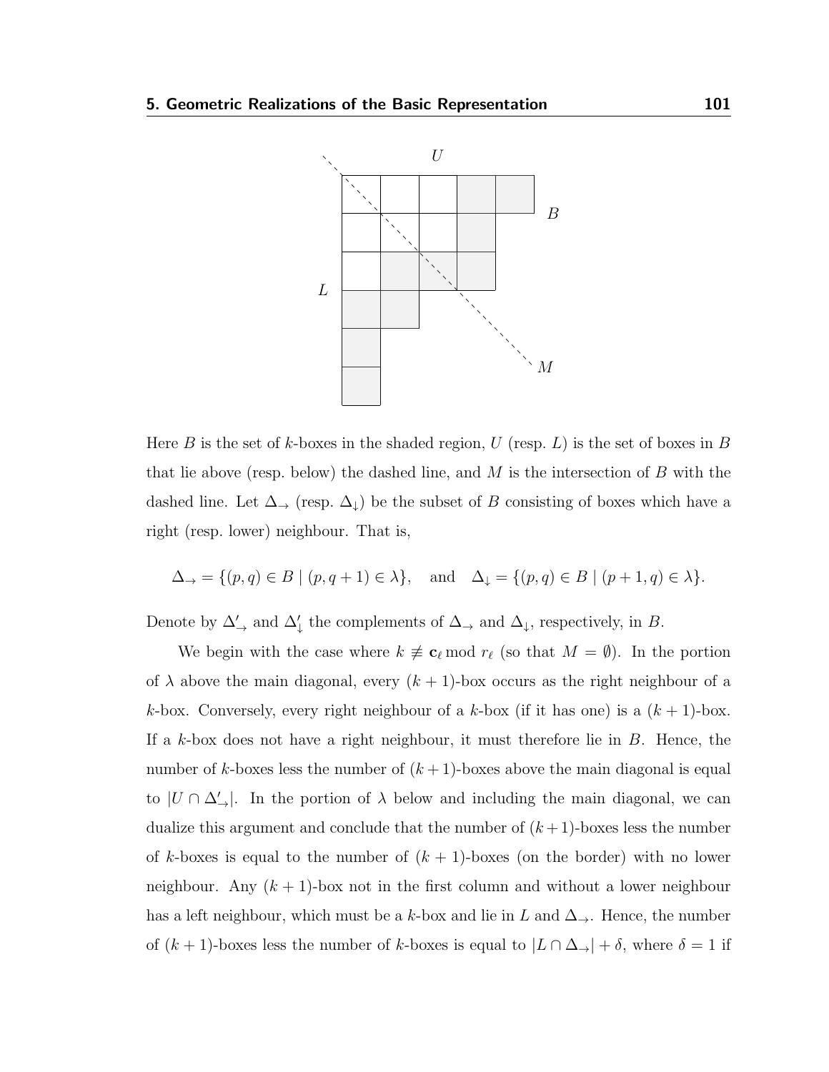Here $B$ is the set of $k$-boxes in the shaded region, $U$ (resp. $L$) is the set of boxes in $B$ that lie above (resp. below) the dashed line, and $M$ is the intersection of $B$ with the dashed line. Let $\Delta_\rightarrow$ (resp. $\Delta_\downarrow$) be the subset of $B$ consisting of boxes which have a right (resp. lower) neighbour. That is,

$$\Delta_\rightarrow = \{(p,q) \in B \mid (p, q+1) \in \lambda\}, \quad \text{and} \quad \Delta_\downarrow = \{(p,q) \in B \mid (p+1, q) \in \lambda\}.$$

Denote by $\Delta'_\rightarrow$ and $\Delta'_\downarrow$ the complements of $\Delta_\rightarrow$ and $\Delta_\downarrow$, respectively, in $B$.

We begin with the case where $k \not\equiv \mathbf{c}_\ell \bmod r_\ell$ (so that $M = \emptyset$). In the portion of $\lambda$ above the main diagonal, every $(k+1)$-box occurs as the right neighbour of a $k$-box. Conversely, every right neighbour of a $k$-box (if it has one) is a $(k+1)$-box. If a $k$-box does not have a right neighbour, it must therefore lie in $B$. Hence, the number of $k$-boxes less the number of $(k+1)$-boxes above the main diagonal is equal to $|U \cap \Delta'_\rightarrow|$. In the portion of $\lambda$ below and including the main diagonal, we can dualize this argument and conclude that the number of $(k+1)$-boxes less the number of $k$-boxes is equal to the number of $(k+1)$-boxes (on the border) with no lower neighbour. Any $(k+1)$-box not in the first column and without a lower neighbour has a left neighbour, which must be a $k$-box and lie in $L$ and $\Delta_\rightarrow$. Hence, the number of $(k+1)$-boxes less the number of $k$-boxes is equal to $|L \cap \Delta_\rightarrow| + \delta$, where $\delta = 1$ if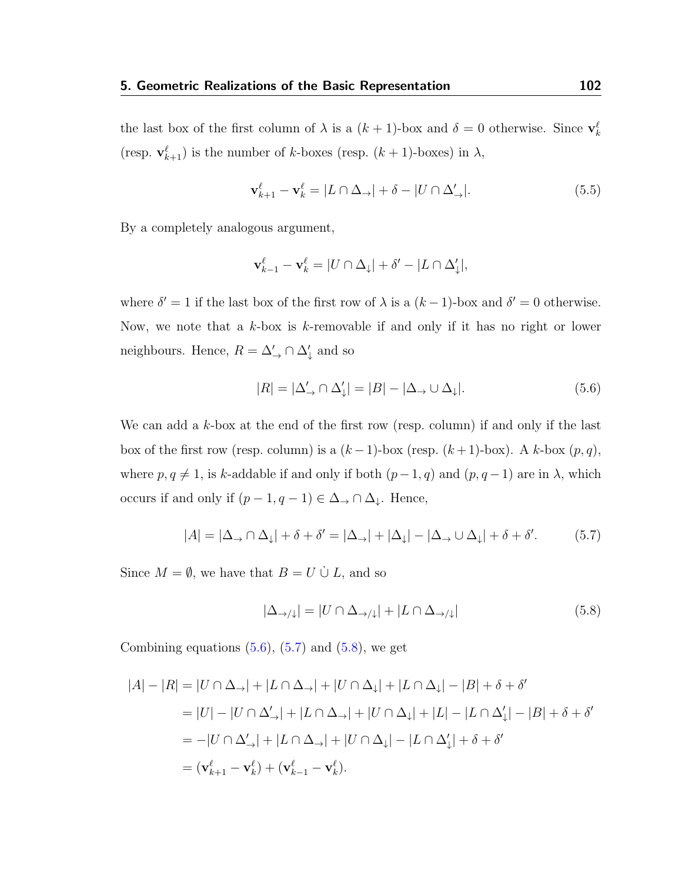the last box of the first column of $\lambda$ is a $(k+1)$-box and $\delta = 0$ otherwise. Since $\mathbf{v}^\ell_k$ (resp. $\mathbf{v}^\ell_{k+1}$) is the number of $k$-boxes (resp. $(k+1)$-boxes) in $\lambda$,

$$\mathbf{v}^\ell_{k+1} - \mathbf{v}^\ell_k = |L \cap \Delta_\rightarrow| + \delta - |U \cap \Delta'_\rightarrow|. \tag{5.5}$$

By a completely analogous argument,

$$\mathbf{v}^\ell_{k-1} - \mathbf{v}^\ell_k = |U \cap \Delta_\downarrow| + \delta' - |L \cap \Delta'_\downarrow|,$$

where $\delta' = 1$ if the last box of the first row of $\lambda$ is a $(k-1)$-box and $\delta' = 0$ otherwise. Now, we note that a $k$-box is $k$-removable if and only if it has no right or lower neighbours. Hence, $R = \Delta'_\rightarrow \cap \Delta'_\downarrow$ and so

$$|R| = |\Delta'_\rightarrow \cap \Delta'_\downarrow| = |B| - |\Delta_\rightarrow \cup \Delta_\downarrow|. \tag{5.6}$$

We can add a $k$-box at the end of the first row (resp. column) if and only if the last box of the first row (resp. column) is a $(k-1)$-box (resp. $(k+1)$-box). A $k$-box $(p, q)$, where $p, q \neq 1$, is $k$-addable if and only if both $(p-1, q)$ and $(p, q-1)$ are in $\lambda$, which occurs if and only if $(p-1, q-1) \in \Delta_\rightarrow \cap \Delta_\downarrow$. Hence,

$$|A| = |\Delta_\rightarrow \cap \Delta_\downarrow| + \delta + \delta' = |\Delta_\rightarrow| + |\Delta_\downarrow| - |\Delta_\rightarrow \cup \Delta_\downarrow| + \delta + \delta'. \tag{5.7}$$

Since $M = \emptyset$, we have that $B = U \,\dot{\cup}\, L$, and so

$$|\Delta_{\rightarrow/\downarrow}| = |U \cap \Delta_{\rightarrow/\downarrow}| + |L \cap \Delta_{\rightarrow/\downarrow}| \tag{5.8}$$

Combining equations (5.6), (5.7) and (5.8), we get

$$\begin{aligned}
|A| - |R| &= |U \cap \Delta_\rightarrow| + |L \cap \Delta_\rightarrow| + |U \cap \Delta_\downarrow| + |L \cap \Delta_\downarrow| - |B| + \delta + \delta' \\
&= |U| - |U \cap \Delta'_\rightarrow| + |L \cap \Delta_\rightarrow| + |U \cap \Delta_\downarrow| + |L| - |L \cap \Delta'_\downarrow| - |B| + \delta + \delta' \\
&= -|U \cap \Delta'_\rightarrow| + |L \cap \Delta_\rightarrow| + |U \cap \Delta_\downarrow| - |L \cap \Delta'_\downarrow| + \delta + \delta' \\
&= (\mathbf{v}^\ell_{k+1} - \mathbf{v}^\ell_k) + (\mathbf{v}^\ell_{k-1} - \mathbf{v}^\ell_k).
\end{aligned}$$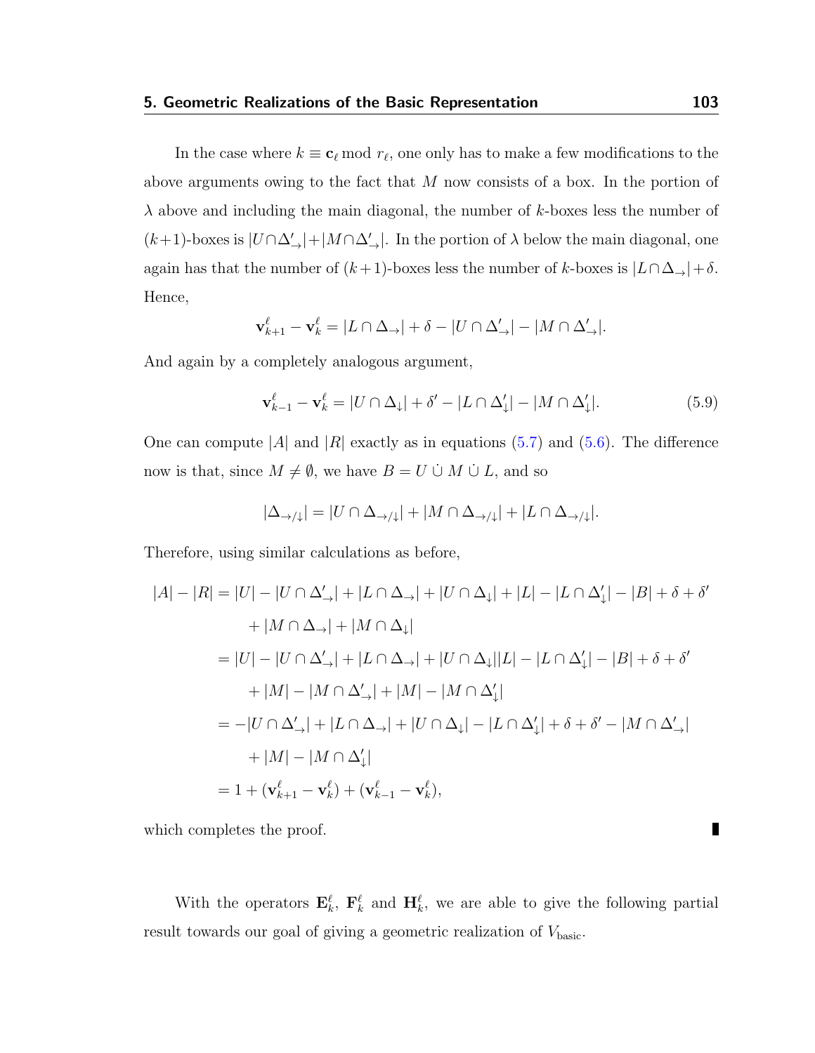In the case where $k \equiv \mathbf{c}_\ell \bmod r_\ell$, one only has to make a few modifications to the above arguments owing to the fact that $M$ now consists of a box. In the portion of $\lambda$ above and including the main diagonal, the number of $k$-boxes less the number of $(k+1)$-boxes is $|U \cap \Delta'_{\rightarrow}| + |M \cap \Delta'_{\rightarrow}|$. In the portion of $\lambda$ below the main diagonal, one again has that the number of $(k+1)$-boxes less the number of $k$-boxes is $|L \cap \Delta_{\rightarrow}| + \delta$. Hence,

$$\mathbf{v}^\ell_{k+1} - \mathbf{v}^\ell_k = |L \cap \Delta_{\rightarrow}| + \delta - |U \cap \Delta'_{\rightarrow}| - |M \cap \Delta'_{\rightarrow}|.$$

And again by a completely analogous argument,

$$\mathbf{v}^\ell_{k-1} - \mathbf{v}^\ell_k = |U \cap \Delta_{\downarrow}| + \delta' - |L \cap \Delta'_{\downarrow}| - |M \cap \Delta'_{\downarrow}|. \tag{5.9}$$

One can compute $|A|$ and $|R|$ exactly as in equations (5.7) and (5.6). The difference now is that, since $M \neq \emptyset$, we have $B = U \mathbin{\dot\cup} M \mathbin{\dot\cup} L$, and so

$$|\Delta_{\rightarrow/\downarrow}| = |U \cap \Delta_{\rightarrow/\downarrow}| + |M \cap \Delta_{\rightarrow/\downarrow}| + |L \cap \Delta_{\rightarrow/\downarrow}|.$$

Therefore, using similar calculations as before,

$$\begin{aligned}
|A| - |R| &= |U| - |U \cap \Delta'_{\rightarrow}| + |L \cap \Delta_{\rightarrow}| + |U \cap \Delta_{\downarrow}| + |L| - |L \cap \Delta'_{\downarrow}| - |B| + \delta + \delta' \\
&\quad + |M \cap \Delta_{\rightarrow}| + |M \cap \Delta_{\downarrow}| \\
&= |U| - |U \cap \Delta'_{\rightarrow}| + |L \cap \Delta_{\rightarrow}| + |U \cap \Delta_{\downarrow}||L| - |L \cap \Delta'_{\downarrow}| - |B| + \delta + \delta' \\
&\quad + |M| - |M \cap \Delta'_{\rightarrow}| + |M| - |M \cap \Delta'_{\downarrow}| \\
&= -|U \cap \Delta'_{\rightarrow}| + |L \cap \Delta_{\rightarrow}| + |U \cap \Delta_{\downarrow}| - |L \cap \Delta'_{\downarrow}| + \delta + \delta' - |M \cap \Delta'_{\rightarrow}| \\
&\quad + |M| - |M \cap \Delta'_{\downarrow}| \\
&= 1 + (\mathbf{v}^\ell_{k+1} - \mathbf{v}^\ell_k) + (\mathbf{v}^\ell_{k-1} - \mathbf{v}^\ell_k),
\end{aligned}$$

which completes the proof. ∎

With the operators $\mathbf{E}^\ell_k$, $\mathbf{F}^\ell_k$ and $\mathbf{H}^\ell_k$, we are able to give the following partial result towards our goal of giving a geometric realization of $V_{\text{basic}}$.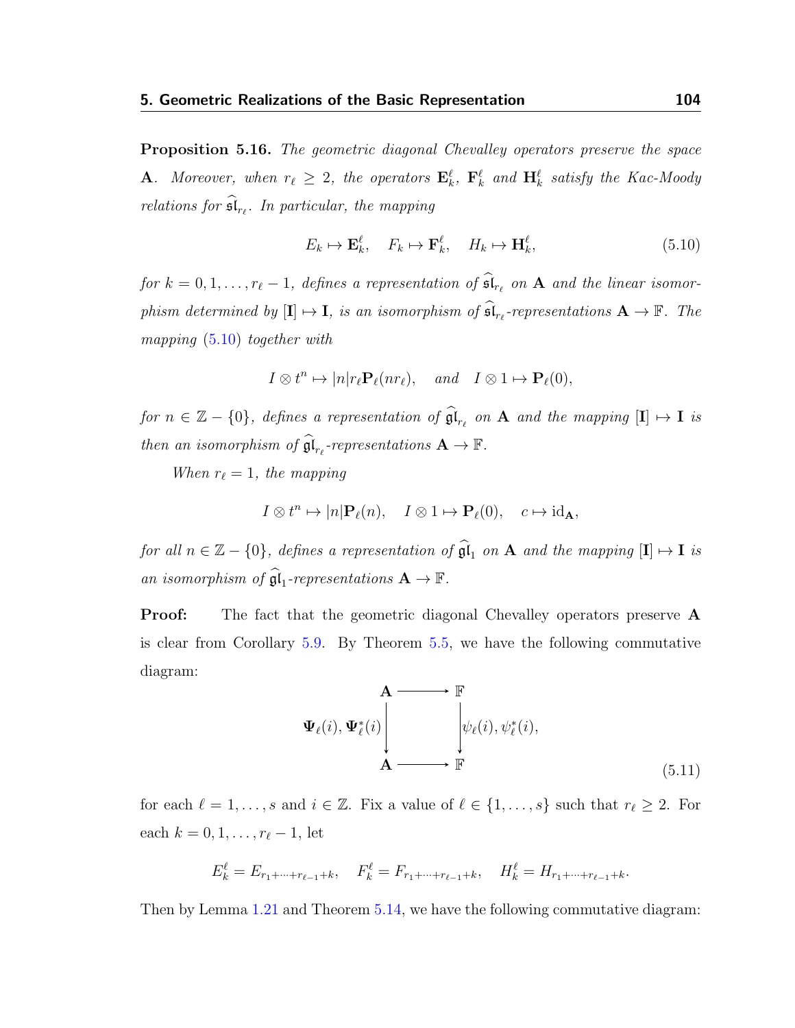**Proposition 5.16.** *The geometric diagonal Chevalley operators preserve the space* $\mathbf{A}$*. Moreover, when* $r_\ell \geq 2$*, the operators* $\mathbf{E}^\ell_k$*,* $\mathbf{F}^\ell_k$ *and* $\mathbf{H}^\ell_k$ *satisfy the Kac-Moody relations for* $\widehat{\mathfrak{sl}}_{r_\ell}$*. In particular, the mapping*

$$E_k \mapsto \mathbf{E}^\ell_k, \quad F_k \mapsto \mathbf{F}^\ell_k, \quad H_k \mapsto \mathbf{H}^\ell_k, \tag{5.10}$$

*for* $k = 0, 1, \ldots, r_\ell - 1$*, defines a representation of* $\widehat{\mathfrak{sl}}_{r_\ell}$ *on* $\mathbf{A}$ *and the linear isomorphism determined by* $[\mathbf{I}] \mapsto \mathbf{I}$*, is an isomorphism of* $\widehat{\mathfrak{sl}}_{r_\ell}$*-representations* $\mathbf{A} \to \mathbb{F}$*. The mapping (5.10) together with*

$$I \otimes t^n \mapsto |n| r_\ell \mathbf{P}_\ell(n r_\ell), \quad \text{and} \quad I \otimes 1 \mapsto \mathbf{P}_\ell(0),$$

*for* $n \in \mathbb{Z} - \{0\}$*, defines a representation of* $\widehat{\mathfrak{gl}}_{r_\ell}$ *on* $\mathbf{A}$ *and the mapping* $[\mathbf{I}] \mapsto \mathbf{I}$ *is then an isomorphism of* $\widehat{\mathfrak{gl}}_{r_\ell}$*-representations* $\mathbf{A} \to \mathbb{F}$*.*

*When* $r_\ell = 1$*, the mapping*

$$I \otimes t^n \mapsto |n| \mathbf{P}_\ell(n), \quad I \otimes 1 \mapsto \mathbf{P}_\ell(0), \quad c \mapsto \mathrm{id}_{\mathbf{A}},$$

*for all* $n \in \mathbb{Z} - \{0\}$*, defines a representation of* $\widehat{\mathfrak{gl}}_1$ *on* $\mathbf{A}$ *and the mapping* $[\mathbf{I}] \mapsto \mathbf{I}$ *is an isomorphism of* $\widehat{\mathfrak{gl}}_1$*-representations* $\mathbf{A} \to \mathbb{F}$*.*

**Proof:** The fact that the geometric diagonal Chevalley operators preserve $\mathbf{A}$ is clear from Corollary 5.9. By Theorem 5.5, we have the following commutative diagram:

$$\begin{array}{ccc} \mathbf{A} & \longrightarrow & \mathbb{F} \\ {\scriptstyle \mathbf{\Psi}_\ell(i),\, \mathbf{\Psi}^*_\ell(i)} \downarrow & & \downarrow {\scriptstyle \psi_\ell(i),\, \psi^*_\ell(i),} \\ \mathbf{A} & \longrightarrow & \mathbb{F} \end{array} \tag{5.11}$$

for each $\ell = 1, \ldots, s$ and $i \in \mathbb{Z}$. Fix a value of $\ell \in \{1, \ldots, s\}$ such that $r_\ell \geq 2$. For each $k = 0, 1, \ldots, r_\ell - 1$, let

$$E^\ell_k = E_{r_1 + \cdots + r_{\ell-1} + k}, \quad F^\ell_k = F_{r_1 + \cdots + r_{\ell-1} + k}, \quad H^\ell_k = H_{r_1 + \cdots + r_{\ell-1} + k}.$$

Then by Lemma 1.21 and Theorem 5.14, we have the following commutative diagram: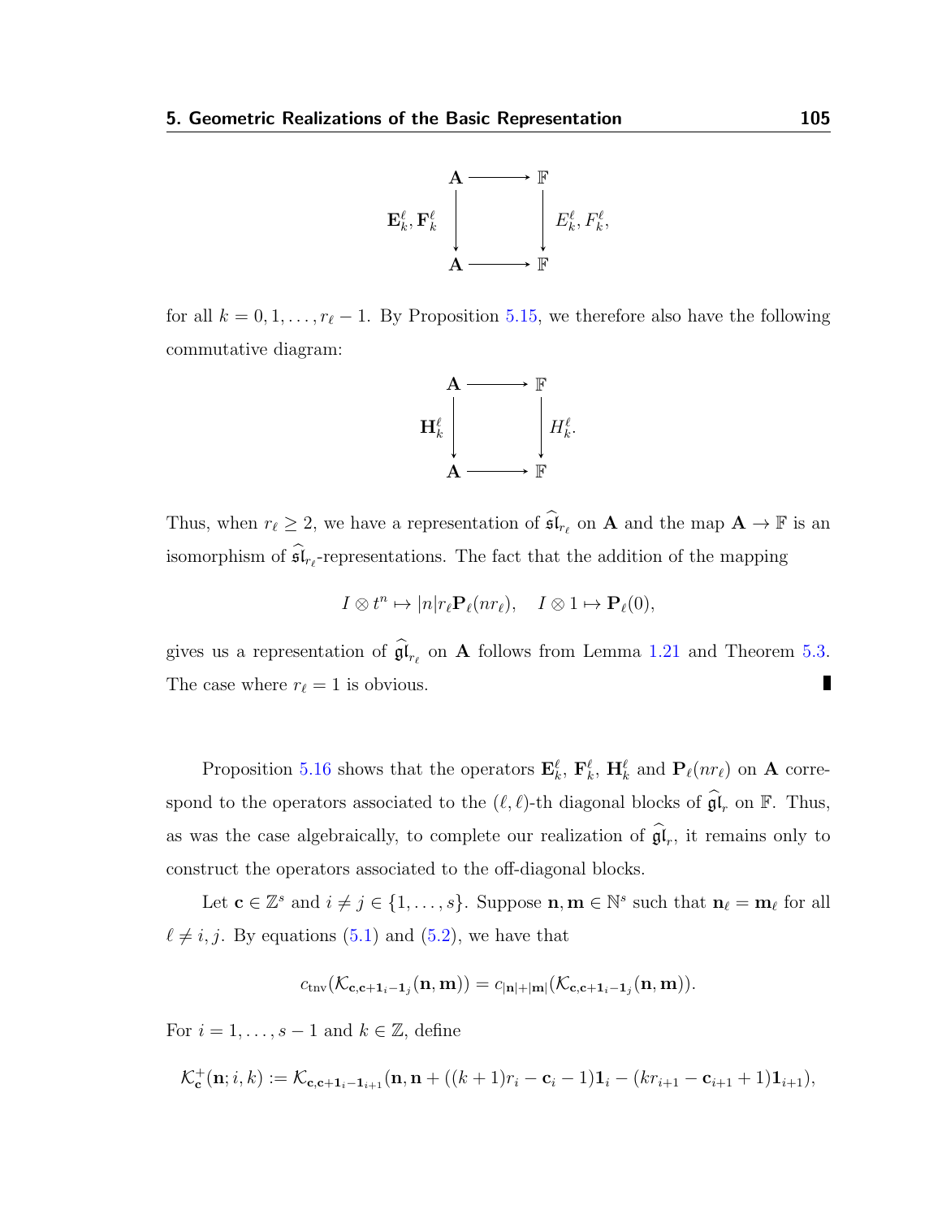$$
\begin{array}{ccc}
\mathbf{A} & \longrightarrow & \mathbb{F} \\
{\scriptstyle \mathbf{E}_k^\ell, \mathbf{F}_k^\ell} \downarrow & & \downarrow {\scriptstyle E_k^\ell, F_k^\ell,} \\
\mathbf{A} & \longrightarrow & \mathbb{F}
\end{array}
$$

for all $k = 0, 1, \ldots, r_\ell - 1$. By Proposition 5.15, we therefore also have the following commutative diagram:

$$
\begin{array}{ccc}
\mathbf{A} & \longrightarrow & \mathbb{F} \\
{\scriptstyle \mathbf{H}_k^\ell} \downarrow & & \downarrow {\scriptstyle H_k^\ell.} \\
\mathbf{A} & \longrightarrow & \mathbb{F}
\end{array}
$$

Thus, when $r_\ell \geq 2$, we have a representation of $\widehat{\mathfrak{sl}}_{r_\ell}$ on $\mathbf{A}$ and the map $\mathbf{A} \to \mathbb{F}$ is an isomorphism of $\widehat{\mathfrak{sl}}_{r_\ell}$-representations. The fact that the addition of the mapping

$$
I \otimes t^n \mapsto |n| r_\ell \mathbf{P}_\ell(n r_\ell), \quad I \otimes 1 \mapsto \mathbf{P}_\ell(0),
$$

gives us a representation of $\widehat{\mathfrak{gl}}_{r_\ell}$ on $\mathbf{A}$ follows from Lemma 1.21 and Theorem 5.3. The case where $r_\ell = 1$ is obvious. ∎

Proposition 5.16 shows that the operators $\mathbf{E}_k^\ell$, $\mathbf{F}_k^\ell$, $\mathbf{H}_k^\ell$ and $\mathbf{P}_\ell(n r_\ell)$ on $\mathbf{A}$ correspond to the operators associated to the $(\ell, \ell)$-th diagonal blocks of $\widehat{\mathfrak{gl}}_r$ on $\mathbb{F}$. Thus, as was the case algebraically, to complete our realization of $\widehat{\mathfrak{gl}}_r$, it remains only to construct the operators associated to the off-diagonal blocks.

Let $\mathbf{c} \in \mathbb{Z}^s$ and $i \neq j \in \{1, \ldots, s\}$. Suppose $\mathbf{n}, \mathbf{m} \in \mathbb{N}^s$ such that $\mathbf{n}_\ell = \mathbf{m}_\ell$ for all $\ell \neq i, j$. By equations (5.1) and (5.2), we have that

$$
c_{\mathrm{tnv}}(\mathcal{K}_{\mathbf{c}, \mathbf{c} + \mathbf{1}_i - \mathbf{1}_j}(\mathbf{n}, \mathbf{m})) = c_{|\mathbf{n}| + |\mathbf{m}|}(\mathcal{K}_{\mathbf{c}, \mathbf{c} + \mathbf{1}_i - \mathbf{1}_j}(\mathbf{n}, \mathbf{m})).
$$

For $i = 1, \ldots, s-1$ and $k \in \mathbb{Z}$, define

$$
\mathcal{K}_{\mathbf{c}}^+(\mathbf{n}; i, k) := \mathcal{K}_{\mathbf{c}, \mathbf{c} + \mathbf{1}_i - \mathbf{1}_{i+1}}(\mathbf{n}, \mathbf{n} + ((k+1) r_i - \mathbf{c}_i - 1) \mathbf{1}_i - (k r_{i+1} - \mathbf{c}_{i+1} + 1) \mathbf{1}_{i+1}),
$$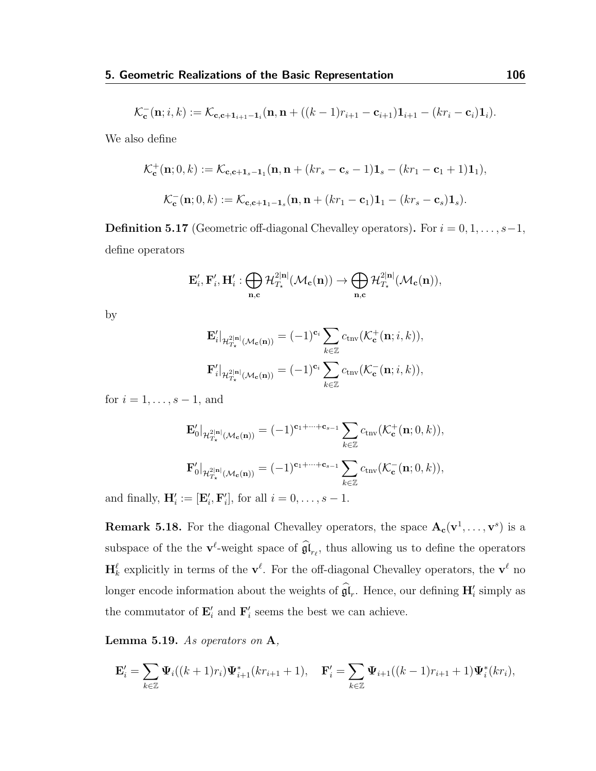$$\mathcal{K}^{-}_{\mathbf{c}}(\mathbf{n}; i, k) := \mathcal{K}_{\mathbf{c},\mathbf{c}+\mathbf{1}_{i+1}-\mathbf{1}_i}(\mathbf{n}, \mathbf{n} + ((k-1)r_{i+1} - \mathbf{c}_{i+1})\mathbf{1}_{i+1} - (kr_i - \mathbf{c}_i)\mathbf{1}_i).$$

We also define

$$\mathcal{K}^{+}_{\mathbf{c}}(\mathbf{n}; 0, k) := \mathcal{K}_{\mathbf{c},\mathbf{c}+\mathbf{1}_s-\mathbf{1}_1}(\mathbf{n}, \mathbf{n} + (kr_s - \mathbf{c}_s - 1)\mathbf{1}_s - (kr_1 - \mathbf{c}_1 + 1)\mathbf{1}_1),$$

$$\mathcal{K}^{-}_{\mathbf{c}}(\mathbf{n}; 0, k) := \mathcal{K}_{\mathbf{c},\mathbf{c}+\mathbf{1}_1-\mathbf{1}_s}(\mathbf{n}, \mathbf{n} + (kr_1 - \mathbf{c}_1)\mathbf{1}_1 - (kr_s - \mathbf{c}_s)\mathbf{1}_s).$$

**Definition 5.17** (Geometric off-diagonal Chevalley operators)**.** For $i = 0, 1, \ldots, s-1$, define operators

$$\mathbf{E}'_i, \mathbf{F}'_i, \mathbf{H}'_i : \bigoplus_{\mathbf{n},\mathbf{c}} \mathcal{H}^{2|\mathbf{n}|}_{T_\star}(\mathcal{M}_{\mathbf{c}}(\mathbf{n})) \to \bigoplus_{\mathbf{n},\mathbf{c}} \mathcal{H}^{2|\mathbf{n}|}_{T_\star}(\mathcal{M}_{\mathbf{c}}(\mathbf{n})),$$

by

$$\mathbf{E}'_i|_{\mathcal{H}^{2|\mathbf{n}|}_{T_\star}(\mathcal{M}_{\mathbf{c}}(\mathbf{n}))} = (-1)^{\mathbf{c}_i} \sum_{k\in\mathbb{Z}} c_{\mathrm{tnv}}(\mathcal{K}^{+}_{\mathbf{c}}(\mathbf{n}; i, k)),$$

$$\mathbf{F}'_i|_{\mathcal{H}^{2|\mathbf{n}|}_{T_\star}(\mathcal{M}_{\mathbf{c}}(\mathbf{n}))} = (-1)^{\mathbf{c}_i} \sum_{k\in\mathbb{Z}} c_{\mathrm{tnv}}(\mathcal{K}^{-}_{\mathbf{c}}(\mathbf{n}; i, k)),$$

for $i = 1, \ldots, s-1$, and

$$\mathbf{E}'_0|_{\mathcal{H}^{2|\mathbf{n}|}_{T_\star}(\mathcal{M}_{\mathbf{c}}(\mathbf{n}))} = (-1)^{\mathbf{c}_1+\cdots+\mathbf{c}_{s-1}} \sum_{k\in\mathbb{Z}} c_{\mathrm{tnv}}(\mathcal{K}^{+}_{\mathbf{c}}(\mathbf{n}; 0, k)),$$

$$\mathbf{F}'_0|_{\mathcal{H}^{2|\mathbf{n}|}_{T_\star}(\mathcal{M}_{\mathbf{c}}(\mathbf{n}))} = (-1)^{\mathbf{c}_1+\cdots+\mathbf{c}_{s-1}} \sum_{k\in\mathbb{Z}} c_{\mathrm{tnv}}(\mathcal{K}^{-}_{\mathbf{c}}(\mathbf{n}; 0, k)),$$

and finally, $\mathbf{H}'_i := [\mathbf{E}'_i, \mathbf{F}'_i]$, for all $i = 0, \ldots, s-1$.

**Remark 5.18.** For the diagonal Chevalley operators, the space $\mathbf{A}_{\mathbf{c}}(\mathbf{v}^1, \ldots, \mathbf{v}^s)$ is a subspace of the the $\mathbf{v}^\ell$-weight space of $\widehat{\mathfrak{gl}}_{r_\ell}$, thus allowing us to define the operators $\mathbf{H}^\ell_k$ explicitly in terms of the $\mathbf{v}^\ell$. For the off-diagonal Chevalley operators, the $\mathbf{v}^\ell$ no longer encode information about the weights of $\widehat{\mathfrak{gl}}_r$. Hence, our defining $\mathbf{H}'_i$ simply as the commutator of $\mathbf{E}'_i$ and $\mathbf{F}'_i$ seems the best we can achieve.

**Lemma 5.19.** *As operators on* $\mathbf{A}$*,*

$$\mathbf{E}'_i = \sum_{k\in\mathbb{Z}} \mathbf{\Psi}_i((k+1)r_i)\mathbf{\Psi}^*_{i+1}(kr_{i+1}+1), \quad \mathbf{F}'_i = \sum_{k\in\mathbb{Z}} \mathbf{\Psi}_{i+1}((k-1)r_{i+1}+1)\mathbf{\Psi}^*_i(kr_i),$$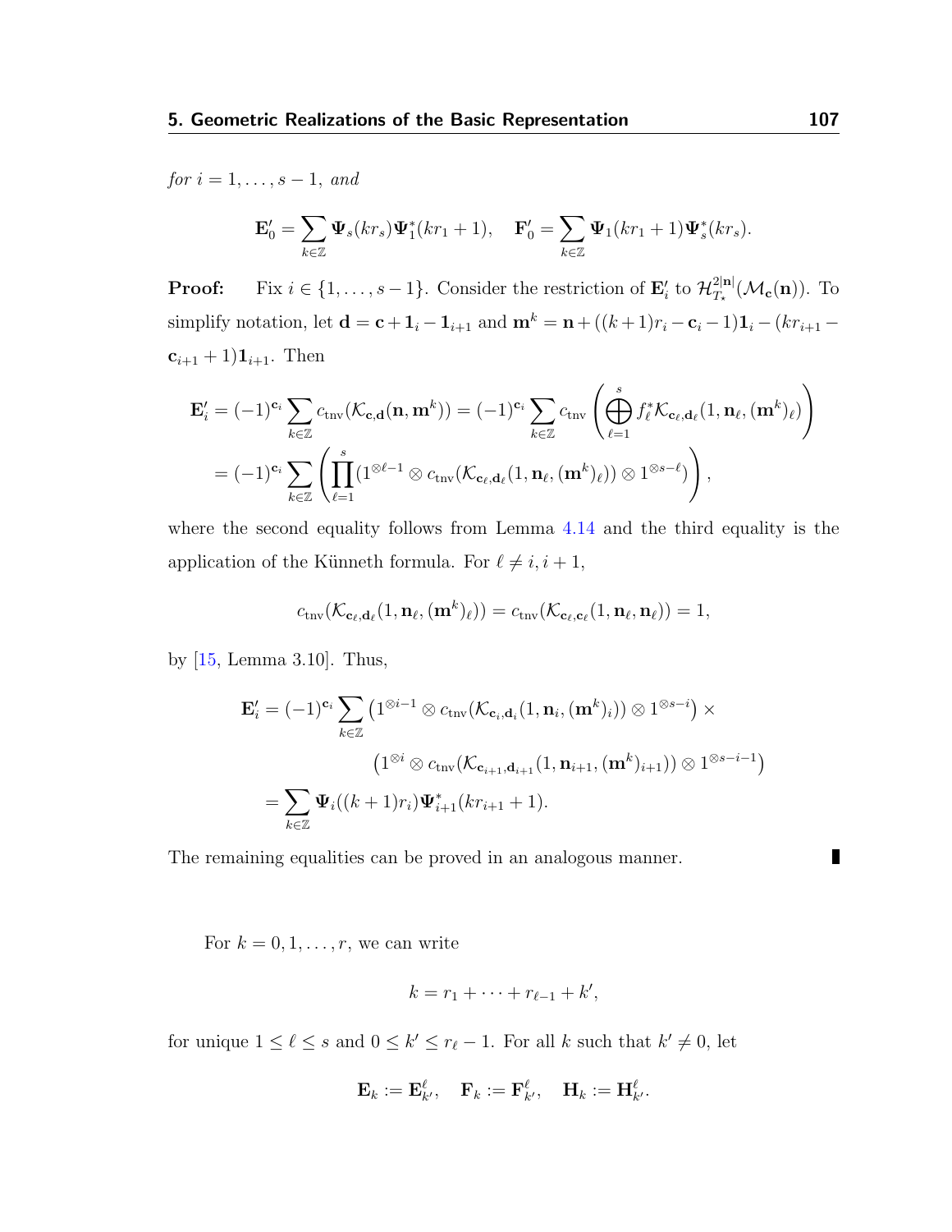*for* $i = 1, \ldots, s-1$, *and*

$$\mathbf{E}'_0 = \sum_{k \in \mathbb{Z}} \mathbf{\Psi}_s(kr_s)\mathbf{\Psi}^*_1(kr_1 + 1), \quad \mathbf{F}'_0 = \sum_{k \in \mathbb{Z}} \mathbf{\Psi}_1(kr_1 + 1)\mathbf{\Psi}^*_s(kr_s).$$

**Proof:** Fix $i \in \{1, \ldots, s-1\}$. Consider the restriction of $\mathbf{E}'_i$ to $\mathcal{H}^{2|\mathbf{n}|}_{T_\star}(\mathcal{M}_{\mathbf{c}}(\mathbf{n}))$. To simplify notation, let $\mathbf{d} = \mathbf{c} + \mathbf{1}_i - \mathbf{1}_{i+1}$ and $\mathbf{m}^k = \mathbf{n} + ((k+1)r_i - \mathbf{c}_i - 1)\mathbf{1}_i - (kr_{i+1} - \mathbf{c}_{i+1} + 1)\mathbf{1}_{i+1}$. Then

$$\begin{aligned}
\mathbf{E}'_i &= (-1)^{\mathbf{c}_i} \sum_{k \in \mathbb{Z}} c_{\text{tnv}}(\mathcal{K}_{\mathbf{c},\mathbf{d}}(\mathbf{n}, \mathbf{m}^k)) = (-1)^{\mathbf{c}_i} \sum_{k \in \mathbb{Z}} c_{\text{tnv}}\left(\bigoplus_{\ell=1}^{s} f^*_\ell \mathcal{K}_{\mathbf{c}_\ell,\mathbf{d}_\ell}(1, \mathbf{n}_\ell, (\mathbf{m}^k)_\ell)\right) \\
&= (-1)^{\mathbf{c}_i} \sum_{k \in \mathbb{Z}} \left(\prod_{\ell=1}^{s} (1^{\otimes \ell-1} \otimes c_{\text{tnv}}(\mathcal{K}_{\mathbf{c}_\ell,\mathbf{d}_\ell}(1, \mathbf{n}_\ell, (\mathbf{m}^k)_\ell)) \otimes 1^{\otimes s-\ell})\right),
\end{aligned}$$

where the second equality follows from Lemma 4.14 and the third equality is the application of the Künneth formula. For $\ell \neq i, i+1$,

$$c_{\text{tnv}}(\mathcal{K}_{\mathbf{c}_\ell,\mathbf{d}_\ell}(1, \mathbf{n}_\ell, (\mathbf{m}^k)_\ell)) = c_{\text{tnv}}(\mathcal{K}_{\mathbf{c}_\ell,\mathbf{c}_\ell}(1, \mathbf{n}_\ell, \mathbf{n}_\ell)) = 1,$$

by [15, Lemma 3.10]. Thus,

$$\begin{aligned}
\mathbf{E}'_i = (-1)^{\mathbf{c}_i} \sum_{k \in \mathbb{Z}} &\left(1^{\otimes i-1} \otimes c_{\text{tnv}}(\mathcal{K}_{\mathbf{c}_i,\mathbf{d}_i}(1, \mathbf{n}_i, (\mathbf{m}^k)_i)) \otimes 1^{\otimes s-i}\right) \times \\
&\left(1^{\otimes i} \otimes c_{\text{tnv}}(\mathcal{K}_{\mathbf{c}_{i+1},\mathbf{d}_{i+1}}(1, \mathbf{n}_{i+1}, (\mathbf{m}^k)_{i+1})) \otimes 1^{\otimes s-i-1}\right) \\
= \sum_{k \in \mathbb{Z}} &\mathbf{\Psi}_i((k+1)r_i)\mathbf{\Psi}^*_{i+1}(kr_{i+1} + 1).
\end{aligned}$$

The remaining equalities can be proved in an analogous manner. ∎

For $k = 0, 1, \ldots, r$, we can write

$$k = r_1 + \cdots + r_{\ell-1} + k',$$

for unique $1 \leq \ell \leq s$ and $0 \leq k' \leq r_\ell - 1$. For all $k$ such that $k' \neq 0$, let

$$\mathbf{E}_k := \mathbf{E}^\ell_{k'}, \quad \mathbf{F}_k := \mathbf{F}^\ell_{k'}, \quad \mathbf{H}_k := \mathbf{H}^\ell_{k'}.$$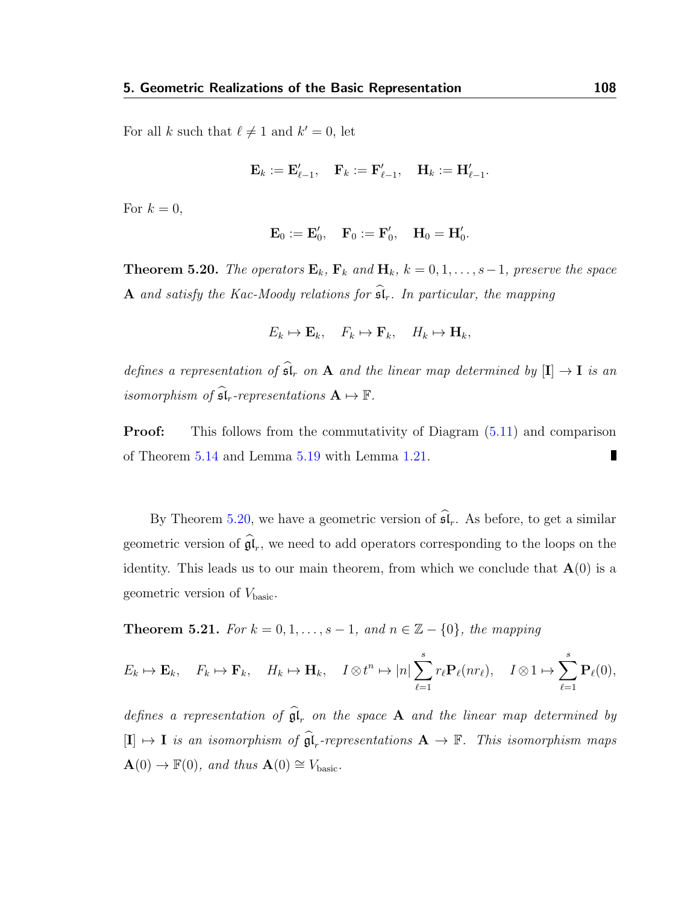For all $k$ such that $\ell \neq 1$ and $k' = 0$, let

$$\mathbf{E}_k := \mathbf{E}'_{\ell-1}, \quad \mathbf{F}_k := \mathbf{F}'_{\ell-1}, \quad \mathbf{H}_k := \mathbf{H}'_{\ell-1}.$$

For $k = 0$,

$$\mathbf{E}_0 := \mathbf{E}'_0, \quad \mathbf{F}_0 := \mathbf{F}'_0, \quad \mathbf{H}_0 = \mathbf{H}'_0.$$

**Theorem 5.20.** *The operators $\mathbf{E}_k$, $\mathbf{F}_k$ and $\mathbf{H}_k$, $k = 0, 1, \ldots, s-1$, preserve the space $\mathbf{A}$ and satisfy the Kac-Moody relations for $\widehat{\mathfrak{sl}}_r$. In particular, the mapping*

$$E_k \mapsto \mathbf{E}_k, \quad F_k \mapsto \mathbf{F}_k, \quad H_k \mapsto \mathbf{H}_k,$$

*defines a representation of $\widehat{\mathfrak{sl}}_r$ on $\mathbf{A}$ and the linear map determined by $[\mathbf{I}] \to \mathbf{I}$ is an isomorphism of $\widehat{\mathfrak{sl}}_r$-representations $\mathbf{A} \mapsto \mathbb{F}$.*

**Proof:** This follows from the commutativity of Diagram (5.11) and comparison of Theorem 5.14 and Lemma 5.19 with Lemma 1.21. ∎

By Theorem 5.20, we have a geometric version of $\widehat{\mathfrak{sl}}_r$. As before, to get a similar geometric version of $\widehat{\mathfrak{gl}}_r$, we need to add operators corresponding to the loops on the identity. This leads us to our main theorem, from which we conclude that $\mathbf{A}(0)$ is a geometric version of $V_{\text{basic}}$.

**Theorem 5.21.** *For $k = 0, 1, \ldots, s-1$, and $n \in \mathbb{Z} - \{0\}$, the mapping*

$$E_k \mapsto \mathbf{E}_k, \quad F_k \mapsto \mathbf{F}_k, \quad H_k \mapsto \mathbf{H}_k, \quad I \otimes t^n \mapsto |n| \sum_{\ell=1}^{s} r_\ell \mathbf{P}_\ell(nr_\ell), \quad I \otimes 1 \mapsto \sum_{\ell=1}^{s} \mathbf{P}_\ell(0),$$

*defines a representation of $\widehat{\mathfrak{gl}}_r$ on the space $\mathbf{A}$ and the linear map determined by $[\mathbf{I}] \mapsto \mathbf{I}$ is an isomorphism of $\widehat{\mathfrak{gl}}_r$-representations $\mathbf{A} \to \mathbb{F}$. This isomorphism maps $\mathbf{A}(0) \to \mathbb{F}(0)$, and thus $\mathbf{A}(0) \cong V_{\text{basic}}$.*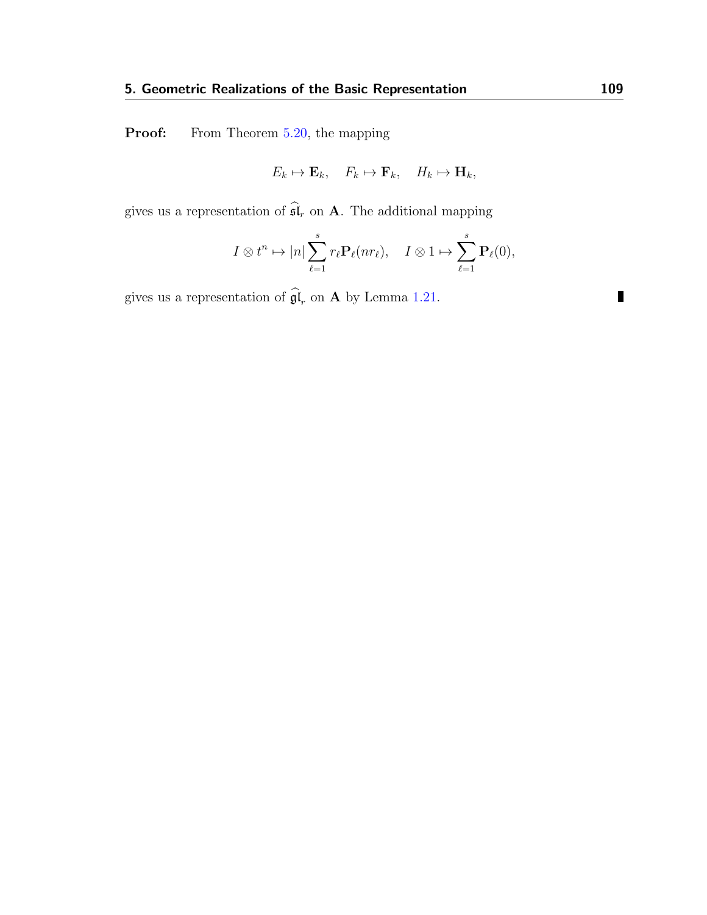**Proof:** From Theorem 5.20, the mapping

$$E_k \mapsto \mathbf{E}_k, \quad F_k \mapsto \mathbf{F}_k, \quad H_k \mapsto \mathbf{H}_k,$$

gives us a representation of $\widehat{\mathfrak{sl}}_r$ on $\mathbf{A}$. The additional mapping

$$I \otimes t^n \mapsto |n| \sum_{\ell=1}^{s} r_\ell \mathbf{P}_\ell(nr_\ell), \quad I \otimes 1 \mapsto \sum_{\ell=1}^{s} \mathbf{P}_\ell(0),$$

gives us a representation of $\widehat{\mathfrak{gl}}_r$ on $\mathbf{A}$ by Lemma 1.21. ∎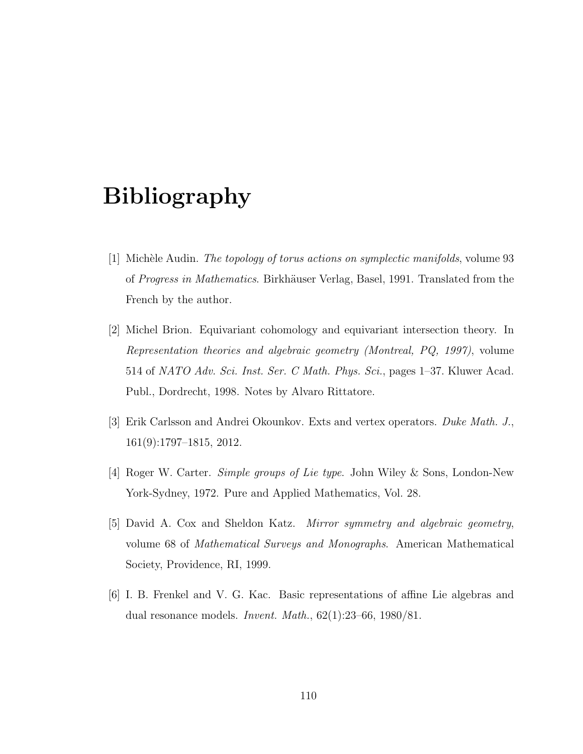# Bibliography

[1] Michèle Audin. *The topology of torus actions on symplectic manifolds*, volume 93 of *Progress in Mathematics*. Birkhäuser Verlag, Basel, 1991. Translated from the French by the author.

[2] Michel Brion. Equivariant cohomology and equivariant intersection theory. In *Representation theories and algebraic geometry (Montreal, PQ, 1997)*, volume 514 of *NATO Adv. Sci. Inst. Ser. C Math. Phys. Sci.*, pages 1–37. Kluwer Acad. Publ., Dordrecht, 1998. Notes by Alvaro Rittatore.

[3] Erik Carlsson and Andrei Okounkov. Exts and vertex operators. *Duke Math. J.*, 161(9):1797–1815, 2012.

[4] Roger W. Carter. *Simple groups of Lie type*. John Wiley & Sons, London-New York-Sydney, 1972. Pure and Applied Mathematics, Vol. 28.

[5] David A. Cox and Sheldon Katz. *Mirror symmetry and algebraic geometry*, volume 68 of *Mathematical Surveys and Monographs*. American Mathematical Society, Providence, RI, 1999.

[6] I. B. Frenkel and V. G. Kac. Basic representations of affine Lie algebras and dual resonance models. *Invent. Math.*, 62(1):23–66, 1980/81.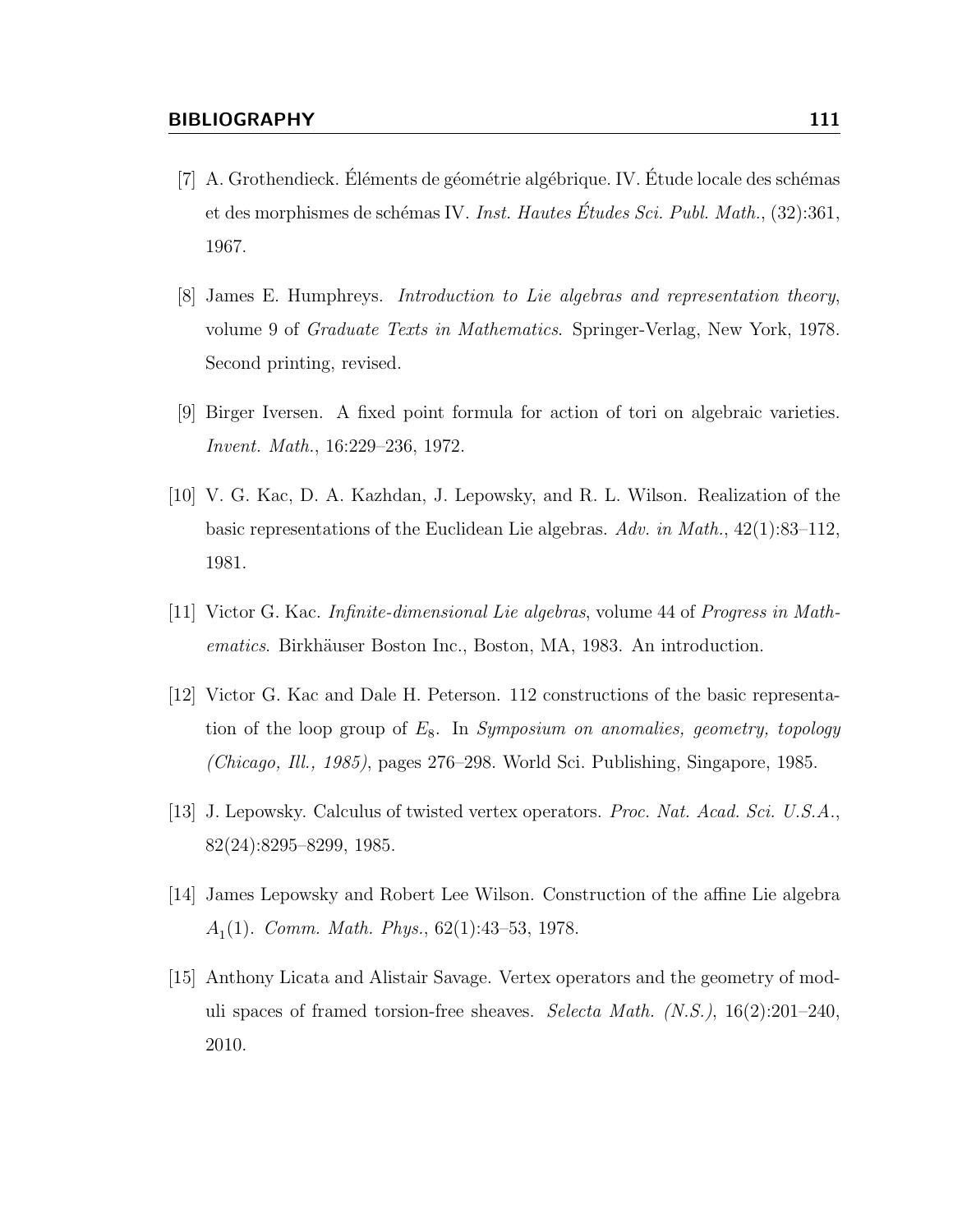[7] A. Grothendieck. Éléments de géométrie algébrique. IV. Étude locale des schémas et des morphismes de schémas IV. *Inst. Hautes Études Sci. Publ. Math.*, (32):361, 1967.

[8] James E. Humphreys. *Introduction to Lie algebras and representation theory*, volume 9 of *Graduate Texts in Mathematics*. Springer-Verlag, New York, 1978. Second printing, revised.

[9] Birger Iversen. A fixed point formula for action of tori on algebraic varieties. *Invent. Math.*, 16:229–236, 1972.

[10] V. G. Kac, D. A. Kazhdan, J. Lepowsky, and R. L. Wilson. Realization of the basic representations of the Euclidean Lie algebras. *Adv. in Math.*, 42(1):83–112, 1981.

[11] Victor G. Kac. *Infinite-dimensional Lie algebras*, volume 44 of *Progress in Mathematics*. Birkhäuser Boston Inc., Boston, MA, 1983. An introduction.

[12] Victor G. Kac and Dale H. Peterson. 112 constructions of the basic representation of the loop group of $E_8$. In *Symposium on anomalies, geometry, topology (Chicago, Ill., 1985)*, pages 276–298. World Sci. Publishing, Singapore, 1985.

[13] J. Lepowsky. Calculus of twisted vertex operators. *Proc. Nat. Acad. Sci. U.S.A.*, 82(24):8295–8299, 1985.

[14] James Lepowsky and Robert Lee Wilson. Construction of the affine Lie algebra $A_1(1)$. *Comm. Math. Phys.*, 62(1):43–53, 1978.

[15] Anthony Licata and Alistair Savage. Vertex operators and the geometry of moduli spaces of framed torsion-free sheaves. *Selecta Math. (N.S.)*, 16(2):201–240, 2010.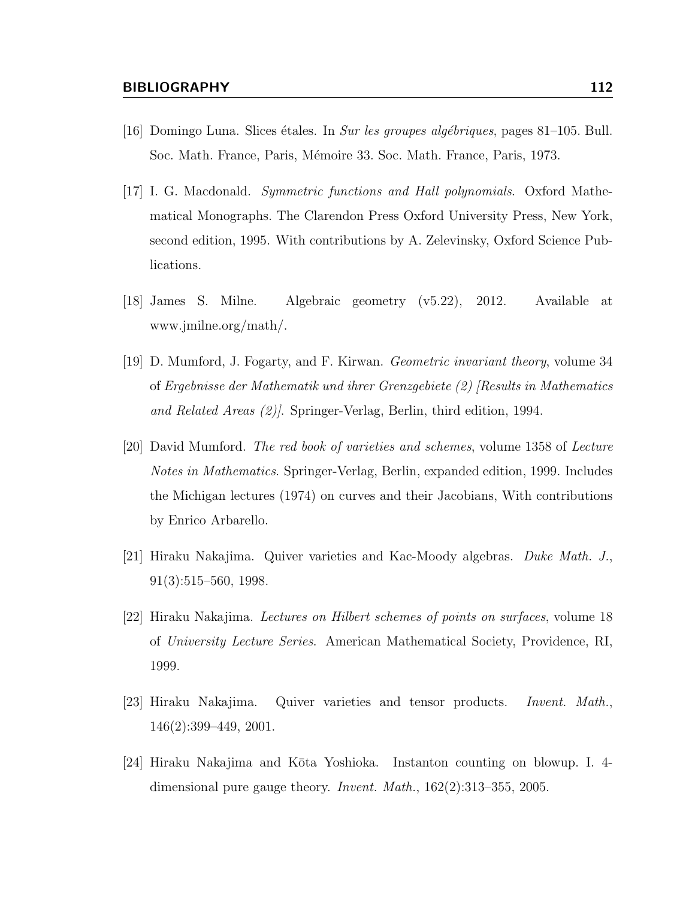[16] Domingo Luna. Slices étales. In *Sur les groupes algébriques*, pages 81–105. Bull. Soc. Math. France, Paris, Mémoire 33. Soc. Math. France, Paris, 1973.

[17] I. G. Macdonald. *Symmetric functions and Hall polynomials*. Oxford Mathematical Monographs. The Clarendon Press Oxford University Press, New York, second edition, 1995. With contributions by A. Zelevinsky, Oxford Science Publications.

[18] James S. Milne. Algebraic geometry (v5.22), 2012. Available at www.jmilne.org/math/.

[19] D. Mumford, J. Fogarty, and F. Kirwan. *Geometric invariant theory*, volume 34 of *Ergebnisse der Mathematik und ihrer Grenzgebiete (2) [Results in Mathematics and Related Areas (2)]*. Springer-Verlag, Berlin, third edition, 1994.

[20] David Mumford. *The red book of varieties and schemes*, volume 1358 of *Lecture Notes in Mathematics*. Springer-Verlag, Berlin, expanded edition, 1999. Includes the Michigan lectures (1974) on curves and their Jacobians, With contributions by Enrico Arbarello.

[21] Hiraku Nakajima. Quiver varieties and Kac-Moody algebras. *Duke Math. J.*, 91(3):515–560, 1998.

[22] Hiraku Nakajima. *Lectures on Hilbert schemes of points on surfaces*, volume 18 of *University Lecture Series*. American Mathematical Society, Providence, RI, 1999.

[23] Hiraku Nakajima. Quiver varieties and tensor products. *Invent. Math.*, 146(2):399–449, 2001.

[24] Hiraku Nakajima and Kōta Yoshioka. Instanton counting on blowup. I. 4-dimensional pure gauge theory. *Invent. Math.*, 162(2):313–355, 2005.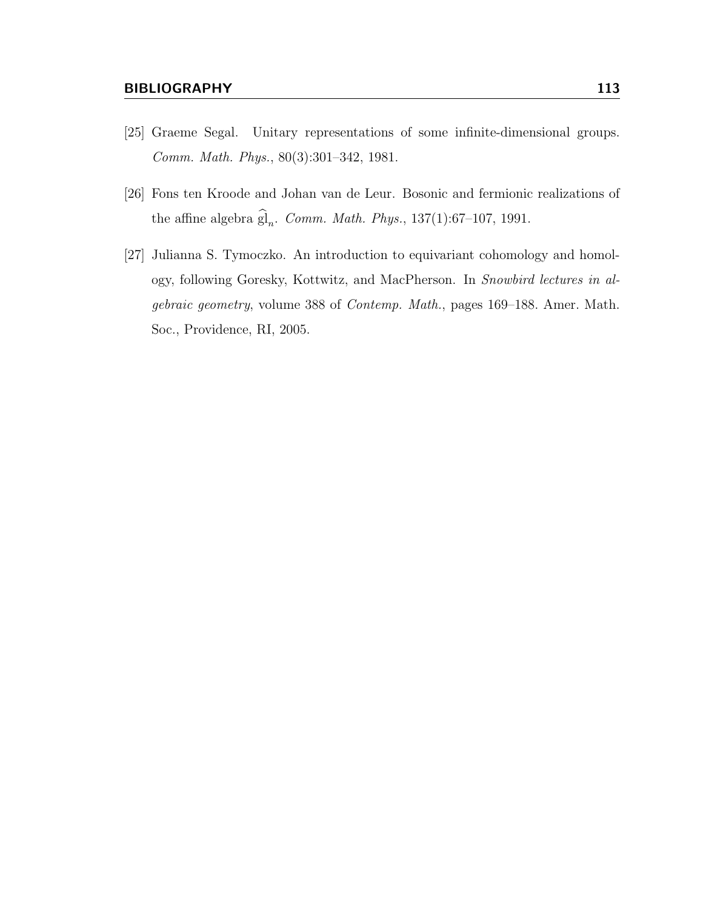[25] Graeme Segal. Unitary representations of some infinite-dimensional groups. *Comm. Math. Phys.*, 80(3):301–342, 1981.

[26] Fons ten Kroode and Johan van de Leur. Bosonic and fermionic realizations of the affine algebra $\widehat{\mathrm{gl}}_n$. *Comm. Math. Phys.*, 137(1):67–107, 1991.

[27] Julianna S. Tymoczko. An introduction to equivariant cohomology and homology, following Goresky, Kottwitz, and MacPherson. In *Snowbird lectures in algebraic geometry*, volume 388 of *Contemp. Math.*, pages 169–188. Amer. Math. Soc., Providence, RI, 2005.